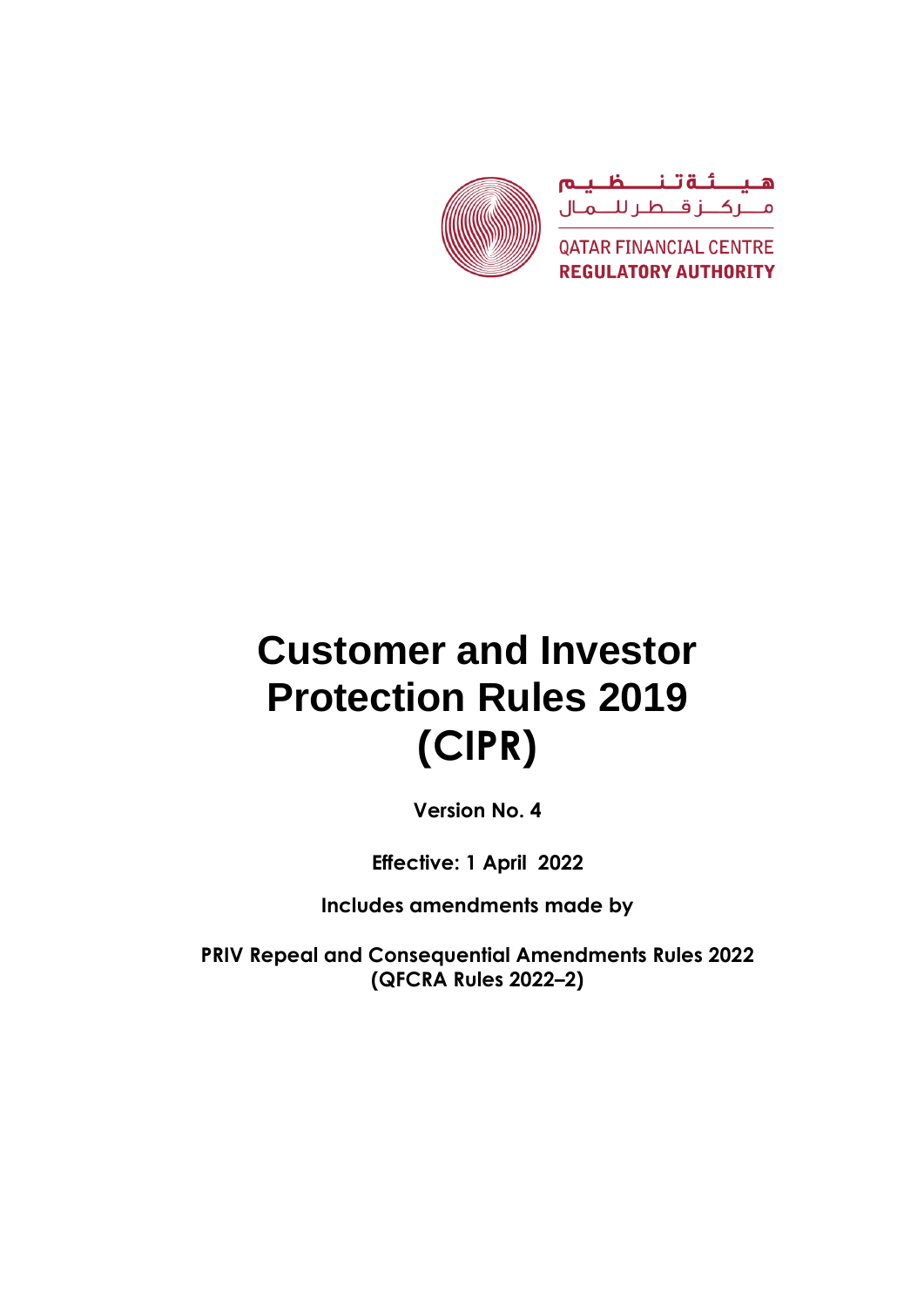هيئة تنظيم
مركز قطر للمال

QATAR FINANCIAL CENTRE
REGULATORY AUTHORITY

# Customer and Investor Protection Rules 2019 (CIPR)

**Version No. 4**

**Effective: 1 April 2022**

**Includes amendments made by**

**PRIV Repeal and Consequential Amendments Rules 2022 (QFCRA Rules 2022–2)**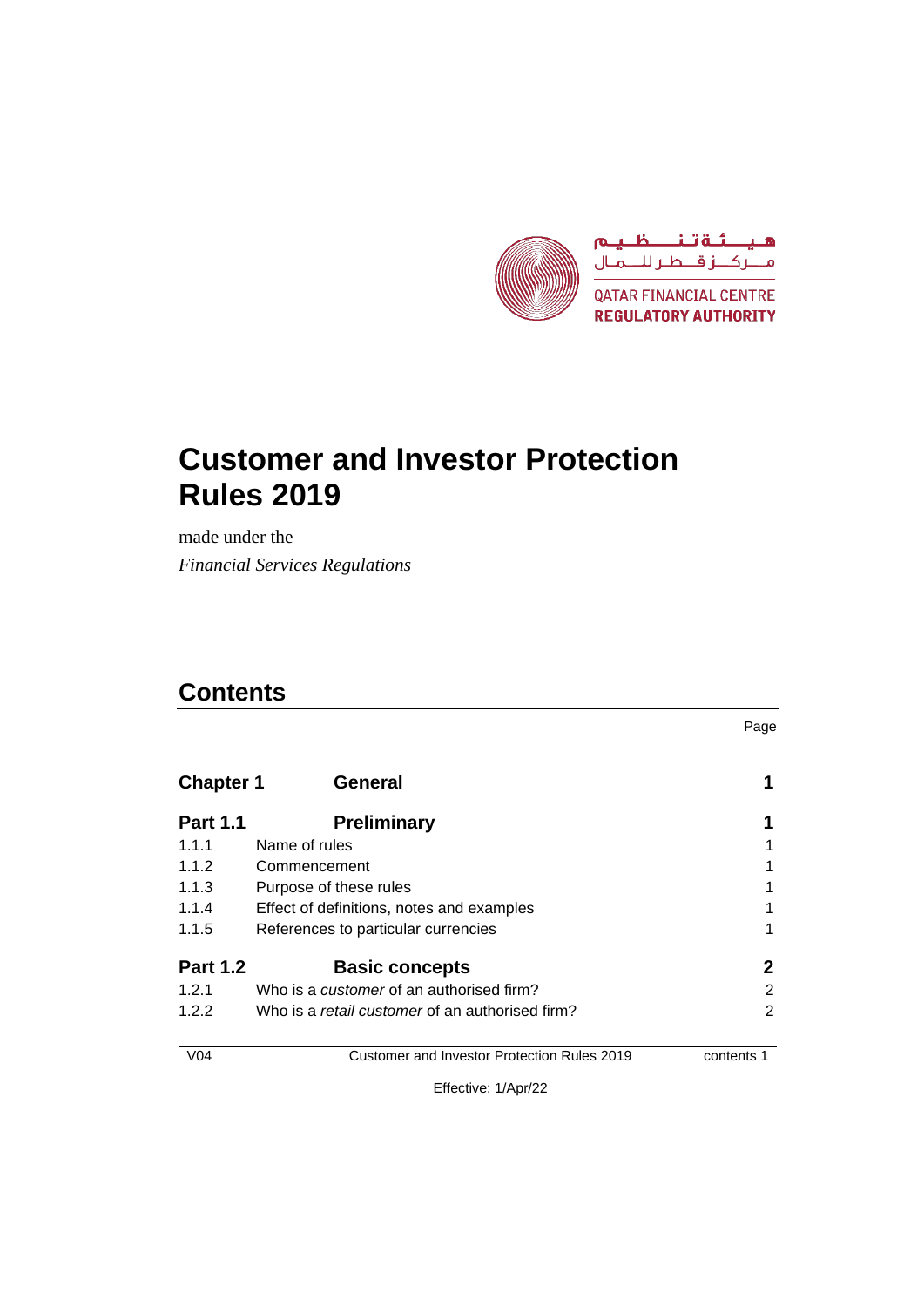هيئة تنظيم
مركز قطر للمال

QATAR FINANCIAL CENTRE
REGULATORY AUTHORITY

# Customer and Investor Protection Rules 2019

made under the

*Financial Services Regulations*

## Contents

| | | Page |
|---|---|---|
| **Chapter 1** | **General** | **1** |
| **Part 1.1** | **Preliminary** | **1** |
| 1.1.1 | Name of rules | 1 |
| 1.1.2 | Commencement | 1 |
| 1.1.3 | Purpose of these rules | 1 |
| 1.1.4 | Effect of definitions, notes and examples | 1 |
| 1.1.5 | References to particular currencies | 1 |
| **Part 1.2** | **Basic concepts** | **2** |
| 1.2.1 | Who is a *customer* of an authorised firm? | 2 |
| 1.2.2 | Who is a *retail customer* of an authorised firm? | 2 |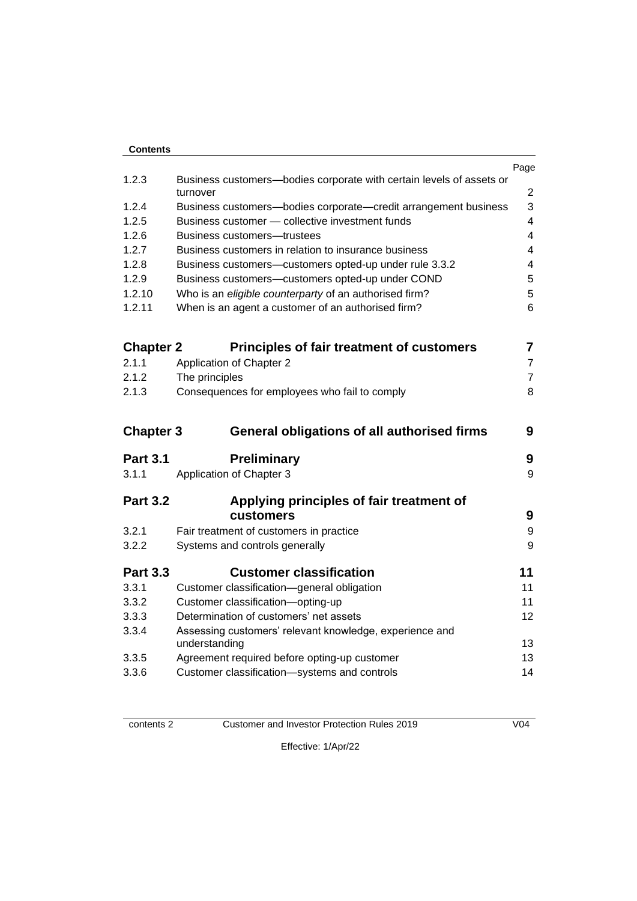**Contents**

| | | Page |
|---|---|---|
| 1.2.3 | Business customers—bodies corporate with certain levels of assets or turnover | 2 |
| 1.2.4 | Business customers—bodies corporate—credit arrangement business | 3 |
| 1.2.5 | Business customer — collective investment funds | 4 |
| 1.2.6 | Business customers—trustees | 4 |
| 1.2.7 | Business customers in relation to insurance business | 4 |
| 1.2.8 | Business customers—customers opted-up under rule 3.3.2 | 4 |
| 1.2.9 | Business customers—customers opted-up under COND | 5 |
| 1.2.10 | Who is an *eligible counterparty* of an authorised firm? | 5 |
| 1.2.11 | When is an agent a customer of an authorised firm? | 6 |
| **Chapter 2** | **Principles of fair treatment of customers** | **7** |
| 2.1.1 | Application of Chapter 2 | 7 |
| 2.1.2 | The principles | 7 |
| 2.1.3 | Consequences for employees who fail to comply | 8 |
| **Chapter 3** | **General obligations of all authorised firms** | **9** |
| **Part 3.1** | **Preliminary** | **9** |
| 3.1.1 | Application of Chapter 3 | 9 |
| **Part 3.2** | **Applying principles of fair treatment of customers** | **9** |
| 3.2.1 | Fair treatment of customers in practice | 9 |
| 3.2.2 | Systems and controls generally | 9 |
| **Part 3.3** | **Customer classification** | **11** |
| 3.3.1 | Customer classification—general obligation | 11 |
| 3.3.2 | Customer classification—opting-up | 11 |
| 3.3.3 | Determination of customers' net assets | 12 |
| 3.3.4 | Assessing customers' relevant knowledge, experience and understanding | 13 |
| 3.3.5 | Agreement required before opting-up customer | 13 |
| 3.3.6 | Customer classification—systems and controls | 14 |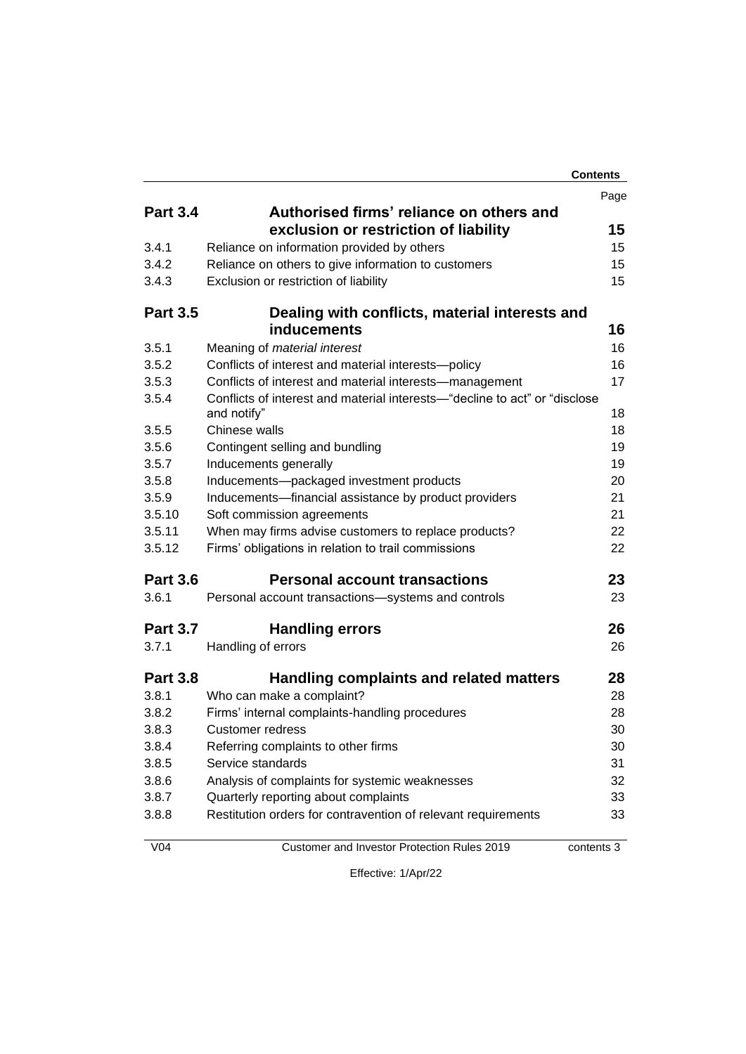| | | Page |
|---|---|---|
| **Part 3.4** | **Authorised firms' reliance on others and exclusion or restriction of liability** | **15** |
| 3.4.1 | Reliance on information provided by others | 15 |
| 3.4.2 | Reliance on others to give information to customers | 15 |
| 3.4.3 | Exclusion or restriction of liability | 15 |
| **Part 3.5** | **Dealing with conflicts, material interests and inducements** | **16** |
| 3.5.1 | Meaning of *material interest* | 16 |
| 3.5.2 | Conflicts of interest and material interests—policy | 16 |
| 3.5.3 | Conflicts of interest and material interests—management | 17 |
| 3.5.4 | Conflicts of interest and material interests—"decline to act" or "disclose and notify" | 18 |
| 3.5.5 | Chinese walls | 18 |
| 3.5.6 | Contingent selling and bundling | 19 |
| 3.5.7 | Inducements generally | 19 |
| 3.5.8 | Inducements—packaged investment products | 20 |
| 3.5.9 | Inducements—financial assistance by product providers | 21 |
| 3.5.10 | Soft commission agreements | 21 |
| 3.5.11 | When may firms advise customers to replace products? | 22 |
| 3.5.12 | Firms' obligations in relation to trail commissions | 22 |
| **Part 3.6** | **Personal account transactions** | **23** |
| 3.6.1 | Personal account transactions—systems and controls | 23 |
| **Part 3.7** | **Handling errors** | **26** |
| 3.7.1 | Handling of errors | 26 |
| **Part 3.8** | **Handling complaints and related matters** | **28** |
| 3.8.1 | Who can make a complaint? | 28 |
| 3.8.2 | Firms' internal complaints-handling procedures | 28 |
| 3.8.3 | Customer redress | 30 |
| 3.8.4 | Referring complaints to other firms | 30 |
| 3.8.5 | Service standards | 31 |
| 3.8.6 | Analysis of complaints for systemic weaknesses | 32 |
| 3.8.7 | Quarterly reporting about complaints | 33 |
| 3.8.8 | Restitution orders for contravention of relevant requirements | 33 |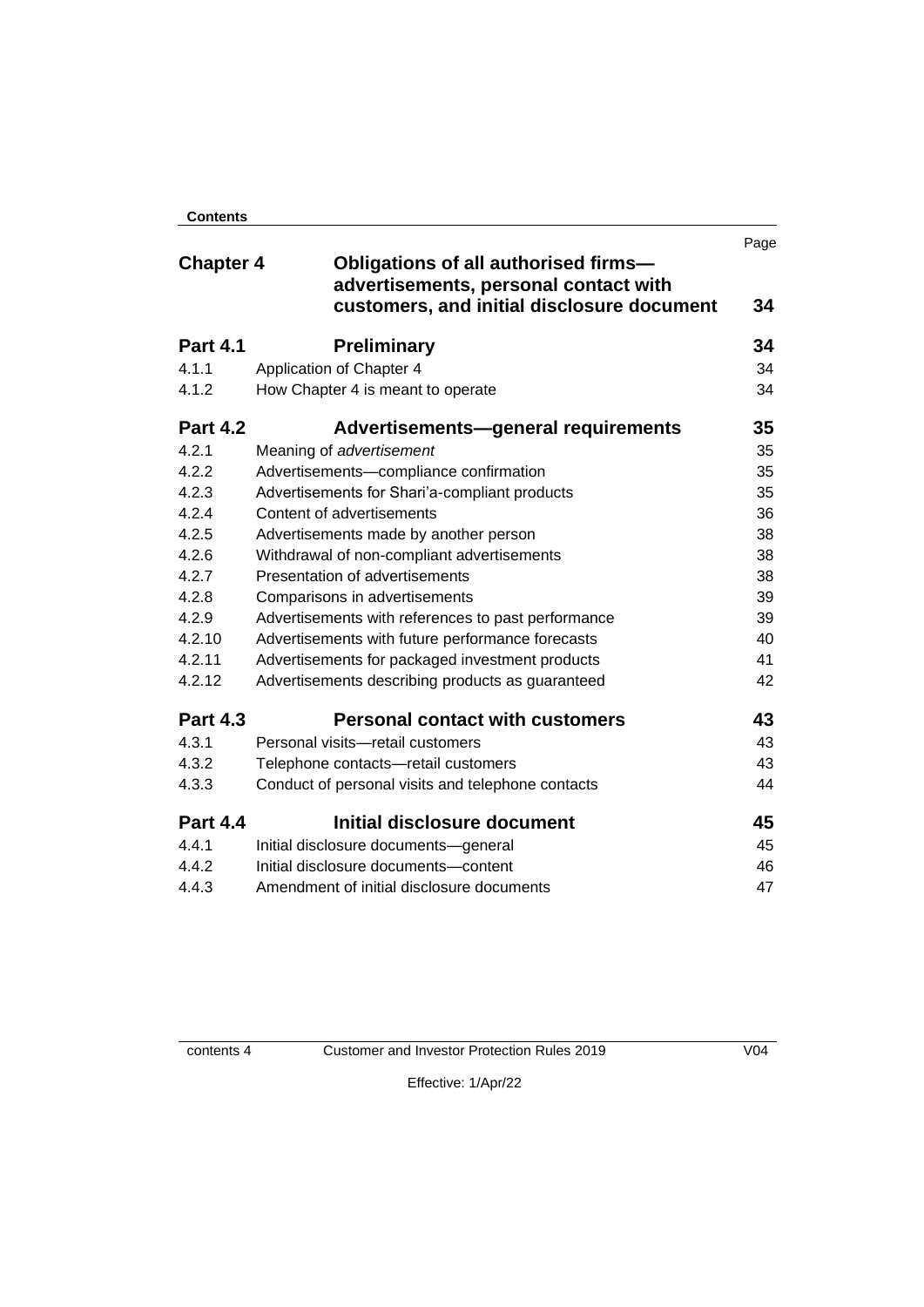**Contents**

| | | Page |
|---|---|---|
| **Chapter 4** | **Obligations of all authorised firms—advertisements, personal contact with customers, and initial disclosure document** | **34** |
| **Part 4.1** | **Preliminary** | **34** |
| 4.1.1 | Application of Chapter 4 | 34 |
| 4.1.2 | How Chapter 4 is meant to operate | 34 |
| **Part 4.2** | **Advertisements—general requirements** | **35** |
| 4.2.1 | Meaning of *advertisement* | 35 |
| 4.2.2 | Advertisements—compliance confirmation | 35 |
| 4.2.3 | Advertisements for Shari'a-compliant products | 35 |
| 4.2.4 | Content of advertisements | 36 |
| 4.2.5 | Advertisements made by another person | 38 |
| 4.2.6 | Withdrawal of non-compliant advertisements | 38 |
| 4.2.7 | Presentation of advertisements | 38 |
| 4.2.8 | Comparisons in advertisements | 39 |
| 4.2.9 | Advertisements with references to past performance | 39 |
| 4.2.10 | Advertisements with future performance forecasts | 40 |
| 4.2.11 | Advertisements for packaged investment products | 41 |
| 4.2.12 | Advertisements describing products as guaranteed | 42 |
| **Part 4.3** | **Personal contact with customers** | **43** |
| 4.3.1 | Personal visits—retail customers | 43 |
| 4.3.2 | Telephone contacts—retail customers | 43 |
| 4.3.3 | Conduct of personal visits and telephone contacts | 44 |
| **Part 4.4** | **Initial disclosure document** | **45** |
| 4.4.1 | Initial disclosure documents—general | 45 |
| 4.4.2 | Initial disclosure documents—content | 46 |
| 4.4.3 | Amendment of initial disclosure documents | 47 |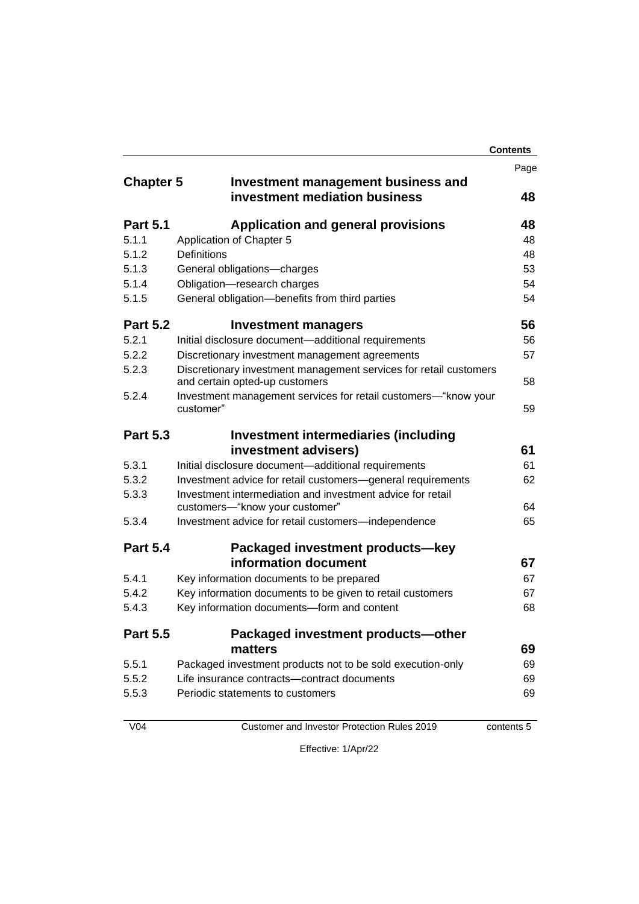| | | Page |
|---|---|---|
| **Chapter 5** | **Investment management business and investment mediation business** | **48** |
| **Part 5.1** | **Application and general provisions** | **48** |
| 5.1.1 | Application of Chapter 5 | 48 |
| 5.1.2 | Definitions | 48 |
| 5.1.3 | General obligations—charges | 53 |
| 5.1.4 | Obligation—research charges | 54 |
| 5.1.5 | General obligation—benefits from third parties | 54 |
| **Part 5.2** | **Investment managers** | **56** |
| 5.2.1 | Initial disclosure document—additional requirements | 56 |
| 5.2.2 | Discretionary investment management agreements | 57 |
| 5.2.3 | Discretionary investment management services for retail customers and certain opted-up customers | 58 |
| 5.2.4 | Investment management services for retail customers—"know your customer" | 59 |
| **Part 5.3** | **Investment intermediaries (including investment advisers)** | **61** |
| 5.3.1 | Initial disclosure document—additional requirements | 61 |
| 5.3.2 | Investment advice for retail customers—general requirements | 62 |
| 5.3.3 | Investment intermediation and investment advice for retail customers—"know your customer" | 64 |
| 5.3.4 | Investment advice for retail customers—independence | 65 |
| **Part 5.4** | **Packaged investment products—key information document** | **67** |
| 5.4.1 | Key information documents to be prepared | 67 |
| 5.4.2 | Key information documents to be given to retail customers | 67 |
| 5.4.3 | Key information documents—form and content | 68 |
| **Part 5.5** | **Packaged investment products—other matters** | **69** |
| 5.5.1 | Packaged investment products not to be sold execution-only | 69 |
| 5.5.2 | Life insurance contracts—contract documents | 69 |
| 5.5.3 | Periodic statements to customers | 69 |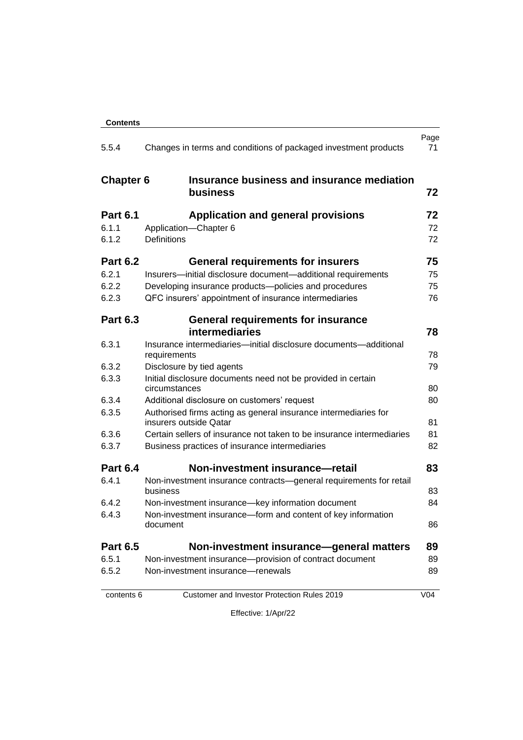**Contents**

| | | Page |
|---|---|---|
| 5.5.4 | Changes in terms and conditions of packaged investment products | 71 |
| **Chapter 6** | **Insurance business and insurance mediation business** | **72** |
| **Part 6.1** | **Application and general provisions** | **72** |
| 6.1.1 | Application—Chapter 6 | 72 |
| 6.1.2 | Definitions | 72 |
| **Part 6.2** | **General requirements for insurers** | **75** |
| 6.2.1 | Insurers—initial disclosure document—additional requirements | 75 |
| 6.2.2 | Developing insurance products—policies and procedures | 75 |
| 6.2.3 | QFC insurers' appointment of insurance intermediaries | 76 |
| **Part 6.3** | **General requirements for insurance intermediaries** | **78** |
| 6.3.1 | Insurance intermediaries—initial disclosure documents—additional requirements | 78 |
| 6.3.2 | Disclosure by tied agents | 79 |
| 6.3.3 | Initial disclosure documents need not be provided in certain circumstances | 80 |
| 6.3.4 | Additional disclosure on customers' request | 80 |
| 6.3.5 | Authorised firms acting as general insurance intermediaries for insurers outside Qatar | 81 |
| 6.3.6 | Certain sellers of insurance not taken to be insurance intermediaries | 81 |
| 6.3.7 | Business practices of insurance intermediaries | 82 |
| **Part 6.4** | **Non-investment insurance—retail** | **83** |
| 6.4.1 | Non-investment insurance contracts—general requirements for retail business | 83 |
| 6.4.2 | Non-investment insurance—key information document | 84 |
| 6.4.3 | Non-investment insurance—form and content of key information document | 86 |
| **Part 6.5** | **Non-investment insurance—general matters** | **89** |
| 6.5.1 | Non-investment insurance—provision of contract document | 89 |
| 6.5.2 | Non-investment insurance—renewals | 89 |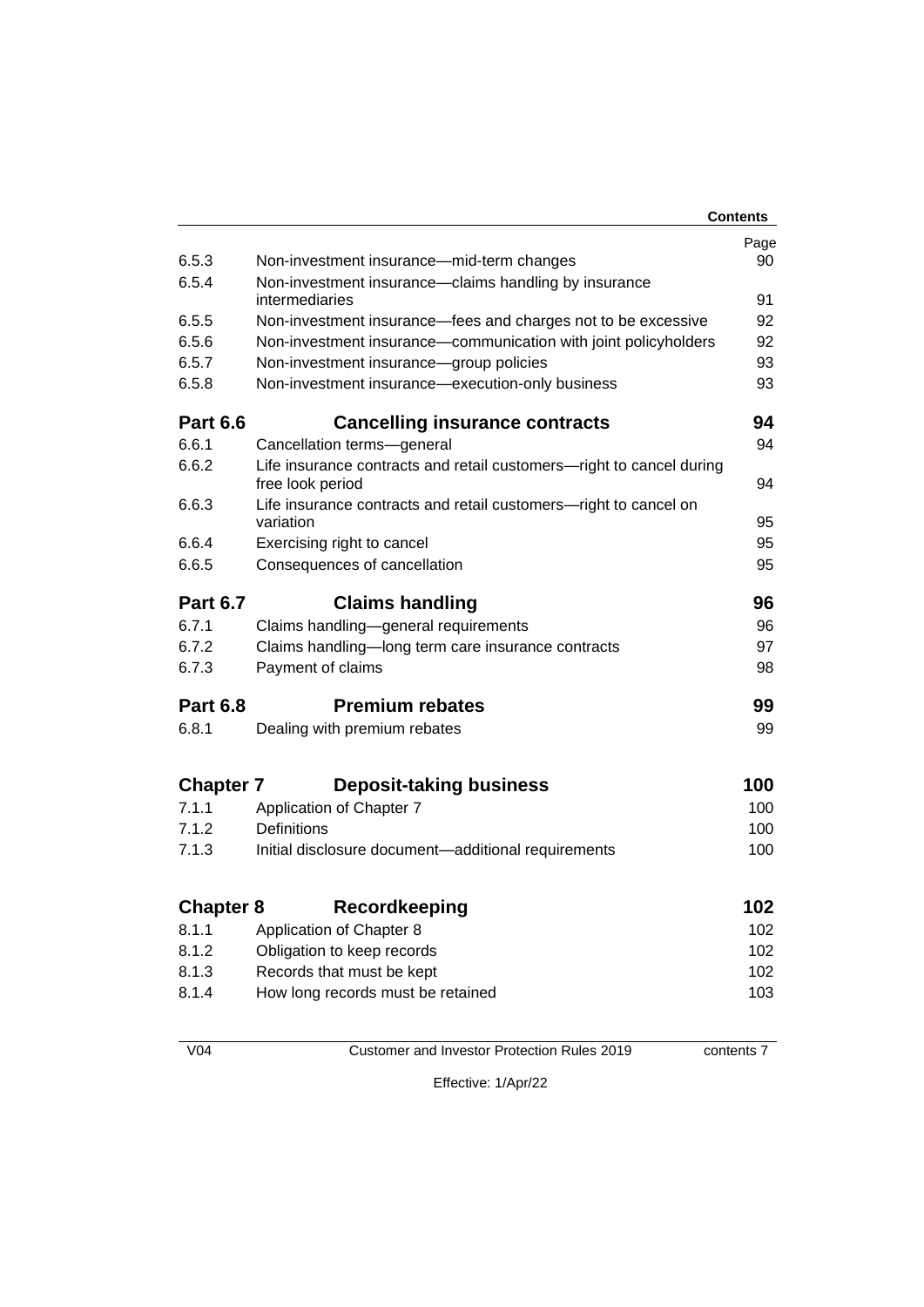| | | Page |
|---|---|---|
| 6.5.3 | Non-investment insurance—mid-term changes | 90 |
| 6.5.4 | Non-investment insurance—claims handling by insurance intermediaries | 91 |
| 6.5.5 | Non-investment insurance—fees and charges not to be excessive | 92 |
| 6.5.6 | Non-investment insurance—communication with joint policyholders | 92 |
| 6.5.7 | Non-investment insurance—group policies | 93 |
| 6.5.8 | Non-investment insurance—execution-only business | 93 |
| **Part 6.6** | **Cancelling insurance contracts** | **94** |
| 6.6.1 | Cancellation terms—general | 94 |
| 6.6.2 | Life insurance contracts and retail customers—right to cancel during free look period | 94 |
| 6.6.3 | Life insurance contracts and retail customers—right to cancel on variation | 95 |
| 6.6.4 | Exercising right to cancel | 95 |
| 6.6.5 | Consequences of cancellation | 95 |
| **Part 6.7** | **Claims handling** | **96** |
| 6.7.1 | Claims handling—general requirements | 96 |
| 6.7.2 | Claims handling—long term care insurance contracts | 97 |
| 6.7.3 | Payment of claims | 98 |
| **Part 6.8** | **Premium rebates** | **99** |
| 6.8.1 | Dealing with premium rebates | 99 |
| **Chapter 7** | **Deposit-taking business** | **100** |
| 7.1.1 | Application of Chapter 7 | 100 |
| 7.1.2 | Definitions | 100 |
| 7.1.3 | Initial disclosure document—additional requirements | 100 |
| **Chapter 8** | **Recordkeeping** | **102** |
| 8.1.1 | Application of Chapter 8 | 102 |
| 8.1.2 | Obligation to keep records | 102 |
| 8.1.3 | Records that must be kept | 102 |
| 8.1.4 | How long records must be retained | 103 |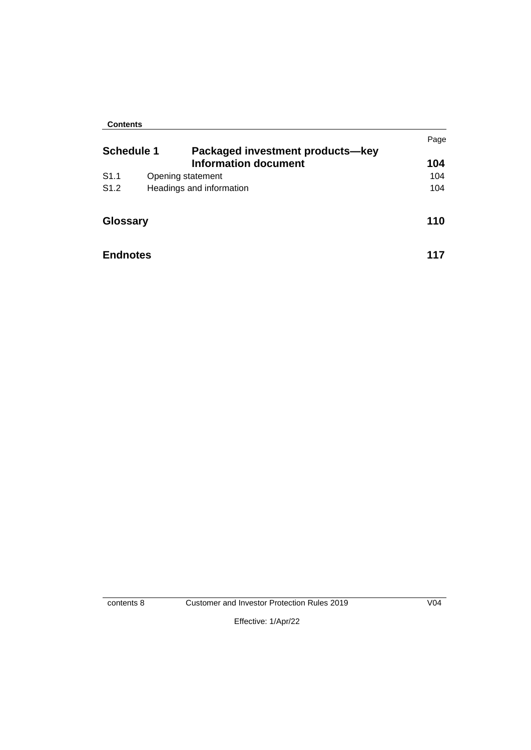**Contents**

| | | Page |
|---|---|---|
| **Schedule 1** | **Packaged investment products—key Information document** | **104** |
| S1.1 | Opening statement | 104 |
| S1.2 | Headings and information | 104 |
| **Glossary** | | **110** |
| **Endnotes** | | **117** |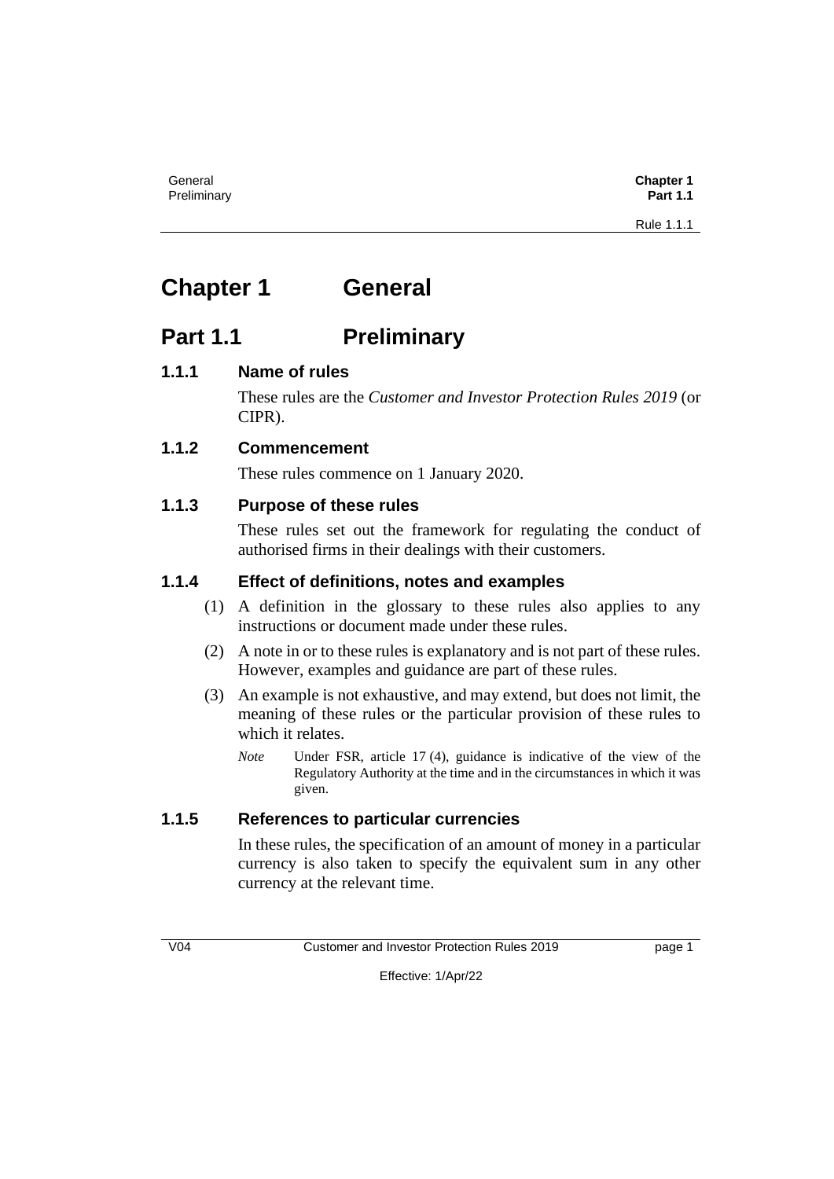# Chapter 1 General

## Part 1.1 Preliminary

### 1.1.1 Name of rules

These rules are the *Customer and Investor Protection Rules 2019* (or CIPR).

### 1.1.2 Commencement

These rules commence on 1 January 2020.

### 1.1.3 Purpose of these rules

These rules set out the framework for regulating the conduct of authorised firms in their dealings with their customers.

### 1.1.4 Effect of definitions, notes and examples

(1) A definition in the glossary to these rules also applies to any instructions or document made under these rules.

(2) A note in or to these rules is explanatory and is not part of these rules. However, examples and guidance are part of these rules.

(3) An example is not exhaustive, and may extend, but does not limit, the meaning of these rules or the particular provision of these rules to which it relates.

*Note* Under FSR, article 17 (4), guidance is indicative of the view of the Regulatory Authority at the time and in the circumstances in which it was given.

### 1.1.5 References to particular currencies

In these rules, the specification of an amount of money in a particular currency is also taken to specify the equivalent sum in any other currency at the relevant time.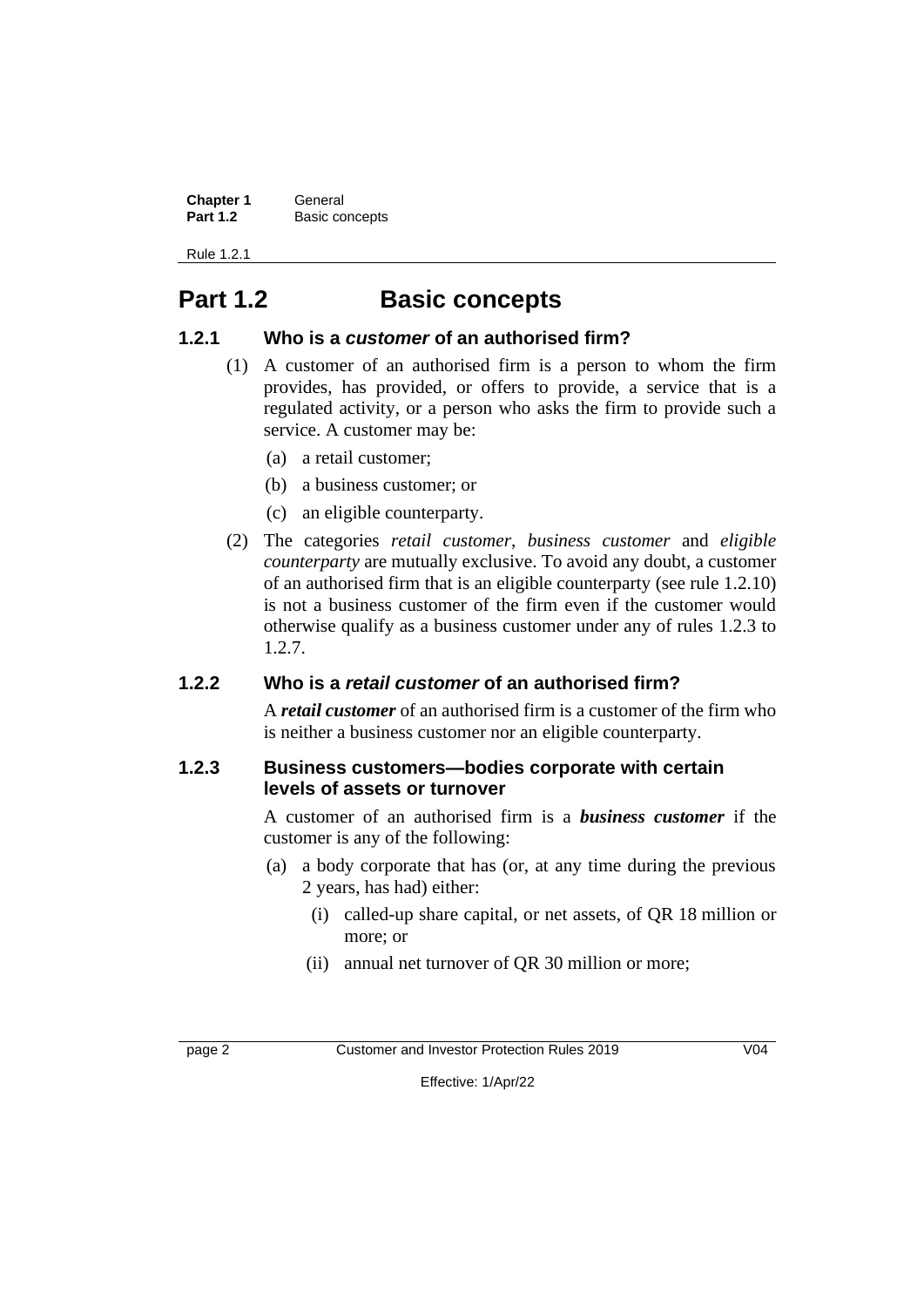## Part 1.2 Basic concepts

### 1.2.1 Who is a *customer* of an authorised firm?

(1) A customer of an authorised firm is a person to whom the firm provides, has provided, or offers to provide, a service that is a regulated activity, or a person who asks the firm to provide such a service. A customer may be:

(a) a retail customer;

(b) a business customer; or

(c) an eligible counterparty.

(2) The categories *retail customer*, *business customer* and *eligible counterparty* are mutually exclusive. To avoid any doubt, a customer of an authorised firm that is an eligible counterparty (see rule 1.2.10) is not a business customer of the firm even if the customer would otherwise qualify as a business customer under any of rules 1.2.3 to 1.2.7.

### 1.2.2 Who is a *retail customer* of an authorised firm?

A ***retail customer*** of an authorised firm is a customer of the firm who is neither a business customer nor an eligible counterparty.

### 1.2.3 Business customers—bodies corporate with certain levels of assets or turnover

A customer of an authorised firm is a ***business customer*** if the customer is any of the following:

(a) a body corporate that has (or, at any time during the previous 2 years, has had) either:

(i) called-up share capital, or net assets, of QR 18 million or more; or

(ii) annual net turnover of QR 30 million or more;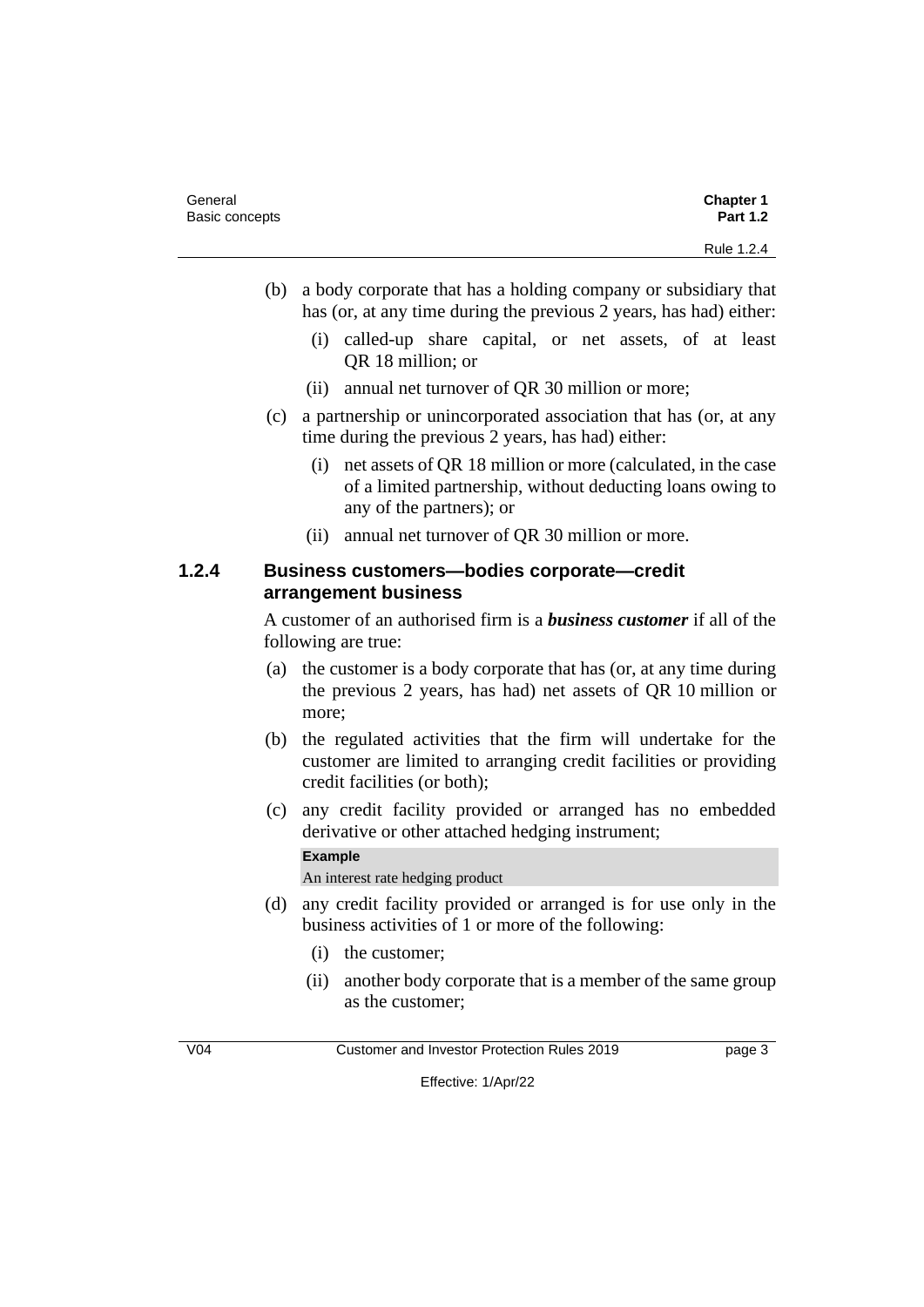(b) a body corporate that has a holding company or subsidiary that has (or, at any time during the previous 2 years, has had) either:

   (i) called-up share capital, or net assets, of at least QR 18 million; or

   (ii) annual net turnover of QR 30 million or more;

(c) a partnership or unincorporated association that has (or, at any time during the previous 2 years, has had) either:

   (i) net assets of QR 18 million or more (calculated, in the case of a limited partnership, without deducting loans owing to any of the partners); or

   (ii) annual net turnover of QR 30 million or more.

### 1.2.4 Business customers—bodies corporate—credit arrangement business

A customer of an authorised firm is a ***business customer*** if all of the following are true:

(a) the customer is a body corporate that has (or, at any time during the previous 2 years, has had) net assets of QR 10 million or more;

(b) the regulated activities that the firm will undertake for the customer are limited to arranging credit facilities or providing credit facilities (or both);

(c) any credit facility provided or arranged has no embedded derivative or other attached hedging instrument;

> **Example**
>
> An interest rate hedging product

(d) any credit facility provided or arranged is for use only in the business activities of 1 or more of the following:

   (i) the customer;

   (ii) another body corporate that is a member of the same group as the customer;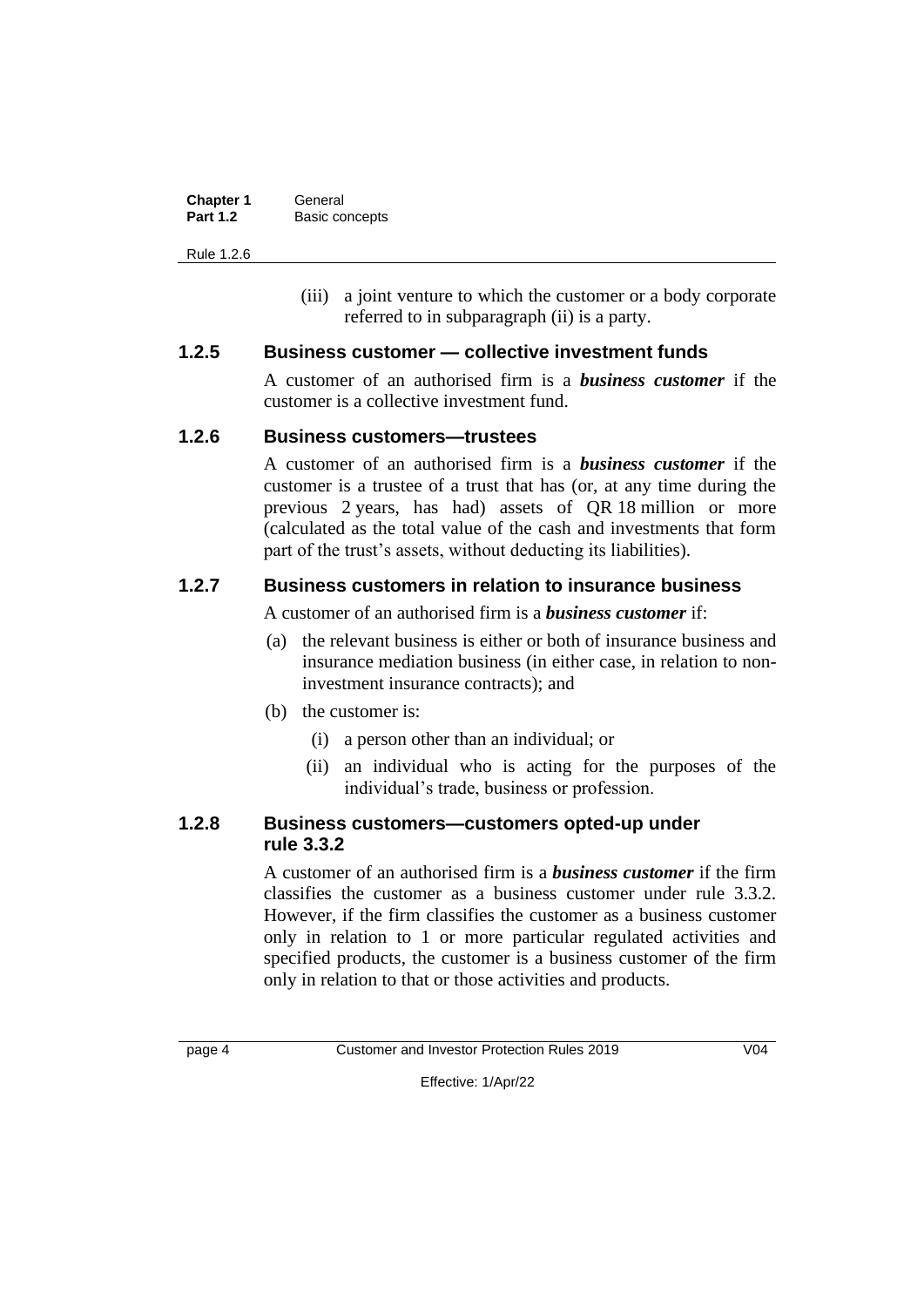(iii) a joint venture to which the customer or a body corporate referred to in subparagraph (ii) is a party.

### 1.2.5 Business customer — collective investment funds

A customer of an authorised firm is a ***business customer*** if the customer is a collective investment fund.

### 1.2.6 Business customers—trustees

A customer of an authorised firm is a ***business customer*** if the customer is a trustee of a trust that has (or, at any time during the previous 2 years, has had) assets of QR 18 million or more (calculated as the total value of the cash and investments that form part of the trust's assets, without deducting its liabilities).

### 1.2.7 Business customers in relation to insurance business

A customer of an authorised firm is a ***business customer*** if:

(a) the relevant business is either or both of insurance business and insurance mediation business (in either case, in relation to non-investment insurance contracts); and

(b) the customer is:

- (i) a person other than an individual; or
- (ii) an individual who is acting for the purposes of the individual's trade, business or profession.

### 1.2.8 Business customers—customers opted-up under rule 3.3.2

A customer of an authorised firm is a ***business customer*** if the firm classifies the customer as a business customer under rule 3.3.2. However, if the firm classifies the customer as a business customer only in relation to 1 or more particular regulated activities and specified products, the customer is a business customer of the firm only in relation to that or those activities and products.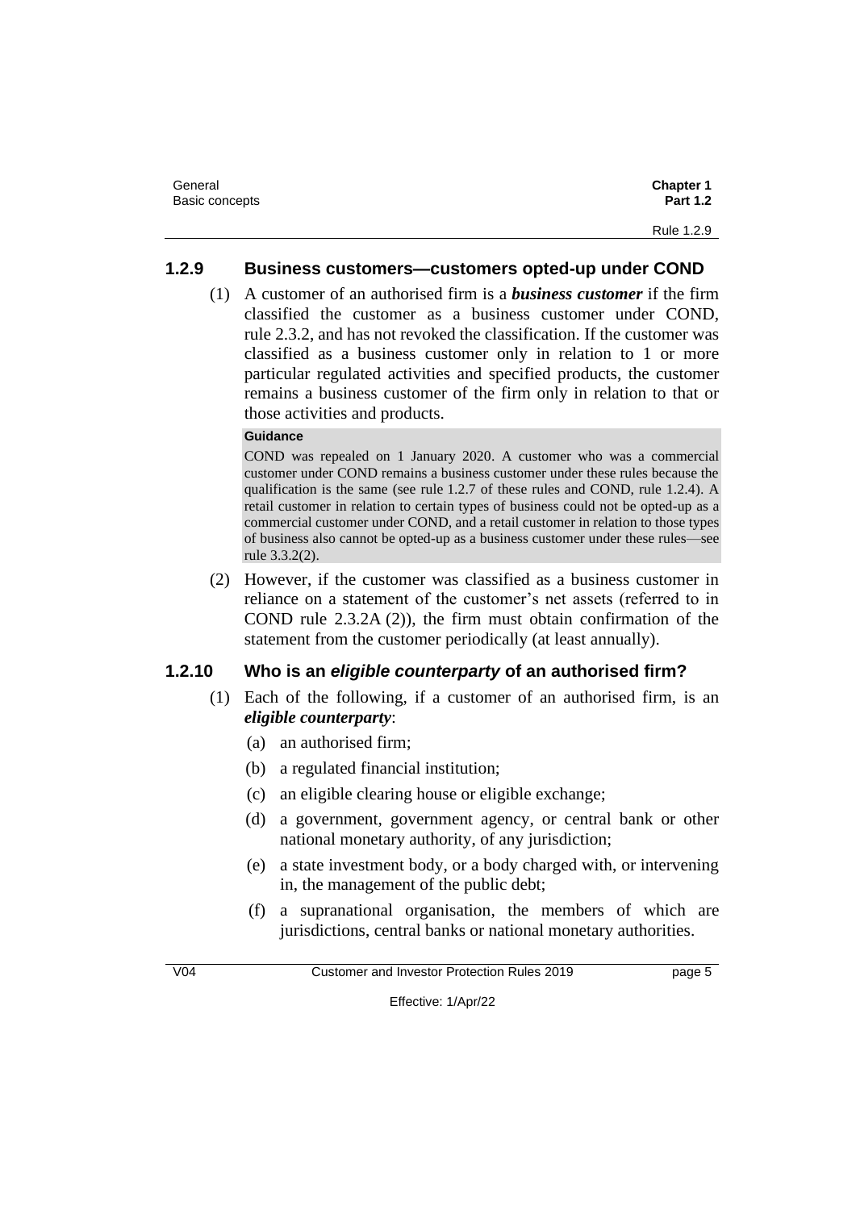### 1.2.9 Business customers—customers opted-up under COND

(1) A customer of an authorised firm is a ***business customer*** if the firm classified the customer as a business customer under COND, rule 2.3.2, and has not revoked the classification. If the customer was classified as a business customer only in relation to 1 or more particular regulated activities and specified products, the customer remains a business customer of the firm only in relation to that or those activities and products.

> **Guidance**
>
> COND was repealed on 1 January 2020. A customer who was a commercial customer under COND remains a business customer under these rules because the qualification is the same (see rule 1.2.7 of these rules and COND, rule 1.2.4). A retail customer in relation to certain types of business could not be opted-up as a commercial customer under COND, and a retail customer in relation to those types of business also cannot be opted-up as a business customer under these rules—see rule 3.3.2(2).

(2) However, if the customer was classified as a business customer in reliance on a statement of the customer's net assets (referred to in COND rule 2.3.2A (2)), the firm must obtain confirmation of the statement from the customer periodically (at least annually).

### 1.2.10 Who is an *eligible counterparty* of an authorised firm?

(1) Each of the following, if a customer of an authorised firm, is an ***eligible counterparty***:

(a) an authorised firm;

(b) a regulated financial institution;

(c) an eligible clearing house or eligible exchange;

(d) a government, government agency, or central bank or other national monetary authority, of any jurisdiction;

(e) a state investment body, or a body charged with, or intervening in, the management of the public debt;

(f) a supranational organisation, the members of which are jurisdictions, central banks or national monetary authorities.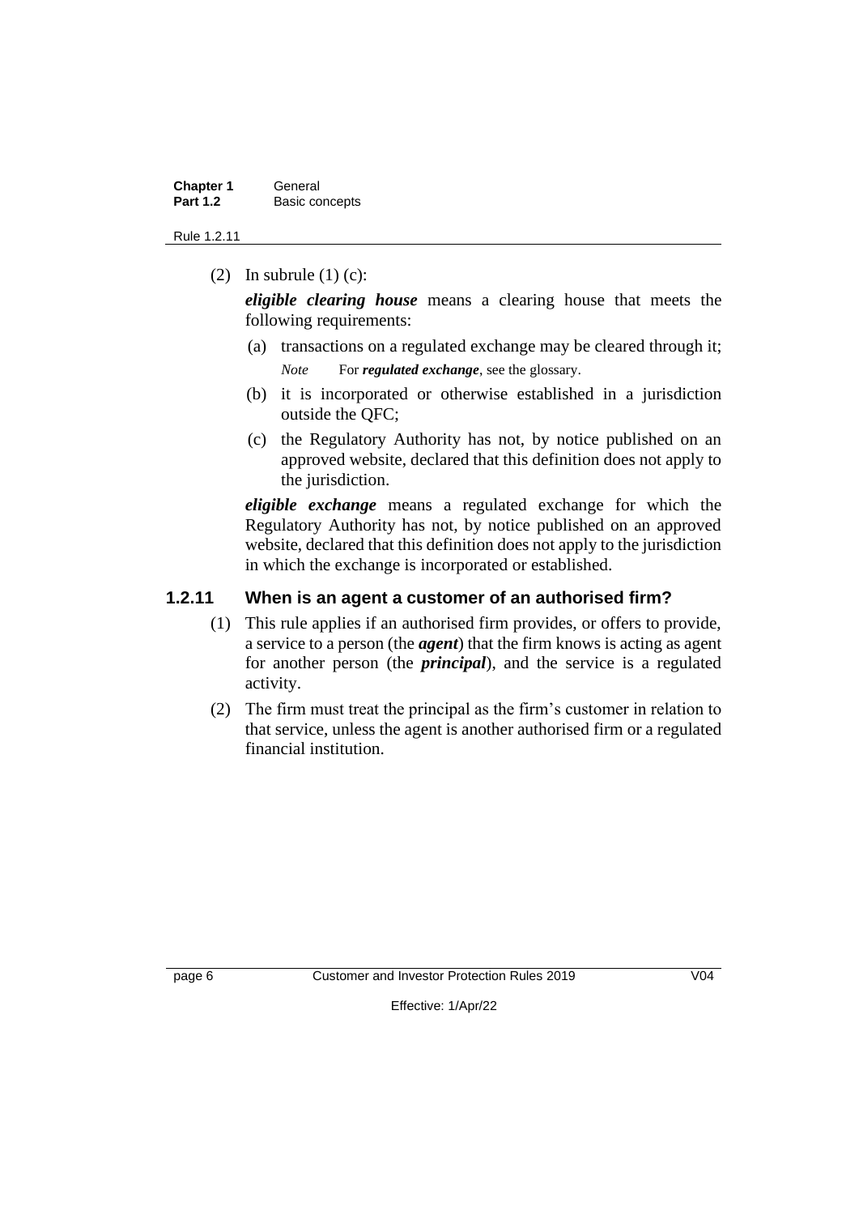(2) In subrule (1) (c):

***eligible clearing house*** means a clearing house that meets the following requirements:

(a) transactions on a regulated exchange may be cleared through it;

*Note* For ***regulated exchange***, see the glossary.

(b) it is incorporated or otherwise established in a jurisdiction outside the QFC;

(c) the Regulatory Authority has not, by notice published on an approved website, declared that this definition does not apply to the jurisdiction.

***eligible exchange*** means a regulated exchange for which the Regulatory Authority has not, by notice published on an approved website, declared that this definition does not apply to the jurisdiction in which the exchange is incorporated or established.

### 1.2.11 When is an agent a customer of an authorised firm?

(1) This rule applies if an authorised firm provides, or offers to provide, a service to a person (the ***agent***) that the firm knows is acting as agent for another person (the ***principal***), and the service is a regulated activity.

(2) The firm must treat the principal as the firm's customer in relation to that service, unless the agent is another authorised firm or a regulated financial institution.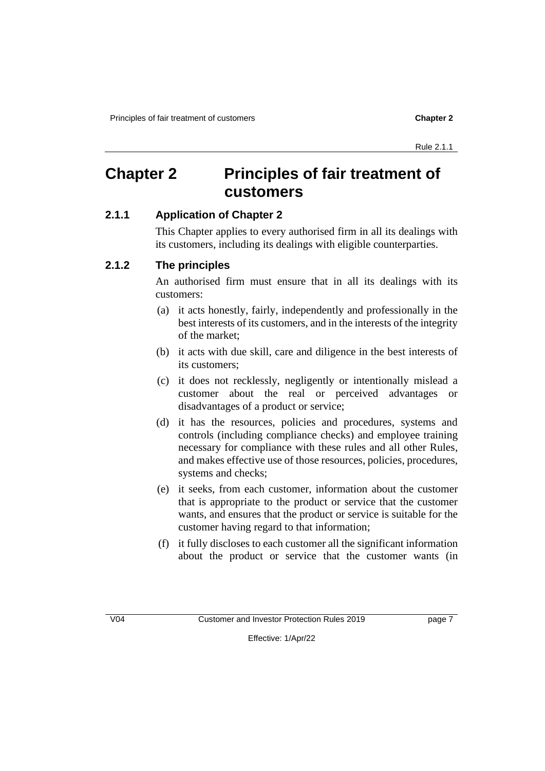# Chapter 2 Principles of fair treatment of customers

## 2.1.1 Application of Chapter 2

This Chapter applies to every authorised firm in all its dealings with its customers, including its dealings with eligible counterparties.

## 2.1.2 The principles

An authorised firm must ensure that in all its dealings with its customers:

(a) it acts honestly, fairly, independently and professionally in the best interests of its customers, and in the interests of the integrity of the market;

(b) it acts with due skill, care and diligence in the best interests of its customers;

(c) it does not recklessly, negligently or intentionally mislead a customer about the real or perceived advantages or disadvantages of a product or service;

(d) it has the resources, policies and procedures, systems and controls (including compliance checks) and employee training necessary for compliance with these rules and all other Rules, and makes effective use of those resources, policies, procedures, systems and checks;

(e) it seeks, from each customer, information about the customer that is appropriate to the product or service that the customer wants, and ensures that the product or service is suitable for the customer having regard to that information;

(f) it fully discloses to each customer all the significant information about the product or service that the customer wants (in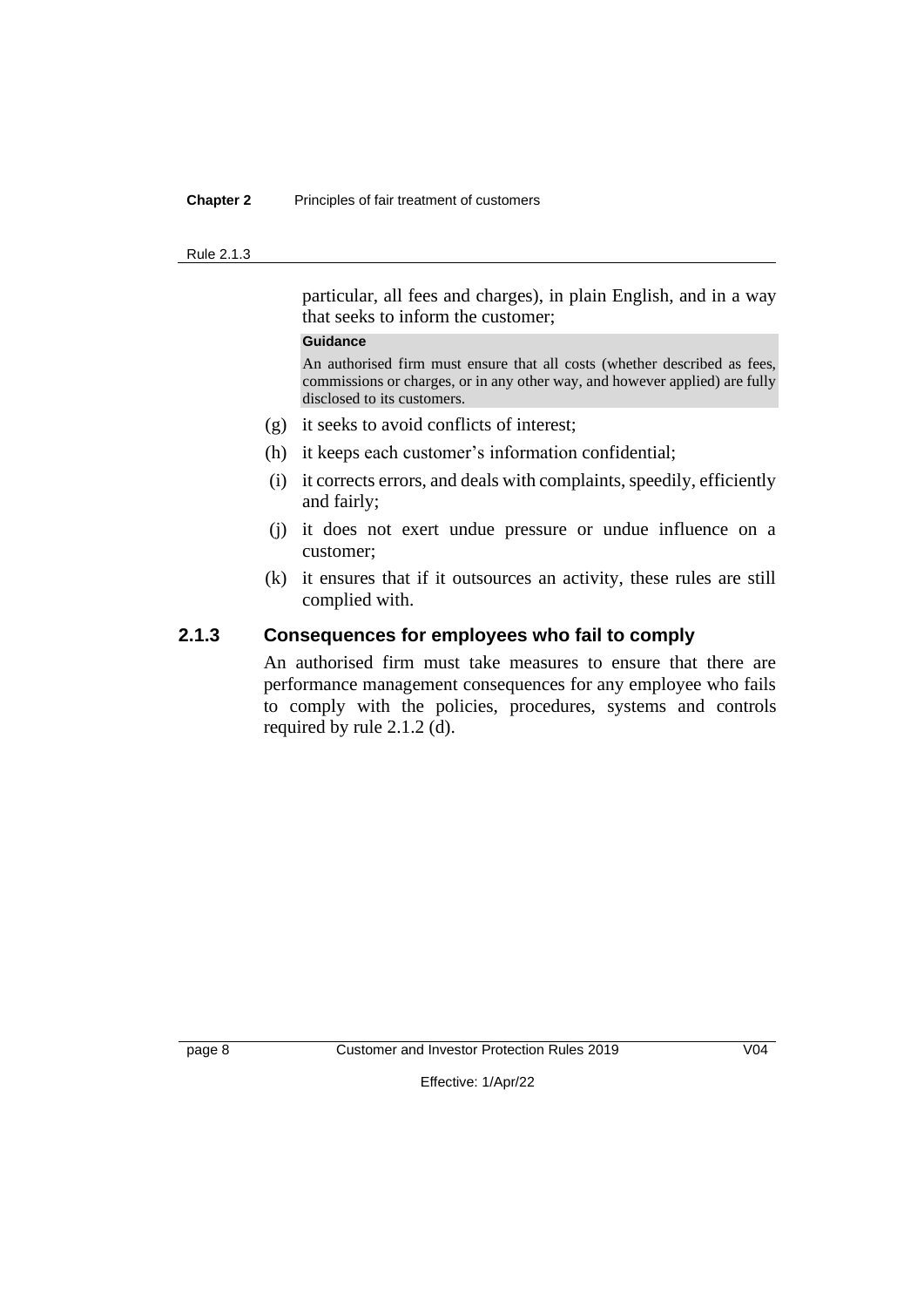particular, all fees and charges), in plain English, and in a way that seeks to inform the customer;

**Guidance**

An authorised firm must ensure that all costs (whether described as fees, commissions or charges, or in any other way, and however applied) are fully disclosed to its customers.

(g) it seeks to avoid conflicts of interest;

(h) it keeps each customer's information confidential;

(i) it corrects errors, and deals with complaints, speedily, efficiently and fairly;

(j) it does not exert undue pressure or undue influence on a customer;

(k) it ensures that if it outsources an activity, these rules are still complied with.

### 2.1.3 Consequences for employees who fail to comply

An authorised firm must take measures to ensure that there are performance management consequences for any employee who fails to comply with the policies, procedures, systems and controls required by rule 2.1.2 (d).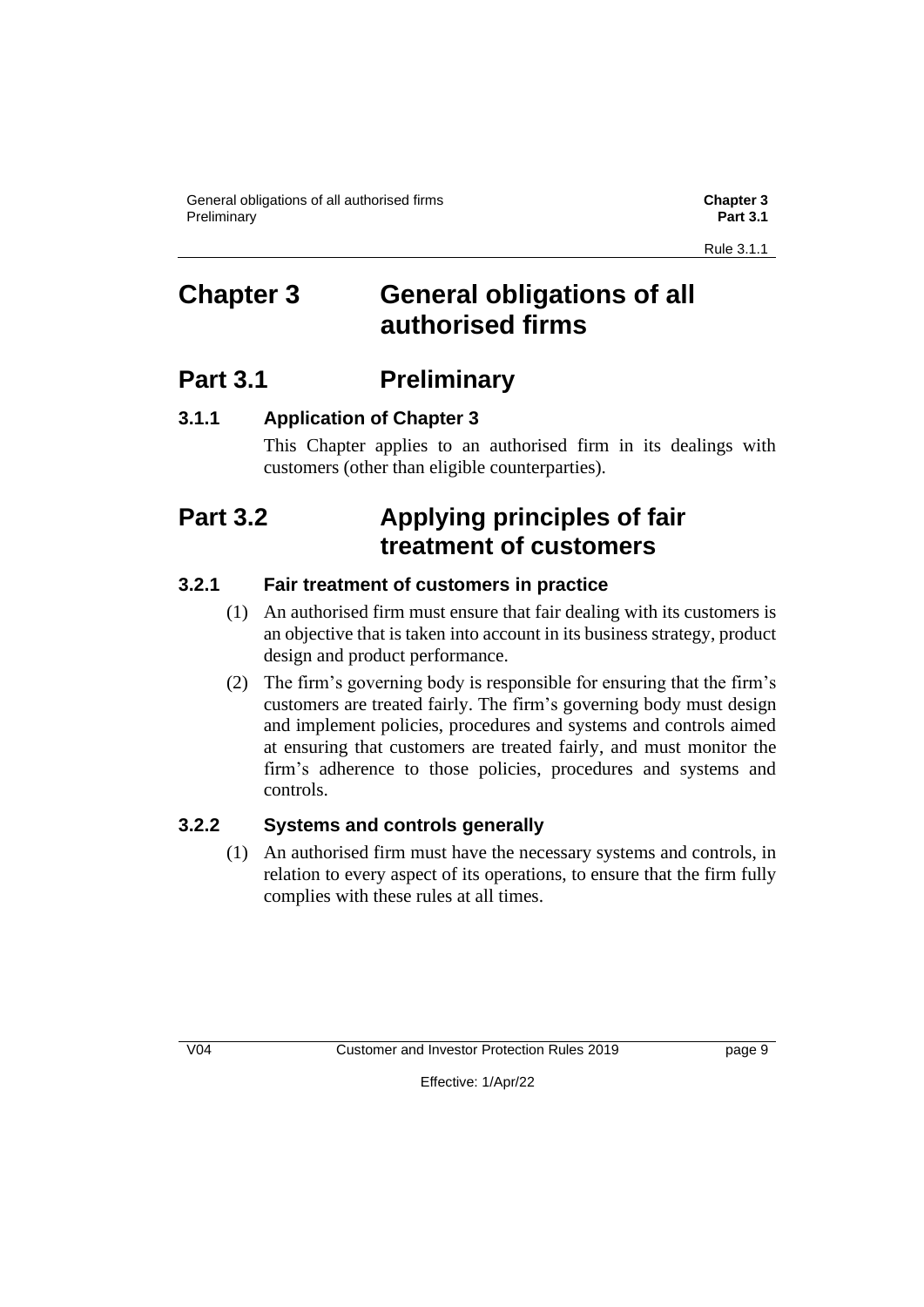# Chapter 3 General obligations of all authorised firms

## Part 3.1 Preliminary

### 3.1.1 Application of Chapter 3

This Chapter applies to an authorised firm in its dealings with customers (other than eligible counterparties).

## Part 3.2 Applying principles of fair treatment of customers

### 3.2.1 Fair treatment of customers in practice

(1) An authorised firm must ensure that fair dealing with its customers is an objective that is taken into account in its business strategy, product design and product performance.

(2) The firm's governing body is responsible for ensuring that the firm's customers are treated fairly. The firm's governing body must design and implement policies, procedures and systems and controls aimed at ensuring that customers are treated fairly, and must monitor the firm's adherence to those policies, procedures and systems and controls.

### 3.2.2 Systems and controls generally

(1) An authorised firm must have the necessary systems and controls, in relation to every aspect of its operations, to ensure that the firm fully complies with these rules at all times.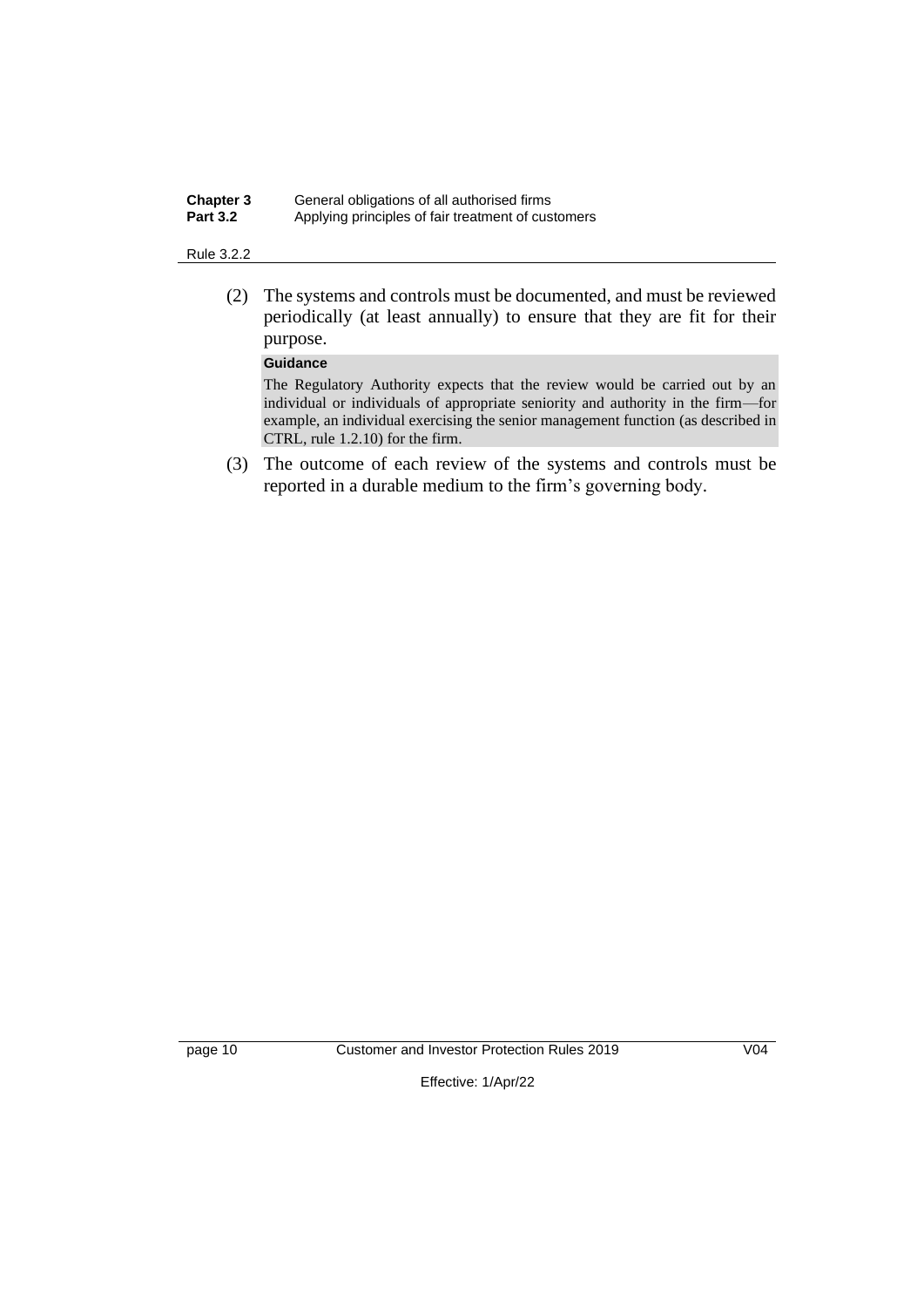(2) The systems and controls must be documented, and must be reviewed periodically (at least annually) to ensure that they are fit for their purpose.

**Guidance**

The Regulatory Authority expects that the review would be carried out by an individual or individuals of appropriate seniority and authority in the firm—for example, an individual exercising the senior management function (as described in CTRL, rule 1.2.10) for the firm.

(3) The outcome of each review of the systems and controls must be reported in a durable medium to the firm's governing body.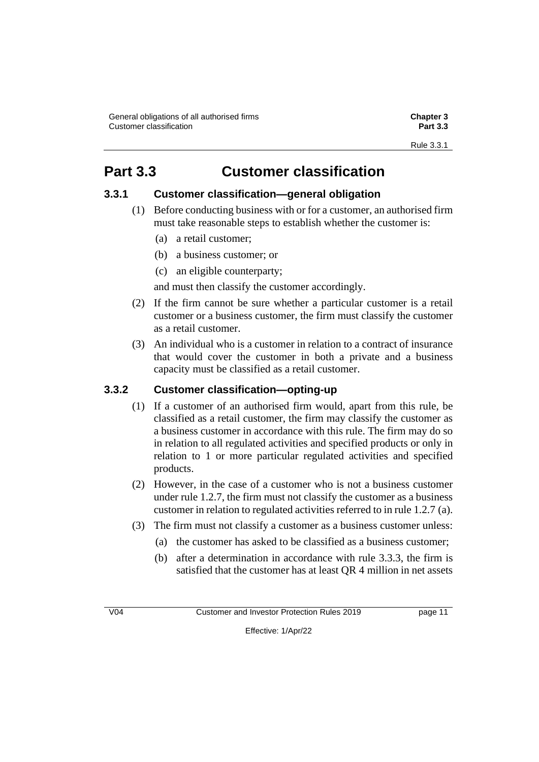## Part 3.3 Customer classification

### 3.3.1 Customer classification—general obligation

(1) Before conducting business with or for a customer, an authorised firm must take reasonable steps to establish whether the customer is:

(a) a retail customer;

(b) a business customer; or

(c) an eligible counterparty;

and must then classify the customer accordingly.

(2) If the firm cannot be sure whether a particular customer is a retail customer or a business customer, the firm must classify the customer as a retail customer.

(3) An individual who is a customer in relation to a contract of insurance that would cover the customer in both a private and a business capacity must be classified as a retail customer.

### 3.3.2 Customer classification—opting-up

(1) If a customer of an authorised firm would, apart from this rule, be classified as a retail customer, the firm may classify the customer as a business customer in accordance with this rule. The firm may do so in relation to all regulated activities and specified products or only in relation to 1 or more particular regulated activities and specified products.

(2) However, in the case of a customer who is not a business customer under rule 1.2.7, the firm must not classify the customer as a business customer in relation to regulated activities referred to in rule 1.2.7 (a).

(3) The firm must not classify a customer as a business customer unless:

(a) the customer has asked to be classified as a business customer;

(b) after a determination in accordance with rule 3.3.3, the firm is satisfied that the customer has at least QR 4 million in net assets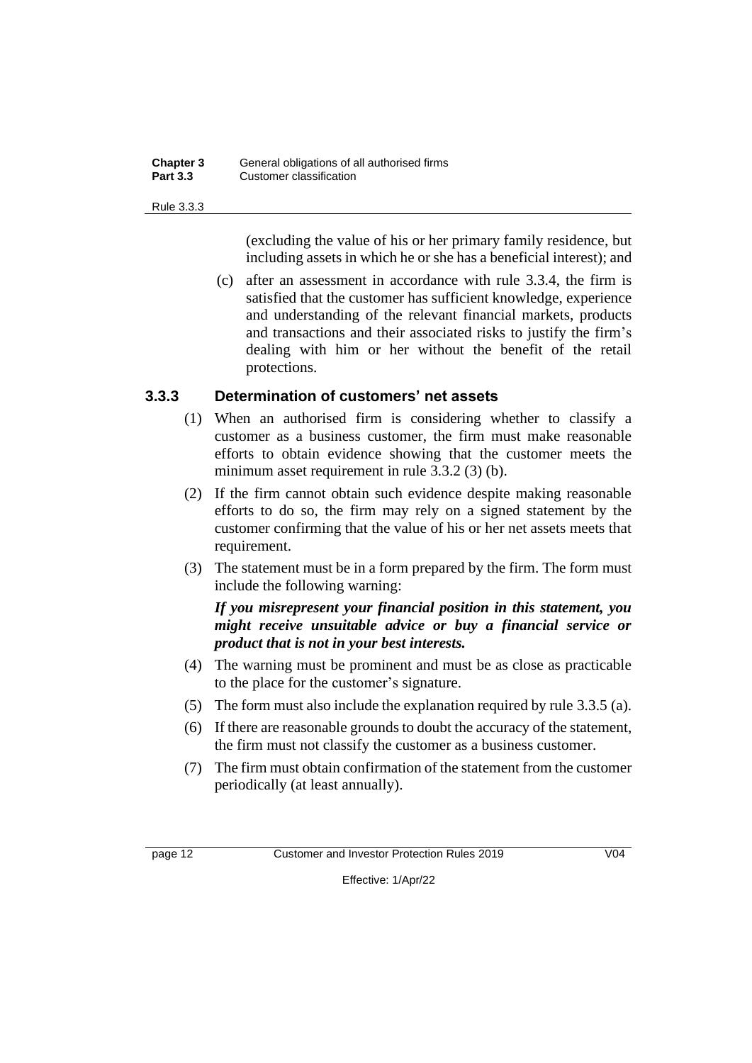(excluding the value of his or her primary family residence, but including assets in which he or she has a beneficial interest); and

(c) after an assessment in accordance with rule 3.3.4, the firm is satisfied that the customer has sufficient knowledge, experience and understanding of the relevant financial markets, products and transactions and their associated risks to justify the firm's dealing with him or her without the benefit of the retail protections.

### 3.3.3 Determination of customers' net assets

(1) When an authorised firm is considering whether to classify a customer as a business customer, the firm must make reasonable efforts to obtain evidence showing that the customer meets the minimum asset requirement in rule 3.3.2 (3) (b).

(2) If the firm cannot obtain such evidence despite making reasonable efforts to do so, the firm may rely on a signed statement by the customer confirming that the value of his or her net assets meets that requirement.

(3) The statement must be in a form prepared by the firm. The form must include the following warning:

***If you misrepresent your financial position in this statement, you might receive unsuitable advice or buy a financial service or product that is not in your best interests.***

(4) The warning must be prominent and must be as close as practicable to the place for the customer's signature.

(5) The form must also include the explanation required by rule 3.3.5 (a).

(6) If there are reasonable grounds to doubt the accuracy of the statement, the firm must not classify the customer as a business customer.

(7) The firm must obtain confirmation of the statement from the customer periodically (at least annually).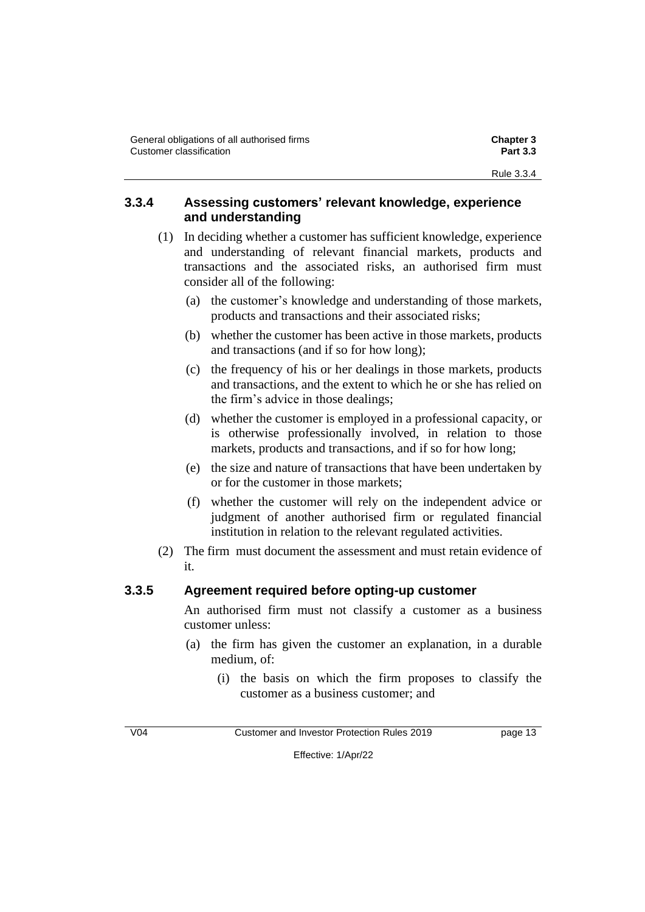### 3.3.4 Assessing customers' relevant knowledge, experience and understanding

(1) In deciding whether a customer has sufficient knowledge, experience and understanding of relevant financial markets, products and transactions and the associated risks, an authorised firm must consider all of the following:

   (a) the customer's knowledge and understanding of those markets, products and transactions and their associated risks;

   (b) whether the customer has been active in those markets, products and transactions (and if so for how long);

   (c) the frequency of his or her dealings in those markets, products and transactions, and the extent to which he or she has relied on the firm's advice in those dealings;

   (d) whether the customer is employed in a professional capacity, or is otherwise professionally involved, in relation to those markets, products and transactions, and if so for how long;

   (e) the size and nature of transactions that have been undertaken by or for the customer in those markets;

   (f) whether the customer will rely on the independent advice or judgment of another authorised firm or regulated financial institution in relation to the relevant regulated activities.

(2) The firm must document the assessment and must retain evidence of it.

### 3.3.5 Agreement required before opting-up customer

An authorised firm must not classify a customer as a business customer unless:

   (a) the firm has given the customer an explanation, in a durable medium, of:

      (i) the basis on which the firm proposes to classify the customer as a business customer; and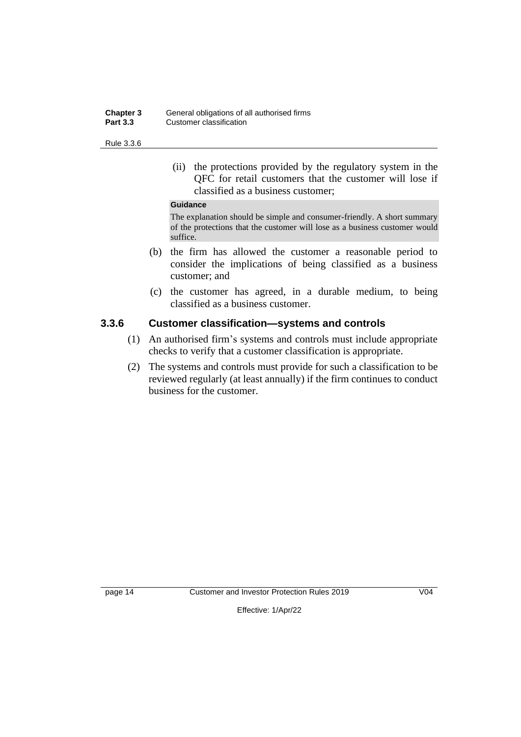(ii) the protections provided by the regulatory system in the QFC for retail customers that the customer will lose if classified as a business customer;

**Guidance**

The explanation should be simple and consumer-friendly. A short summary of the protections that the customer will lose as a business customer would suffice.

(b) the firm has allowed the customer a reasonable period to consider the implications of being classified as a business customer; and

(c) the customer has agreed, in a durable medium, to being classified as a business customer.

### 3.3.6 Customer classification—systems and controls

(1) An authorised firm's systems and controls must include appropriate checks to verify that a customer classification is appropriate.

(2) The systems and controls must provide for such a classification to be reviewed regularly (at least annually) if the firm continues to conduct business for the customer.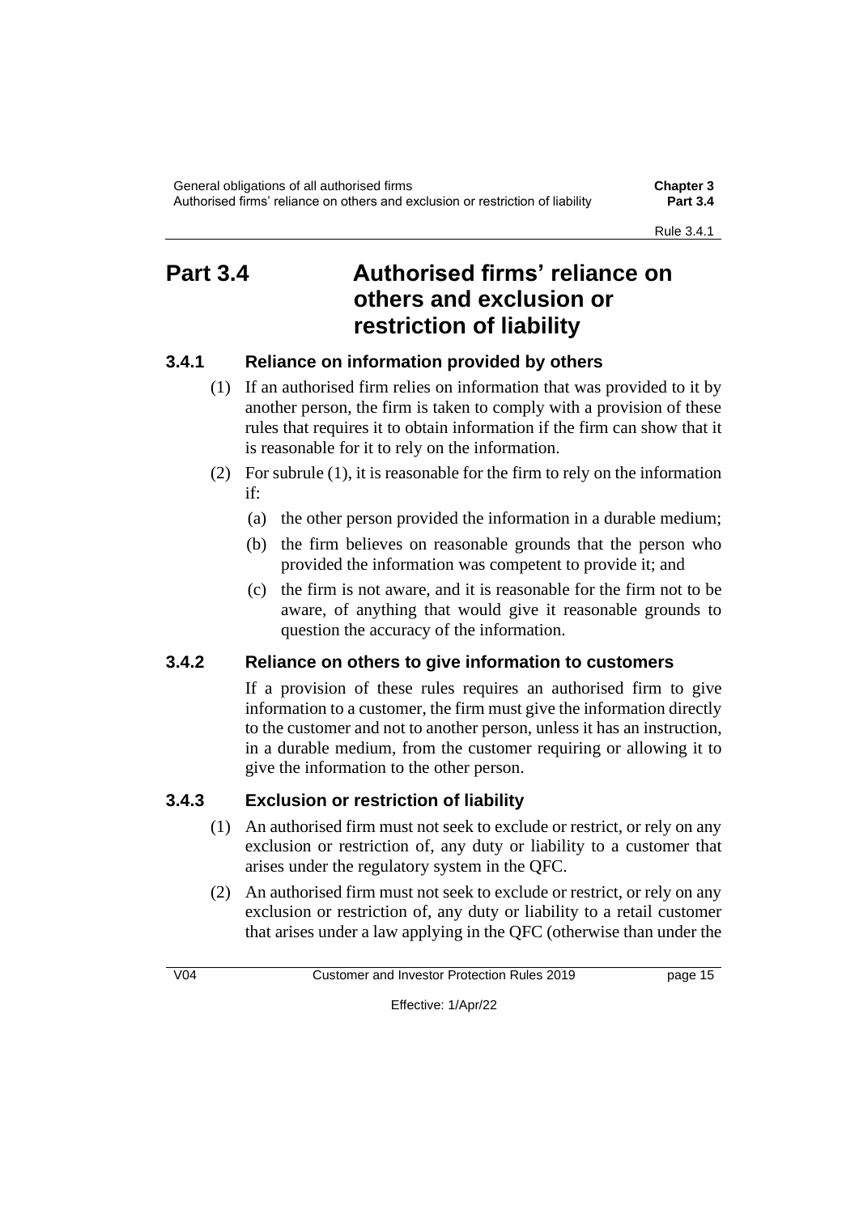## Part 3.4 Authorised firms' reliance on others and exclusion or restriction of liability

### 3.4.1 Reliance on information provided by others

(1) If an authorised firm relies on information that was provided to it by another person, the firm is taken to comply with a provision of these rules that requires it to obtain information if the firm can show that it is reasonable for it to rely on the information.

(2) For subrule (1), it is reasonable for the firm to rely on the information if:

- (a) the other person provided the information in a durable medium;
- (b) the firm believes on reasonable grounds that the person who provided the information was competent to provide it; and
- (c) the firm is not aware, and it is reasonable for the firm not to be aware, of anything that would give it reasonable grounds to question the accuracy of the information.

### 3.4.2 Reliance on others to give information to customers

If a provision of these rules requires an authorised firm to give information to a customer, the firm must give the information directly to the customer and not to another person, unless it has an instruction, in a durable medium, from the customer requiring or allowing it to give the information to the other person.

### 3.4.3 Exclusion or restriction of liability

(1) An authorised firm must not seek to exclude or restrict, or rely on any exclusion or restriction of, any duty or liability to a customer that arises under the regulatory system in the QFC.

(2) An authorised firm must not seek to exclude or restrict, or rely on any exclusion or restriction of, any duty or liability to a retail customer that arises under a law applying in the QFC (otherwise than under the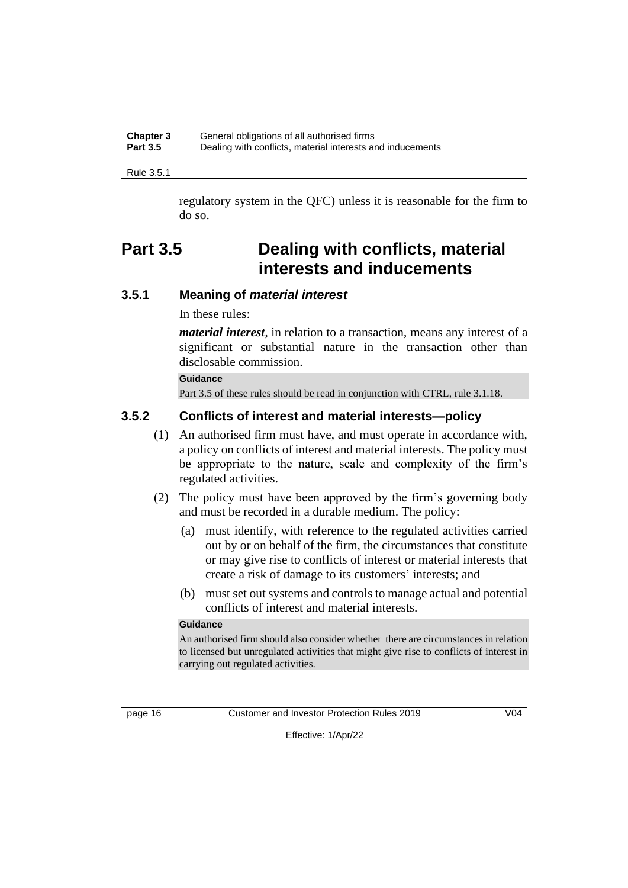regulatory system in the QFC) unless it is reasonable for the firm to do so.

## Part 3.5 Dealing with conflicts, material interests and inducements

### 3.5.1 Meaning of *material interest*

In these rules:

***material interest***, in relation to a transaction, means any interest of a significant or substantial nature in the transaction other than disclosable commission.

**Guidance**

Part 3.5 of these rules should be read in conjunction with CTRL, rule 3.1.18.

### 3.5.2 Conflicts of interest and material interests—policy

(1) An authorised firm must have, and must operate in accordance with, a policy on conflicts of interest and material interests. The policy must be appropriate to the nature, scale and complexity of the firm's regulated activities.

(2) The policy must have been approved by the firm's governing body and must be recorded in a durable medium. The policy:

(a) must identify, with reference to the regulated activities carried out by or on behalf of the firm, the circumstances that constitute or may give rise to conflicts of interest or material interests that create a risk of damage to its customers' interests; and

(b) must set out systems and controls to manage actual and potential conflicts of interest and material interests.

**Guidance**

An authorised firm should also consider whether there are circumstances in relation to licensed but unregulated activities that might give rise to conflicts of interest in carrying out regulated activities.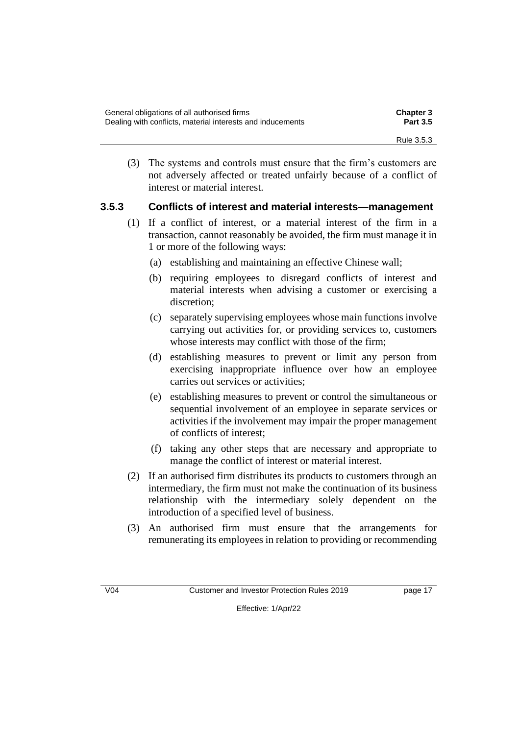(3) The systems and controls must ensure that the firm's customers are not adversely affected or treated unfairly because of a conflict of interest or material interest.

### 3.5.3 Conflicts of interest and material interests—management

(1) If a conflict of interest, or a material interest of the firm in a transaction, cannot reasonably be avoided, the firm must manage it in 1 or more of the following ways:

- (a) establishing and maintaining an effective Chinese wall;
- (b) requiring employees to disregard conflicts of interest and material interests when advising a customer or exercising a discretion;
- (c) separately supervising employees whose main functions involve carrying out activities for, or providing services to, customers whose interests may conflict with those of the firm;
- (d) establishing measures to prevent or limit any person from exercising inappropriate influence over how an employee carries out services or activities;
- (e) establishing measures to prevent or control the simultaneous or sequential involvement of an employee in separate services or activities if the involvement may impair the proper management of conflicts of interest;
- (f) taking any other steps that are necessary and appropriate to manage the conflict of interest or material interest.

(2) If an authorised firm distributes its products to customers through an intermediary, the firm must not make the continuation of its business relationship with the intermediary solely dependent on the introduction of a specified level of business.

(3) An authorised firm must ensure that the arrangements for remunerating its employees in relation to providing or recommending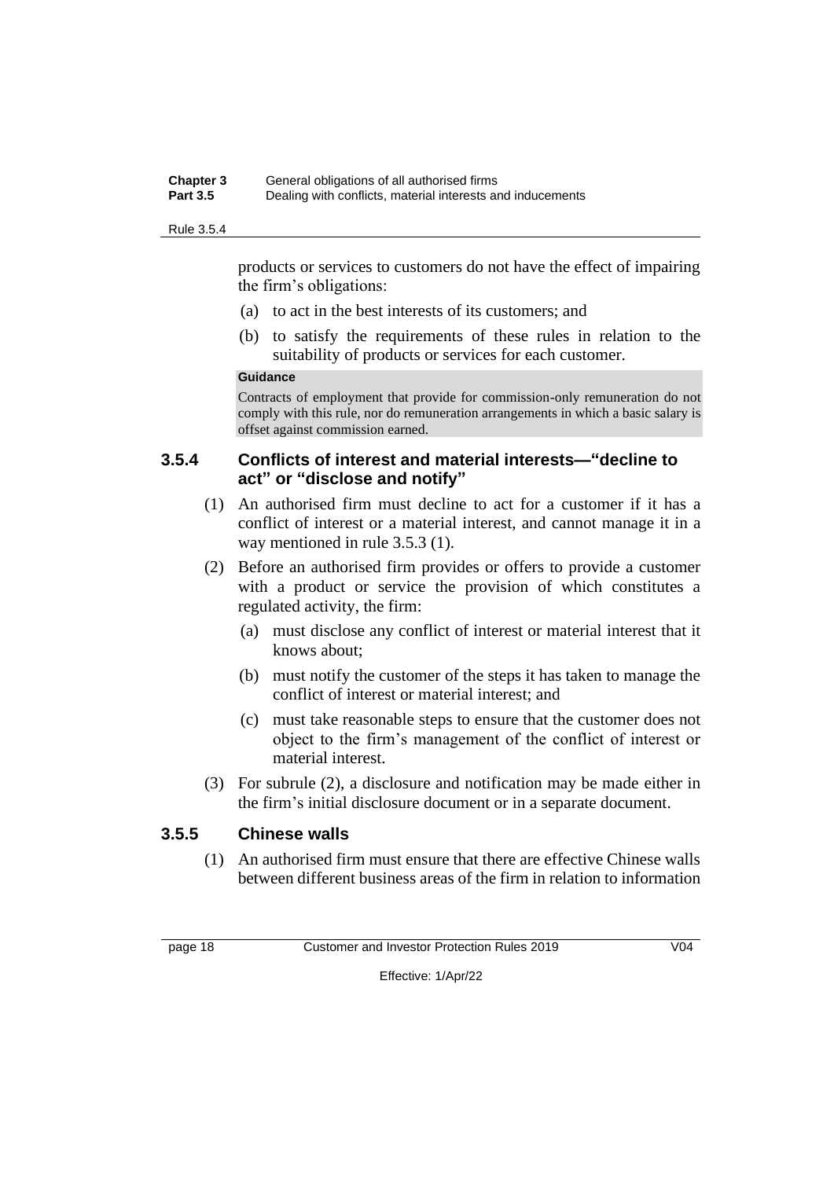products or services to customers do not have the effect of impairing the firm's obligations:

(a) to act in the best interests of its customers; and

(b) to satisfy the requirements of these rules in relation to the suitability of products or services for each customer.

**Guidance**

Contracts of employment that provide for commission-only remuneration do not comply with this rule, nor do remuneration arrangements in which a basic salary is offset against commission earned.

### 3.5.4 Conflicts of interest and material interests—"decline to act" or "disclose and notify"

(1) An authorised firm must decline to act for a customer if it has a conflict of interest or a material interest, and cannot manage it in a way mentioned in rule 3.5.3 (1).

(2) Before an authorised firm provides or offers to provide a customer with a product or service the provision of which constitutes a regulated activity, the firm:

(a) must disclose any conflict of interest or material interest that it knows about;

(b) must notify the customer of the steps it has taken to manage the conflict of interest or material interest; and

(c) must take reasonable steps to ensure that the customer does not object to the firm's management of the conflict of interest or material interest.

(3) For subrule (2), a disclosure and notification may be made either in the firm's initial disclosure document or in a separate document.

### 3.5.5 Chinese walls

(1) An authorised firm must ensure that there are effective Chinese walls between different business areas of the firm in relation to information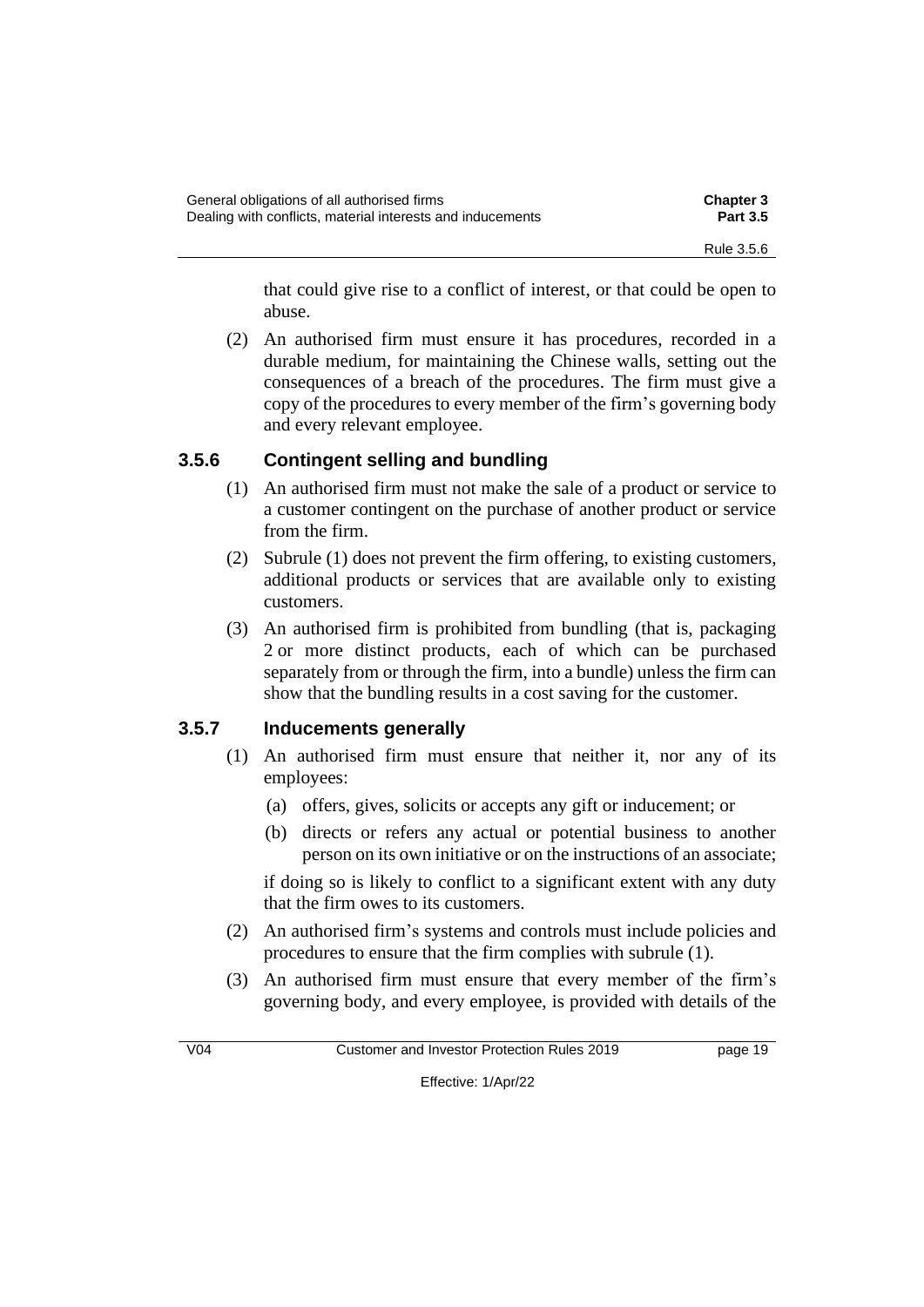that could give rise to a conflict of interest, or that could be open to abuse.

(2) An authorised firm must ensure it has procedures, recorded in a durable medium, for maintaining the Chinese walls, setting out the consequences of a breach of the procedures. The firm must give a copy of the procedures to every member of the firm's governing body and every relevant employee.

### 3.5.6 Contingent selling and bundling

(1) An authorised firm must not make the sale of a product or service to a customer contingent on the purchase of another product or service from the firm.

(2) Subrule (1) does not prevent the firm offering, to existing customers, additional products or services that are available only to existing customers.

(3) An authorised firm is prohibited from bundling (that is, packaging 2 or more distinct products, each of which can be purchased separately from or through the firm, into a bundle) unless the firm can show that the bundling results in a cost saving for the customer.

### 3.5.7 Inducements generally

(1) An authorised firm must ensure that neither it, nor any of its employees:

(a) offers, gives, solicits or accepts any gift or inducement; or

(b) directs or refers any actual or potential business to another person on its own initiative or on the instructions of an associate;

if doing so is likely to conflict to a significant extent with any duty that the firm owes to its customers.

(2) An authorised firm's systems and controls must include policies and procedures to ensure that the firm complies with subrule (1).

(3) An authorised firm must ensure that every member of the firm's governing body, and every employee, is provided with details of the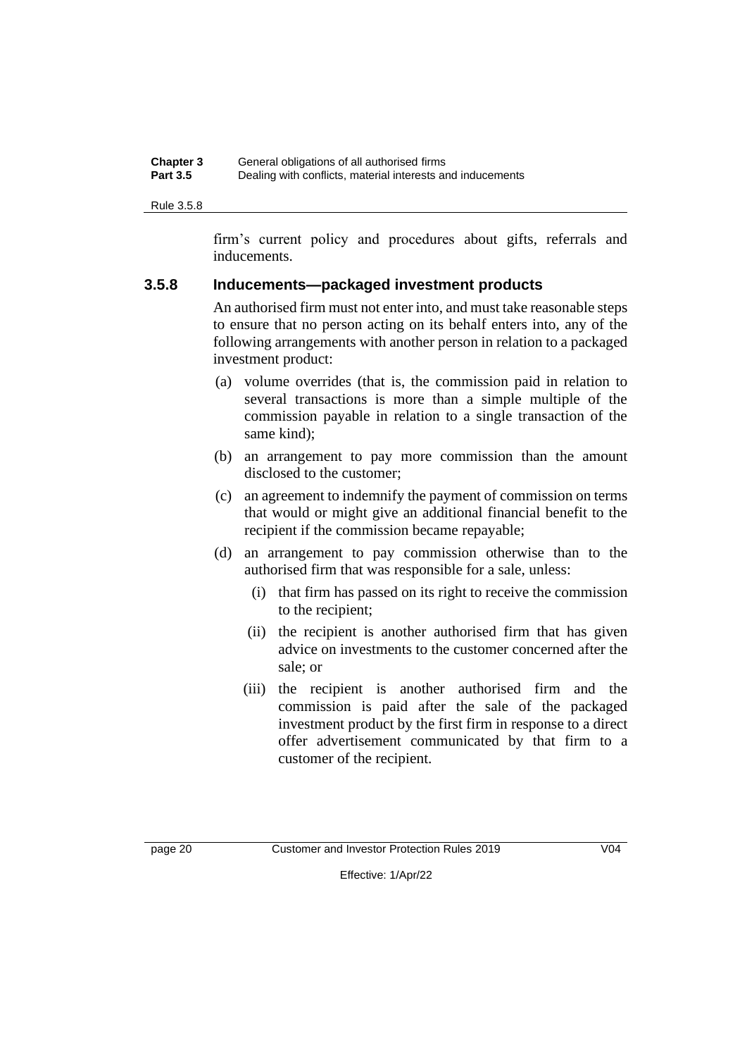firm's current policy and procedures about gifts, referrals and inducements.

### 3.5.8 Inducements—packaged investment products

An authorised firm must not enter into, and must take reasonable steps to ensure that no person acting on its behalf enters into, any of the following arrangements with another person in relation to a packaged investment product:

(a) volume overrides (that is, the commission paid in relation to several transactions is more than a simple multiple of the commission payable in relation to a single transaction of the same kind);

(b) an arrangement to pay more commission than the amount disclosed to the customer;

(c) an agreement to indemnify the payment of commission on terms that would or might give an additional financial benefit to the recipient if the commission became repayable;

(d) an arrangement to pay commission otherwise than to the authorised firm that was responsible for a sale, unless:

   (i) that firm has passed on its right to receive the commission to the recipient;

   (ii) the recipient is another authorised firm that has given advice on investments to the customer concerned after the sale; or

   (iii) the recipient is another authorised firm and the commission is paid after the sale of the packaged investment product by the first firm in response to a direct offer advertisement communicated by that firm to a customer of the recipient.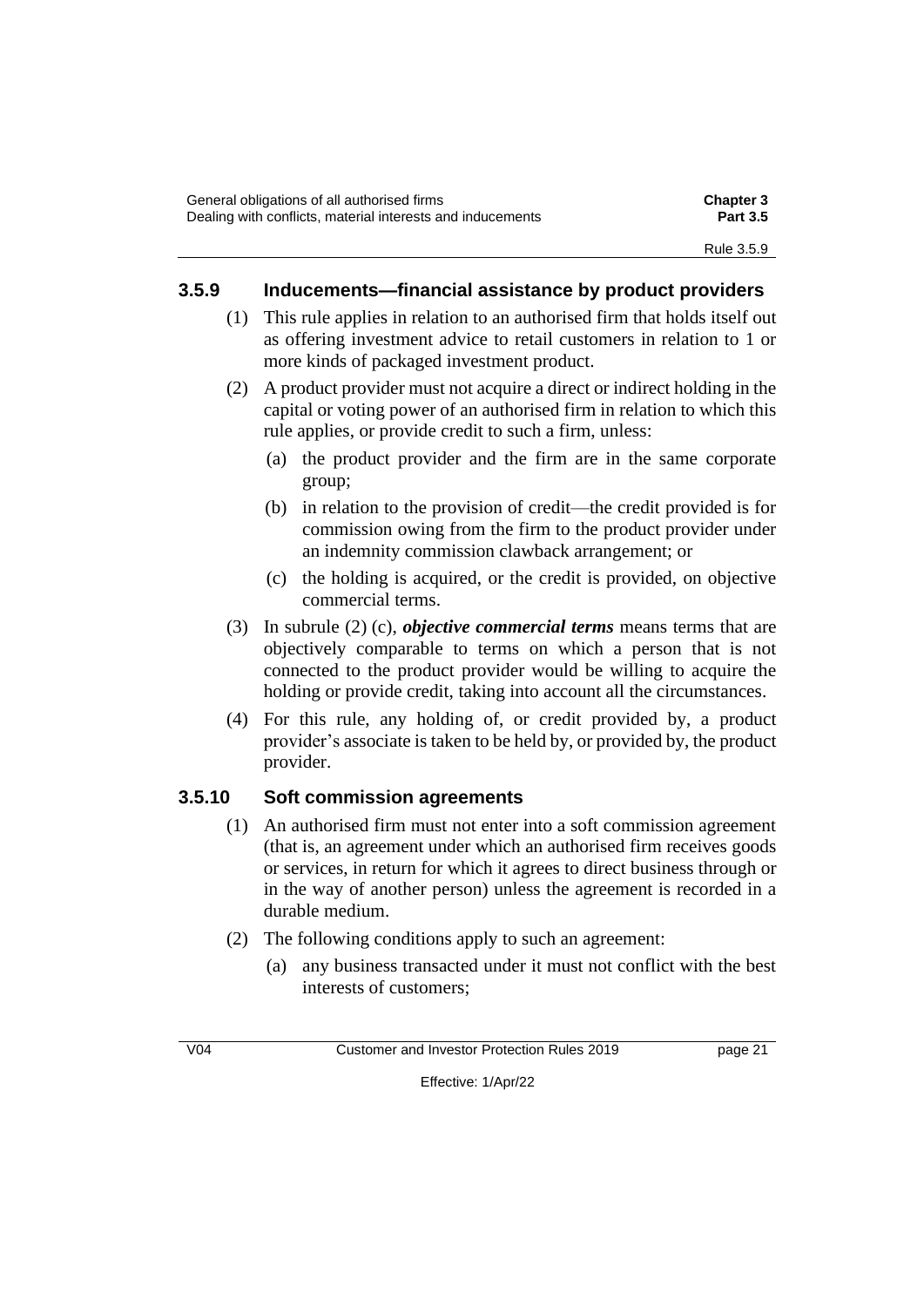### 3.5.9 Inducements—financial assistance by product providers

(1) This rule applies in relation to an authorised firm that holds itself out as offering investment advice to retail customers in relation to 1 or more kinds of packaged investment product.

(2) A product provider must not acquire a direct or indirect holding in the capital or voting power of an authorised firm in relation to which this rule applies, or provide credit to such a firm, unless:

(a) the product provider and the firm are in the same corporate group;

(b) in relation to the provision of credit—the credit provided is for commission owing from the firm to the product provider under an indemnity commission clawback arrangement; or

(c) the holding is acquired, or the credit is provided, on objective commercial terms.

(3) In subrule (2) (c), ***objective commercial terms*** means terms that are objectively comparable to terms on which a person that is not connected to the product provider would be willing to acquire the holding or provide credit, taking into account all the circumstances.

(4) For this rule, any holding of, or credit provided by, a product provider's associate is taken to be held by, or provided by, the product provider.

### 3.5.10 Soft commission agreements

(1) An authorised firm must not enter into a soft commission agreement (that is, an agreement under which an authorised firm receives goods or services, in return for which it agrees to direct business through or in the way of another person) unless the agreement is recorded in a durable medium.

(2) The following conditions apply to such an agreement:

(a) any business transacted under it must not conflict with the best interests of customers;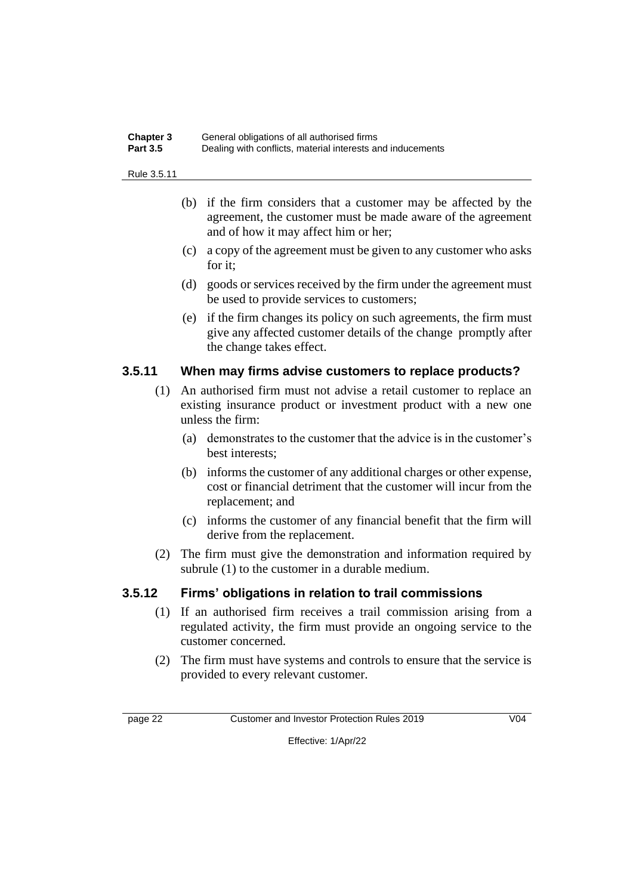(b) if the firm considers that a customer may be affected by the agreement, the customer must be made aware of the agreement and of how it may affect him or her;

(c) a copy of the agreement must be given to any customer who asks for it;

(d) goods or services received by the firm under the agreement must be used to provide services to customers;

(e) if the firm changes its policy on such agreements, the firm must give any affected customer details of the change promptly after the change takes effect.

### 3.5.11 When may firms advise customers to replace products?

(1) An authorised firm must not advise a retail customer to replace an existing insurance product or investment product with a new one unless the firm:

(a) demonstrates to the customer that the advice is in the customer's best interests;

(b) informs the customer of any additional charges or other expense, cost or financial detriment that the customer will incur from the replacement; and

(c) informs the customer of any financial benefit that the firm will derive from the replacement.

(2) The firm must give the demonstration and information required by subrule (1) to the customer in a durable medium.

### 3.5.12 Firms' obligations in relation to trail commissions

(1) If an authorised firm receives a trail commission arising from a regulated activity, the firm must provide an ongoing service to the customer concerned.

(2) The firm must have systems and controls to ensure that the service is provided to every relevant customer.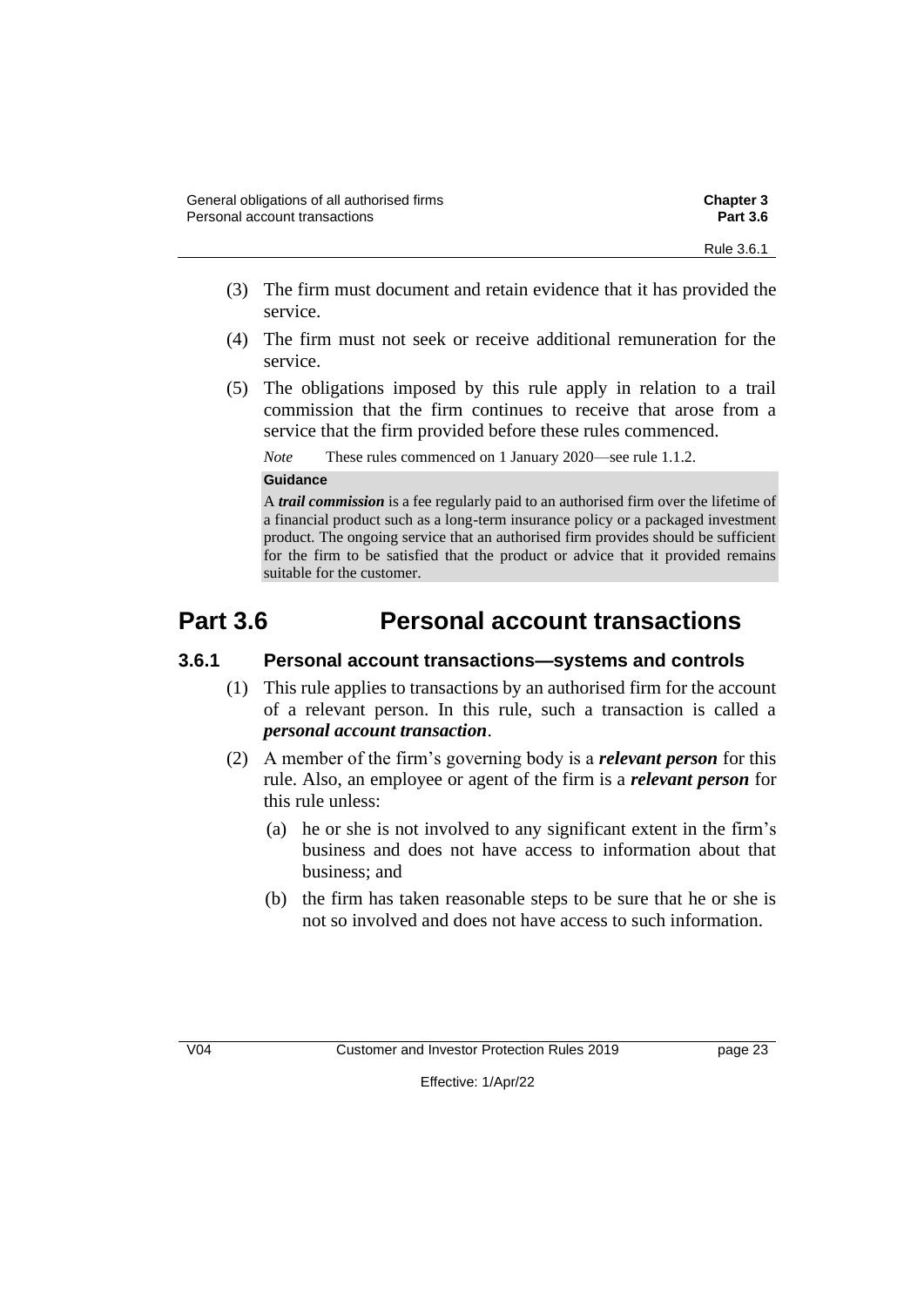(3) The firm must document and retain evidence that it has provided the service.

(4) The firm must not seek or receive additional remuneration for the service.

(5) The obligations imposed by this rule apply in relation to a trail commission that the firm continues to receive that arose from a service that the firm provided before these rules commenced.

*Note* These rules commenced on 1 January 2020—see rule 1.1.2.

**Guidance**

A ***trail commission*** is a fee regularly paid to an authorised firm over the lifetime of a financial product such as a long-term insurance policy or a packaged investment product. The ongoing service that an authorised firm provides should be sufficient for the firm to be satisfied that the product or advice that it provided remains suitable for the customer.

# Part 3.6 Personal account transactions

## 3.6.1 Personal account transactions—systems and controls

(1) This rule applies to transactions by an authorised firm for the account of a relevant person. In this rule, such a transaction is called a ***personal account transaction***.

(2) A member of the firm's governing body is a ***relevant person*** for this rule. Also, an employee or agent of the firm is a ***relevant person*** for this rule unless:

(a) he or she is not involved to any significant extent in the firm's business and does not have access to information about that business; and

(b) the firm has taken reasonable steps to be sure that he or she is not so involved and does not have access to such information.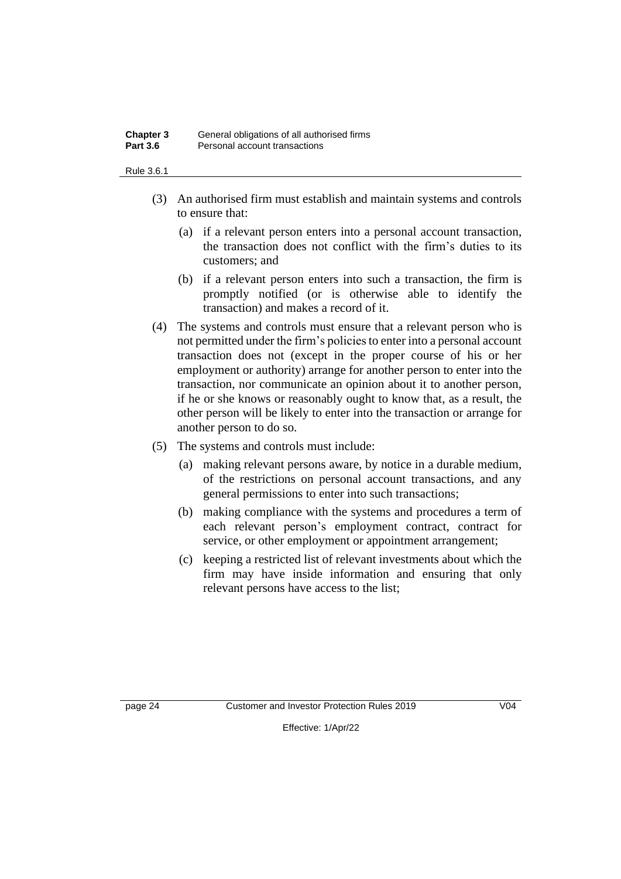(3) An authorised firm must establish and maintain systems and controls to ensure that:

   (a) if a relevant person enters into a personal account transaction, the transaction does not conflict with the firm's duties to its customers; and

   (b) if a relevant person enters into such a transaction, the firm is promptly notified (or is otherwise able to identify the transaction) and makes a record of it.

(4) The systems and controls must ensure that a relevant person who is not permitted under the firm's policies to enter into a personal account transaction does not (except in the proper course of his or her employment or authority) arrange for another person to enter into the transaction, nor communicate an opinion about it to another person, if he or she knows or reasonably ought to know that, as a result, the other person will be likely to enter into the transaction or arrange for another person to do so.

(5) The systems and controls must include:

   (a) making relevant persons aware, by notice in a durable medium, of the restrictions on personal account transactions, and any general permissions to enter into such transactions;

   (b) making compliance with the systems and procedures a term of each relevant person's employment contract, contract for service, or other employment or appointment arrangement;

   (c) keeping a restricted list of relevant investments about which the firm may have inside information and ensuring that only relevant persons have access to the list;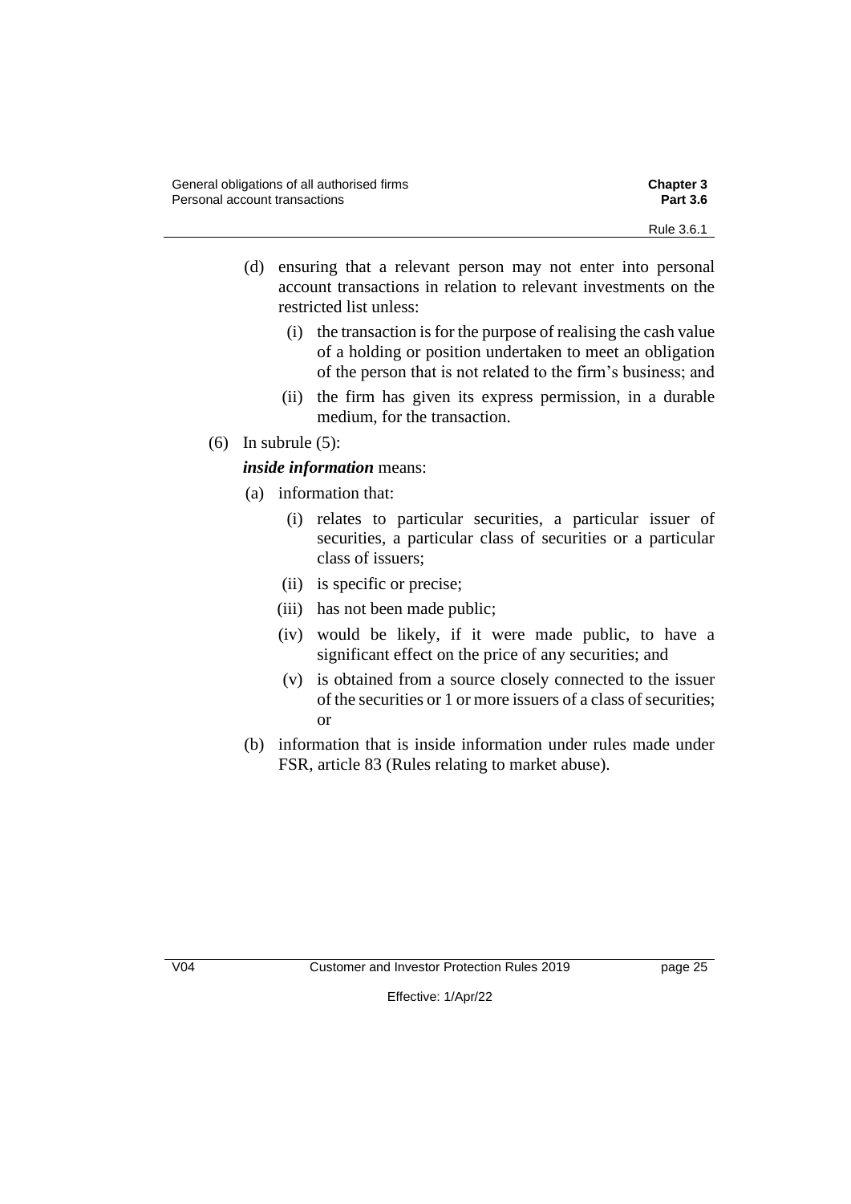(d) ensuring that a relevant person may not enter into personal account transactions in relation to relevant investments on the restricted list unless:

  (i) the transaction is for the purpose of realising the cash value of a holding or position undertaken to meet an obligation of the person that is not related to the firm's business; and

  (ii) the firm has given its express permission, in a durable medium, for the transaction.

(6) In subrule (5):

***inside information*** means:

(a) information that:

  (i) relates to particular securities, a particular issuer of securities, a particular class of securities or a particular class of issuers;

  (ii) is specific or precise;

  (iii) has not been made public;

  (iv) would be likely, if it were made public, to have a significant effect on the price of any securities; and

  (v) is obtained from a source closely connected to the issuer of the securities or 1 or more issuers of a class of securities; or

(b) information that is inside information under rules made under FSR, article 83 (Rules relating to market abuse).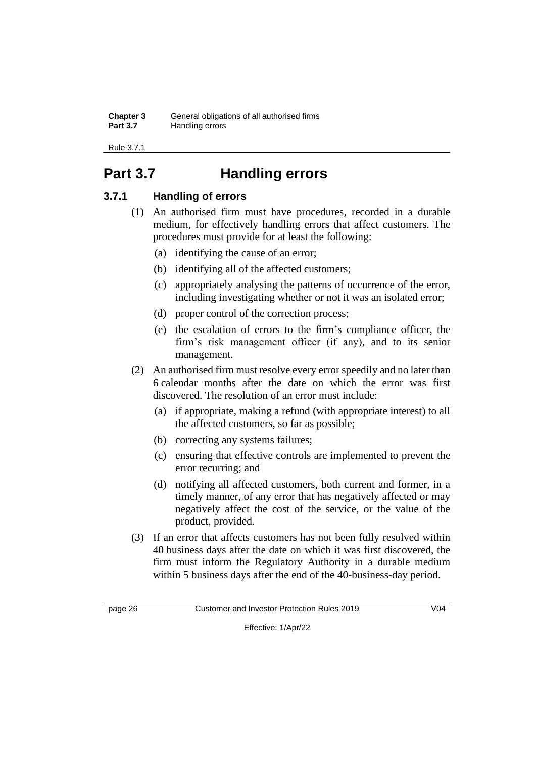# Part 3.7 Handling errors

## 3.7.1 Handling of errors

(1) An authorised firm must have procedures, recorded in a durable medium, for effectively handling errors that affect customers. The procedures must provide for at least the following:

(a) identifying the cause of an error;

(b) identifying all of the affected customers;

(c) appropriately analysing the patterns of occurrence of the error, including investigating whether or not it was an isolated error;

(d) proper control of the correction process;

(e) the escalation of errors to the firm's compliance officer, the firm's risk management officer (if any), and to its senior management.

(2) An authorised firm must resolve every error speedily and no later than 6 calendar months after the date on which the error was first discovered. The resolution of an error must include:

(a) if appropriate, making a refund (with appropriate interest) to all the affected customers, so far as possible;

(b) correcting any systems failures;

(c) ensuring that effective controls are implemented to prevent the error recurring; and

(d) notifying all affected customers, both current and former, in a timely manner, of any error that has negatively affected or may negatively affect the cost of the service, or the value of the product, provided.

(3) If an error that affects customers has not been fully resolved within 40 business days after the date on which it was first discovered, the firm must inform the Regulatory Authority in a durable medium within 5 business days after the end of the 40-business-day period.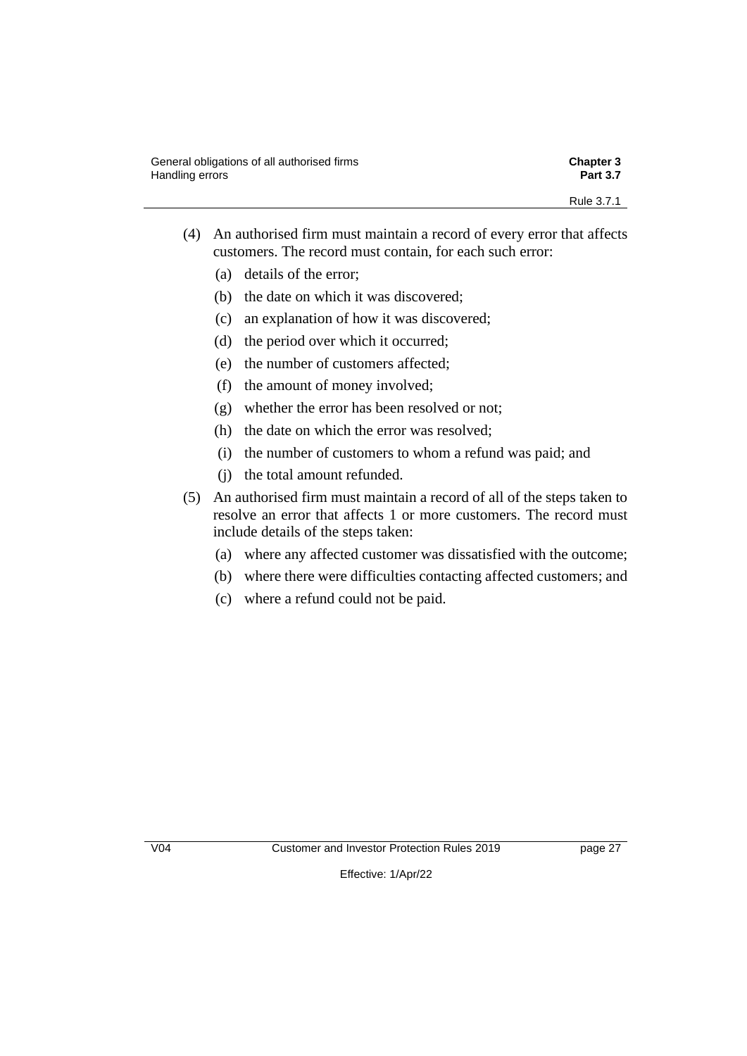(4) An authorised firm must maintain a record of every error that affects customers. The record must contain, for each such error:

- (a) details of the error;
- (b) the date on which it was discovered;
- (c) an explanation of how it was discovered;
- (d) the period over which it occurred;
- (e) the number of customers affected;
- (f) the amount of money involved;
- (g) whether the error has been resolved or not;
- (h) the date on which the error was resolved;
- (i) the number of customers to whom a refund was paid; and
- (j) the total amount refunded.

(5) An authorised firm must maintain a record of all of the steps taken to resolve an error that affects 1 or more customers. The record must include details of the steps taken:

- (a) where any affected customer was dissatisfied with the outcome;
- (b) where there were difficulties contacting affected customers; and
- (c) where a refund could not be paid.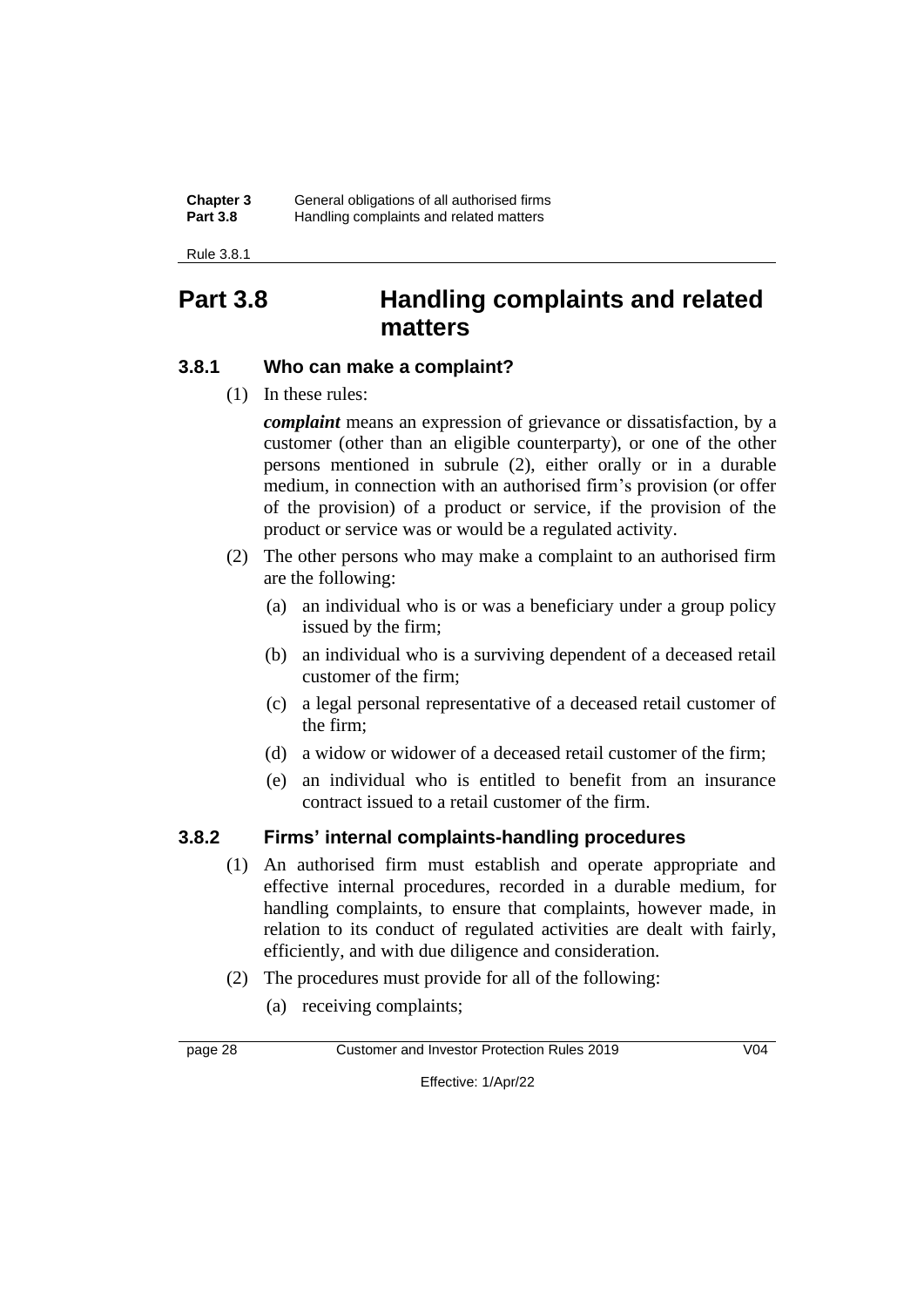# Part 3.8 Handling complaints and related matters

### 3.8.1 Who can make a complaint?

(1) In these rules:

***complaint*** means an expression of grievance or dissatisfaction, by a customer (other than an eligible counterparty), or one of the other persons mentioned in subrule (2), either orally or in a durable medium, in connection with an authorised firm's provision (or offer of the provision) of a product or service, if the provision of the product or service was or would be a regulated activity.

(2) The other persons who may make a complaint to an authorised firm are the following:

(a) an individual who is or was a beneficiary under a group policy issued by the firm;

(b) an individual who is a surviving dependent of a deceased retail customer of the firm;

(c) a legal personal representative of a deceased retail customer of the firm;

(d) a widow or widower of a deceased retail customer of the firm;

(e) an individual who is entitled to benefit from an insurance contract issued to a retail customer of the firm.

### 3.8.2 Firms' internal complaints-handling procedures

(1) An authorised firm must establish and operate appropriate and effective internal procedures, recorded in a durable medium, for handling complaints, to ensure that complaints, however made, in relation to its conduct of regulated activities are dealt with fairly, efficiently, and with due diligence and consideration.

(2) The procedures must provide for all of the following:

(a) receiving complaints;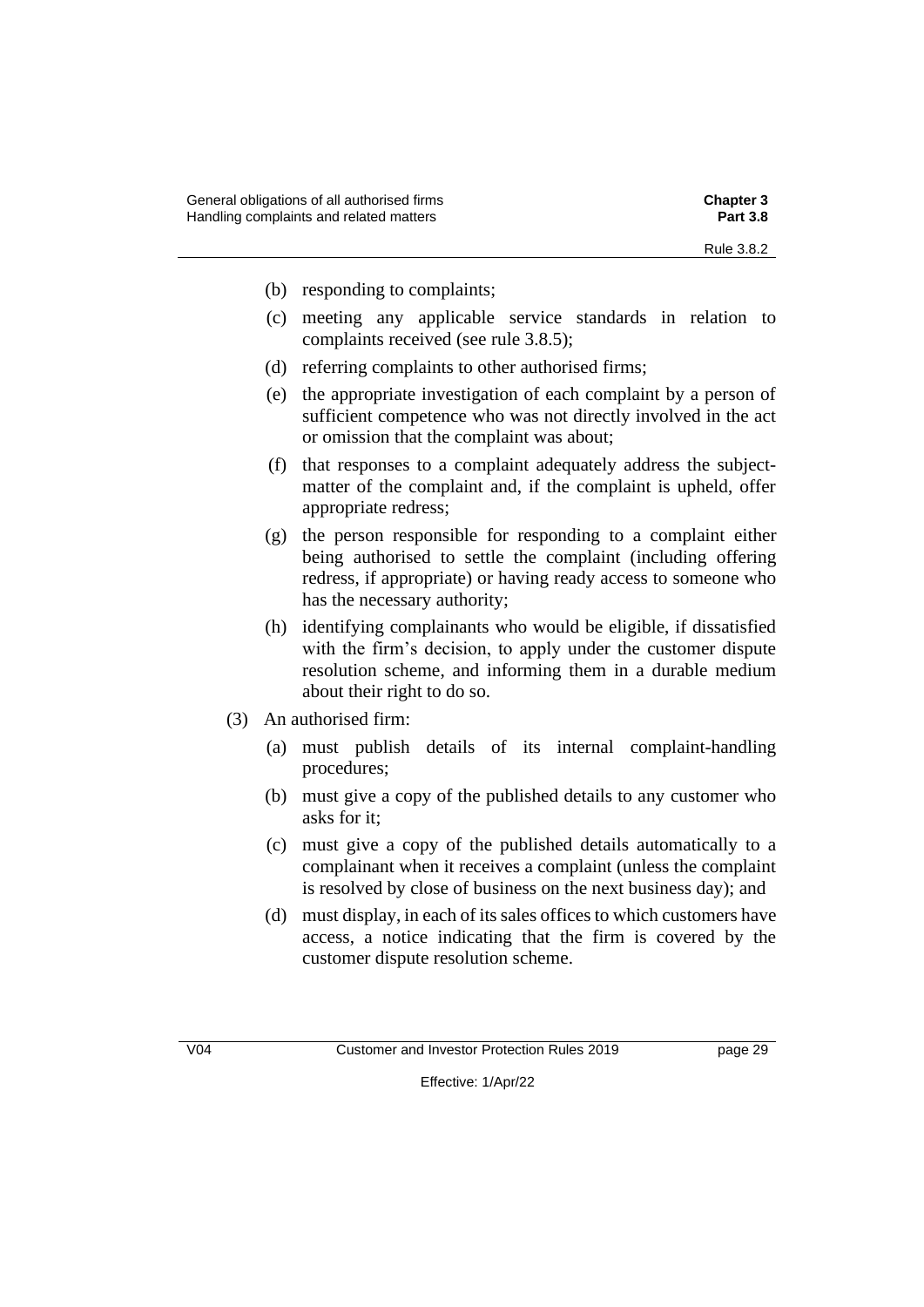(b) responding to complaints;

(c) meeting any applicable service standards in relation to complaints received (see rule 3.8.5);

(d) referring complaints to other authorised firms;

(e) the appropriate investigation of each complaint by a person of sufficient competence who was not directly involved in the act or omission that the complaint was about;

(f) that responses to a complaint adequately address the subject-matter of the complaint and, if the complaint is upheld, offer appropriate redress;

(g) the person responsible for responding to a complaint either being authorised to settle the complaint (including offering redress, if appropriate) or having ready access to someone who has the necessary authority;

(h) identifying complainants who would be eligible, if dissatisfied with the firm's decision, to apply under the customer dispute resolution scheme, and informing them in a durable medium about their right to do so.

(3) An authorised firm:

(a) must publish details of its internal complaint-handling procedures;

(b) must give a copy of the published details to any customer who asks for it;

(c) must give a copy of the published details automatically to a complainant when it receives a complaint (unless the complaint is resolved by close of business on the next business day); and

(d) must display, in each of its sales offices to which customers have access, a notice indicating that the firm is covered by the customer dispute resolution scheme.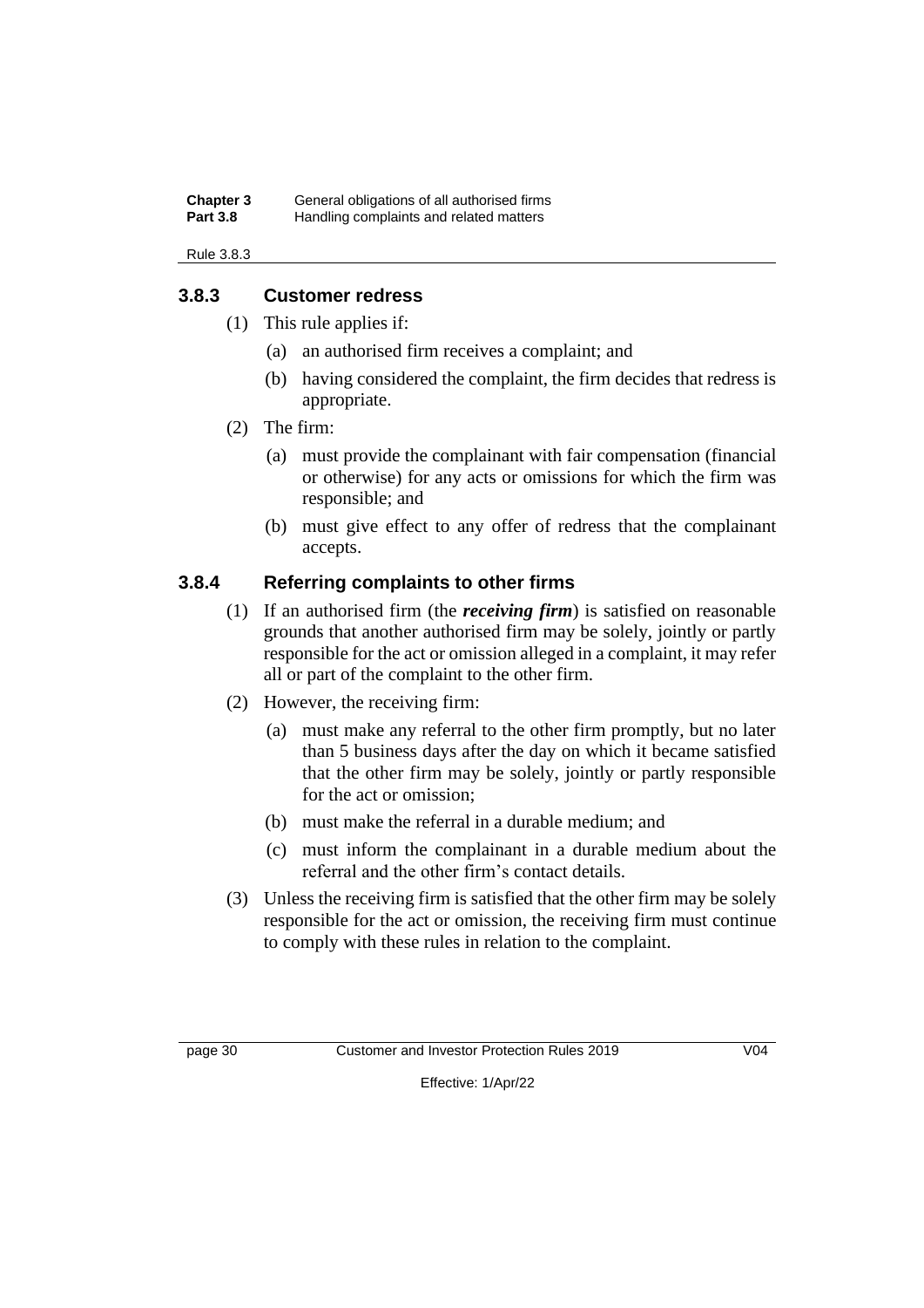### 3.8.3 Customer redress

(1) This rule applies if:

(a) an authorised firm receives a complaint; and

(b) having considered the complaint, the firm decides that redress is appropriate.

(2) The firm:

(a) must provide the complainant with fair compensation (financial or otherwise) for any acts or omissions for which the firm was responsible; and

(b) must give effect to any offer of redress that the complainant accepts.

### 3.8.4 Referring complaints to other firms

(1) If an authorised firm (the ***receiving firm***) is satisfied on reasonable grounds that another authorised firm may be solely, jointly or partly responsible for the act or omission alleged in a complaint, it may refer all or part of the complaint to the other firm.

(2) However, the receiving firm:

(a) must make any referral to the other firm promptly, but no later than 5 business days after the day on which it became satisfied that the other firm may be solely, jointly or partly responsible for the act or omission;

(b) must make the referral in a durable medium; and

(c) must inform the complainant in a durable medium about the referral and the other firm's contact details.

(3) Unless the receiving firm is satisfied that the other firm may be solely responsible for the act or omission, the receiving firm must continue to comply with these rules in relation to the complaint.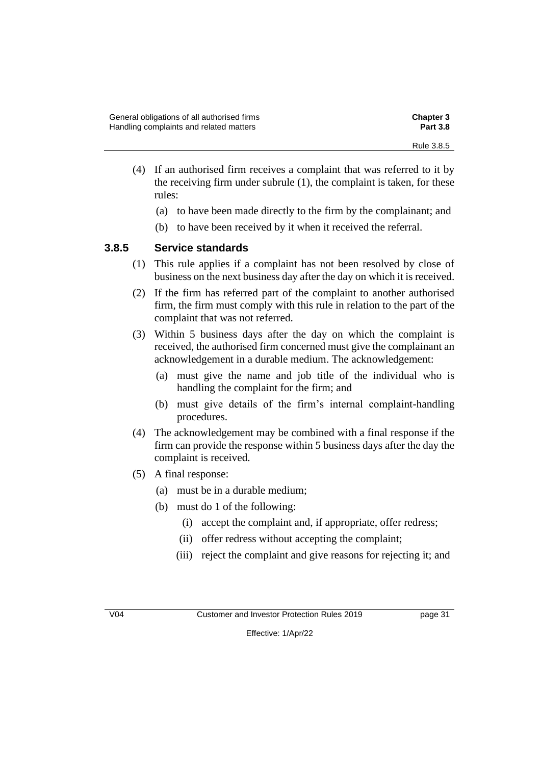(4) If an authorised firm receives a complaint that was referred to it by the receiving firm under subrule (1), the complaint is taken, for these rules:

(a) to have been made directly to the firm by the complainant; and

(b) to have been received by it when it received the referral.

### 3.8.5 Service standards

(1) This rule applies if a complaint has not been resolved by close of business on the next business day after the day on which it is received.

(2) If the firm has referred part of the complaint to another authorised firm, the firm must comply with this rule in relation to the part of the complaint that was not referred.

(3) Within 5 business days after the day on which the complaint is received, the authorised firm concerned must give the complainant an acknowledgement in a durable medium. The acknowledgement:

(a) must give the name and job title of the individual who is handling the complaint for the firm; and

(b) must give details of the firm's internal complaint-handling procedures.

(4) The acknowledgement may be combined with a final response if the firm can provide the response within 5 business days after the day the complaint is received.

(5) A final response:

(a) must be in a durable medium;

(b) must do 1 of the following:

(i) accept the complaint and, if appropriate, offer redress;

(ii) offer redress without accepting the complaint;

(iii) reject the complaint and give reasons for rejecting it; and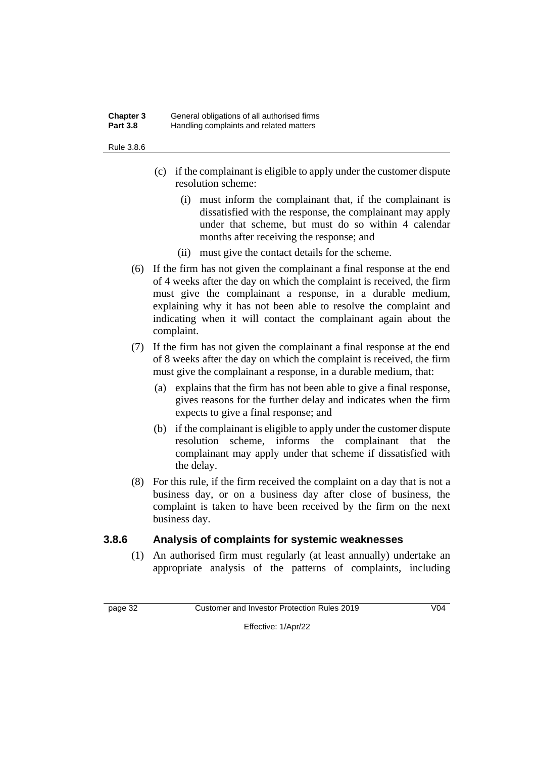(c) if the complainant is eligible to apply under the customer dispute resolution scheme:

    (i) must inform the complainant that, if the complainant is dissatisfied with the response, the complainant may apply under that scheme, but must do so within 4 calendar months after receiving the response; and

    (ii) must give the contact details for the scheme.

(6) If the firm has not given the complainant a final response at the end of 4 weeks after the day on which the complaint is received, the firm must give the complainant a response, in a durable medium, explaining why it has not been able to resolve the complaint and indicating when it will contact the complainant again about the complaint.

(7) If the firm has not given the complainant a final response at the end of 8 weeks after the day on which the complaint is received, the firm must give the complainant a response, in a durable medium, that:

(a) explains that the firm has not been able to give a final response, gives reasons for the further delay and indicates when the firm expects to give a final response; and

(b) if the complainant is eligible to apply under the customer dispute resolution scheme, informs the complainant that the complainant may apply under that scheme if dissatisfied with the delay.

(8) For this rule, if the firm received the complaint on a day that is not a business day, or on a business day after close of business, the complaint is taken to have been received by the firm on the next business day.

### 3.8.6 Analysis of complaints for systemic weaknesses

(1) An authorised firm must regularly (at least annually) undertake an appropriate analysis of the patterns of complaints, including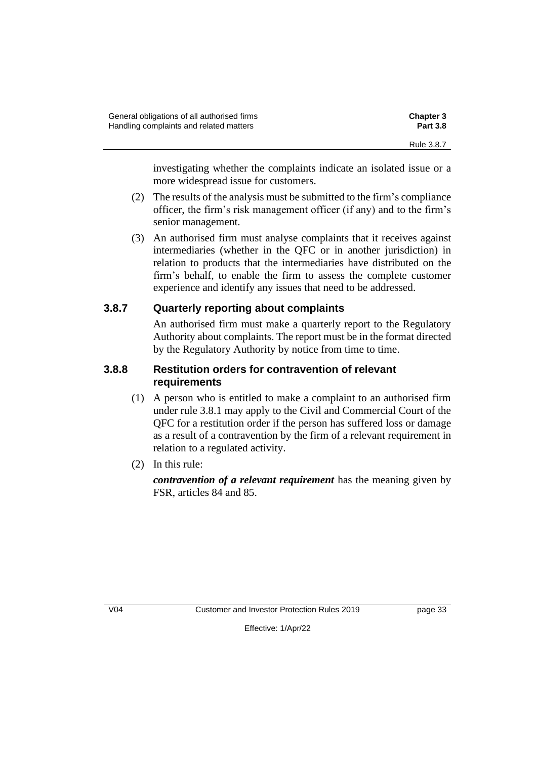investigating whether the complaints indicate an isolated issue or a more widespread issue for customers.

(2) The results of the analysis must be submitted to the firm's compliance officer, the firm's risk management officer (if any) and to the firm's senior management.

(3) An authorised firm must analyse complaints that it receives against intermediaries (whether in the QFC or in another jurisdiction) in relation to products that the intermediaries have distributed on the firm's behalf, to enable the firm to assess the complete customer experience and identify any issues that need to be addressed.

### 3.8.7 Quarterly reporting about complaints

An authorised firm must make a quarterly report to the Regulatory Authority about complaints. The report must be in the format directed by the Regulatory Authority by notice from time to time.

### 3.8.8 Restitution orders for contravention of relevant requirements

(1) A person who is entitled to make a complaint to an authorised firm under rule 3.8.1 may apply to the Civil and Commercial Court of the QFC for a restitution order if the person has suffered loss or damage as a result of a contravention by the firm of a relevant requirement in relation to a regulated activity.

(2) In this rule:

***contravention of a relevant requirement*** has the meaning given by FSR, articles 84 and 85.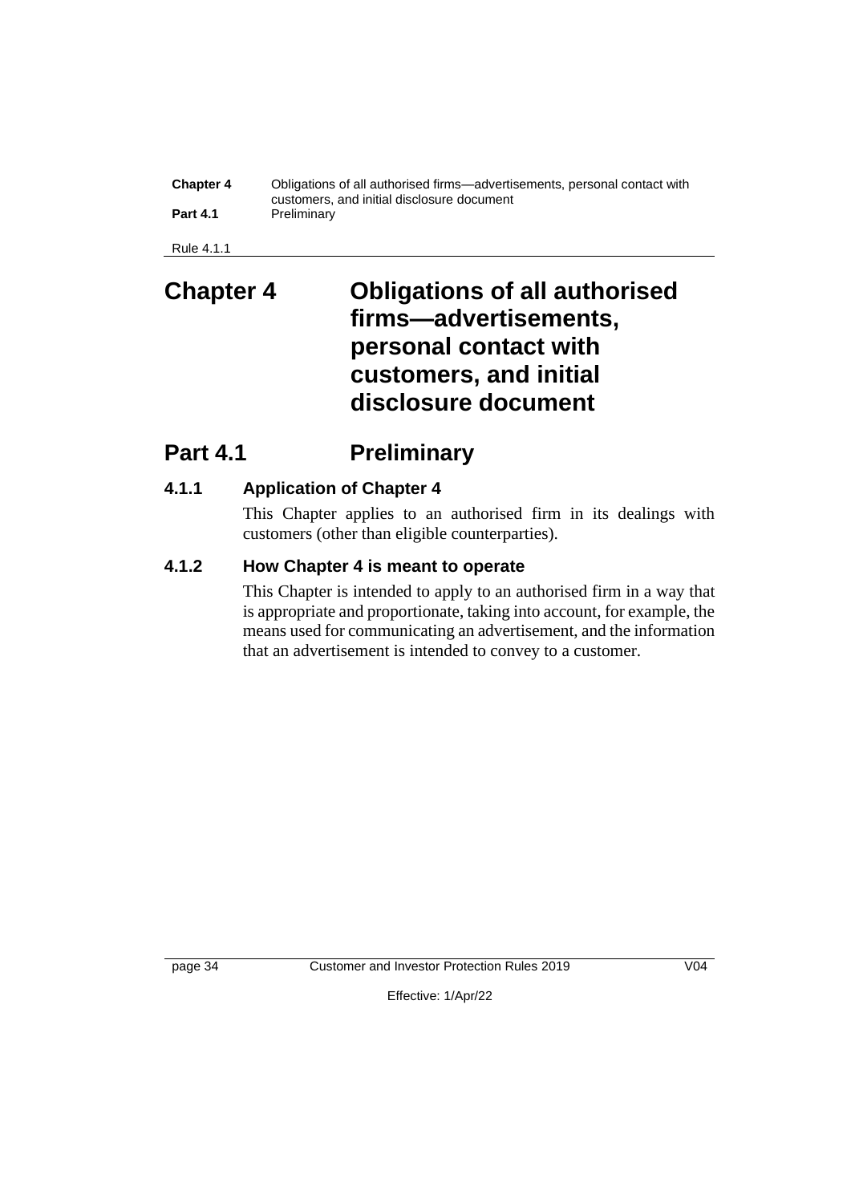# Chapter 4 Obligations of all authorised firms—advertisements, personal contact with customers, and initial disclosure document

## Part 4.1 Preliminary

### 4.1.1 Application of Chapter 4

This Chapter applies to an authorised firm in its dealings with customers (other than eligible counterparties).

### 4.1.2 How Chapter 4 is meant to operate

This Chapter is intended to apply to an authorised firm in a way that is appropriate and proportionate, taking into account, for example, the means used for communicating an advertisement, and the information that an advertisement is intended to convey to a customer.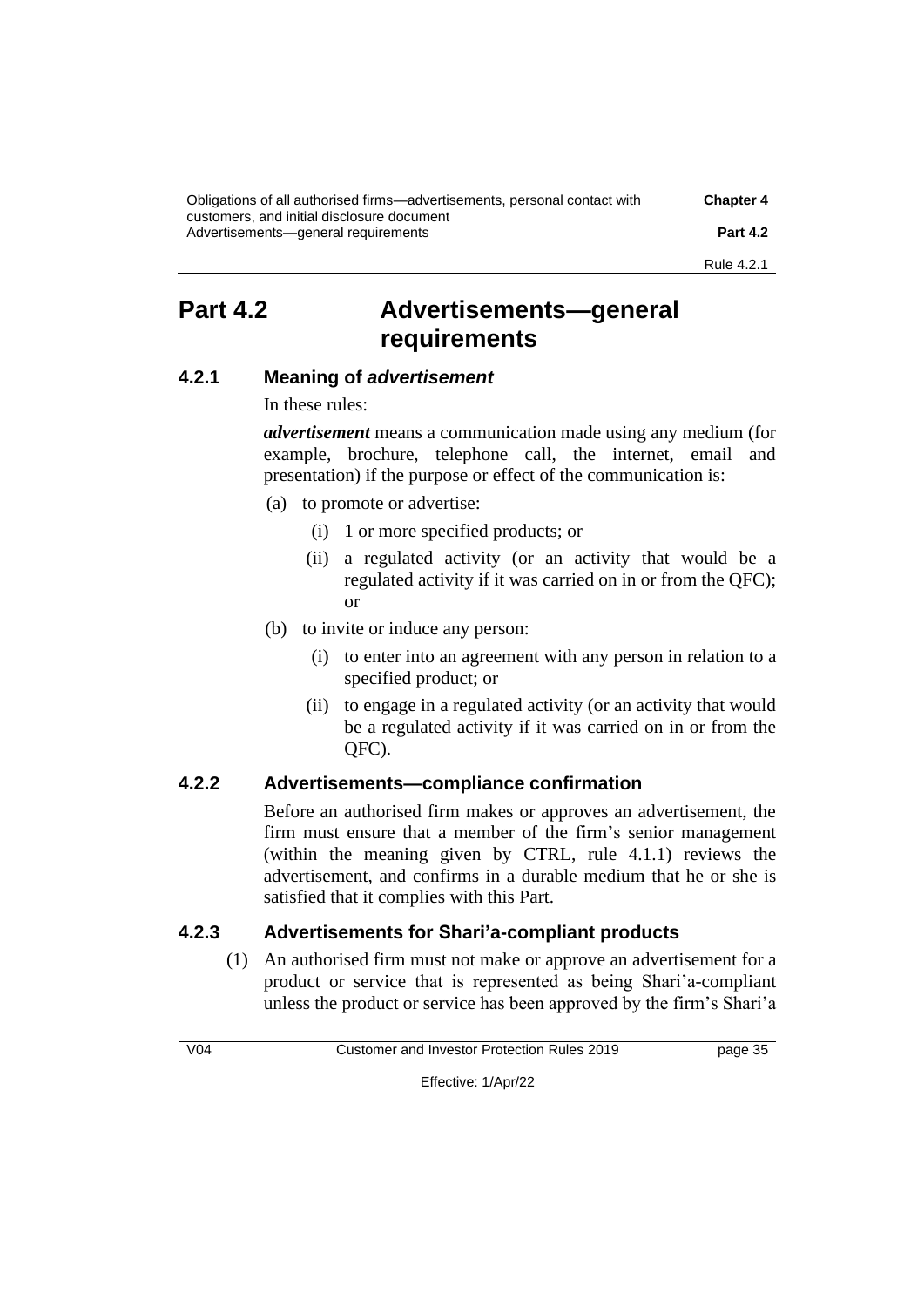## Part 4.2 Advertisements—general requirements

### 4.2.1 Meaning of *advertisement*

In these rules:

***advertisement*** means a communication made using any medium (for example, brochure, telephone call, the internet, email and presentation) if the purpose or effect of the communication is:

(a) to promote or advertise:

(i) 1 or more specified products; or

(ii) a regulated activity (or an activity that would be a regulated activity if it was carried on in or from the QFC); or

(b) to invite or induce any person:

(i) to enter into an agreement with any person in relation to a specified product; or

(ii) to engage in a regulated activity (or an activity that would be a regulated activity if it was carried on in or from the QFC).

### 4.2.2 Advertisements—compliance confirmation

Before an authorised firm makes or approves an advertisement, the firm must ensure that a member of the firm's senior management (within the meaning given by CTRL, rule 4.1.1) reviews the advertisement, and confirms in a durable medium that he or she is satisfied that it complies with this Part.

### 4.2.3 Advertisements for Shari'a-compliant products

(1) An authorised firm must not make or approve an advertisement for a product or service that is represented as being Shari'a-compliant unless the product or service has been approved by the firm's Shari'a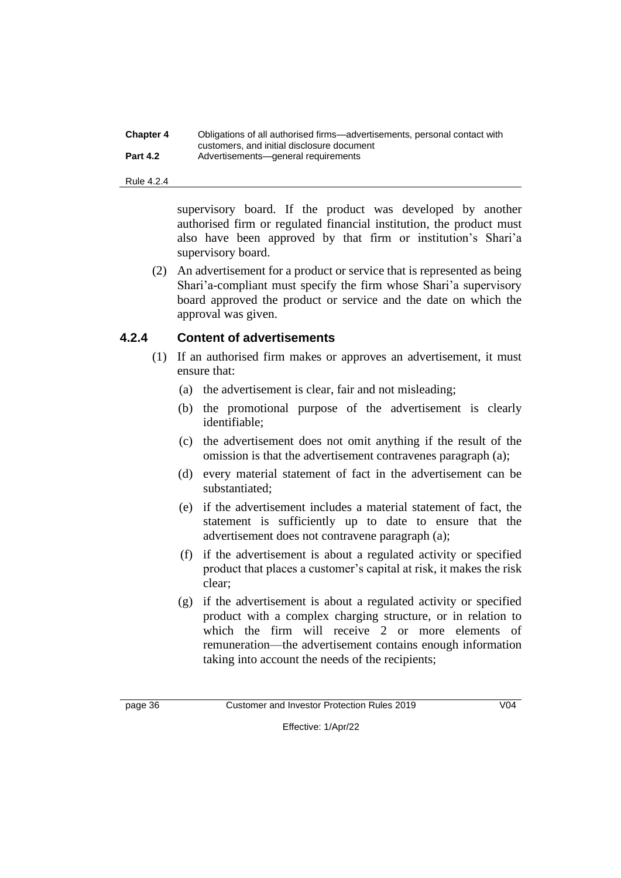supervisory board. If the product was developed by another authorised firm or regulated financial institution, the product must also have been approved by that firm or institution's Shari'a supervisory board.

(2) An advertisement for a product or service that is represented as being Shari'a-compliant must specify the firm whose Shari'a supervisory board approved the product or service and the date on which the approval was given.

### 4.2.4 Content of advertisements

(1) If an authorised firm makes or approves an advertisement, it must ensure that:

(a) the advertisement is clear, fair and not misleading;

(b) the promotional purpose of the advertisement is clearly identifiable;

(c) the advertisement does not omit anything if the result of the omission is that the advertisement contravenes paragraph (a);

(d) every material statement of fact in the advertisement can be substantiated;

(e) if the advertisement includes a material statement of fact, the statement is sufficiently up to date to ensure that the advertisement does not contravene paragraph (a);

(f) if the advertisement is about a regulated activity or specified product that places a customer's capital at risk, it makes the risk clear;

(g) if the advertisement is about a regulated activity or specified product with a complex charging structure, or in relation to which the firm will receive 2 or more elements of remuneration—the advertisement contains enough information taking into account the needs of the recipients;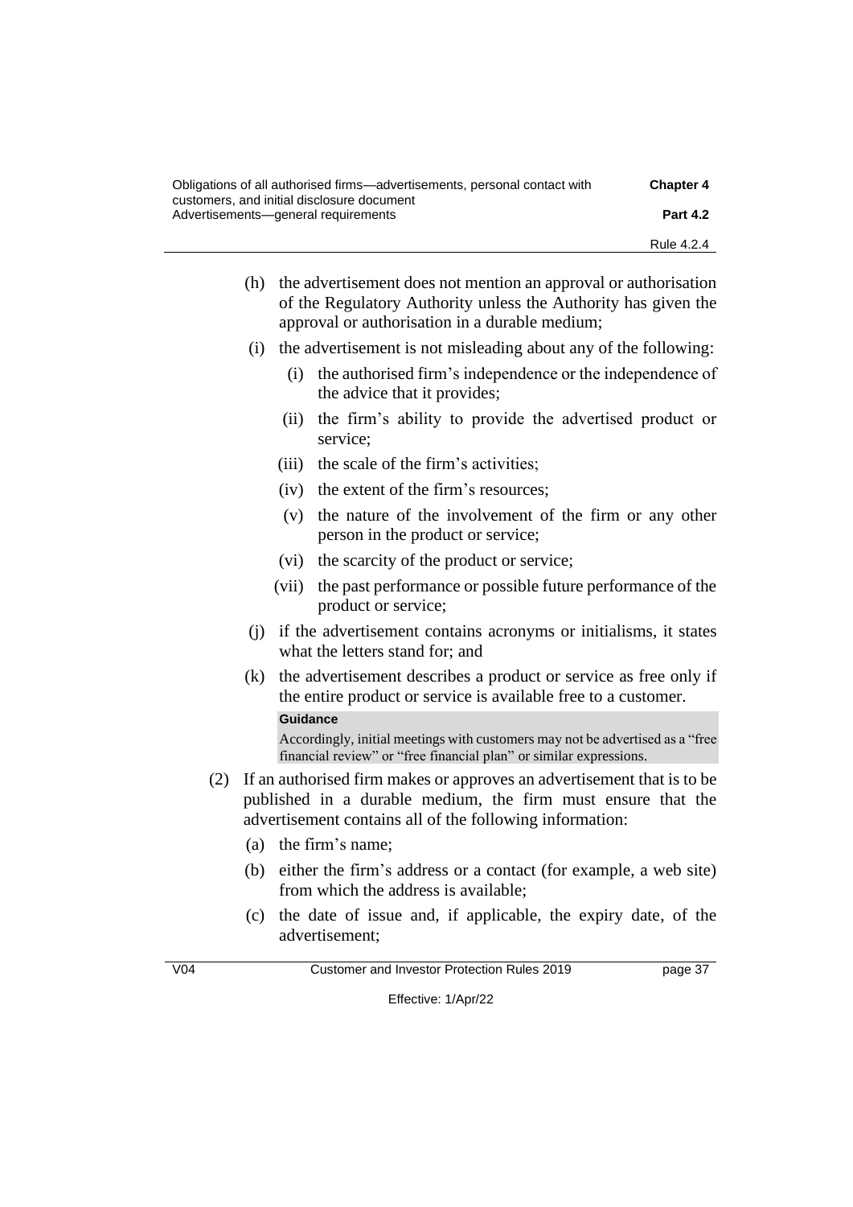(h) the advertisement does not mention an approval or authorisation of the Regulatory Authority unless the Authority has given the approval or authorisation in a durable medium;

(i) the advertisement is not misleading about any of the following:

   (i) the authorised firm's independence or the independence of the advice that it provides;

   (ii) the firm's ability to provide the advertised product or service;

   (iii) the scale of the firm's activities;

   (iv) the extent of the firm's resources;

   (v) the nature of the involvement of the firm or any other person in the product or service;

   (vi) the scarcity of the product or service;

   (vii) the past performance or possible future performance of the product or service;

(j) if the advertisement contains acronyms or initialisms, it states what the letters stand for; and

(k) the advertisement describes a product or service as free only if the entire product or service is available free to a customer.

**Guidance**

Accordingly, initial meetings with customers may not be advertised as a "free financial review" or "free financial plan" or similar expressions.

(2) If an authorised firm makes or approves an advertisement that is to be published in a durable medium, the firm must ensure that the advertisement contains all of the following information:

(a) the firm's name;

(b) either the firm's address or a contact (for example, a web site) from which the address is available;

(c) the date of issue and, if applicable, the expiry date, of the advertisement;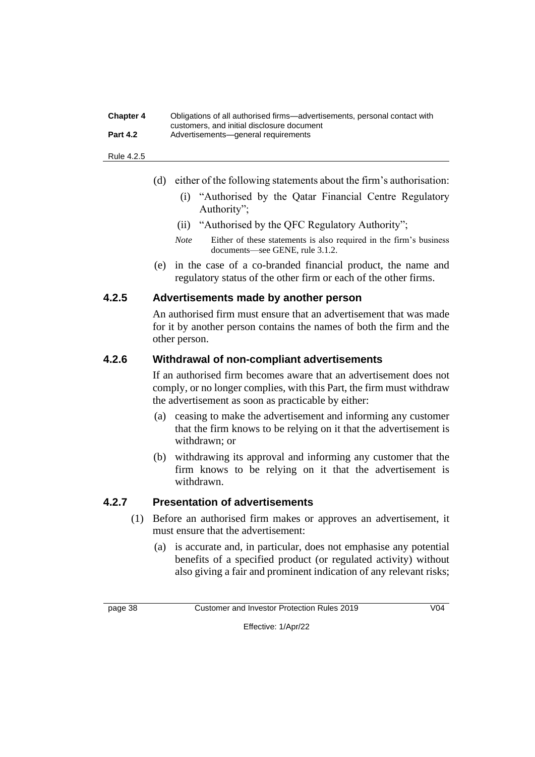(d) either of the following statements about the firm's authorisation:

   (i) "Authorised by the Qatar Financial Centre Regulatory Authority";

   (ii) "Authorised by the QFC Regulatory Authority";

   *Note* Either of these statements is also required in the firm's business documents—see GENE, rule 3.1.2.

(e) in the case of a co-branded financial product, the name and regulatory status of the other firm or each of the other firms.

### 4.2.5 Advertisements made by another person

An authorised firm must ensure that an advertisement that was made for it by another person contains the names of both the firm and the other person.

### 4.2.6 Withdrawal of non-compliant advertisements

If an authorised firm becomes aware that an advertisement does not comply, or no longer complies, with this Part, the firm must withdraw the advertisement as soon as practicable by either:

(a) ceasing to make the advertisement and informing any customer that the firm knows to be relying on it that the advertisement is withdrawn; or

(b) withdrawing its approval and informing any customer that the firm knows to be relying on it that the advertisement is withdrawn.

### 4.2.7 Presentation of advertisements

(1) Before an authorised firm makes or approves an advertisement, it must ensure that the advertisement:

   (a) is accurate and, in particular, does not emphasise any potential benefits of a specified product (or regulated activity) without also giving a fair and prominent indication of any relevant risks;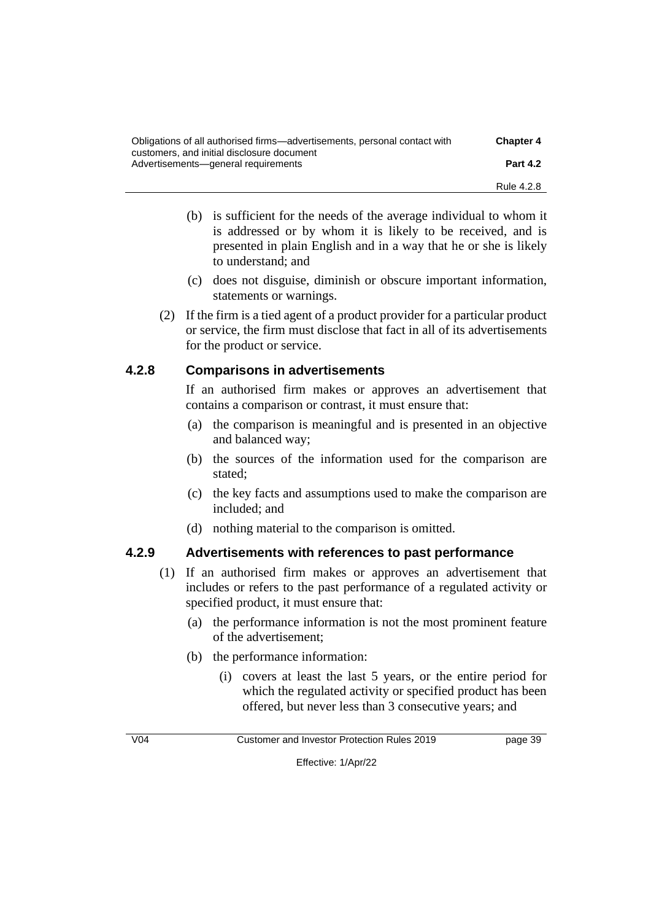(b) is sufficient for the needs of the average individual to whom it is addressed or by whom it is likely to be received, and is presented in plain English and in a way that he or she is likely to understand; and

(c) does not disguise, diminish or obscure important information, statements or warnings.

(2) If the firm is a tied agent of a product provider for a particular product or service, the firm must disclose that fact in all of its advertisements for the product or service.

### 4.2.8 Comparisons in advertisements

If an authorised firm makes or approves an advertisement that contains a comparison or contrast, it must ensure that:

(a) the comparison is meaningful and is presented in an objective and balanced way;

(b) the sources of the information used for the comparison are stated;

(c) the key facts and assumptions used to make the comparison are included; and

(d) nothing material to the comparison is omitted.

### 4.2.9 Advertisements with references to past performance

(1) If an authorised firm makes or approves an advertisement that includes or refers to the past performance of a regulated activity or specified product, it must ensure that:

(a) the performance information is not the most prominent feature of the advertisement;

(b) the performance information:

(i) covers at least the last 5 years, or the entire period for which the regulated activity or specified product has been offered, but never less than 3 consecutive years; and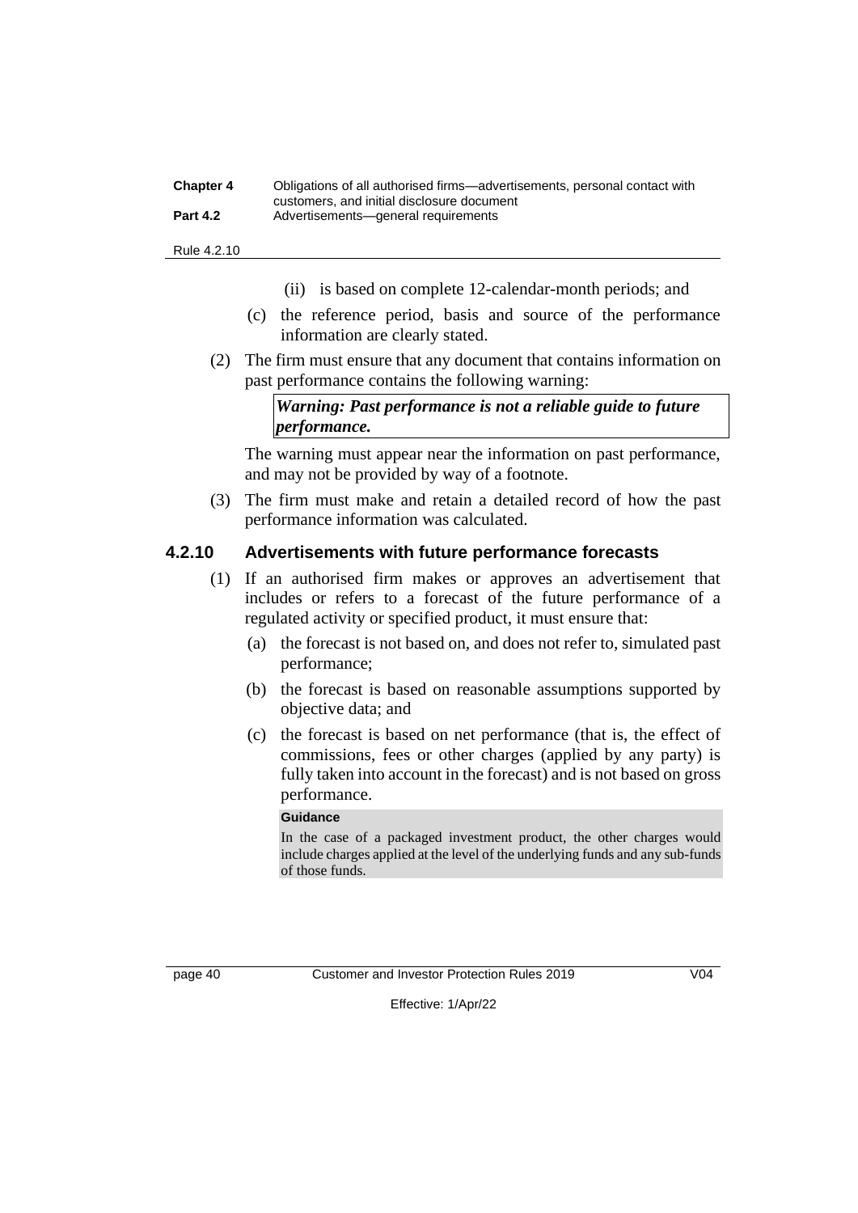(ii) is based on complete 12-calendar-month periods; and

(c) the reference period, basis and source of the performance information are clearly stated.

(2) The firm must ensure that any document that contains information on past performance contains the following warning:

> ***Warning: Past performance is not a reliable guide to future performance.***

The warning must appear near the information on past performance, and may not be provided by way of a footnote.

(3) The firm must make and retain a detailed record of how the past performance information was calculated.

## 4.2.10 Advertisements with future performance forecasts

(1) If an authorised firm makes or approves an advertisement that includes or refers to a forecast of the future performance of a regulated activity or specified product, it must ensure that:

(a) the forecast is not based on, and does not refer to, simulated past performance;

(b) the forecast is based on reasonable assumptions supported by objective data; and

(c) the forecast is based on net performance (that is, the effect of commissions, fees or other charges (applied by any party) is fully taken into account in the forecast) and is not based on gross performance.

> **Guidance**
>
> In the case of a packaged investment product, the other charges would include charges applied at the level of the underlying funds and any sub-funds of those funds.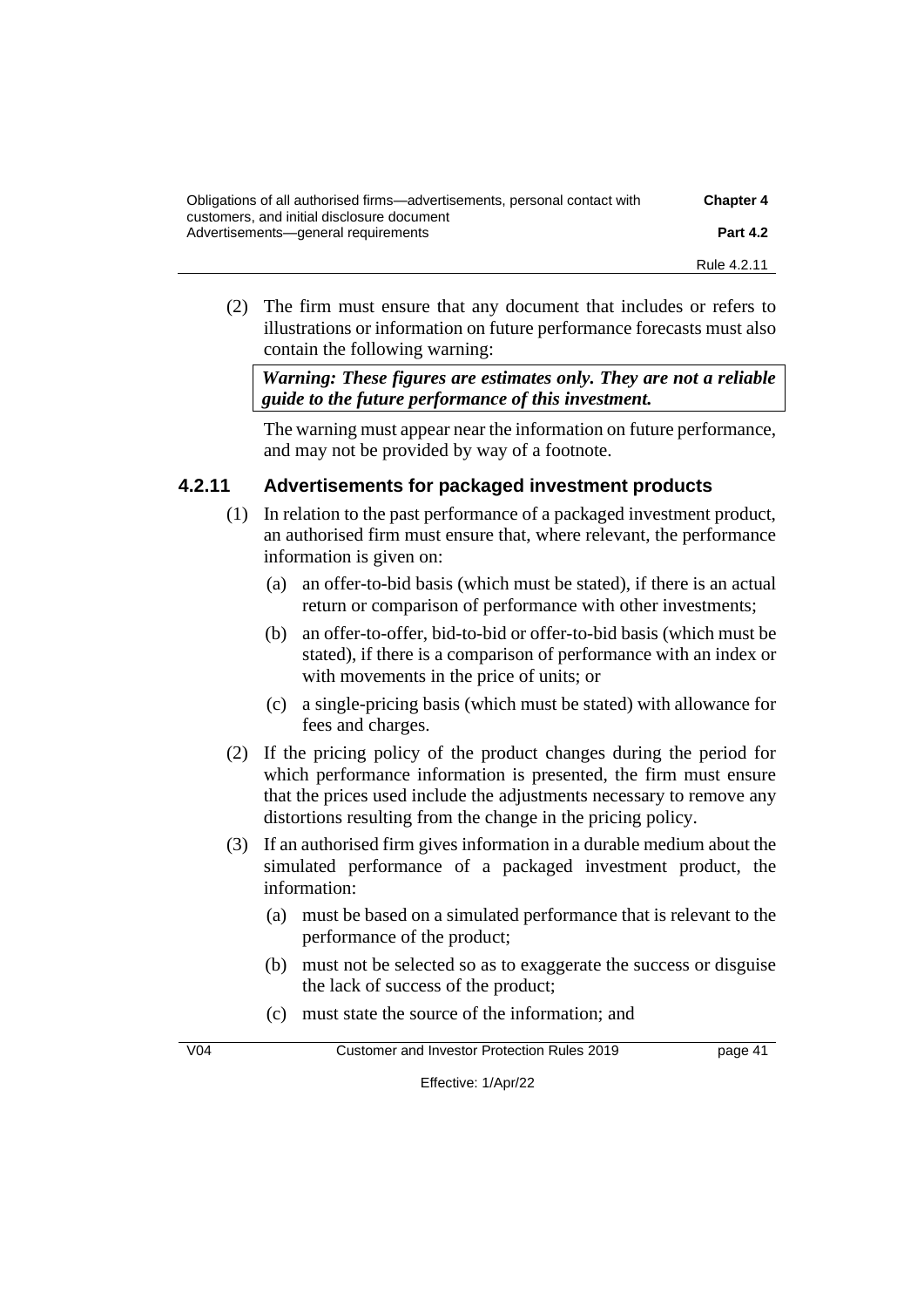(2) The firm must ensure that any document that includes or refers to illustrations or information on future performance forecasts must also contain the following warning:

> ***Warning: These figures are estimates only. They are not a reliable guide to the future performance of this investment.***

The warning must appear near the information on future performance, and may not be provided by way of a footnote.

### 4.2.11 Advertisements for packaged investment products

(1) In relation to the past performance of a packaged investment product, an authorised firm must ensure that, where relevant, the performance information is given on:

- (a) an offer-to-bid basis (which must be stated), if there is an actual return or comparison of performance with other investments;
- (b) an offer-to-offer, bid-to-bid or offer-to-bid basis (which must be stated), if there is a comparison of performance with an index or with movements in the price of units; or
- (c) a single-pricing basis (which must be stated) with allowance for fees and charges.

(2) If the pricing policy of the product changes during the period for which performance information is presented, the firm must ensure that the prices used include the adjustments necessary to remove any distortions resulting from the change in the pricing policy.

(3) If an authorised firm gives information in a durable medium about the simulated performance of a packaged investment product, the information:

- (a) must be based on a simulated performance that is relevant to the performance of the product;
- (b) must not be selected so as to exaggerate the success or disguise the lack of success of the product;
- (c) must state the source of the information; and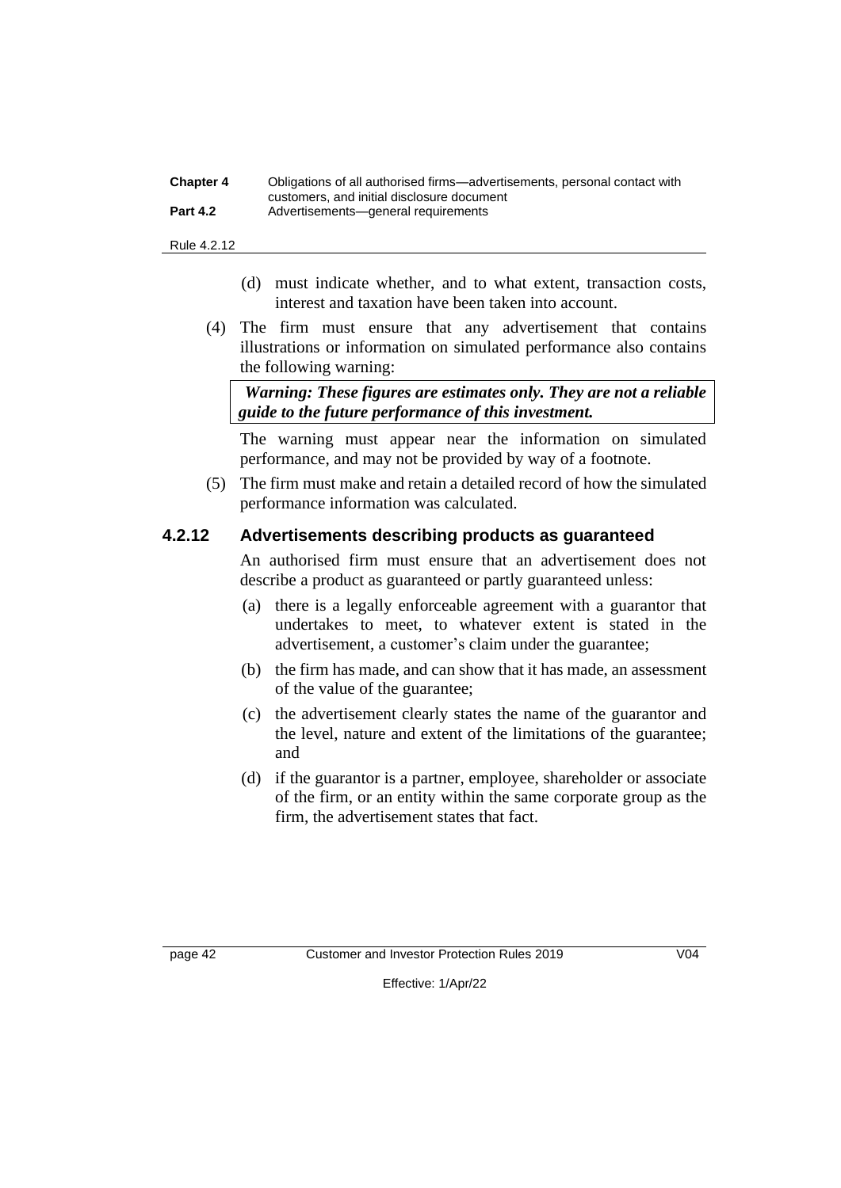(d) must indicate whether, and to what extent, transaction costs, interest and taxation have been taken into account.

(4) The firm must ensure that any advertisement that contains illustrations or information on simulated performance also contains the following warning:

| ***Warning: These figures are estimates only. They are not a reliable guide to the future performance of this investment.*** |
| --- |

The warning must appear near the information on simulated performance, and may not be provided by way of a footnote.

(5) The firm must make and retain a detailed record of how the simulated performance information was calculated.

### 4.2.12 Advertisements describing products as guaranteed

An authorised firm must ensure that an advertisement does not describe a product as guaranteed or partly guaranteed unless:

(a) there is a legally enforceable agreement with a guarantor that undertakes to meet, to whatever extent is stated in the advertisement, a customer's claim under the guarantee;

(b) the firm has made, and can show that it has made, an assessment of the value of the guarantee;

(c) the advertisement clearly states the name of the guarantor and the level, nature and extent of the limitations of the guarantee; and

(d) if the guarantor is a partner, employee, shareholder or associate of the firm, or an entity within the same corporate group as the firm, the advertisement states that fact.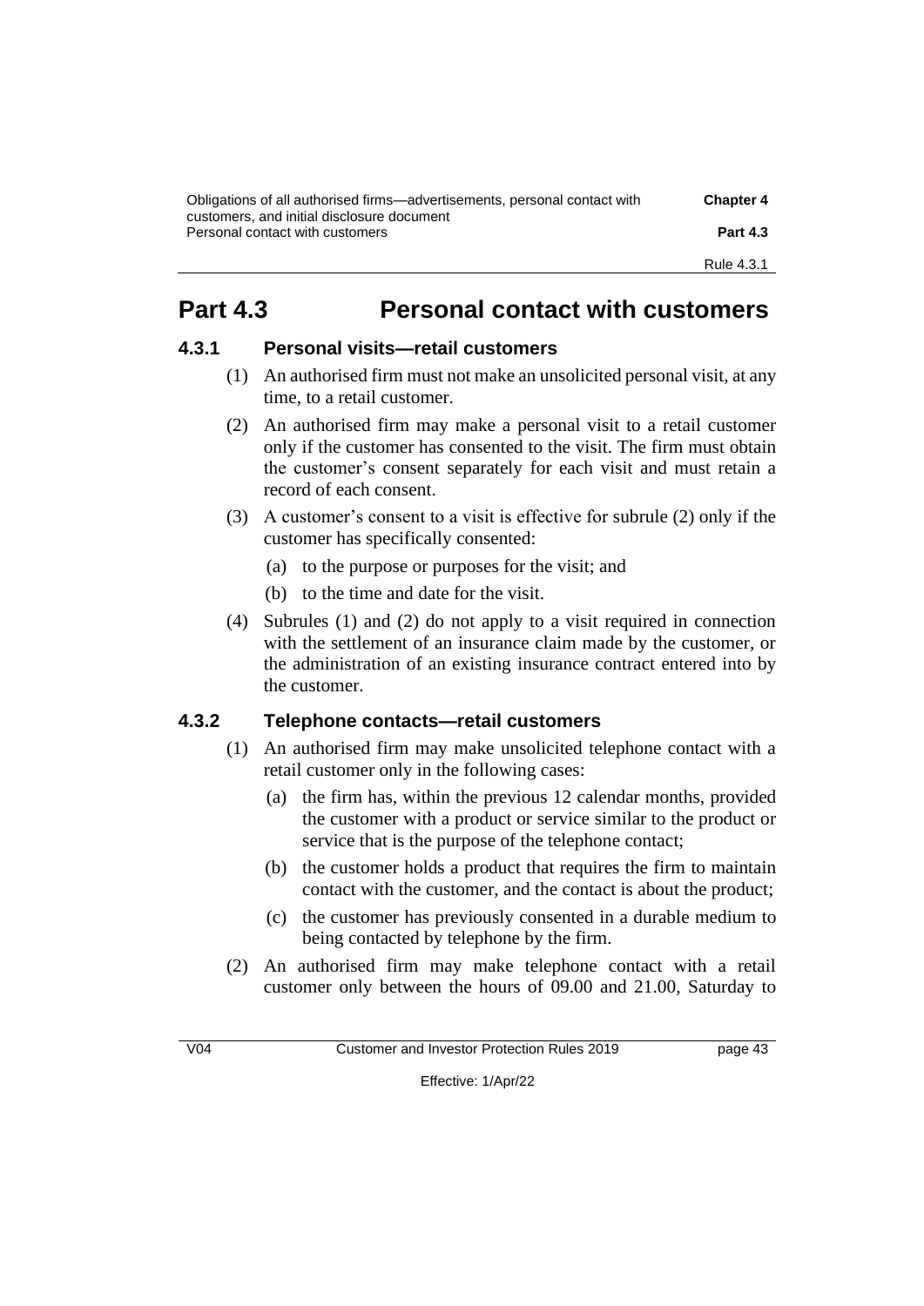# Part 4.3 Personal contact with customers

## 4.3.1 Personal visits—retail customers

(1) An authorised firm must not make an unsolicited personal visit, at any time, to a retail customer.

(2) An authorised firm may make a personal visit to a retail customer only if the customer has consented to the visit. The firm must obtain the customer's consent separately for each visit and must retain a record of each consent.

(3) A customer's consent to a visit is effective for subrule (2) only if the customer has specifically consented:

(a) to the purpose or purposes for the visit; and

(b) to the time and date for the visit.

(4) Subrules (1) and (2) do not apply to a visit required in connection with the settlement of an insurance claim made by the customer, or the administration of an existing insurance contract entered into by the customer.

## 4.3.2 Telephone contacts—retail customers

(1) An authorised firm may make unsolicited telephone contact with a retail customer only in the following cases:

(a) the firm has, within the previous 12 calendar months, provided the customer with a product or service similar to the product or service that is the purpose of the telephone contact;

(b) the customer holds a product that requires the firm to maintain contact with the customer, and the contact is about the product;

(c) the customer has previously consented in a durable medium to being contacted by telephone by the firm.

(2) An authorised firm may make telephone contact with a retail customer only between the hours of 09.00 and 21.00, Saturday to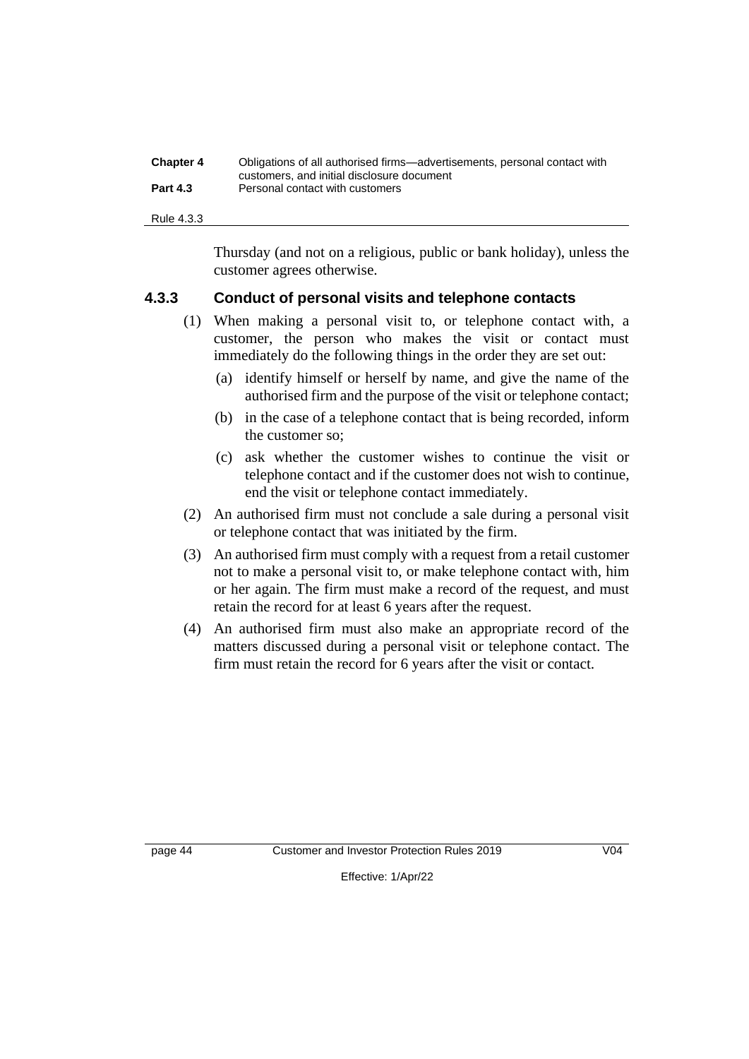Thursday (and not on a religious, public or bank holiday), unless the customer agrees otherwise.

### 4.3.3 Conduct of personal visits and telephone contacts

(1) When making a personal visit to, or telephone contact with, a customer, the person who makes the visit or contact must immediately do the following things in the order they are set out:

(a) identify himself or herself by name, and give the name of the authorised firm and the purpose of the visit or telephone contact;

(b) in the case of a telephone contact that is being recorded, inform the customer so;

(c) ask whether the customer wishes to continue the visit or telephone contact and if the customer does not wish to continue, end the visit or telephone contact immediately.

(2) An authorised firm must not conclude a sale during a personal visit or telephone contact that was initiated by the firm.

(3) An authorised firm must comply with a request from a retail customer not to make a personal visit to, or make telephone contact with, him or her again. The firm must make a record of the request, and must retain the record for at least 6 years after the request.

(4) An authorised firm must also make an appropriate record of the matters discussed during a personal visit or telephone contact. The firm must retain the record for 6 years after the visit or contact.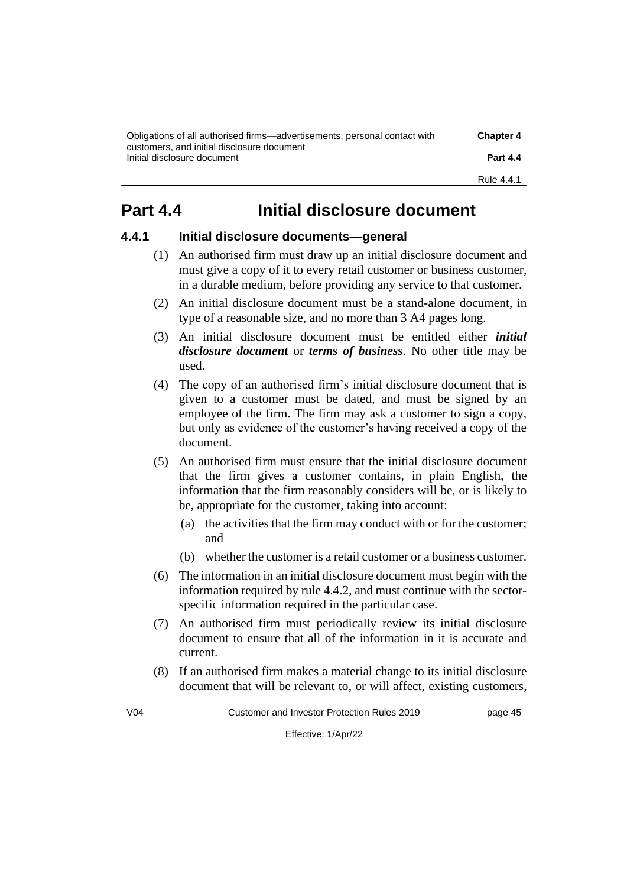# Part 4.4 Initial disclosure document

## 4.4.1 Initial disclosure documents—general

(1) An authorised firm must draw up an initial disclosure document and must give a copy of it to every retail customer or business customer, in a durable medium, before providing any service to that customer.

(2) An initial disclosure document must be a stand-alone document, in type of a reasonable size, and no more than 3 A4 pages long.

(3) An initial disclosure document must be entitled either ***initial disclosure document*** or ***terms of business***. No other title may be used.

(4) The copy of an authorised firm's initial disclosure document that is given to a customer must be dated, and must be signed by an employee of the firm. The firm may ask a customer to sign a copy, but only as evidence of the customer's having received a copy of the document.

(5) An authorised firm must ensure that the initial disclosure document that the firm gives a customer contains, in plain English, the information that the firm reasonably considers will be, or is likely to be, appropriate for the customer, taking into account:

- (a) the activities that the firm may conduct with or for the customer; and
- (b) whether the customer is a retail customer or a business customer.

(6) The information in an initial disclosure document must begin with the information required by rule 4.4.2, and must continue with the sector-specific information required in the particular case.

(7) An authorised firm must periodically review its initial disclosure document to ensure that all of the information in it is accurate and current.

(8) If an authorised firm makes a material change to its initial disclosure document that will be relevant to, or will affect, existing customers,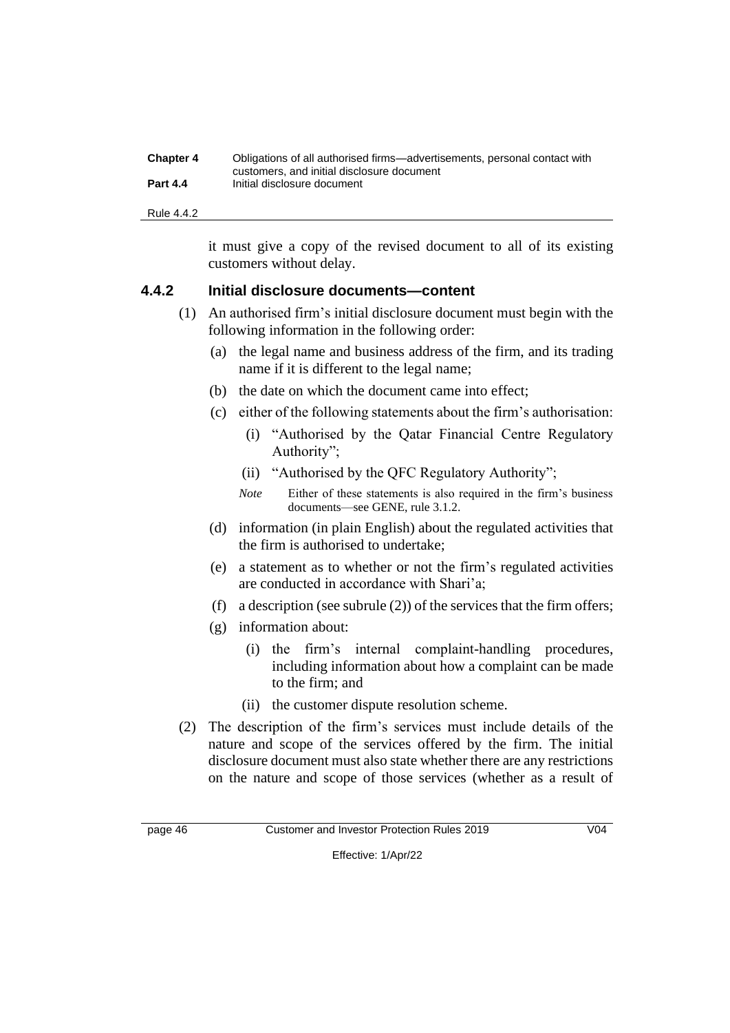it must give a copy of the revised document to all of its existing customers without delay.

### 4.4.2 Initial disclosure documents—content

(1) An authorised firm's initial disclosure document must begin with the following information in the following order:

  (a) the legal name and business address of the firm, and its trading name if it is different to the legal name;

  (b) the date on which the document came into effect;

  (c) either of the following statements about the firm's authorisation:

    (i) "Authorised by the Qatar Financial Centre Regulatory Authority";

    (ii) "Authorised by the QFC Regulatory Authority";

  *Note* Either of these statements is also required in the firm's business documents—see GENE, rule 3.1.2.

  (d) information (in plain English) about the regulated activities that the firm is authorised to undertake;

  (e) a statement as to whether or not the firm's regulated activities are conducted in accordance with Shari'a;

  (f) a description (see subrule (2)) of the services that the firm offers;

  (g) information about:

    (i) the firm's internal complaint-handling procedures, including information about how a complaint can be made to the firm; and

    (ii) the customer dispute resolution scheme.

(2) The description of the firm's services must include details of the nature and scope of the services offered by the firm. The initial disclosure document must also state whether there are any restrictions on the nature and scope of those services (whether as a result of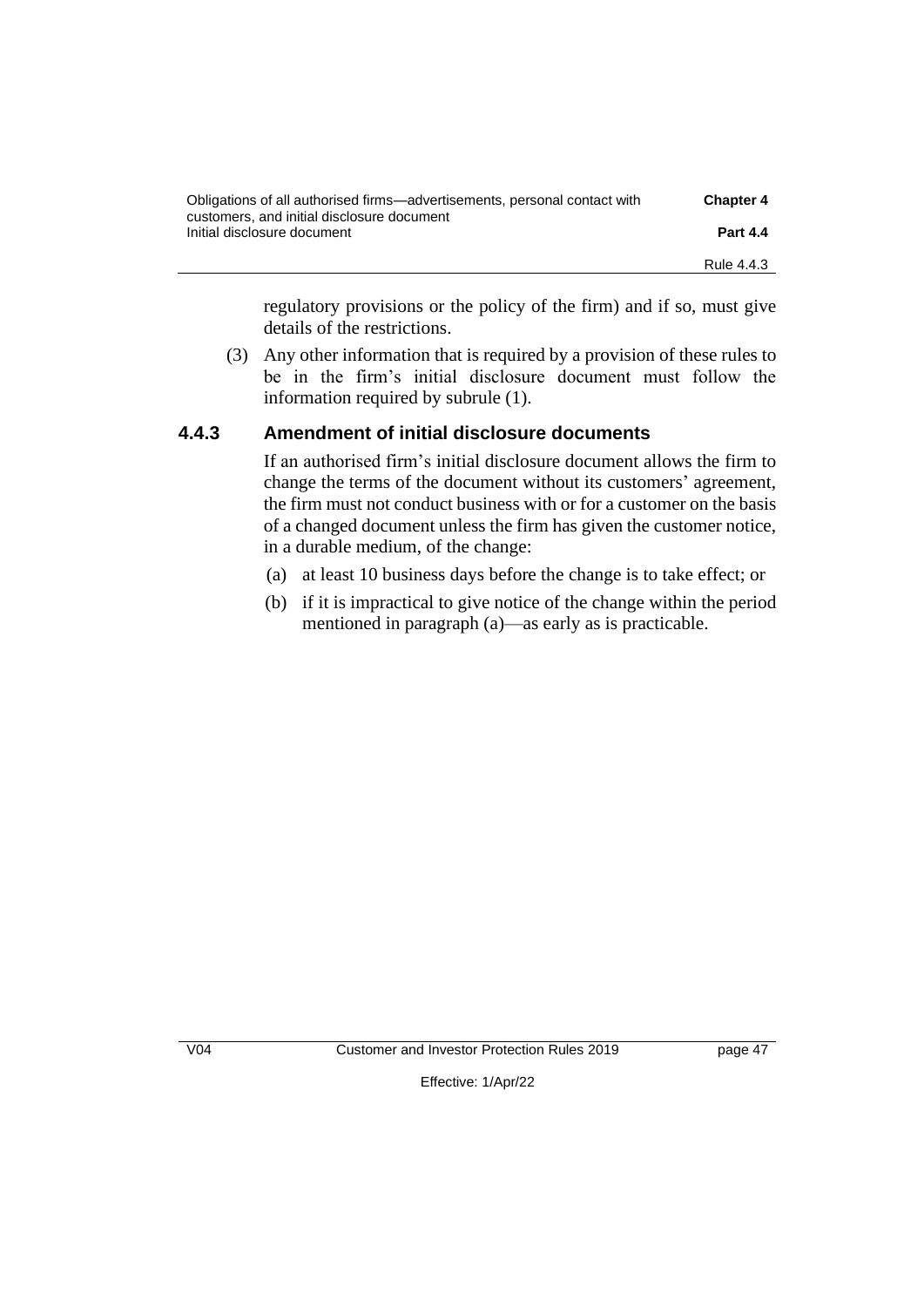regulatory provisions or the policy of the firm) and if so, must give details of the restrictions.

(3) Any other information that is required by a provision of these rules to be in the firm's initial disclosure document must follow the information required by subrule (1).

### 4.4.3 Amendment of initial disclosure documents

If an authorised firm's initial disclosure document allows the firm to change the terms of the document without its customers' agreement, the firm must not conduct business with or for a customer on the basis of a changed document unless the firm has given the customer notice, in a durable medium, of the change:

(a) at least 10 business days before the change is to take effect; or

(b) if it is impractical to give notice of the change within the period mentioned in paragraph (a)—as early as is practicable.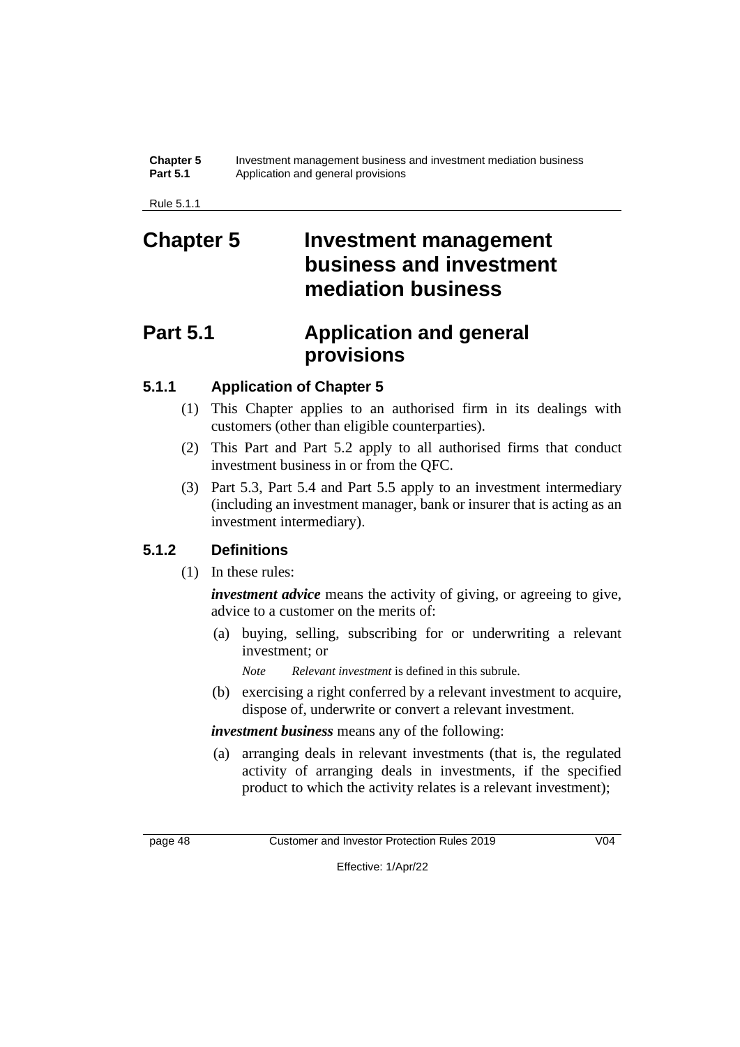# Chapter 5 Investment management business and investment mediation business

## Part 5.1 Application and general provisions

### 5.1.1 Application of Chapter 5

(1) This Chapter applies to an authorised firm in its dealings with customers (other than eligible counterparties).

(2) This Part and Part 5.2 apply to all authorised firms that conduct investment business in or from the QFC.

(3) Part 5.3, Part 5.4 and Part 5.5 apply to an investment intermediary (including an investment manager, bank or insurer that is acting as an investment intermediary).

### 5.1.2 Definitions

(1) In these rules:

***investment advice*** means the activity of giving, or agreeing to give, advice to a customer on the merits of:

(a) buying, selling, subscribing for or underwriting a relevant investment; or

*Note* *Relevant investment* is defined in this subrule.

(b) exercising a right conferred by a relevant investment to acquire, dispose of, underwrite or convert a relevant investment.

***investment business*** means any of the following:

(a) arranging deals in relevant investments (that is, the regulated activity of arranging deals in investments, if the specified product to which the activity relates is a relevant investment);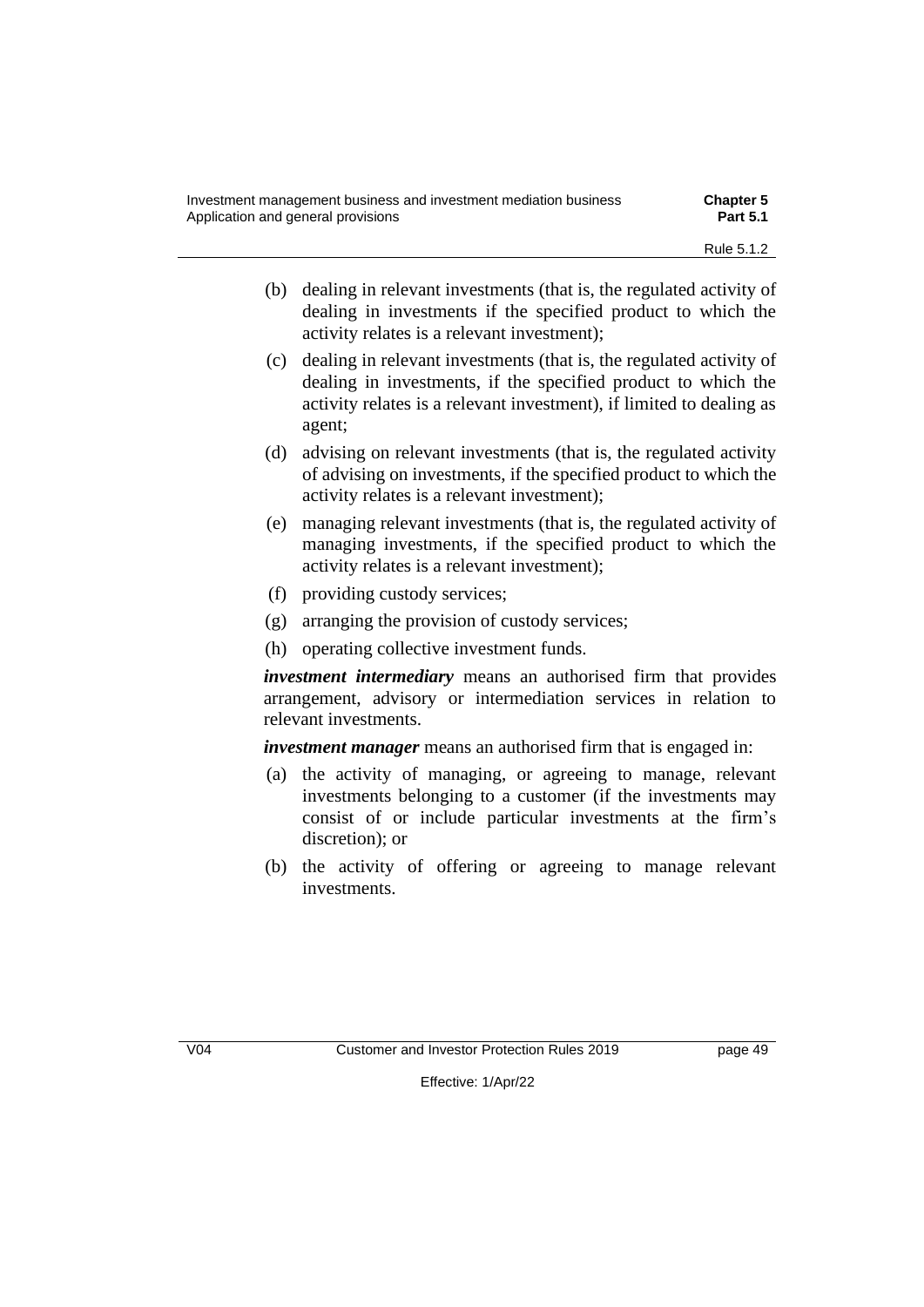(b) dealing in relevant investments (that is, the regulated activity of dealing in investments if the specified product to which the activity relates is a relevant investment);

(c) dealing in relevant investments (that is, the regulated activity of dealing in investments, if the specified product to which the activity relates is a relevant investment), if limited to dealing as agent;

(d) advising on relevant investments (that is, the regulated activity of advising on investments, if the specified product to which the activity relates is a relevant investment);

(e) managing relevant investments (that is, the regulated activity of managing investments, if the specified product to which the activity relates is a relevant investment);

(f) providing custody services;

(g) arranging the provision of custody services;

(h) operating collective investment funds.

***investment intermediary*** means an authorised firm that provides arrangement, advisory or intermediation services in relation to relevant investments.

***investment manager*** means an authorised firm that is engaged in:

(a) the activity of managing, or agreeing to manage, relevant investments belonging to a customer (if the investments may consist of or include particular investments at the firm's discretion); or

(b) the activity of offering or agreeing to manage relevant investments.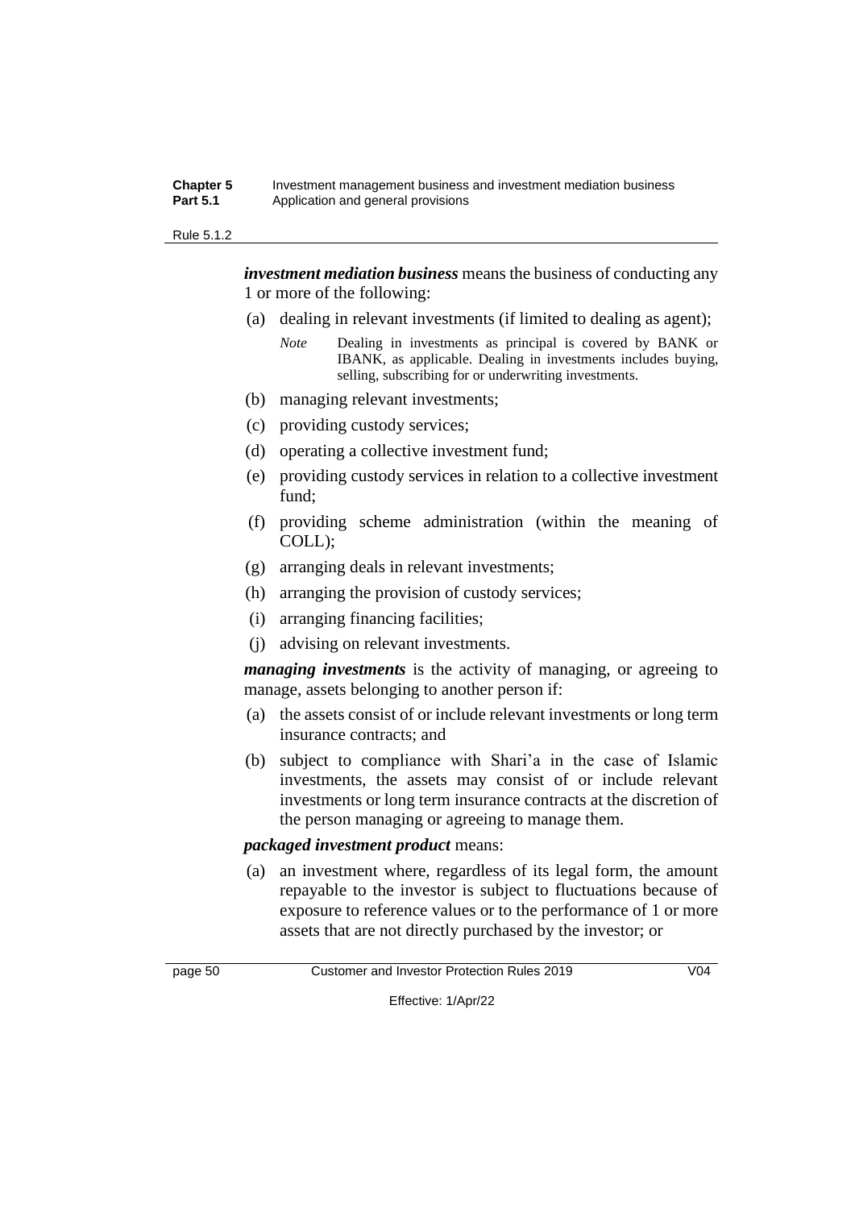***investment mediation business*** means the business of conducting any 1 or more of the following:

(a) dealing in relevant investments (if limited to dealing as agent);

*Note* Dealing in investments as principal is covered by BANK or IBANK, as applicable. Dealing in investments includes buying, selling, subscribing for or underwriting investments.

(b) managing relevant investments;

(c) providing custody services;

(d) operating a collective investment fund;

(e) providing custody services in relation to a collective investment fund;

(f) providing scheme administration (within the meaning of COLL);

(g) arranging deals in relevant investments;

(h) arranging the provision of custody services;

(i) arranging financing facilities;

(j) advising on relevant investments.

***managing investments*** is the activity of managing, or agreeing to manage, assets belonging to another person if:

(a) the assets consist of or include relevant investments or long term insurance contracts; and

(b) subject to compliance with Shari'a in the case of Islamic investments, the assets may consist of or include relevant investments or long term insurance contracts at the discretion of the person managing or agreeing to manage them.

***packaged investment product*** means:

(a) an investment where, regardless of its legal form, the amount repayable to the investor is subject to fluctuations because of exposure to reference values or to the performance of 1 or more assets that are not directly purchased by the investor; or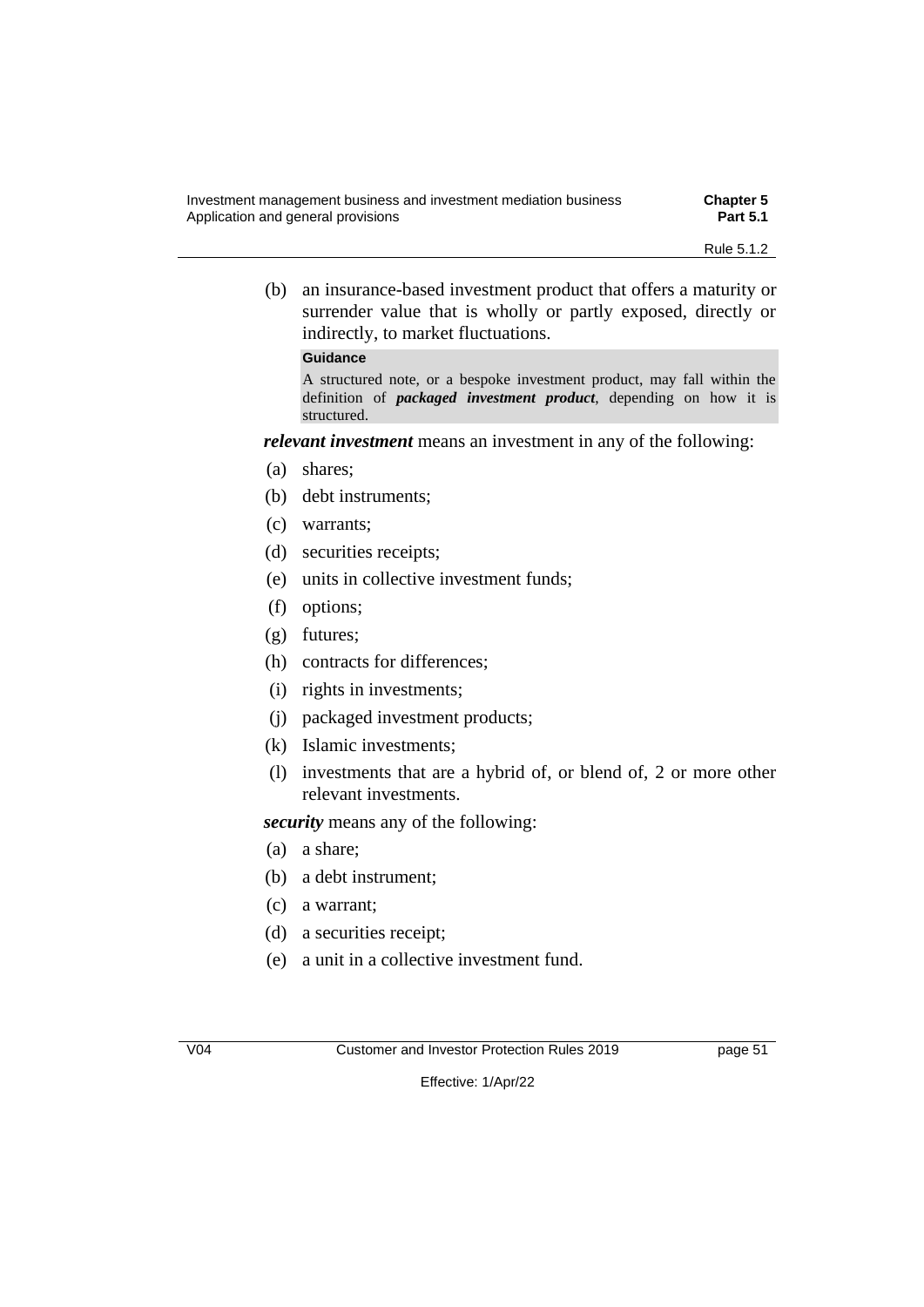(b) an insurance-based investment product that offers a maturity or surrender value that is wholly or partly exposed, directly or indirectly, to market fluctuations.

**Guidance**

A structured note, or a bespoke investment product, may fall within the definition of ***packaged investment product***, depending on how it is structured.

***relevant investment*** means an investment in any of the following:

(a) shares;

(b) debt instruments;

(c) warrants;

(d) securities receipts;

(e) units in collective investment funds;

(f) options;

(g) futures;

(h) contracts for differences;

(i) rights in investments;

(j) packaged investment products;

(k) Islamic investments;

(l) investments that are a hybrid of, or blend of, 2 or more other relevant investments.

***security*** means any of the following:

(a) a share;

(b) a debt instrument;

(c) a warrant;

(d) a securities receipt;

(e) a unit in a collective investment fund.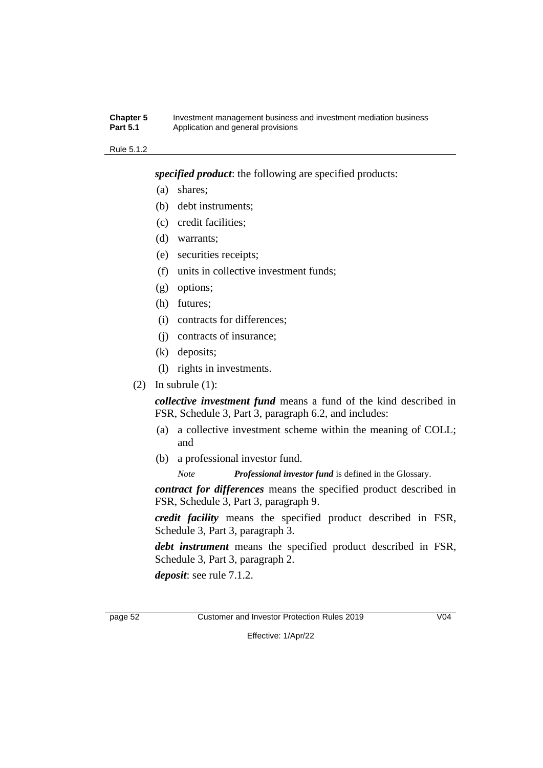***specified product***: the following are specified products:

(a) shares;

(b) debt instruments;

(c) credit facilities;

(d) warrants;

(e) securities receipts;

(f) units in collective investment funds;

(g) options;

(h) futures;

(i) contracts for differences;

(j) contracts of insurance;

(k) deposits;

(l) rights in investments.

(2) In subrule (1):

***collective investment fund*** means a fund of the kind described in FSR, Schedule 3, Part 3, paragraph 6.2, and includes:

(a) a collective investment scheme within the meaning of COLL; and

(b) a professional investor fund.

*Note* ***Professional investor fund*** is defined in the Glossary.

***contract for differences*** means the specified product described in FSR, Schedule 3, Part 3, paragraph 9.

***credit facility*** means the specified product described in FSR, Schedule 3, Part 3, paragraph 3.

***debt instrument*** means the specified product described in FSR, Schedule 3, Part 3, paragraph 2.

***deposit***: see rule 7.1.2.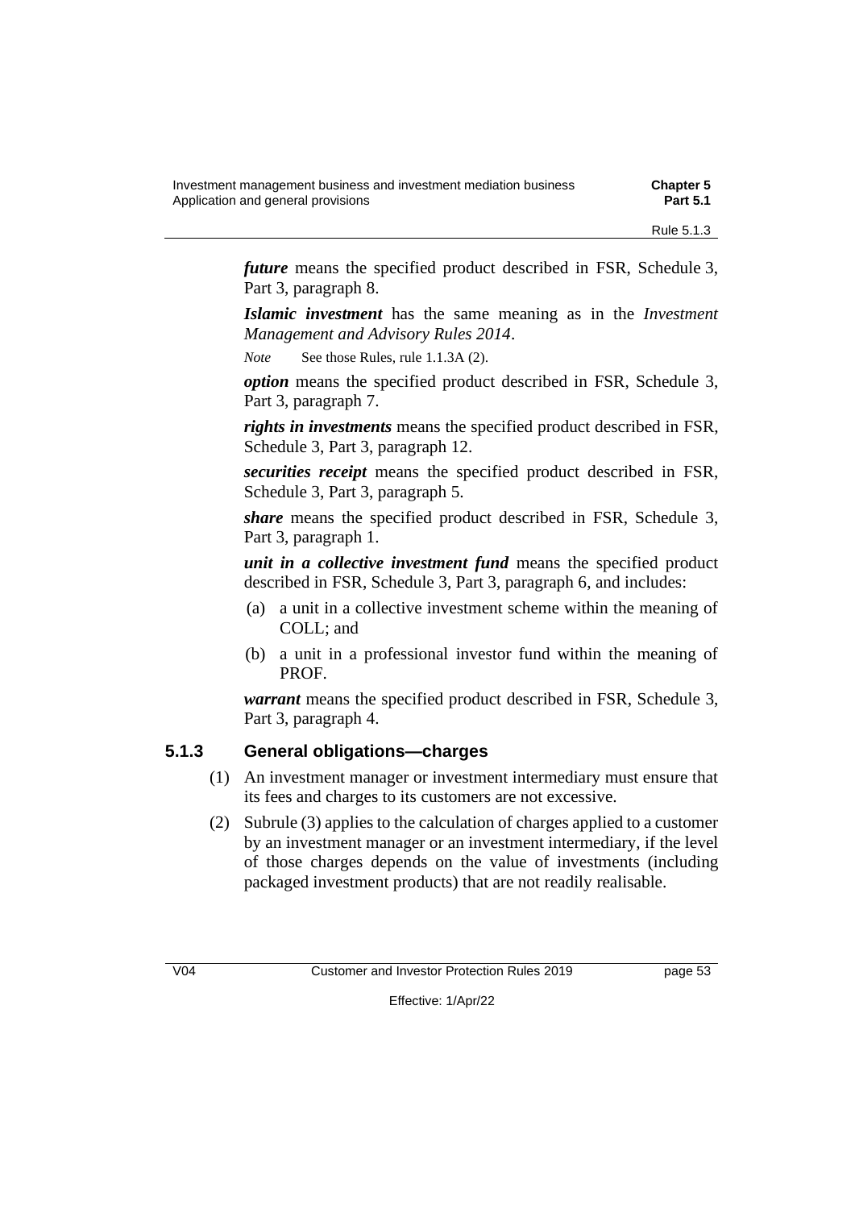***future*** means the specified product described in FSR, Schedule 3, Part 3, paragraph 8.

***Islamic investment*** has the same meaning as in the *Investment Management and Advisory Rules 2014*.

*Note* See those Rules, rule 1.1.3A (2).

***option*** means the specified product described in FSR, Schedule 3, Part 3, paragraph 7.

***rights in investments*** means the specified product described in FSR, Schedule 3, Part 3, paragraph 12.

***securities receipt*** means the specified product described in FSR, Schedule 3, Part 3, paragraph 5.

***share*** means the specified product described in FSR, Schedule 3, Part 3, paragraph 1.

***unit in a collective investment fund*** means the specified product described in FSR, Schedule 3, Part 3, paragraph 6, and includes:

(a) a unit in a collective investment scheme within the meaning of COLL; and

(b) a unit in a professional investor fund within the meaning of PROF.

***warrant*** means the specified product described in FSR, Schedule 3, Part 3, paragraph 4.

### 5.1.3 General obligations—charges

(1) An investment manager or investment intermediary must ensure that its fees and charges to its customers are not excessive.

(2) Subrule (3) applies to the calculation of charges applied to a customer by an investment manager or an investment intermediary, if the level of those charges depends on the value of investments (including packaged investment products) that are not readily realisable.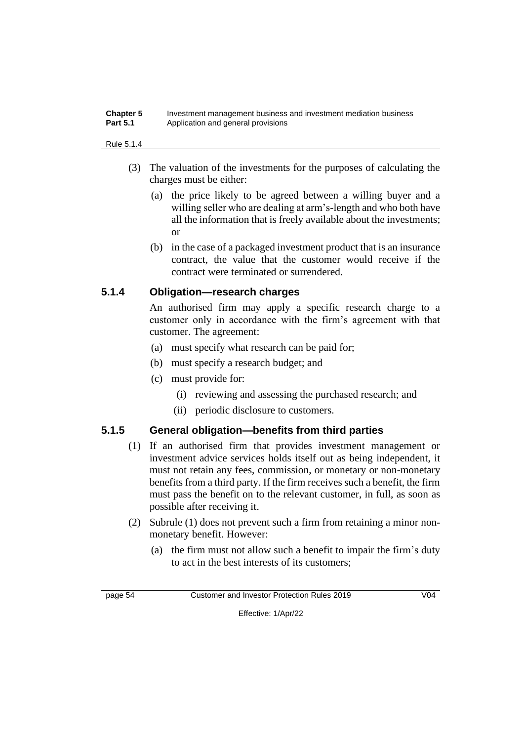(3) The valuation of the investments for the purposes of calculating the charges must be either:

  (a) the price likely to be agreed between a willing buyer and a willing seller who are dealing at arm's-length and who both have all the information that is freely available about the investments; or

  (b) in the case of a packaged investment product that is an insurance contract, the value that the customer would receive if the contract were terminated or surrendered.

### 5.1.4 Obligation—research charges

An authorised firm may apply a specific research charge to a customer only in accordance with the firm's agreement with that customer. The agreement:

(a) must specify what research can be paid for;

(b) must specify a research budget; and

(c) must provide for:

  (i) reviewing and assessing the purchased research; and

  (ii) periodic disclosure to customers.

### 5.1.5 General obligation—benefits from third parties

(1) If an authorised firm that provides investment management or investment advice services holds itself out as being independent, it must not retain any fees, commission, or monetary or non-monetary benefits from a third party. If the firm receives such a benefit, the firm must pass the benefit on to the relevant customer, in full, as soon as possible after receiving it.

(2) Subrule (1) does not prevent such a firm from retaining a minor non-monetary benefit. However:

  (a) the firm must not allow such a benefit to impair the firm's duty to act in the best interests of its customers;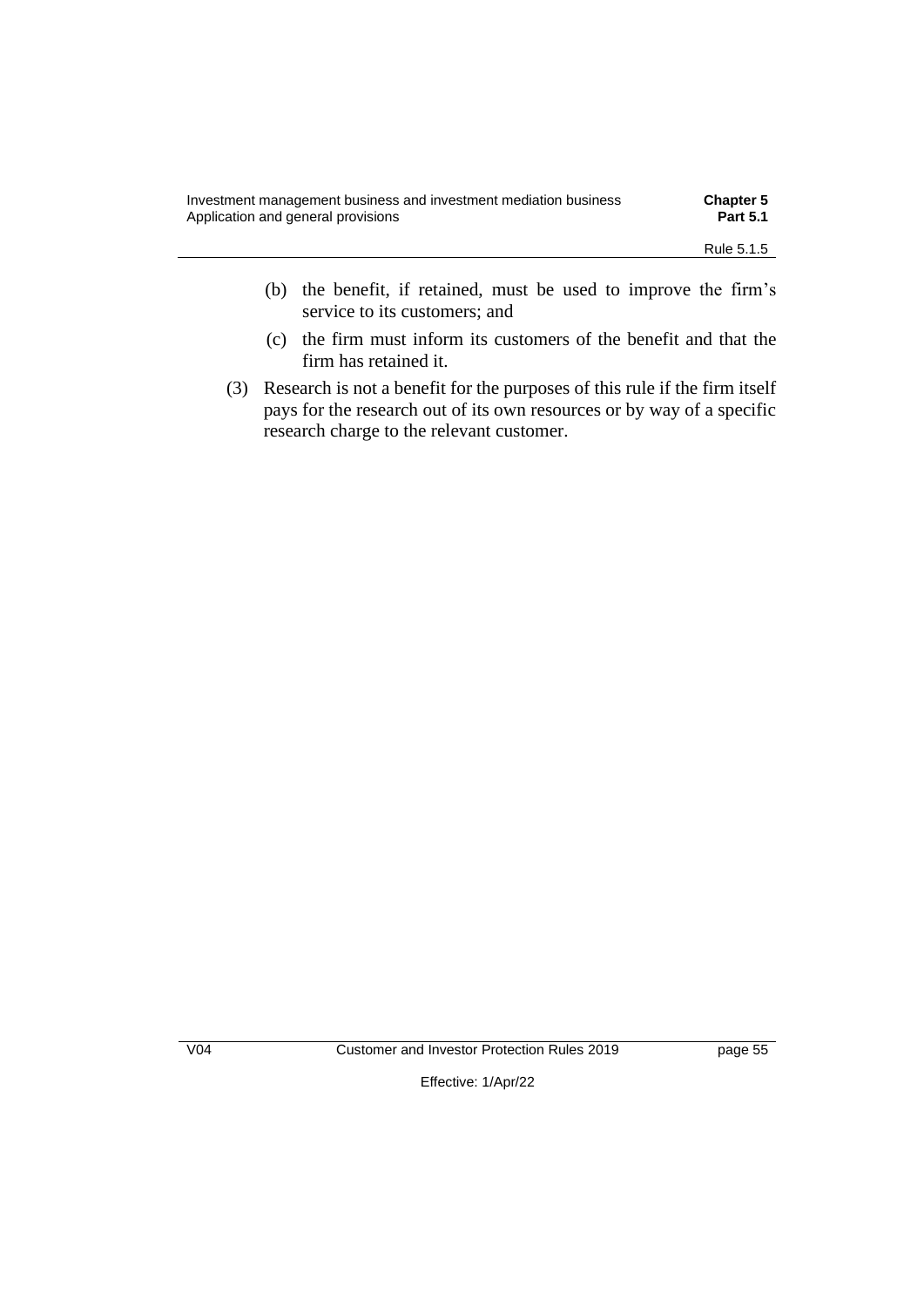(b) the benefit, if retained, must be used to improve the firm's service to its customers; and

(c) the firm must inform its customers of the benefit and that the firm has retained it.

(3) Research is not a benefit for the purposes of this rule if the firm itself pays for the research out of its own resources or by way of a specific research charge to the relevant customer.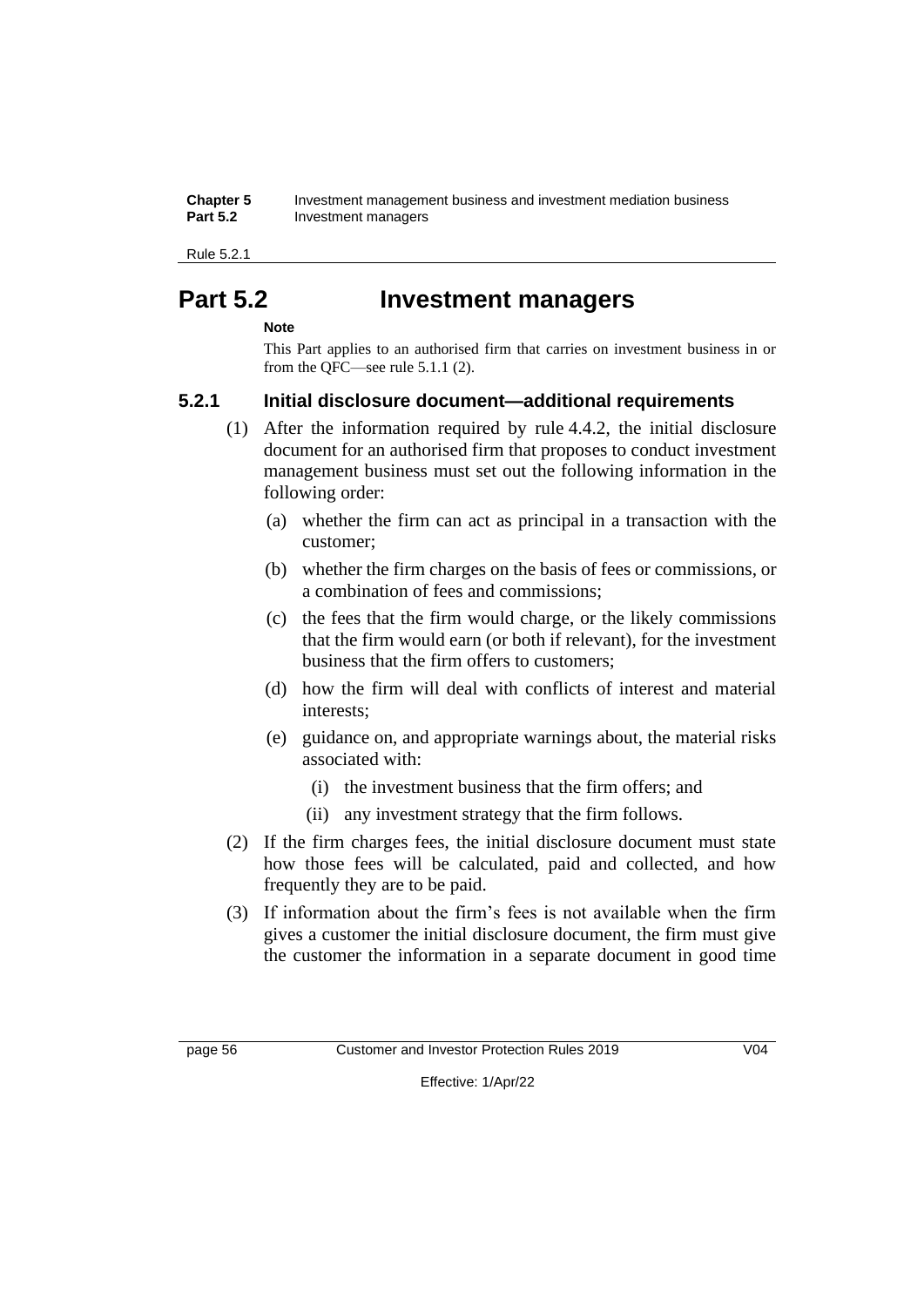# Part 5.2 Investment managers

**Note**

This Part applies to an authorised firm that carries on investment business in or from the QFC—see rule 5.1.1 (2).

## 5.2.1 Initial disclosure document—additional requirements

(1) After the information required by rule 4.4.2, the initial disclosure document for an authorised firm that proposes to conduct investment management business must set out the following information in the following order:

(a) whether the firm can act as principal in a transaction with the customer;

(b) whether the firm charges on the basis of fees or commissions, or a combination of fees and commissions;

(c) the fees that the firm would charge, or the likely commissions that the firm would earn (or both if relevant), for the investment business that the firm offers to customers;

(d) how the firm will deal with conflicts of interest and material interests;

(e) guidance on, and appropriate warnings about, the material risks associated with:

(i) the investment business that the firm offers; and

(ii) any investment strategy that the firm follows.

(2) If the firm charges fees, the initial disclosure document must state how those fees will be calculated, paid and collected, and how frequently they are to be paid.

(3) If information about the firm's fees is not available when the firm gives a customer the initial disclosure document, the firm must give the customer the information in a separate document in good time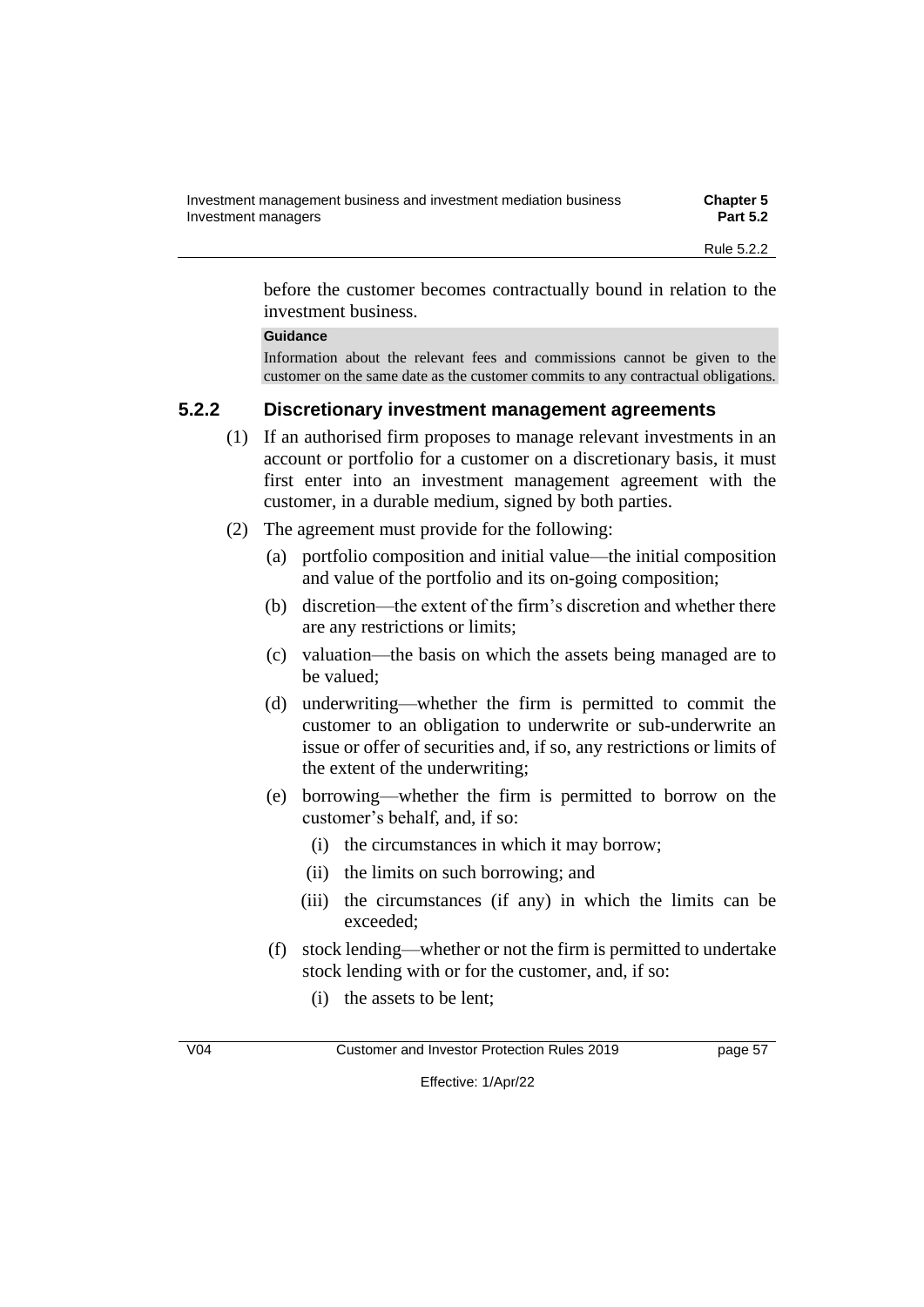before the customer becomes contractually bound in relation to the investment business.

**Guidance**

Information about the relevant fees and commissions cannot be given to the customer on the same date as the customer commits to any contractual obligations.

### 5.2.2 Discretionary investment management agreements

(1) If an authorised firm proposes to manage relevant investments in an account or portfolio for a customer on a discretionary basis, it must first enter into an investment management agreement with the customer, in a durable medium, signed by both parties.

(2) The agreement must provide for the following:

(a) portfolio composition and initial value—the initial composition and value of the portfolio and its on-going composition;

(b) discretion—the extent of the firm's discretion and whether there are any restrictions or limits;

(c) valuation—the basis on which the assets being managed are to be valued;

(d) underwriting—whether the firm is permitted to commit the customer to an obligation to underwrite or sub-underwrite an issue or offer of securities and, if so, any restrictions or limits of the extent of the underwriting;

(e) borrowing—whether the firm is permitted to borrow on the customer's behalf, and, if so:

(i) the circumstances in which it may borrow;

(ii) the limits on such borrowing; and

(iii) the circumstances (if any) in which the limits can be exceeded;

(f) stock lending—whether or not the firm is permitted to undertake stock lending with or for the customer, and, if so:

(i) the assets to be lent;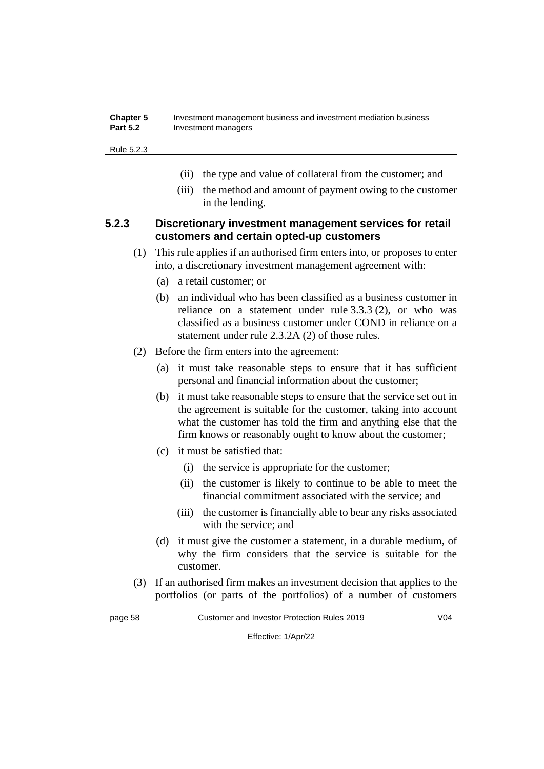(ii) the type and value of collateral from the customer; and

(iii) the method and amount of payment owing to the customer in the lending.

### 5.2.3 Discretionary investment management services for retail customers and certain opted-up customers

(1) This rule applies if an authorised firm enters into, or proposes to enter into, a discretionary investment management agreement with:

(a) a retail customer; or

(b) an individual who has been classified as a business customer in reliance on a statement under rule 3.3.3 (2), or who was classified as a business customer under COND in reliance on a statement under rule 2.3.2A (2) of those rules.

(2) Before the firm enters into the agreement:

(a) it must take reasonable steps to ensure that it has sufficient personal and financial information about the customer;

(b) it must take reasonable steps to ensure that the service set out in the agreement is suitable for the customer, taking into account what the customer has told the firm and anything else that the firm knows or reasonably ought to know about the customer;

(c) it must be satisfied that:

(i) the service is appropriate for the customer;

(ii) the customer is likely to continue to be able to meet the financial commitment associated with the service; and

(iii) the customer is financially able to bear any risks associated with the service; and

(d) it must give the customer a statement, in a durable medium, of why the firm considers that the service is suitable for the customer.

(3) If an authorised firm makes an investment decision that applies to the portfolios (or parts of the portfolios) of a number of customers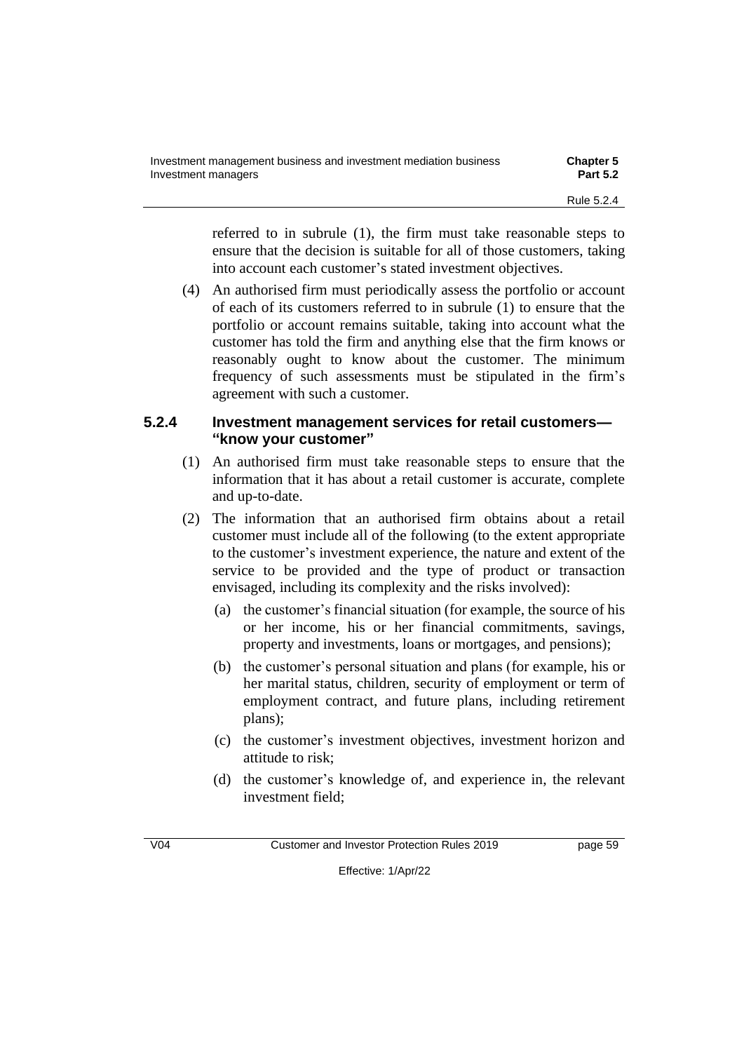referred to in subrule (1), the firm must take reasonable steps to ensure that the decision is suitable for all of those customers, taking into account each customer's stated investment objectives.

(4) An authorised firm must periodically assess the portfolio or account of each of its customers referred to in subrule (1) to ensure that the portfolio or account remains suitable, taking into account what the customer has told the firm and anything else that the firm knows or reasonably ought to know about the customer. The minimum frequency of such assessments must be stipulated in the firm's agreement with such a customer.

### 5.2.4 Investment management services for retail customers—"know your customer"

(1) An authorised firm must take reasonable steps to ensure that the information that it has about a retail customer is accurate, complete and up-to-date.

(2) The information that an authorised firm obtains about a retail customer must include all of the following (to the extent appropriate to the customer's investment experience, the nature and extent of the service to be provided and the type of product or transaction envisaged, including its complexity and the risks involved):

(a) the customer's financial situation (for example, the source of his or her income, his or her financial commitments, savings, property and investments, loans or mortgages, and pensions);

(b) the customer's personal situation and plans (for example, his or her marital status, children, security of employment or term of employment contract, and future plans, including retirement plans);

(c) the customer's investment objectives, investment horizon and attitude to risk;

(d) the customer's knowledge of, and experience in, the relevant investment field;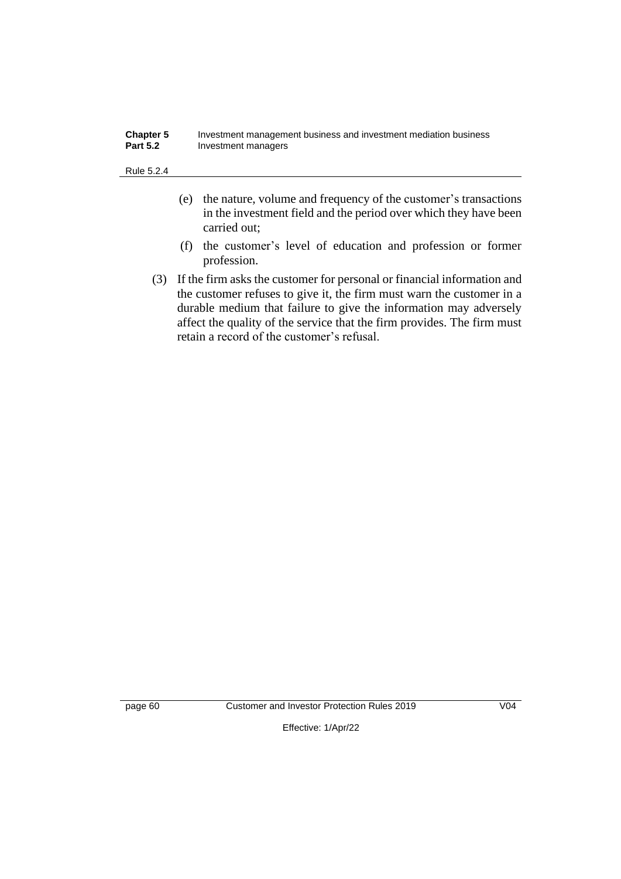(e) the nature, volume and frequency of the customer's transactions in the investment field and the period over which they have been carried out;

(f) the customer's level of education and profession or former profession.

(3) If the firm asks the customer for personal or financial information and the customer refuses to give it, the firm must warn the customer in a durable medium that failure to give the information may adversely affect the quality of the service that the firm provides. The firm must retain a record of the customer's refusal.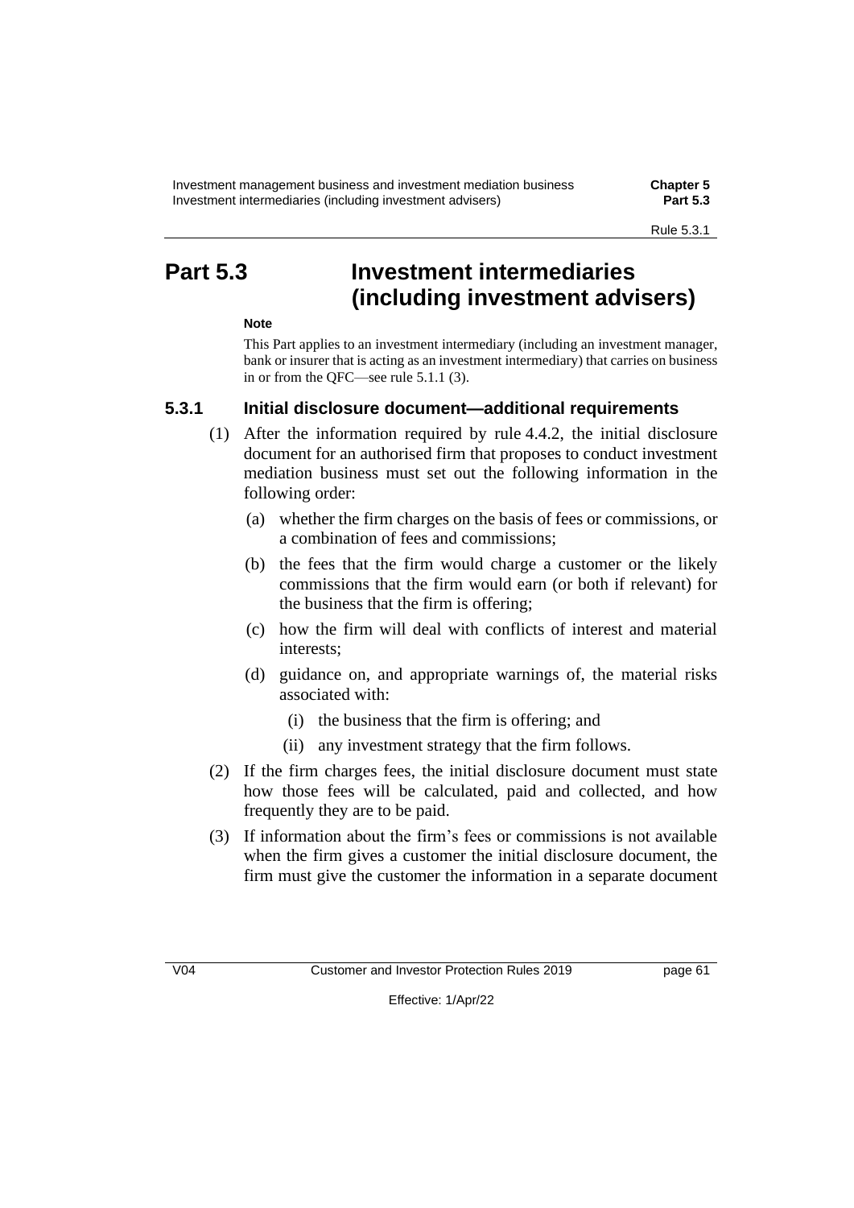# Part 5.3 Investment intermediaries (including investment advisers)

**Note**

This Part applies to an investment intermediary (including an investment manager, bank or insurer that is acting as an investment intermediary) that carries on business in or from the QFC—see rule 5.1.1 (3).

## 5.3.1 Initial disclosure document—additional requirements

(1) After the information required by rule 4.4.2, the initial disclosure document for an authorised firm that proposes to conduct investment mediation business must set out the following information in the following order:

- (a) whether the firm charges on the basis of fees or commissions, or a combination of fees and commissions;
- (b) the fees that the firm would charge a customer or the likely commissions that the firm would earn (or both if relevant) for the business that the firm is offering;
- (c) how the firm will deal with conflicts of interest and material interests;
- (d) guidance on, and appropriate warnings of, the material risks associated with:
  - (i) the business that the firm is offering; and
  - (ii) any investment strategy that the firm follows.

(2) If the firm charges fees, the initial disclosure document must state how those fees will be calculated, paid and collected, and how frequently they are to be paid.

(3) If information about the firm's fees or commissions is not available when the firm gives a customer the initial disclosure document, the firm must give the customer the information in a separate document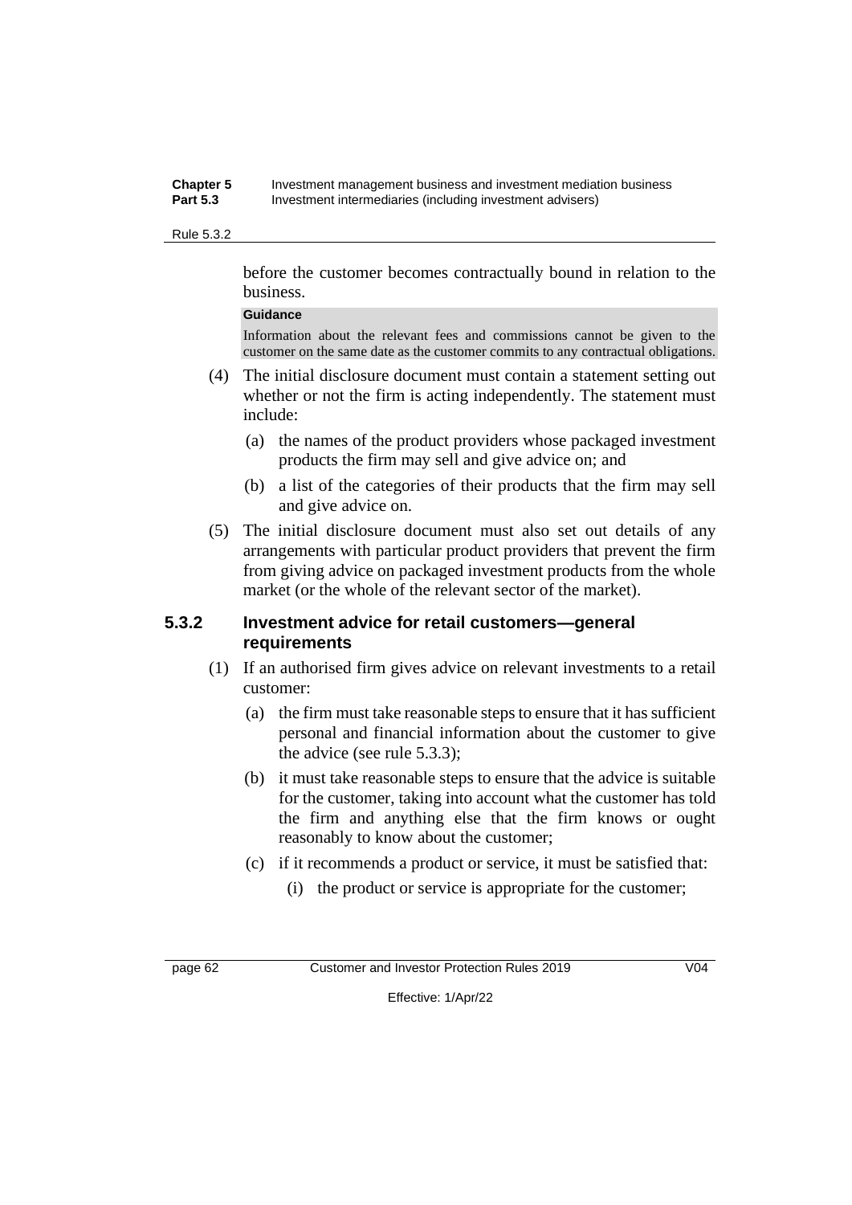before the customer becomes contractually bound in relation to the business.

**Guidance**

Information about the relevant fees and commissions cannot be given to the customer on the same date as the customer commits to any contractual obligations.

(4) The initial disclosure document must contain a statement setting out whether or not the firm is acting independently. The statement must include:

(a) the names of the product providers whose packaged investment products the firm may sell and give advice on; and

(b) a list of the categories of their products that the firm may sell and give advice on.

(5) The initial disclosure document must also set out details of any arrangements with particular product providers that prevent the firm from giving advice on packaged investment products from the whole market (or the whole of the relevant sector of the market).

## 5.3.2 Investment advice for retail customers—general requirements

(1) If an authorised firm gives advice on relevant investments to a retail customer:

(a) the firm must take reasonable steps to ensure that it has sufficient personal and financial information about the customer to give the advice (see rule 5.3.3);

(b) it must take reasonable steps to ensure that the advice is suitable for the customer, taking into account what the customer has told the firm and anything else that the firm knows or ought reasonably to know about the customer;

(c) if it recommends a product or service, it must be satisfied that:

(i) the product or service is appropriate for the customer;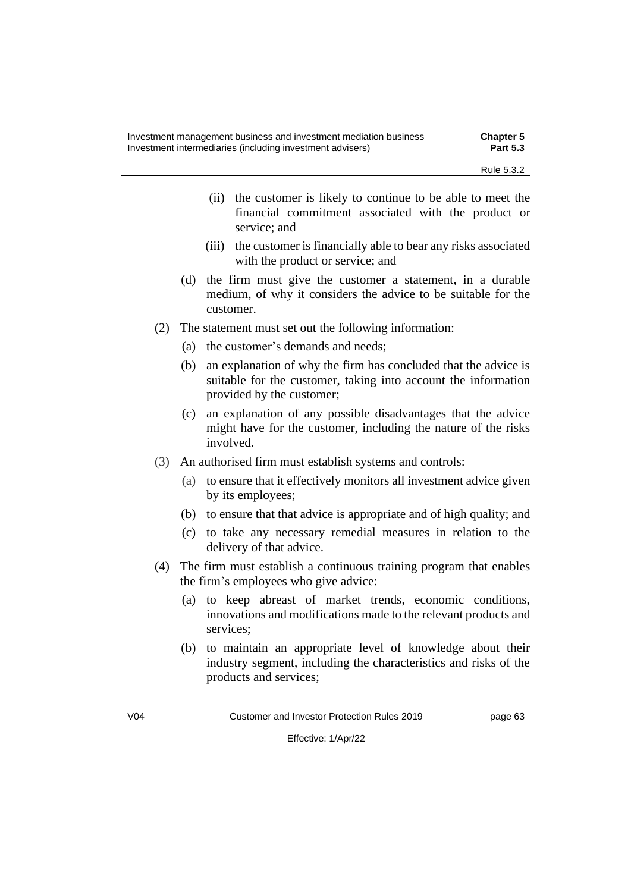(ii) the customer is likely to continue to be able to meet the financial commitment associated with the product or service; and

(iii) the customer is financially able to bear any risks associated with the product or service; and

(d) the firm must give the customer a statement, in a durable medium, of why it considers the advice to be suitable for the customer.

(2) The statement must set out the following information:

(a) the customer's demands and needs;

(b) an explanation of why the firm has concluded that the advice is suitable for the customer, taking into account the information provided by the customer;

(c) an explanation of any possible disadvantages that the advice might have for the customer, including the nature of the risks involved.

(3) An authorised firm must establish systems and controls:

(a) to ensure that it effectively monitors all investment advice given by its employees;

(b) to ensure that that advice is appropriate and of high quality; and

(c) to take any necessary remedial measures in relation to the delivery of that advice.

(4) The firm must establish a continuous training program that enables the firm's employees who give advice:

(a) to keep abreast of market trends, economic conditions, innovations and modifications made to the relevant products and services;

(b) to maintain an appropriate level of knowledge about their industry segment, including the characteristics and risks of the products and services;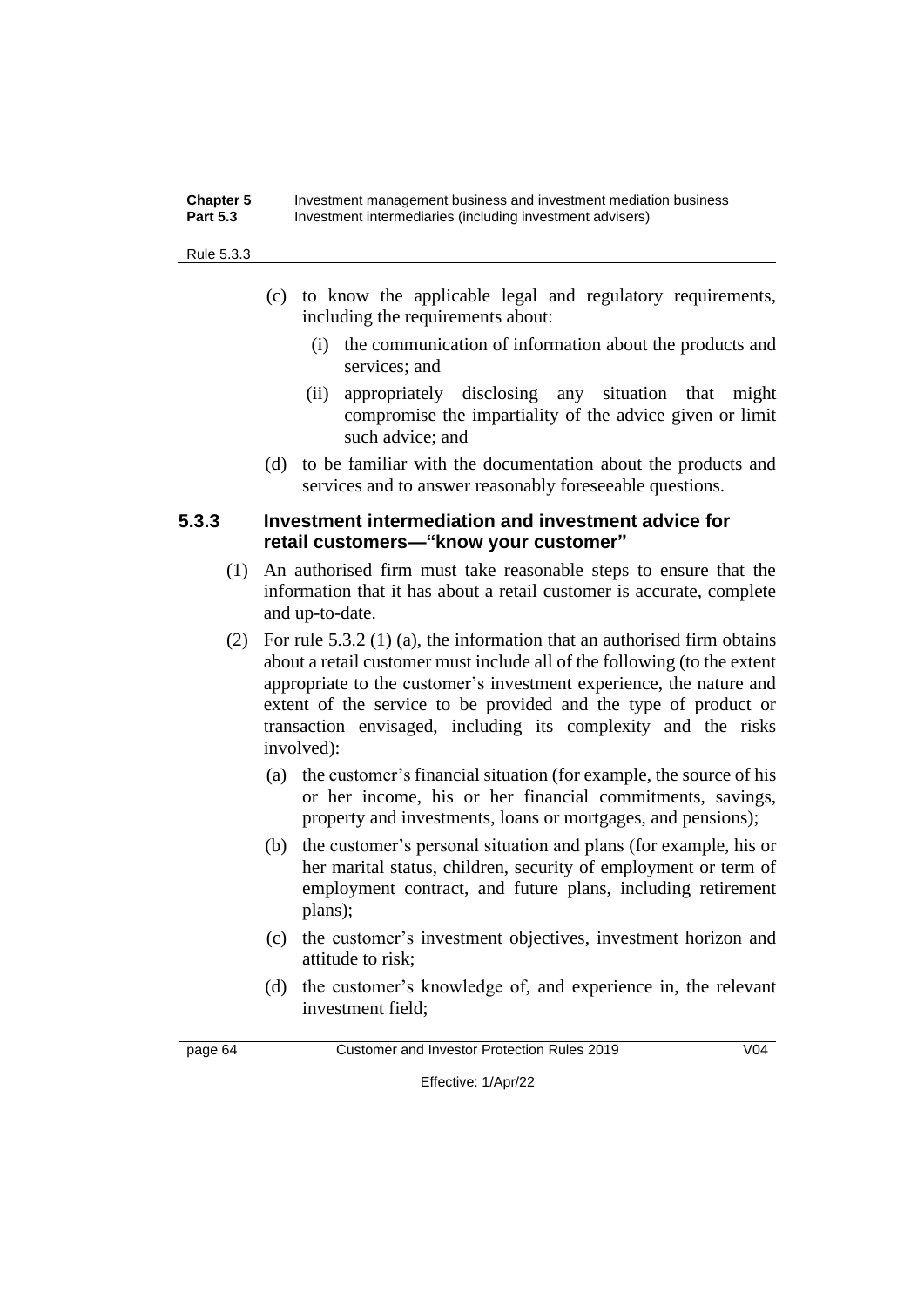(c) to know the applicable legal and regulatory requirements, including the requirements about:

  (i) the communication of information about the products and services; and

  (ii) appropriately disclosing any situation that might compromise the impartiality of the advice given or limit such advice; and

(d) to be familiar with the documentation about the products and services and to answer reasonably foreseeable questions.

### 5.3.3 Investment intermediation and investment advice for retail customers—"know your customer"

(1) An authorised firm must take reasonable steps to ensure that the information that it has about a retail customer is accurate, complete and up-to-date.

(2) For rule 5.3.2 (1) (a), the information that an authorised firm obtains about a retail customer must include all of the following (to the extent appropriate to the customer's investment experience, the nature and extent of the service to be provided and the type of product or transaction envisaged, including its complexity and the risks involved):

  (a) the customer's financial situation (for example, the source of his or her income, his or her financial commitments, savings, property and investments, loans or mortgages, and pensions);

  (b) the customer's personal situation and plans (for example, his or her marital status, children, security of employment or term of employment contract, and future plans, including retirement plans);

  (c) the customer's investment objectives, investment horizon and attitude to risk;

  (d) the customer's knowledge of, and experience in, the relevant investment field;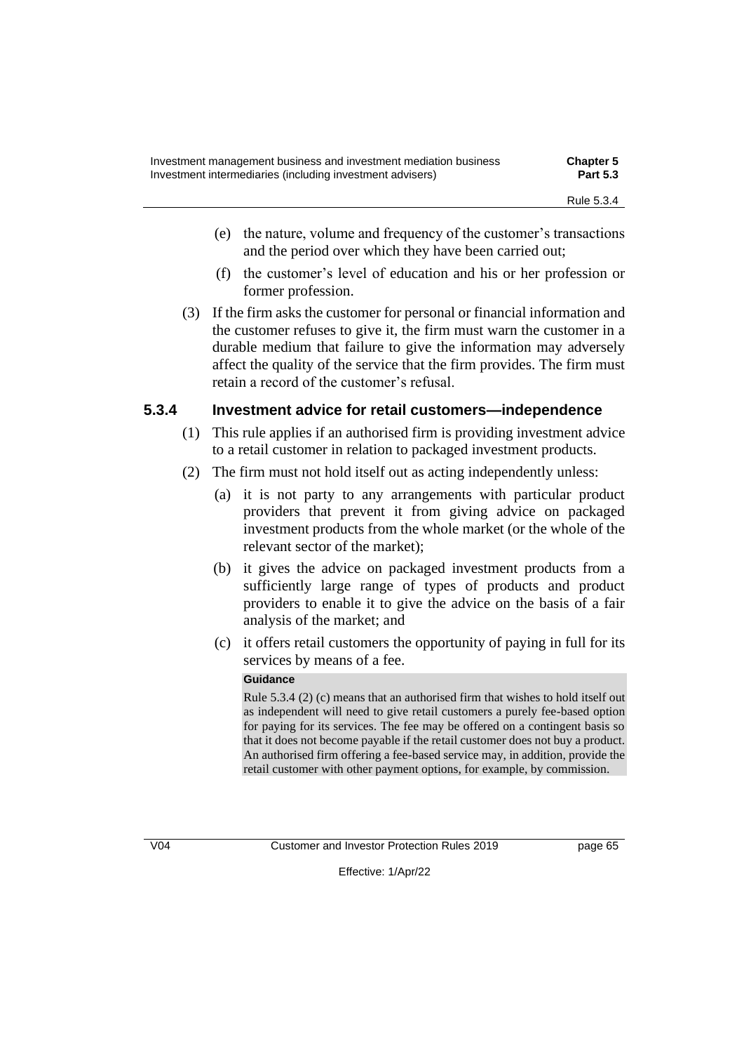(e) the nature, volume and frequency of the customer's transactions and the period over which they have been carried out;

(f) the customer's level of education and his or her profession or former profession.

(3) If the firm asks the customer for personal or financial information and the customer refuses to give it, the firm must warn the customer in a durable medium that failure to give the information may adversely affect the quality of the service that the firm provides. The firm must retain a record of the customer's refusal.

### 5.3.4 Investment advice for retail customers—independence

(1) This rule applies if an authorised firm is providing investment advice to a retail customer in relation to packaged investment products.

(2) The firm must not hold itself out as acting independently unless:

(a) it is not party to any arrangements with particular product providers that prevent it from giving advice on packaged investment products from the whole market (or the whole of the relevant sector of the market);

(b) it gives the advice on packaged investment products from a sufficiently large range of types of products and product providers to enable it to give the advice on the basis of a fair analysis of the market; and

(c) it offers retail customers the opportunity of paying in full for its services by means of a fee.

**Guidance**

Rule 5.3.4 (2) (c) means that an authorised firm that wishes to hold itself out as independent will need to give retail customers a purely fee-based option for paying for its services. The fee may be offered on a contingent basis so that it does not become payable if the retail customer does not buy a product. An authorised firm offering a fee-based service may, in addition, provide the retail customer with other payment options, for example, by commission.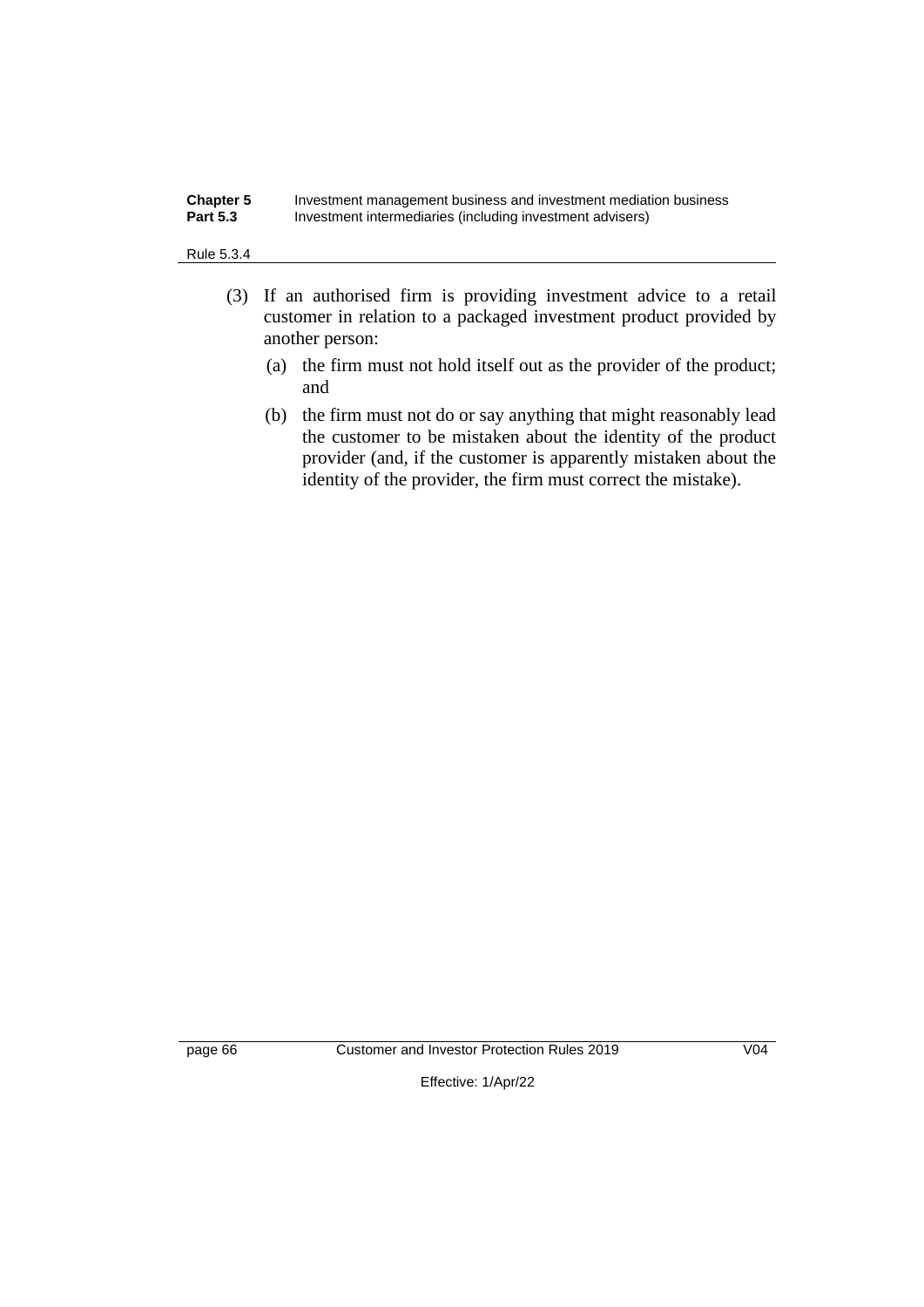(3) If an authorised firm is providing investment advice to a retail customer in relation to a packaged investment product provided by another person:

  (a) the firm must not hold itself out as the provider of the product; and

  (b) the firm must not do or say anything that might reasonably lead the customer to be mistaken about the identity of the product provider (and, if the customer is apparently mistaken about the identity of the provider, the firm must correct the mistake).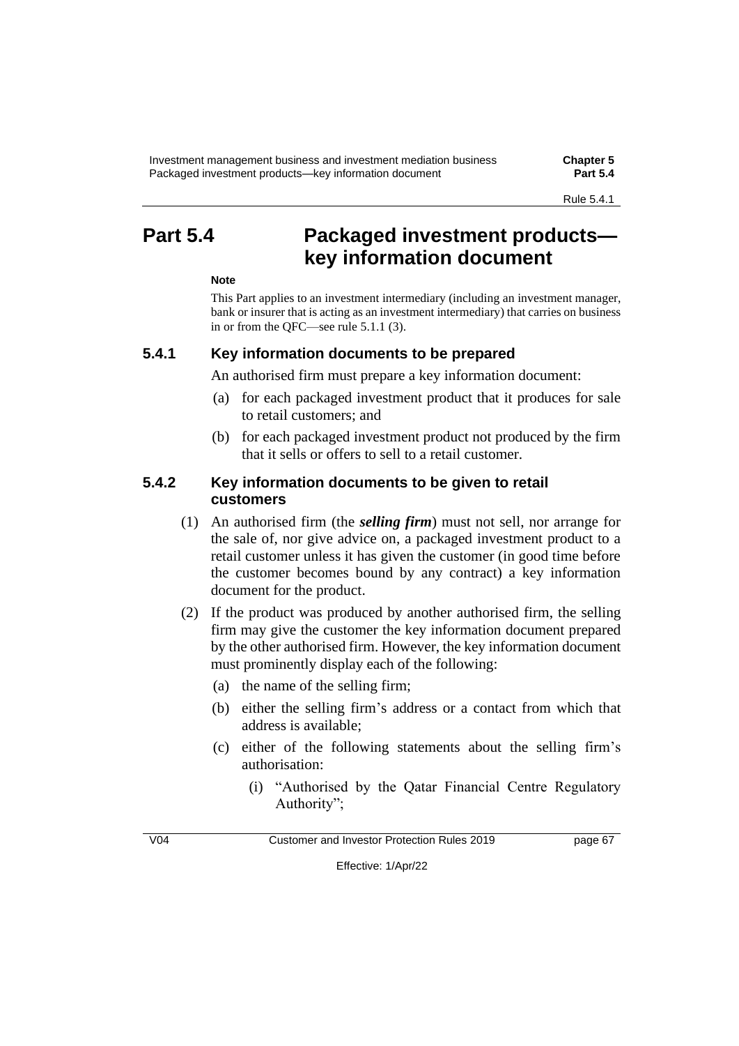# Part 5.4 Packaged investment products—key information document

**Note**

This Part applies to an investment intermediary (including an investment manager, bank or insurer that is acting as an investment intermediary) that carries on business in or from the QFC—see rule 5.1.1 (3).

## 5.4.1 Key information documents to be prepared

An authorised firm must prepare a key information document:

(a) for each packaged investment product that it produces for sale to retail customers; and

(b) for each packaged investment product not produced by the firm that it sells or offers to sell to a retail customer.

## 5.4.2 Key information documents to be given to retail customers

(1) An authorised firm (the ***selling firm***) must not sell, nor arrange for the sale of, nor give advice on, a packaged investment product to a retail customer unless it has given the customer (in good time before the customer becomes bound by any contract) a key information document for the product.

(2) If the product was produced by another authorised firm, the selling firm may give the customer the key information document prepared by the other authorised firm. However, the key information document must prominently display each of the following:

(a) the name of the selling firm;

(b) either the selling firm's address or a contact from which that address is available;

(c) either of the following statements about the selling firm's authorisation:

(i) "Authorised by the Qatar Financial Centre Regulatory Authority";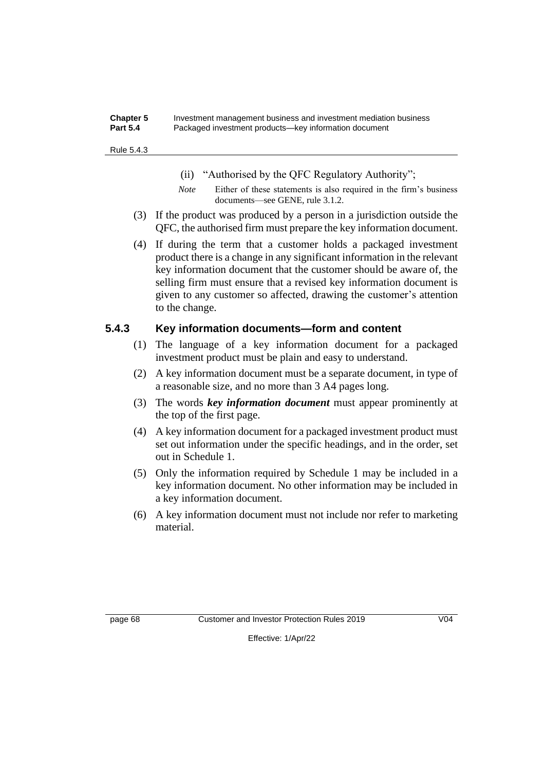(ii) "Authorised by the QFC Regulatory Authority";

*Note* Either of these statements is also required in the firm's business documents—see GENE, rule 3.1.2.

(3) If the product was produced by a person in a jurisdiction outside the QFC, the authorised firm must prepare the key information document.

(4) If during the term that a customer holds a packaged investment product there is a change in any significant information in the relevant key information document that the customer should be aware of, the selling firm must ensure that a revised key information document is given to any customer so affected, drawing the customer's attention to the change.

### 5.4.3 Key information documents—form and content

(1) The language of a key information document for a packaged investment product must be plain and easy to understand.

(2) A key information document must be a separate document, in type of a reasonable size, and no more than 3 A4 pages long.

(3) The words ***key information document*** must appear prominently at the top of the first page.

(4) A key information document for a packaged investment product must set out information under the specific headings, and in the order, set out in Schedule 1.

(5) Only the information required by Schedule 1 may be included in a key information document. No other information may be included in a key information document.

(6) A key information document must not include nor refer to marketing material.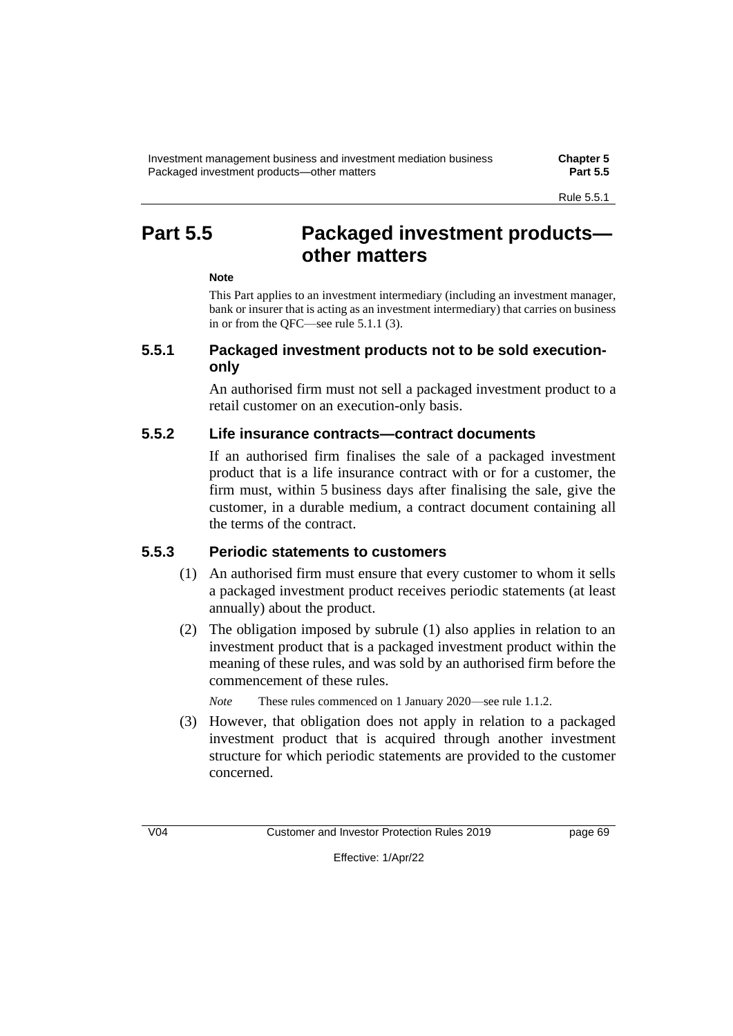# Part 5.5 Packaged investment products—other matters

**Note**

This Part applies to an investment intermediary (including an investment manager, bank or insurer that is acting as an investment intermediary) that carries on business in or from the QFC—see rule 5.1.1 (3).

## 5.5.1 Packaged investment products not to be sold execution-only

An authorised firm must not sell a packaged investment product to a retail customer on an execution-only basis.

## 5.5.2 Life insurance contracts—contract documents

If an authorised firm finalises the sale of a packaged investment product that is a life insurance contract with or for a customer, the firm must, within 5 business days after finalising the sale, give the customer, in a durable medium, a contract document containing all the terms of the contract.

## 5.5.3 Periodic statements to customers

(1) An authorised firm must ensure that every customer to whom it sells a packaged investment product receives periodic statements (at least annually) about the product.

(2) The obligation imposed by subrule (1) also applies in relation to an investment product that is a packaged investment product within the meaning of these rules, and was sold by an authorised firm before the commencement of these rules.

*Note* These rules commenced on 1 January 2020—see rule 1.1.2.

(3) However, that obligation does not apply in relation to a packaged investment product that is acquired through another investment structure for which periodic statements are provided to the customer concerned.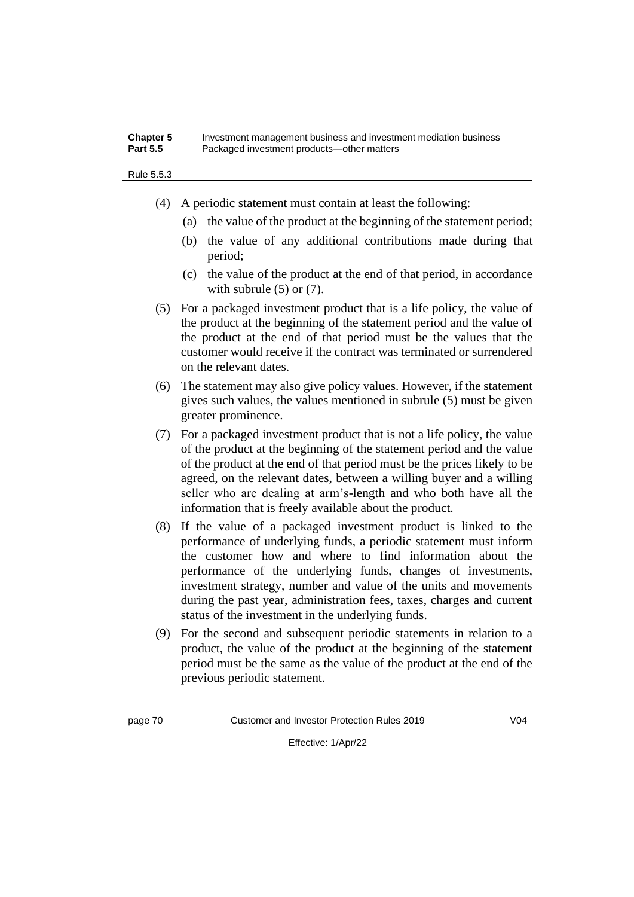(4) A periodic statement must contain at least the following:

(a) the value of the product at the beginning of the statement period;

(b) the value of any additional contributions made during that period;

(c) the value of the product at the end of that period, in accordance with subrule (5) or (7).

(5) For a packaged investment product that is a life policy, the value of the product at the beginning of the statement period and the value of the product at the end of that period must be the values that the customer would receive if the contract was terminated or surrendered on the relevant dates.

(6) The statement may also give policy values. However, if the statement gives such values, the values mentioned in subrule (5) must be given greater prominence.

(7) For a packaged investment product that is not a life policy, the value of the product at the beginning of the statement period and the value of the product at the end of that period must be the prices likely to be agreed, on the relevant dates, between a willing buyer and a willing seller who are dealing at arm's-length and who both have all the information that is freely available about the product.

(8) If the value of a packaged investment product is linked to the performance of underlying funds, a periodic statement must inform the customer how and where to find information about the performance of the underlying funds, changes of investments, investment strategy, number and value of the units and movements during the past year, administration fees, taxes, charges and current status of the investment in the underlying funds.

(9) For the second and subsequent periodic statements in relation to a product, the value of the product at the beginning of the statement period must be the same as the value of the product at the end of the previous periodic statement.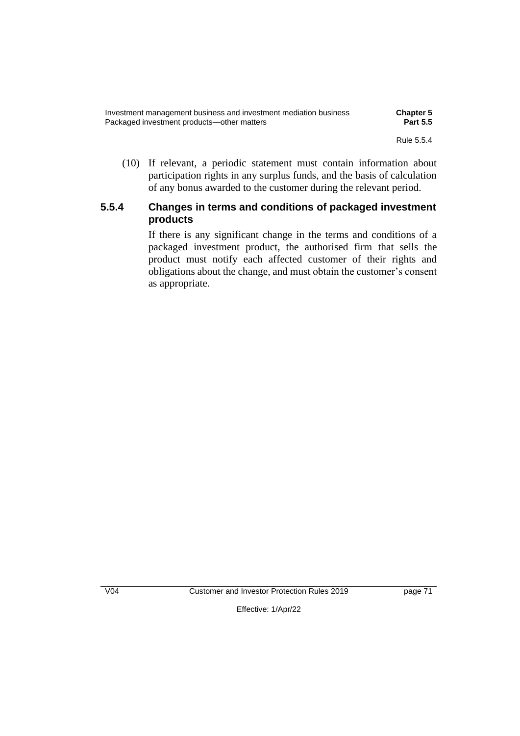(10) If relevant, a periodic statement must contain information about participation rights in any surplus funds, and the basis of calculation of any bonus awarded to the customer during the relevant period.

### 5.5.4 Changes in terms and conditions of packaged investment products

If there is any significant change in the terms and conditions of a packaged investment product, the authorised firm that sells the product must notify each affected customer of their rights and obligations about the change, and must obtain the customer's consent as appropriate.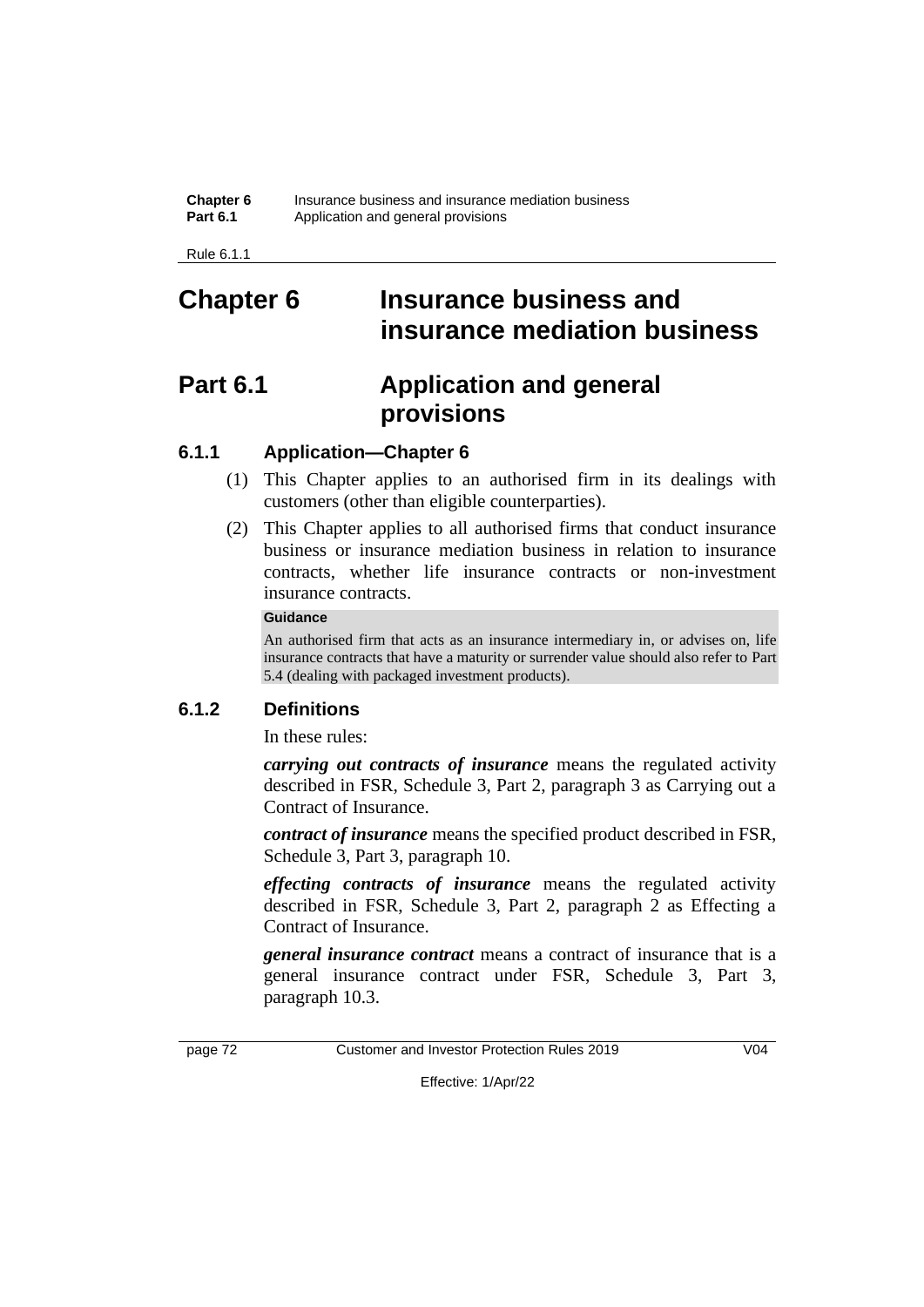# Chapter 6 Insurance business and insurance mediation business

## Part 6.1 Application and general provisions

### 6.1.1 Application—Chapter 6

(1) This Chapter applies to an authorised firm in its dealings with customers (other than eligible counterparties).

(2) This Chapter applies to all authorised firms that conduct insurance business or insurance mediation business in relation to insurance contracts, whether life insurance contracts or non-investment insurance contracts.

**Guidance**

An authorised firm that acts as an insurance intermediary in, or advises on, life insurance contracts that have a maturity or surrender value should also refer to Part 5.4 (dealing with packaged investment products).

### 6.1.2 Definitions

In these rules:

***carrying out contracts of insurance*** means the regulated activity described in FSR, Schedule 3, Part 2, paragraph 3 as Carrying out a Contract of Insurance.

***contract of insurance*** means the specified product described in FSR, Schedule 3, Part 3, paragraph 10.

***effecting contracts of insurance*** means the regulated activity described in FSR, Schedule 3, Part 2, paragraph 2 as Effecting a Contract of Insurance.

***general insurance contract*** means a contract of insurance that is a general insurance contract under FSR, Schedule 3, Part 3, paragraph 10.3.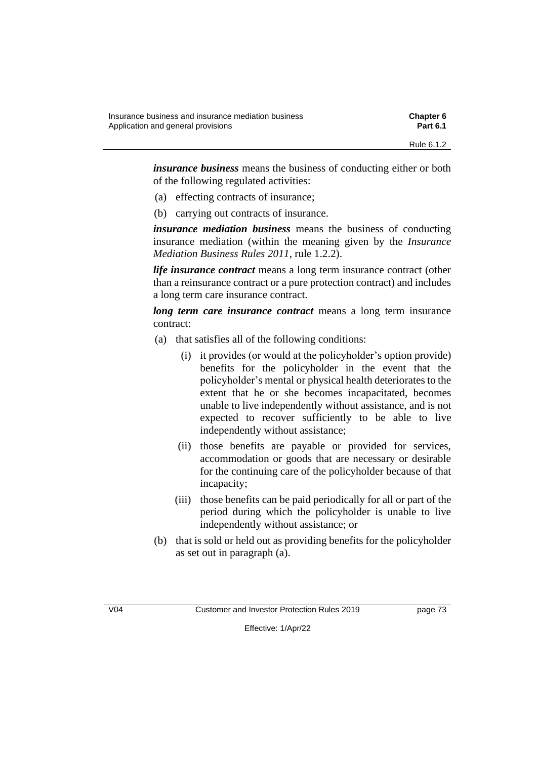***insurance business*** means the business of conducting either or both of the following regulated activities:

(a) effecting contracts of insurance;

(b) carrying out contracts of insurance.

***insurance mediation business*** means the business of conducting insurance mediation (within the meaning given by the *Insurance Mediation Business Rules 2011*, rule 1.2.2).

***life insurance contract*** means a long term insurance contract (other than a reinsurance contract or a pure protection contract) and includes a long term care insurance contract.

***long term care insurance contract*** means a long term insurance contract:

(a) that satisfies all of the following conditions:

   (i) it provides (or would at the policyholder's option provide) benefits for the policyholder in the event that the policyholder's mental or physical health deteriorates to the extent that he or she becomes incapacitated, becomes unable to live independently without assistance, and is not expected to recover sufficiently to be able to live independently without assistance;

   (ii) those benefits are payable or provided for services, accommodation or goods that are necessary or desirable for the continuing care of the policyholder because of that incapacity;

   (iii) those benefits can be paid periodically for all or part of the period during which the policyholder is unable to live independently without assistance; or

(b) that is sold or held out as providing benefits for the policyholder as set out in paragraph (a).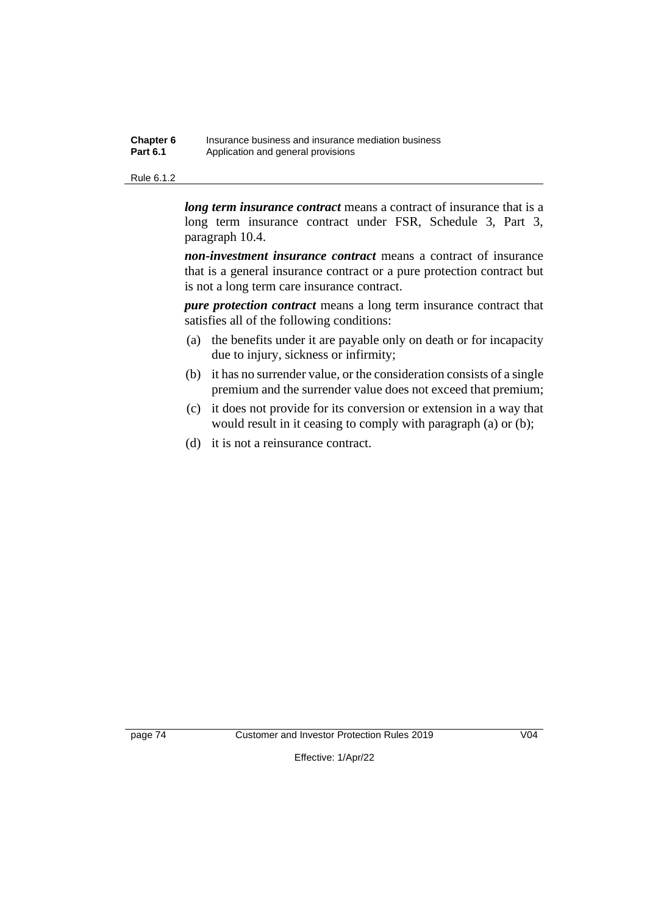***long term insurance contract*** means a contract of insurance that is a long term insurance contract under FSR, Schedule 3, Part 3, paragraph 10.4.

***non-investment insurance contract*** means a contract of insurance that is a general insurance contract or a pure protection contract but is not a long term care insurance contract.

***pure protection contract*** means a long term insurance contract that satisfies all of the following conditions:

(a) the benefits under it are payable only on death or for incapacity due to injury, sickness or infirmity;

(b) it has no surrender value, or the consideration consists of a single premium and the surrender value does not exceed that premium;

(c) it does not provide for its conversion or extension in a way that would result in it ceasing to comply with paragraph (a) or (b);

(d) it is not a reinsurance contract.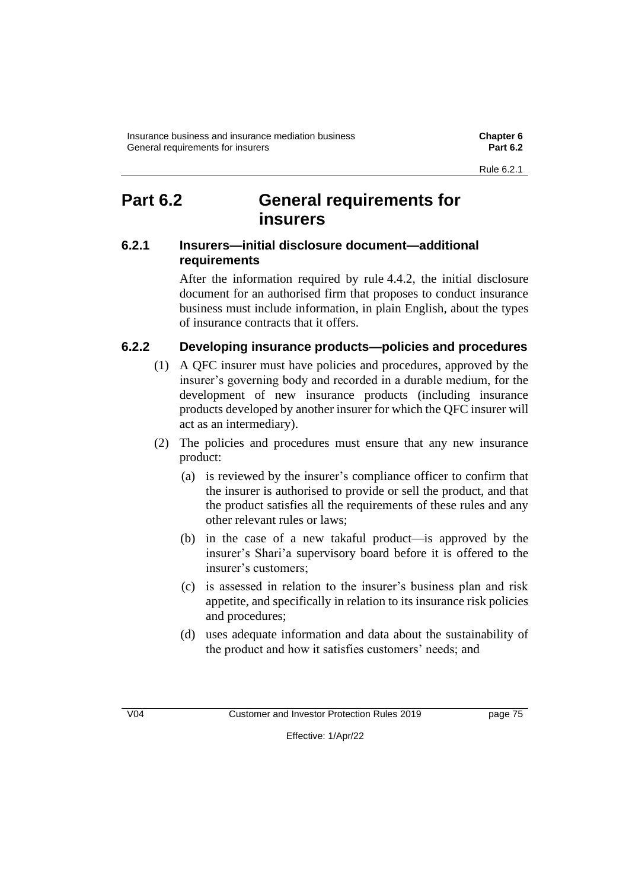# Part 6.2 General requirements for insurers

### 6.2.1 Insurers—initial disclosure document—additional requirements

After the information required by rule 4.4.2, the initial disclosure document for an authorised firm that proposes to conduct insurance business must include information, in plain English, about the types of insurance contracts that it offers.

### 6.2.2 Developing insurance products—policies and procedures

(1) A QFC insurer must have policies and procedures, approved by the insurer's governing body and recorded in a durable medium, for the development of new insurance products (including insurance products developed by another insurer for which the QFC insurer will act as an intermediary).

(2) The policies and procedures must ensure that any new insurance product:

(a) is reviewed by the insurer's compliance officer to confirm that the insurer is authorised to provide or sell the product, and that the product satisfies all the requirements of these rules and any other relevant rules or laws;

(b) in the case of a new takaful product—is approved by the insurer's Shari'a supervisory board before it is offered to the insurer's customers;

(c) is assessed in relation to the insurer's business plan and risk appetite, and specifically in relation to its insurance risk policies and procedures;

(d) uses adequate information and data about the sustainability of the product and how it satisfies customers' needs; and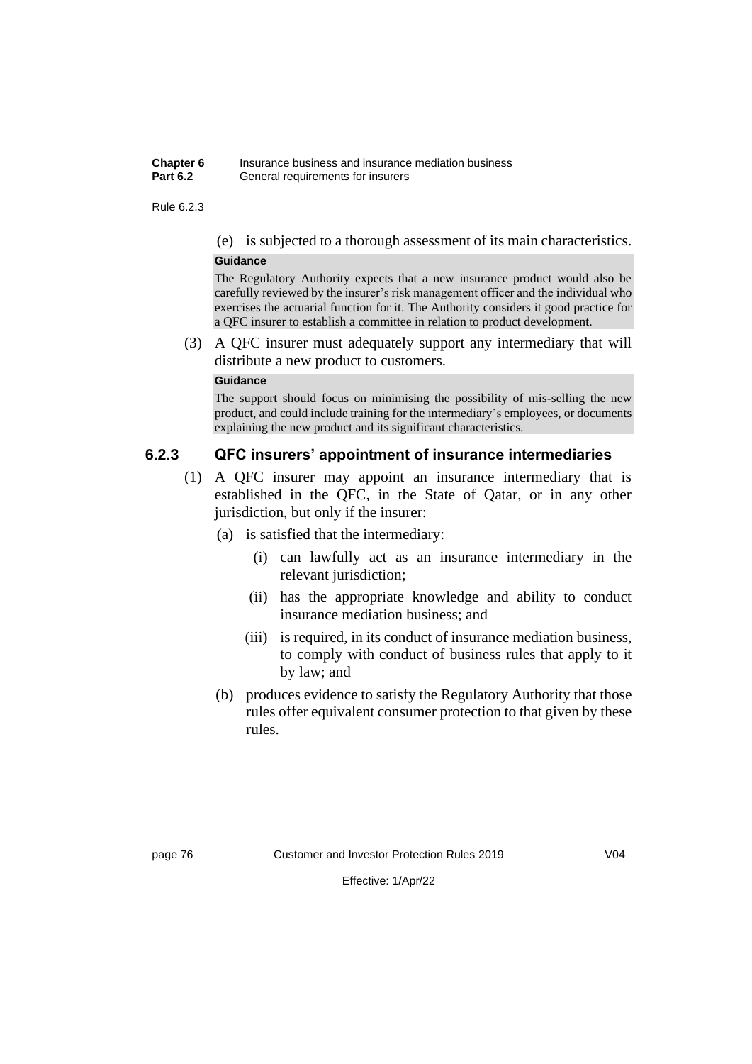(e) is subjected to a thorough assessment of its main characteristics.

**Guidance**

The Regulatory Authority expects that a new insurance product would also be carefully reviewed by the insurer's risk management officer and the individual who exercises the actuarial function for it. The Authority considers it good practice for a QFC insurer to establish a committee in relation to product development.

(3) A QFC insurer must adequately support any intermediary that will distribute a new product to customers.

**Guidance**

The support should focus on minimising the possibility of mis-selling the new product, and could include training for the intermediary's employees, or documents explaining the new product and its significant characteristics.

### 6.2.3 QFC insurers' appointment of insurance intermediaries

(1) A QFC insurer may appoint an insurance intermediary that is established in the QFC, in the State of Qatar, or in any other jurisdiction, but only if the insurer:

(a) is satisfied that the intermediary:

(i) can lawfully act as an insurance intermediary in the relevant jurisdiction;

(ii) has the appropriate knowledge and ability to conduct insurance mediation business; and

(iii) is required, in its conduct of insurance mediation business, to comply with conduct of business rules that apply to it by law; and

(b) produces evidence to satisfy the Regulatory Authority that those rules offer equivalent consumer protection to that given by these rules.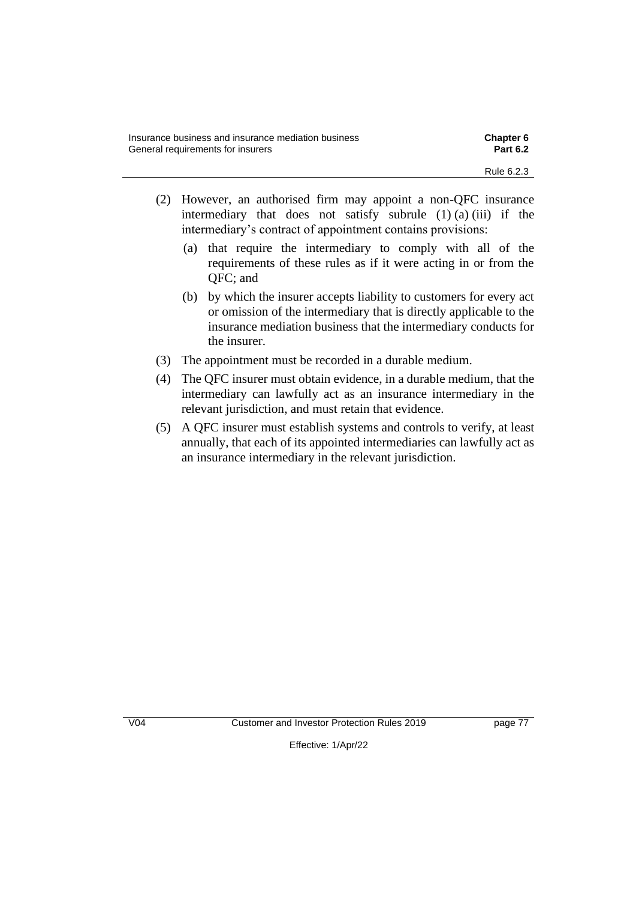(2) However, an authorised firm may appoint a non-QFC insurance intermediary that does not satisfy subrule (1) (a) (iii) if the intermediary's contract of appointment contains provisions:

  (a) that require the intermediary to comply with all of the requirements of these rules as if it were acting in or from the QFC; and

  (b) by which the insurer accepts liability to customers for every act or omission of the intermediary that is directly applicable to the insurance mediation business that the intermediary conducts for the insurer.

(3) The appointment must be recorded in a durable medium.

(4) The QFC insurer must obtain evidence, in a durable medium, that the intermediary can lawfully act as an insurance intermediary in the relevant jurisdiction, and must retain that evidence.

(5) A QFC insurer must establish systems and controls to verify, at least annually, that each of its appointed intermediaries can lawfully act as an insurance intermediary in the relevant jurisdiction.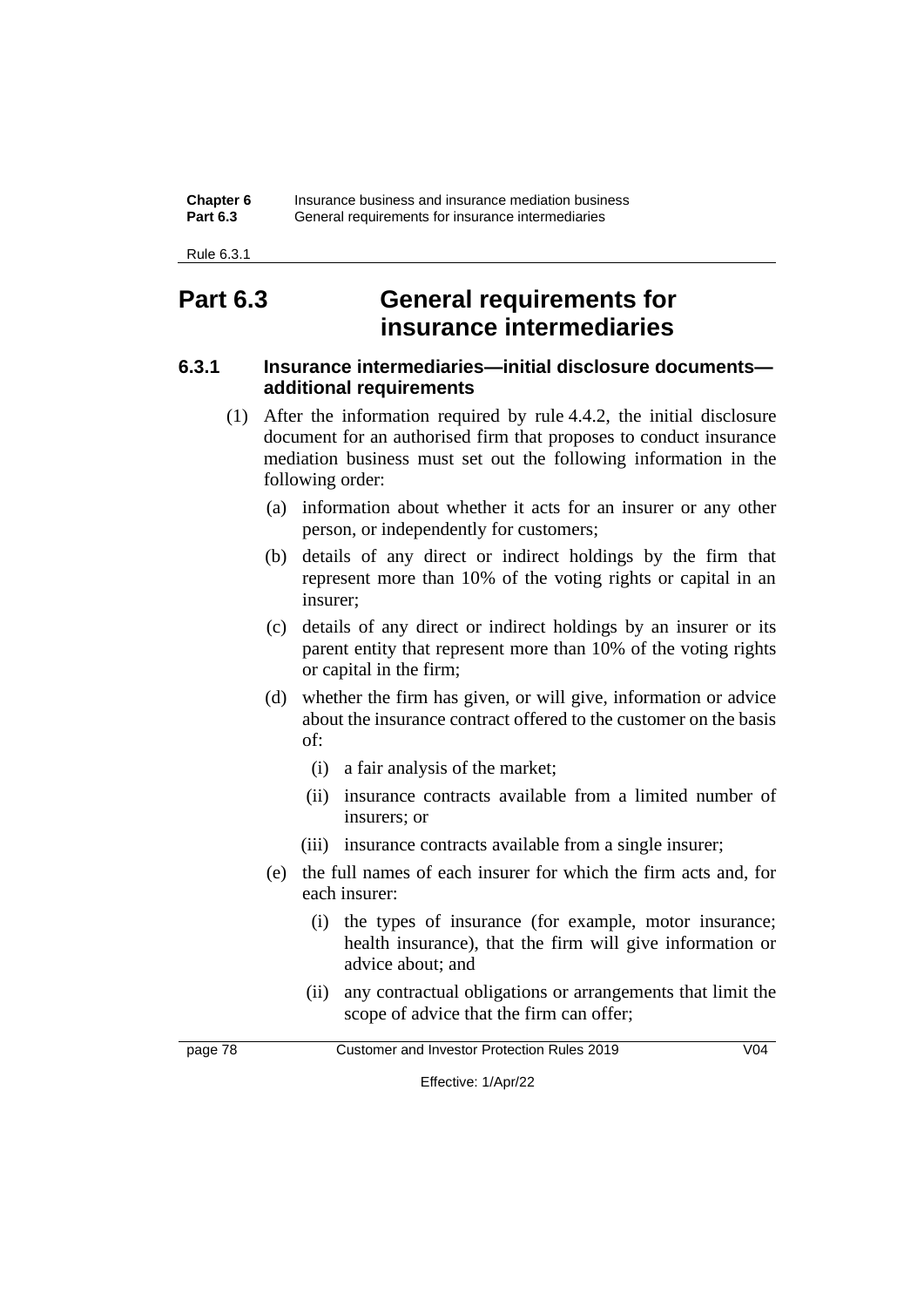## Part 6.3 General requirements for insurance intermediaries

### 6.3.1 Insurance intermediaries—initial disclosure documents—additional requirements

(1) After the information required by rule 4.4.2, the initial disclosure document for an authorised firm that proposes to conduct insurance mediation business must set out the following information in the following order:

(a) information about whether it acts for an insurer or any other person, or independently for customers;

(b) details of any direct or indirect holdings by the firm that represent more than 10% of the voting rights or capital in an insurer;

(c) details of any direct or indirect holdings by an insurer or its parent entity that represent more than 10% of the voting rights or capital in the firm;

(d) whether the firm has given, or will give, information or advice about the insurance contract offered to the customer on the basis of:

(i) a fair analysis of the market;

(ii) insurance contracts available from a limited number of insurers; or

(iii) insurance contracts available from a single insurer;

(e) the full names of each insurer for which the firm acts and, for each insurer:

(i) the types of insurance (for example, motor insurance; health insurance), that the firm will give information or advice about; and

(ii) any contractual obligations or arrangements that limit the scope of advice that the firm can offer;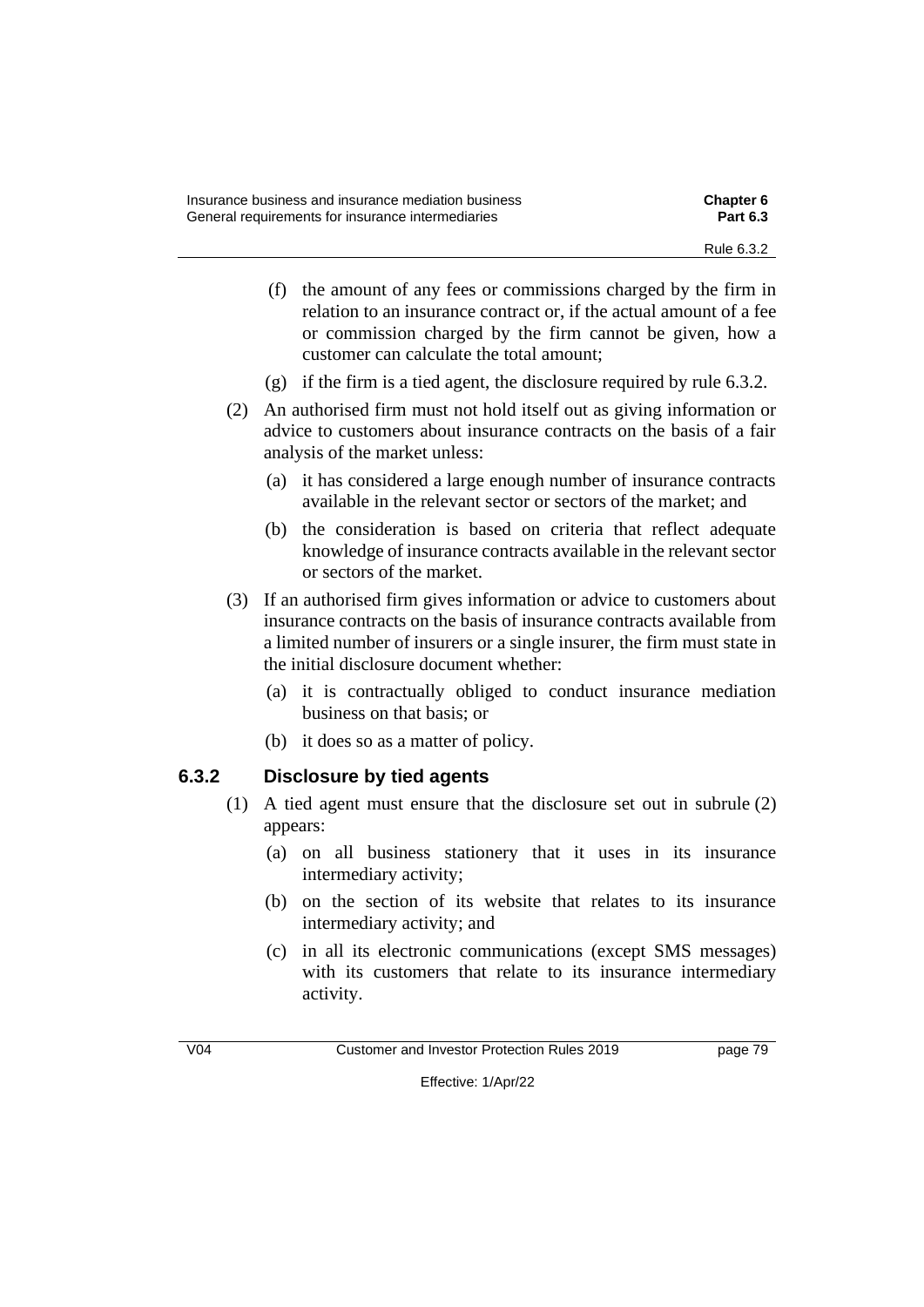(f) the amount of any fees or commissions charged by the firm in relation to an insurance contract or, if the actual amount of a fee or commission charged by the firm cannot be given, how a customer can calculate the total amount;

(g) if the firm is a tied agent, the disclosure required by rule 6.3.2.

(2) An authorised firm must not hold itself out as giving information or advice to customers about insurance contracts on the basis of a fair analysis of the market unless:

(a) it has considered a large enough number of insurance contracts available in the relevant sector or sectors of the market; and

(b) the consideration is based on criteria that reflect adequate knowledge of insurance contracts available in the relevant sector or sectors of the market.

(3) If an authorised firm gives information or advice to customers about insurance contracts on the basis of insurance contracts available from a limited number of insurers or a single insurer, the firm must state in the initial disclosure document whether:

(a) it is contractually obliged to conduct insurance mediation business on that basis; or

(b) it does so as a matter of policy.

### 6.3.2 Disclosure by tied agents

(1) A tied agent must ensure that the disclosure set out in subrule (2) appears:

(a) on all business stationery that it uses in its insurance intermediary activity;

(b) on the section of its website that relates to its insurance intermediary activity; and

(c) in all its electronic communications (except SMS messages) with its customers that relate to its insurance intermediary activity.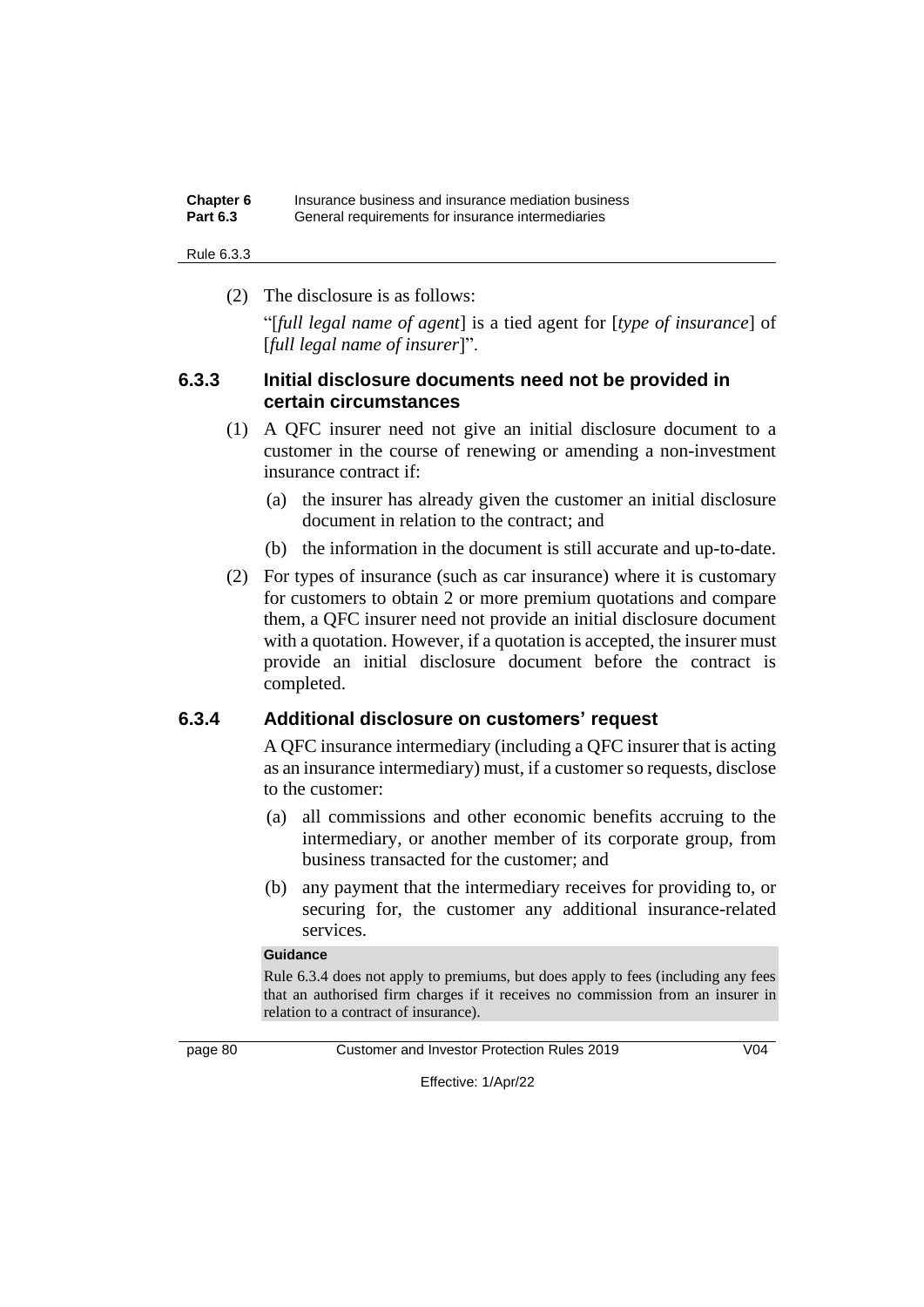(2) The disclosure is as follows:

"[*full legal name of agent*] is a tied agent for [*type of insurance*] of [*full legal name of insurer*]".

### 6.3.3 Initial disclosure documents need not be provided in certain circumstances

(1) A QFC insurer need not give an initial disclosure document to a customer in the course of renewing or amending a non-investment insurance contract if:

(a) the insurer has already given the customer an initial disclosure document in relation to the contract; and

(b) the information in the document is still accurate and up-to-date.

(2) For types of insurance (such as car insurance) where it is customary for customers to obtain 2 or more premium quotations and compare them, a QFC insurer need not provide an initial disclosure document with a quotation. However, if a quotation is accepted, the insurer must provide an initial disclosure document before the contract is completed.

### 6.3.4 Additional disclosure on customers' request

A QFC insurance intermediary (including a QFC insurer that is acting as an insurance intermediary) must, if a customer so requests, disclose to the customer:

(a) all commissions and other economic benefits accruing to the intermediary, or another member of its corporate group, from business transacted for the customer; and

(b) any payment that the intermediary receives for providing to, or securing for, the customer any additional insurance-related services.

**Guidance**

Rule 6.3.4 does not apply to premiums, but does apply to fees (including any fees that an authorised firm charges if it receives no commission from an insurer in relation to a contract of insurance).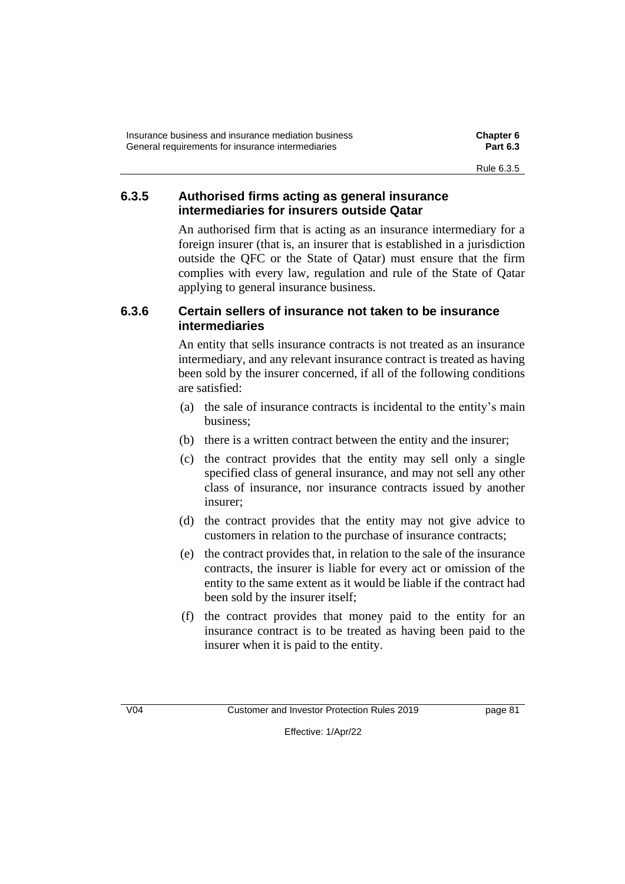### 6.3.5 Authorised firms acting as general insurance intermediaries for insurers outside Qatar

An authorised firm that is acting as an insurance intermediary for a foreign insurer (that is, an insurer that is established in a jurisdiction outside the QFC or the State of Qatar) must ensure that the firm complies with every law, regulation and rule of the State of Qatar applying to general insurance business.

### 6.3.6 Certain sellers of insurance not taken to be insurance intermediaries

An entity that sells insurance contracts is not treated as an insurance intermediary, and any relevant insurance contract is treated as having been sold by the insurer concerned, if all of the following conditions are satisfied:

(a) the sale of insurance contracts is incidental to the entity's main business;

(b) there is a written contract between the entity and the insurer;

(c) the contract provides that the entity may sell only a single specified class of general insurance, and may not sell any other class of insurance, nor insurance contracts issued by another insurer;

(d) the contract provides that the entity may not give advice to customers in relation to the purchase of insurance contracts;

(e) the contract provides that, in relation to the sale of the insurance contracts, the insurer is liable for every act or omission of the entity to the same extent as it would be liable if the contract had been sold by the insurer itself;

(f) the contract provides that money paid to the entity for an insurance contract is to be treated as having been paid to the insurer when it is paid to the entity.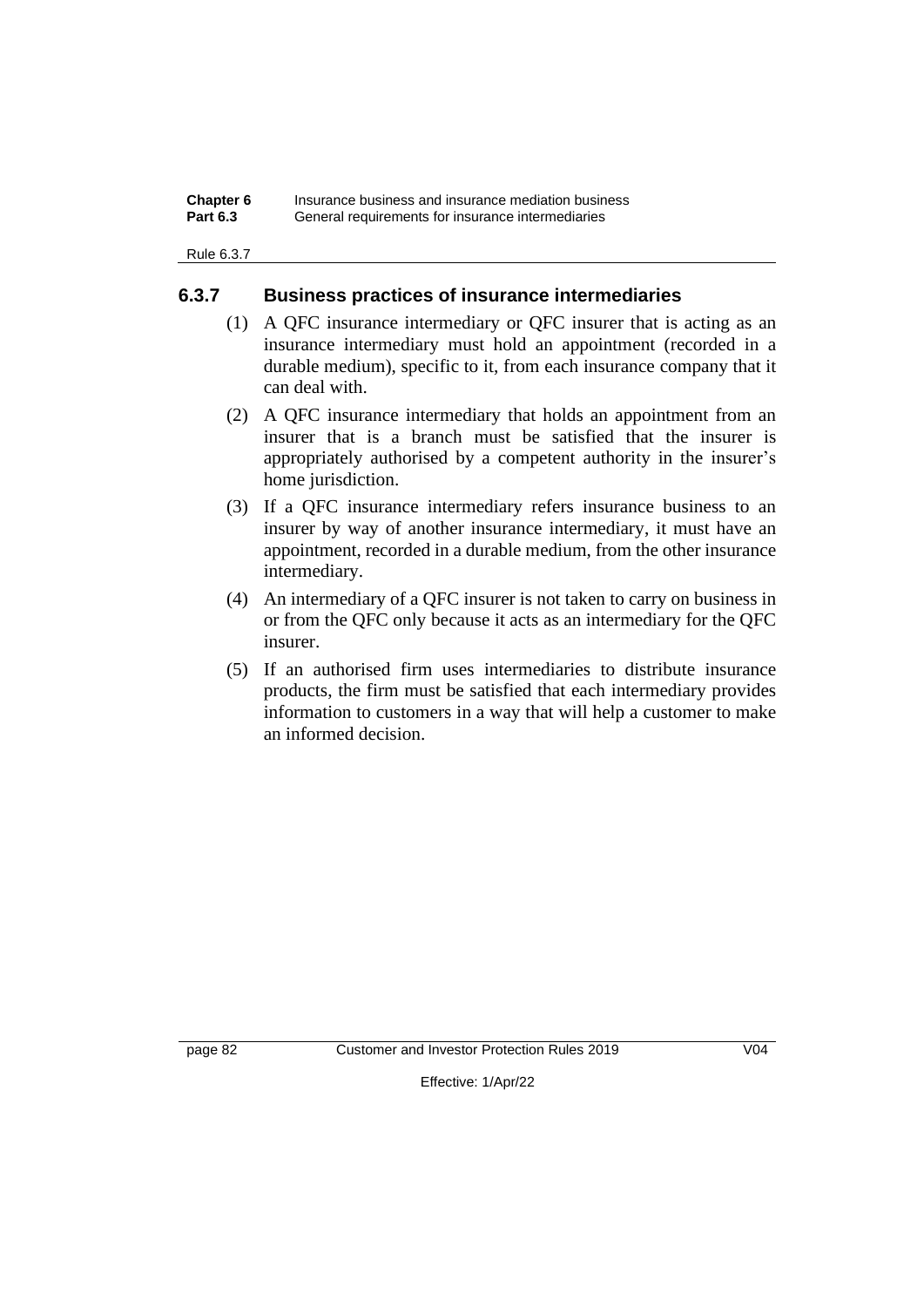### 6.3.7 Business practices of insurance intermediaries

(1) A QFC insurance intermediary or QFC insurer that is acting as an insurance intermediary must hold an appointment (recorded in a durable medium), specific to it, from each insurance company that it can deal with.

(2) A QFC insurance intermediary that holds an appointment from an insurer that is a branch must be satisfied that the insurer is appropriately authorised by a competent authority in the insurer's home jurisdiction.

(3) If a QFC insurance intermediary refers insurance business to an insurer by way of another insurance intermediary, it must have an appointment, recorded in a durable medium, from the other insurance intermediary.

(4) An intermediary of a QFC insurer is not taken to carry on business in or from the QFC only because it acts as an intermediary for the QFC insurer.

(5) If an authorised firm uses intermediaries to distribute insurance products, the firm must be satisfied that each intermediary provides information to customers in a way that will help a customer to make an informed decision.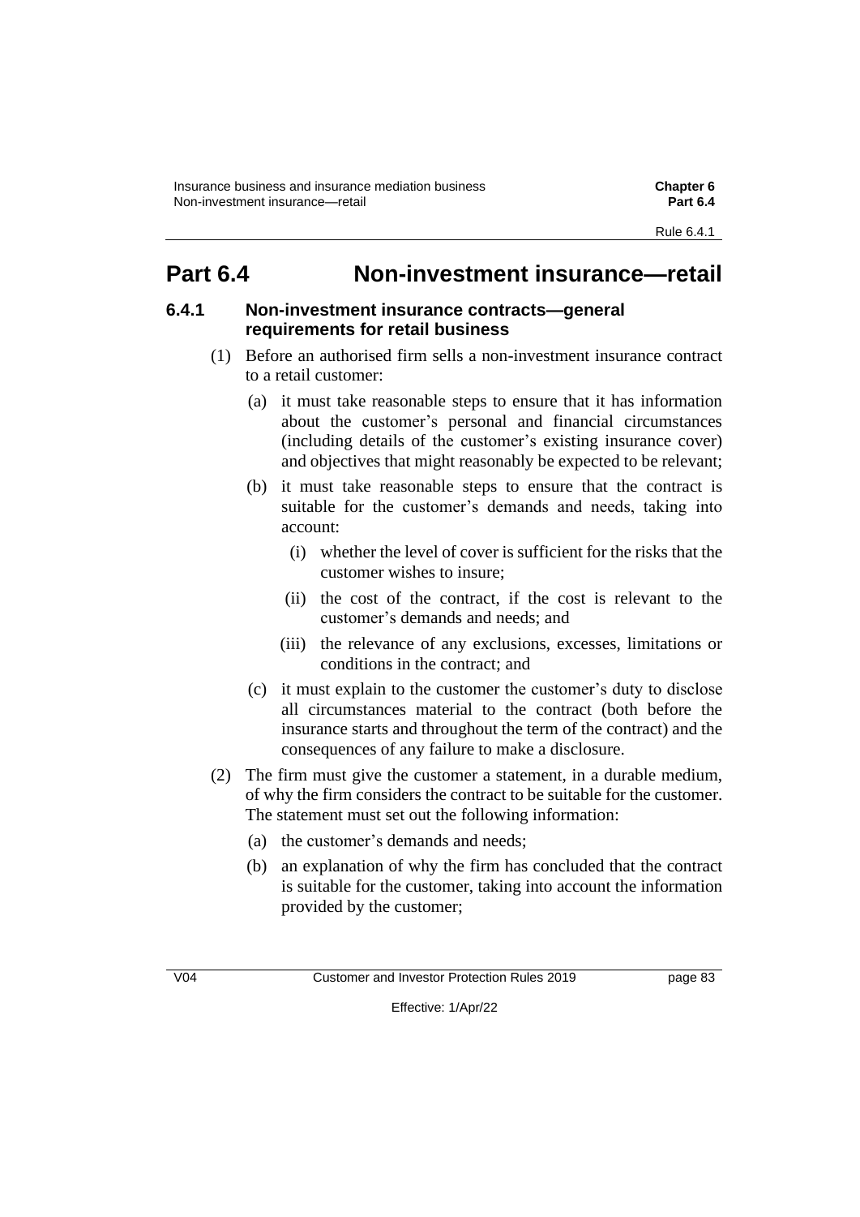# Part 6.4 Non-investment insurance—retail

## 6.4.1 Non-investment insurance contracts—general requirements for retail business

(1) Before an authorised firm sells a non-investment insurance contract to a retail customer:

(a) it must take reasonable steps to ensure that it has information about the customer's personal and financial circumstances (including details of the customer's existing insurance cover) and objectives that might reasonably be expected to be relevant;

(b) it must take reasonable steps to ensure that the contract is suitable for the customer's demands and needs, taking into account:

(i) whether the level of cover is sufficient for the risks that the customer wishes to insure;

(ii) the cost of the contract, if the cost is relevant to the customer's demands and needs; and

(iii) the relevance of any exclusions, excesses, limitations or conditions in the contract; and

(c) it must explain to the customer the customer's duty to disclose all circumstances material to the contract (both before the insurance starts and throughout the term of the contract) and the consequences of any failure to make a disclosure.

(2) The firm must give the customer a statement, in a durable medium, of why the firm considers the contract to be suitable for the customer. The statement must set out the following information:

(a) the customer's demands and needs;

(b) an explanation of why the firm has concluded that the contract is suitable for the customer, taking into account the information provided by the customer;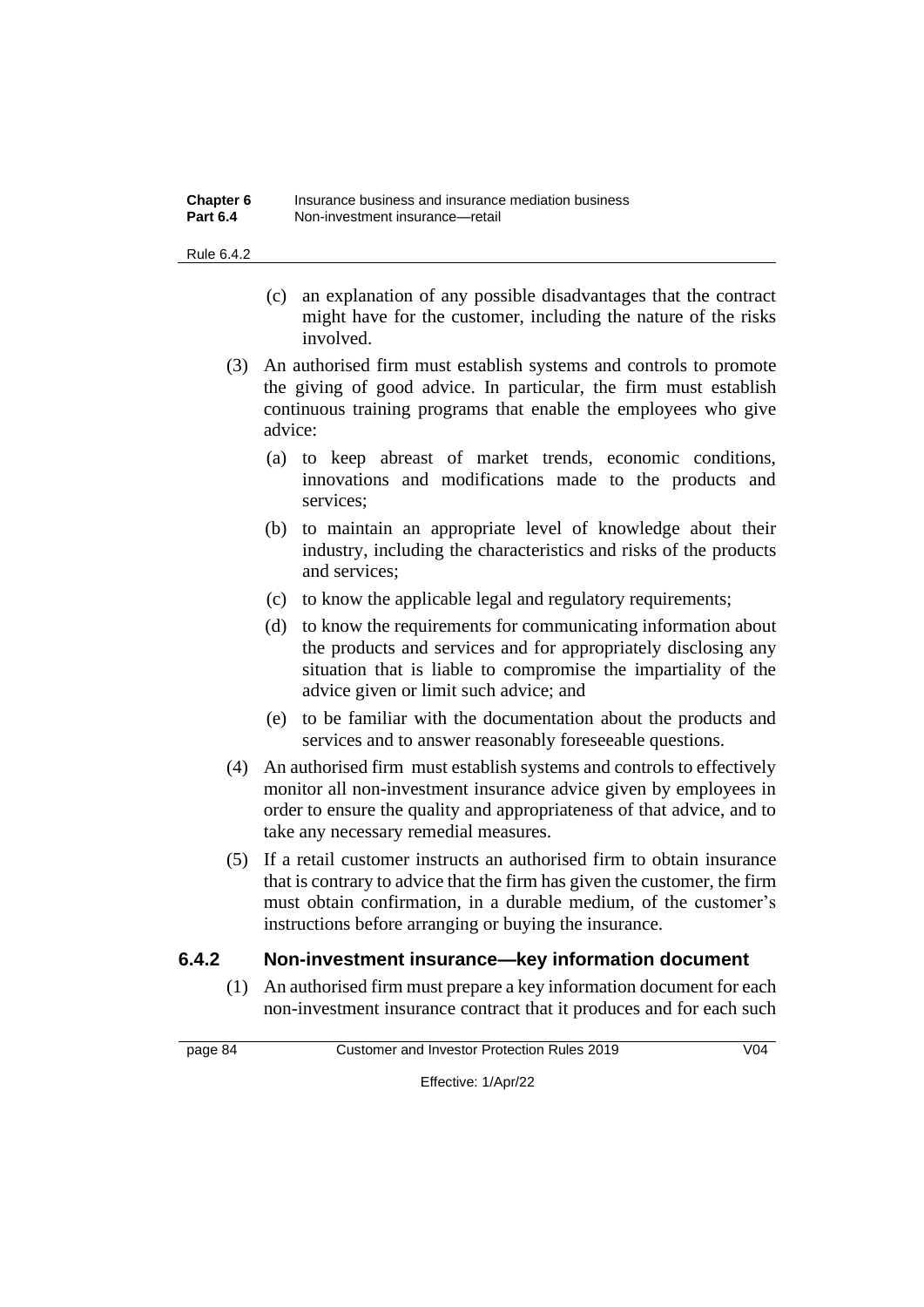(c) an explanation of any possible disadvantages that the contract might have for the customer, including the nature of the risks involved.

(3) An authorised firm must establish systems and controls to promote the giving of good advice. In particular, the firm must establish continuous training programs that enable the employees who give advice:

(a) to keep abreast of market trends, economic conditions, innovations and modifications made to the products and services;

(b) to maintain an appropriate level of knowledge about their industry, including the characteristics and risks of the products and services;

(c) to know the applicable legal and regulatory requirements;

(d) to know the requirements for communicating information about the products and services and for appropriately disclosing any situation that is liable to compromise the impartiality of the advice given or limit such advice; and

(e) to be familiar with the documentation about the products and services and to answer reasonably foreseeable questions.

(4) An authorised firm must establish systems and controls to effectively monitor all non-investment insurance advice given by employees in order to ensure the quality and appropriateness of that advice, and to take any necessary remedial measures.

(5) If a retail customer instructs an authorised firm to obtain insurance that is contrary to advice that the firm has given the customer, the firm must obtain confirmation, in a durable medium, of the customer's instructions before arranging or buying the insurance.

### 6.4.2 Non-investment insurance—key information document

(1) An authorised firm must prepare a key information document for each non-investment insurance contract that it produces and for each such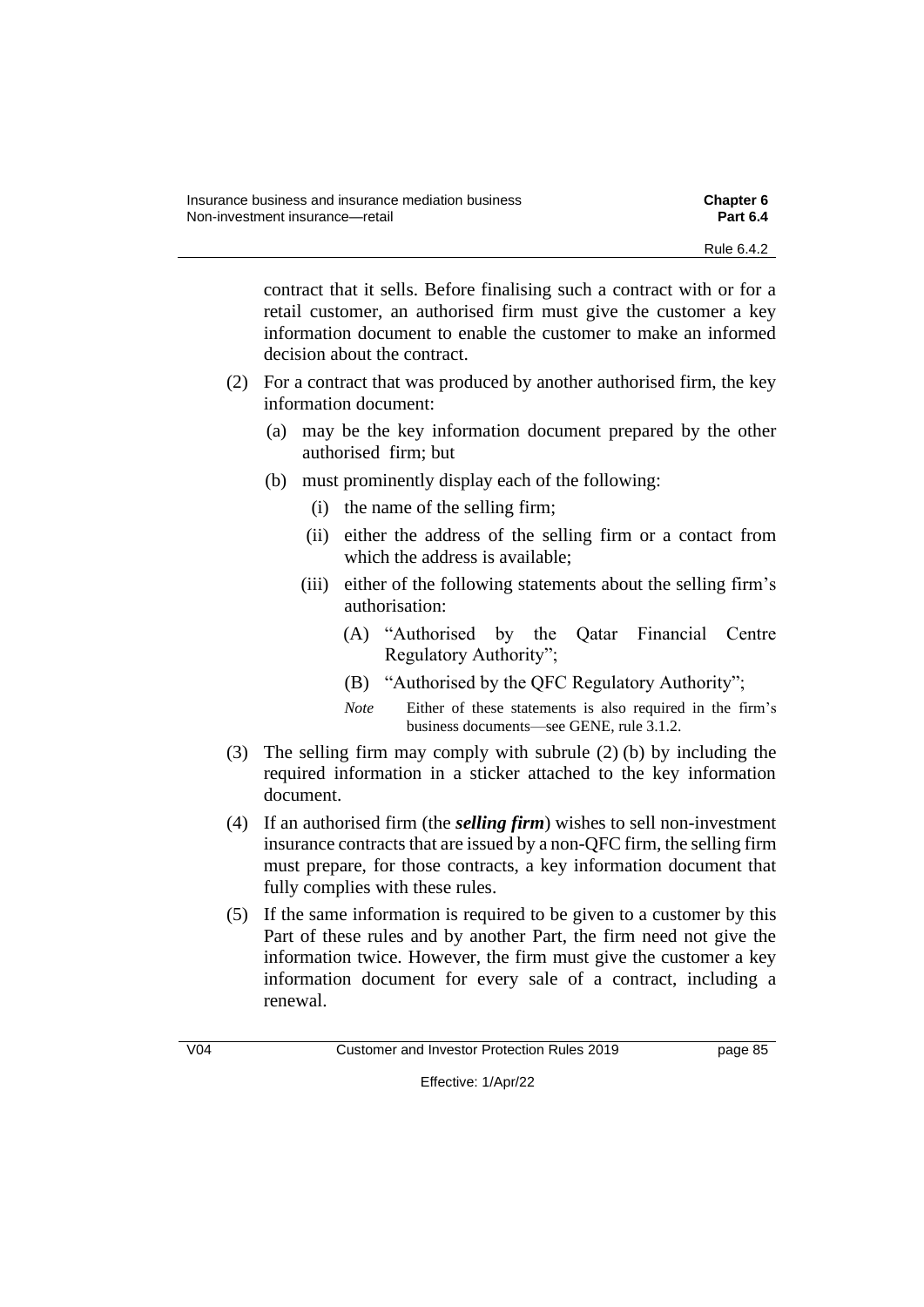contract that it sells. Before finalising such a contract with or for a retail customer, an authorised firm must give the customer a key information document to enable the customer to make an informed decision about the contract.

(2) For a contract that was produced by another authorised firm, the key information document:

(a) may be the key information document prepared by the other authorised firm; but

(b) must prominently display each of the following:

(i) the name of the selling firm;

(ii) either the address of the selling firm or a contact from which the address is available;

(iii) either of the following statements about the selling firm's authorisation:

(A) "Authorised by the Qatar Financial Centre Regulatory Authority";

(B) "Authorised by the QFC Regulatory Authority";

*Note* Either of these statements is also required in the firm's business documents—see GENE, rule 3.1.2.

(3) The selling firm may comply with subrule (2) (b) by including the required information in a sticker attached to the key information document.

(4) If an authorised firm (the ***selling firm***) wishes to sell non-investment insurance contracts that are issued by a non-QFC firm, the selling firm must prepare, for those contracts, a key information document that fully complies with these rules.

(5) If the same information is required to be given to a customer by this Part of these rules and by another Part, the firm need not give the information twice. However, the firm must give the customer a key information document for every sale of a contract, including a renewal.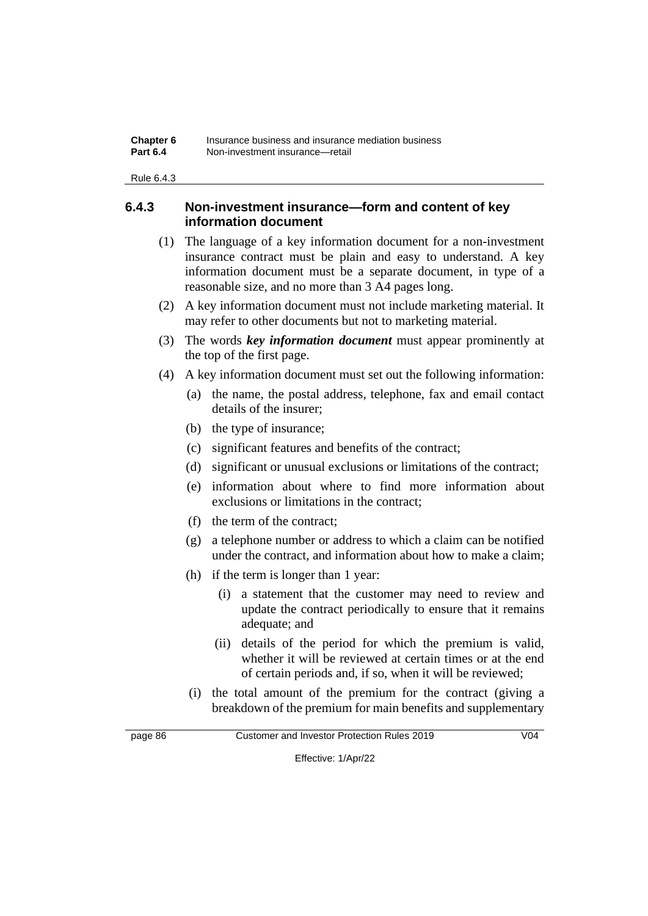### 6.4.3 Non-investment insurance—form and content of key information document

(1) The language of a key information document for a non-investment insurance contract must be plain and easy to understand. A key information document must be a separate document, in type of a reasonable size, and no more than 3 A4 pages long.

(2) A key information document must not include marketing material. It may refer to other documents but not to marketing material.

(3) The words ***key information document*** must appear prominently at the top of the first page.

(4) A key information document must set out the following information:

- (a) the name, the postal address, telephone, fax and email contact details of the insurer;
- (b) the type of insurance;
- (c) significant features and benefits of the contract;
- (d) significant or unusual exclusions or limitations of the contract;
- (e) information about where to find more information about exclusions or limitations in the contract;
- (f) the term of the contract;
- (g) a telephone number or address to which a claim can be notified under the contract, and information about how to make a claim;
- (h) if the term is longer than 1 year:
  - (i) a statement that the customer may need to review and update the contract periodically to ensure that it remains adequate; and
  - (ii) details of the period for which the premium is valid, whether it will be reviewed at certain times or at the end of certain periods and, if so, when it will be reviewed;
- (i) the total amount of the premium for the contract (giving a breakdown of the premium for main benefits and supplementary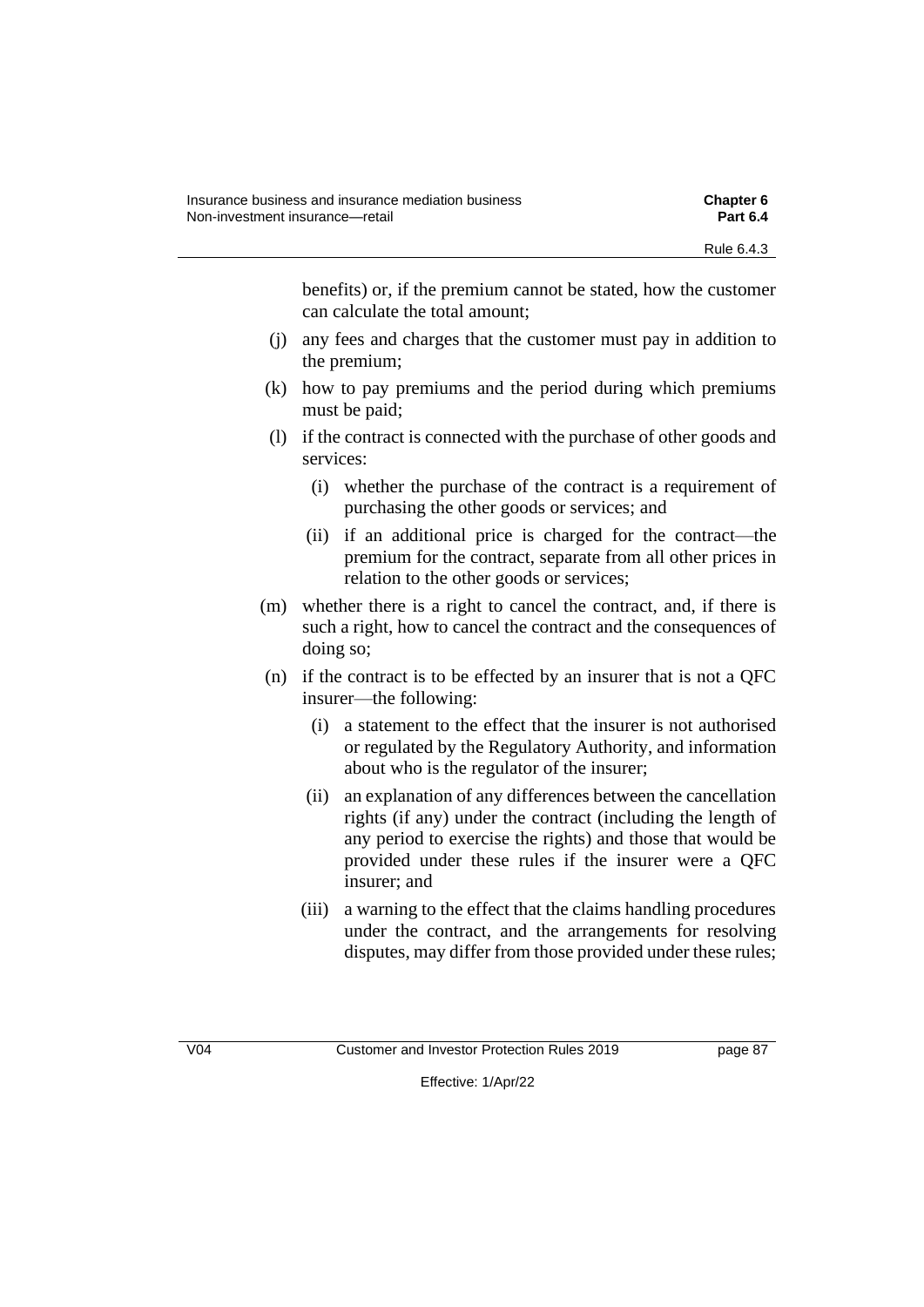benefits) or, if the premium cannot be stated, how the customer can calculate the total amount;

(j) any fees and charges that the customer must pay in addition to the premium;

(k) how to pay premiums and the period during which premiums must be paid;

(l) if the contract is connected with the purchase of other goods and services:

   (i) whether the purchase of the contract is a requirement of purchasing the other goods or services; and

   (ii) if an additional price is charged for the contract—the premium for the contract, separate from all other prices in relation to the other goods or services;

(m) whether there is a right to cancel the contract, and, if there is such a right, how to cancel the contract and the consequences of doing so;

(n) if the contract is to be effected by an insurer that is not a QFC insurer—the following:

   (i) a statement to the effect that the insurer is not authorised or regulated by the Regulatory Authority, and information about who is the regulator of the insurer;

   (ii) an explanation of any differences between the cancellation rights (if any) under the contract (including the length of any period to exercise the rights) and those that would be provided under these rules if the insurer were a QFC insurer; and

   (iii) a warning to the effect that the claims handling procedures under the contract, and the arrangements for resolving disputes, may differ from those provided under these rules;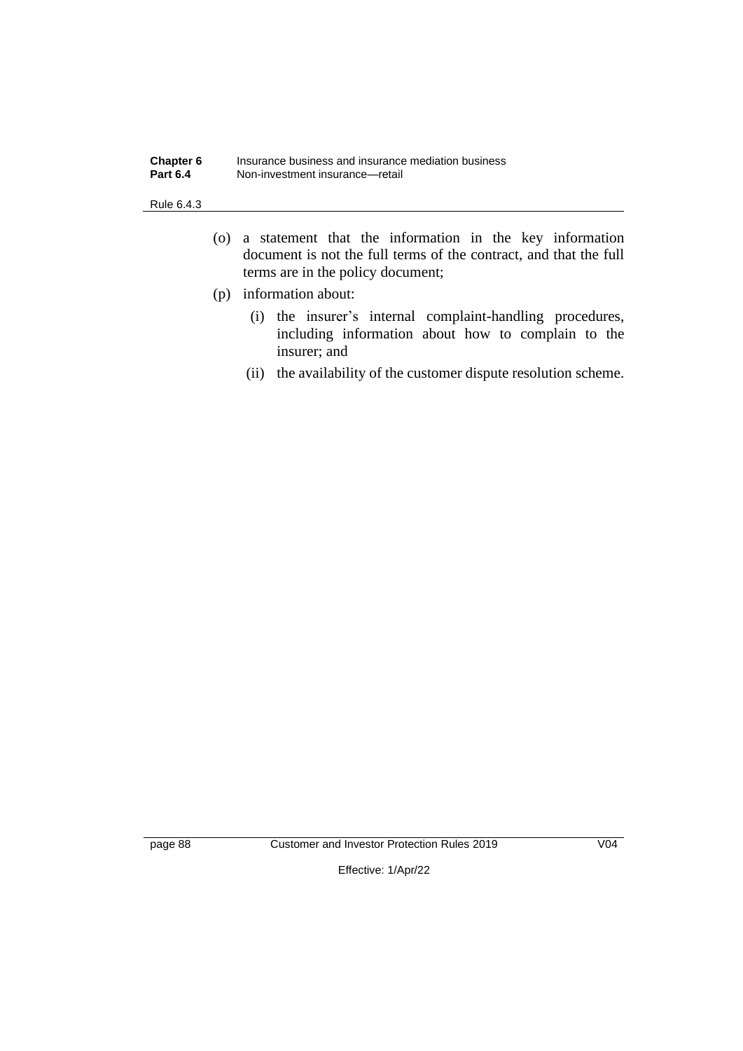(o) a statement that the information in the key information document is not the full terms of the contract, and that the full terms are in the policy document;

(p) information about:

   (i) the insurer's internal complaint-handling procedures, including information about how to complain to the insurer; and

   (ii) the availability of the customer dispute resolution scheme.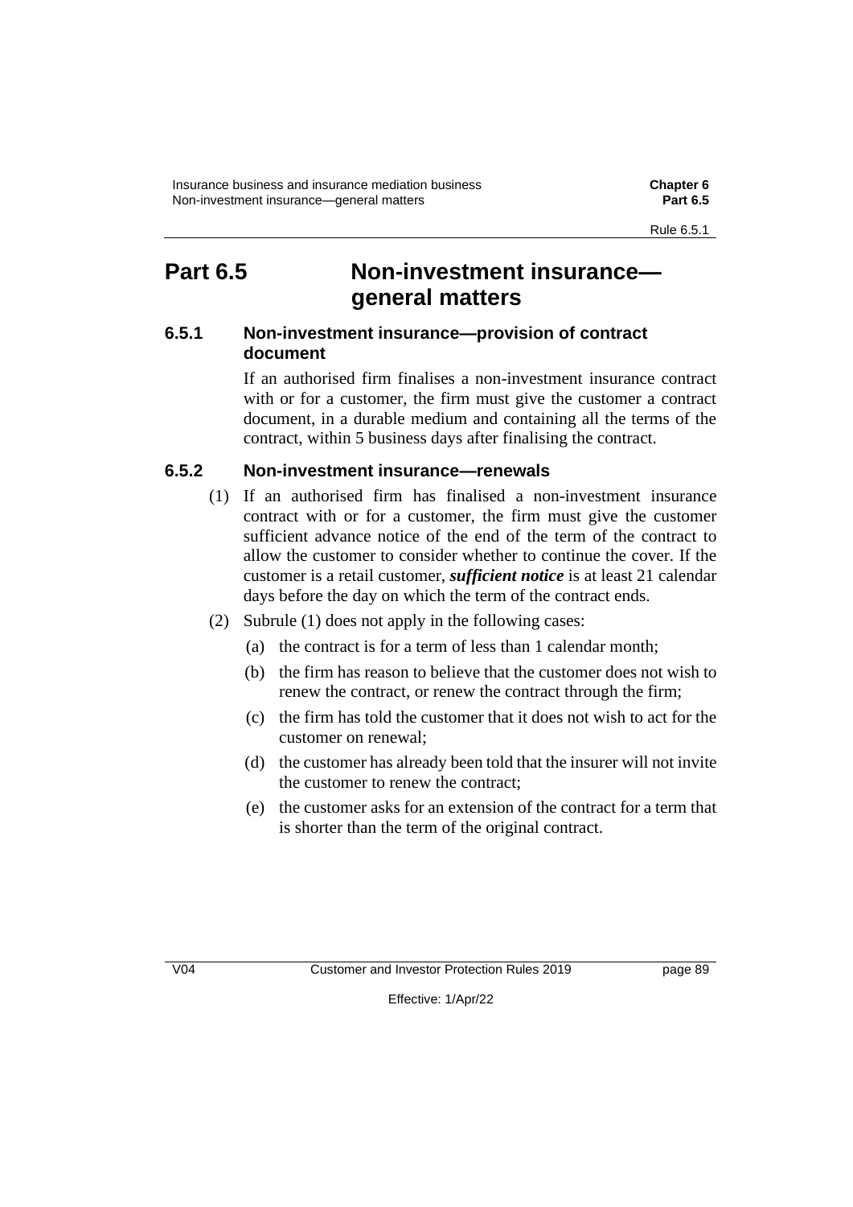# Part 6.5 Non-investment insurance—general matters

## 6.5.1 Non-investment insurance—provision of contract document

If an authorised firm finalises a non-investment insurance contract with or for a customer, the firm must give the customer a contract document, in a durable medium and containing all the terms of the contract, within 5 business days after finalising the contract.

## 6.5.2 Non-investment insurance—renewals

(1) If an authorised firm has finalised a non-investment insurance contract with or for a customer, the firm must give the customer sufficient advance notice of the end of the term of the contract to allow the customer to consider whether to continue the cover. If the customer is a retail customer, ***sufficient notice*** is at least 21 calendar days before the day on which the term of the contract ends.

(2) Subrule (1) does not apply in the following cases:

(a) the contract is for a term of less than 1 calendar month;

(b) the firm has reason to believe that the customer does not wish to renew the contract, or renew the contract through the firm;

(c) the firm has told the customer that it does not wish to act for the customer on renewal;

(d) the customer has already been told that the insurer will not invite the customer to renew the contract;

(e) the customer asks for an extension of the contract for a term that is shorter than the term of the original contract.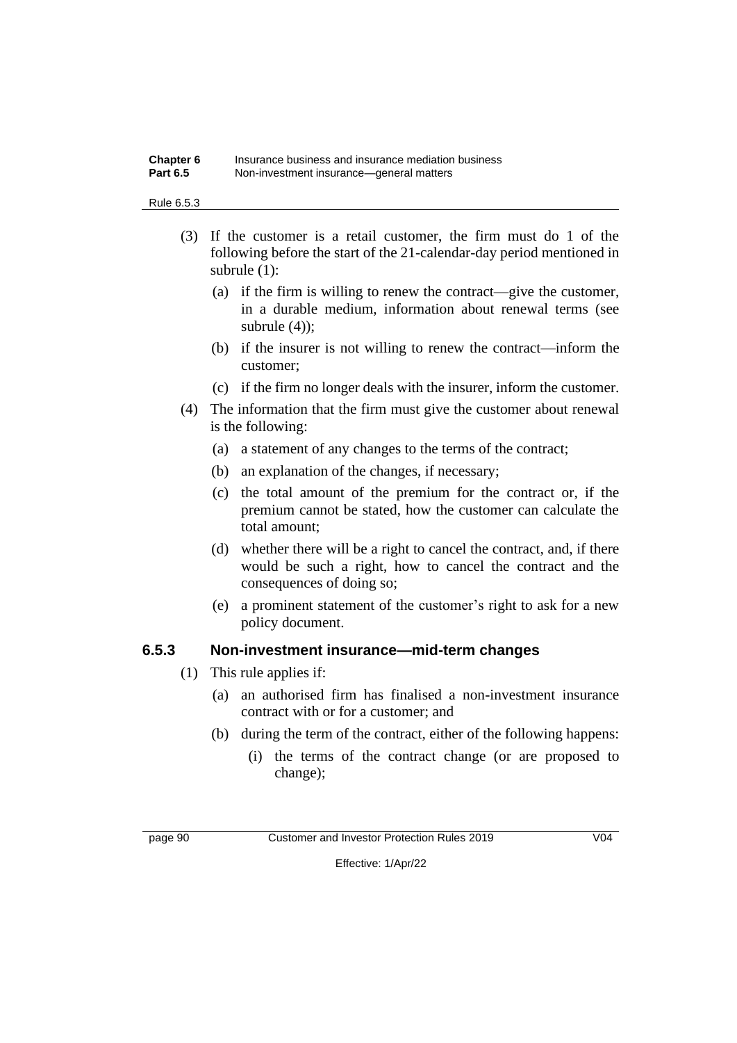(3) If the customer is a retail customer, the firm must do 1 of the following before the start of the 21-calendar-day period mentioned in subrule (1):

(a) if the firm is willing to renew the contract—give the customer, in a durable medium, information about renewal terms (see subrule (4));

(b) if the insurer is not willing to renew the contract—inform the customer;

(c) if the firm no longer deals with the insurer, inform the customer.

(4) The information that the firm must give the customer about renewal is the following:

(a) a statement of any changes to the terms of the contract;

(b) an explanation of the changes, if necessary;

(c) the total amount of the premium for the contract or, if the premium cannot be stated, how the customer can calculate the total amount;

(d) whether there will be a right to cancel the contract, and, if there would be such a right, how to cancel the contract and the consequences of doing so;

(e) a prominent statement of the customer's right to ask for a new policy document.

### 6.5.3 Non-investment insurance—mid-term changes

(1) This rule applies if:

(a) an authorised firm has finalised a non-investment insurance contract with or for a customer; and

(b) during the term of the contract, either of the following happens:

(i) the terms of the contract change (or are proposed to change);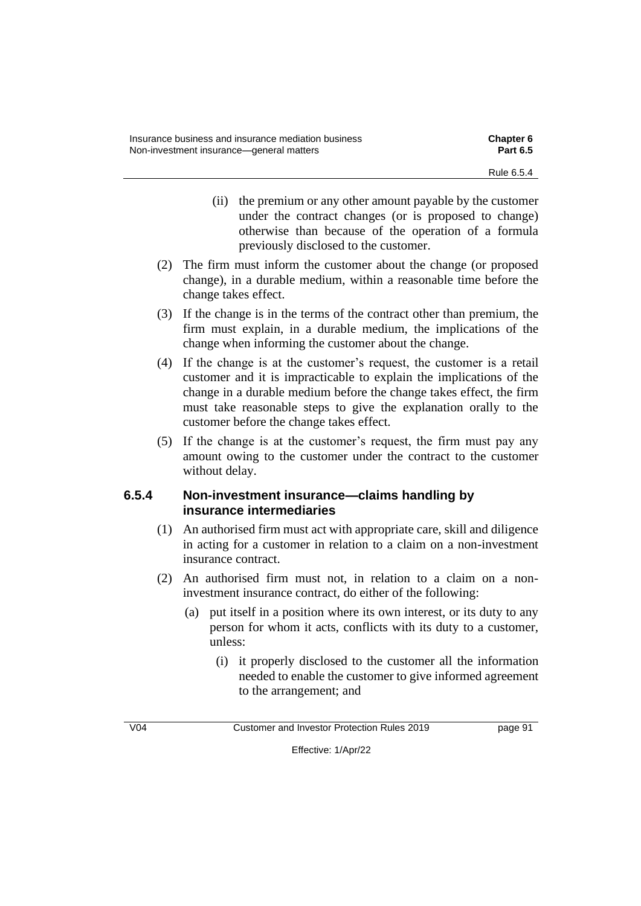(ii) the premium or any other amount payable by the customer under the contract changes (or is proposed to change) otherwise than because of the operation of a formula previously disclosed to the customer.

(2) The firm must inform the customer about the change (or proposed change), in a durable medium, within a reasonable time before the change takes effect.

(3) If the change is in the terms of the contract other than premium, the firm must explain, in a durable medium, the implications of the change when informing the customer about the change.

(4) If the change is at the customer's request, the customer is a retail customer and it is impracticable to explain the implications of the change in a durable medium before the change takes effect, the firm must take reasonable steps to give the explanation orally to the customer before the change takes effect.

(5) If the change is at the customer's request, the firm must pay any amount owing to the customer under the contract to the customer without delay.

### 6.5.4 Non-investment insurance—claims handling by insurance intermediaries

(1) An authorised firm must act with appropriate care, skill and diligence in acting for a customer in relation to a claim on a non-investment insurance contract.

(2) An authorised firm must not, in relation to a claim on a non-investment insurance contract, do either of the following:

(a) put itself in a position where its own interest, or its duty to any person for whom it acts, conflicts with its duty to a customer, unless:

(i) it properly disclosed to the customer all the information needed to enable the customer to give informed agreement to the arrangement; and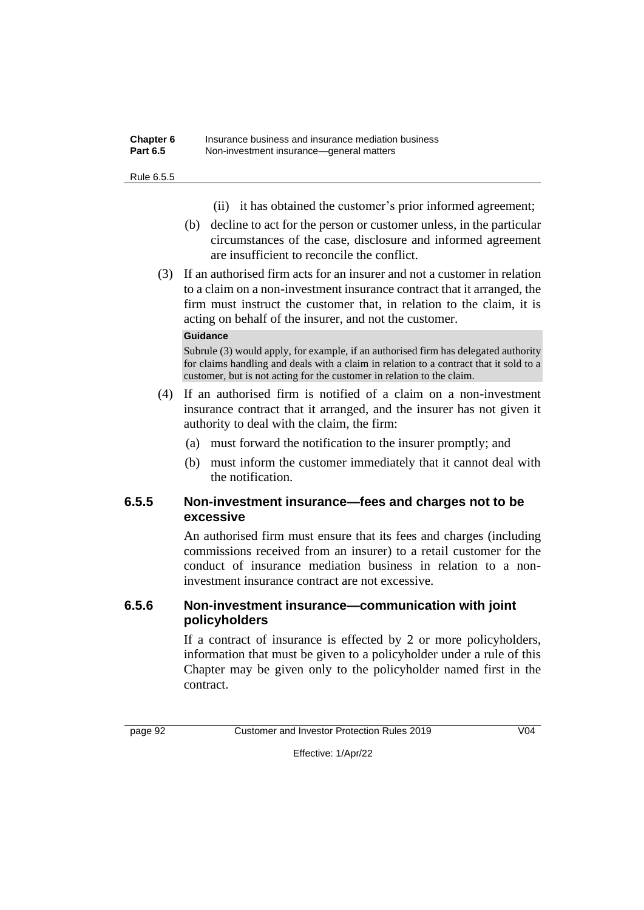(ii) it has obtained the customer's prior informed agreement;

(b) decline to act for the person or customer unless, in the particular circumstances of the case, disclosure and informed agreement are insufficient to reconcile the conflict.

(3) If an authorised firm acts for an insurer and not a customer in relation to a claim on a non-investment insurance contract that it arranged, the firm must instruct the customer that, in relation to the claim, it is acting on behalf of the insurer, and not the customer.

**Guidance**

Subrule (3) would apply, for example, if an authorised firm has delegated authority for claims handling and deals with a claim in relation to a contract that it sold to a customer, but is not acting for the customer in relation to the claim.

(4) If an authorised firm is notified of a claim on a non-investment insurance contract that it arranged, and the insurer has not given it authority to deal with the claim, the firm:

(a) must forward the notification to the insurer promptly; and

(b) must inform the customer immediately that it cannot deal with the notification.

### 6.5.5 Non-investment insurance—fees and charges not to be excessive

An authorised firm must ensure that its fees and charges (including commissions received from an insurer) to a retail customer for the conduct of insurance mediation business in relation to a non-investment insurance contract are not excessive.

### 6.5.6 Non-investment insurance—communication with joint policyholders

If a contract of insurance is effected by 2 or more policyholders, information that must be given to a policyholder under a rule of this Chapter may be given only to the policyholder named first in the contract.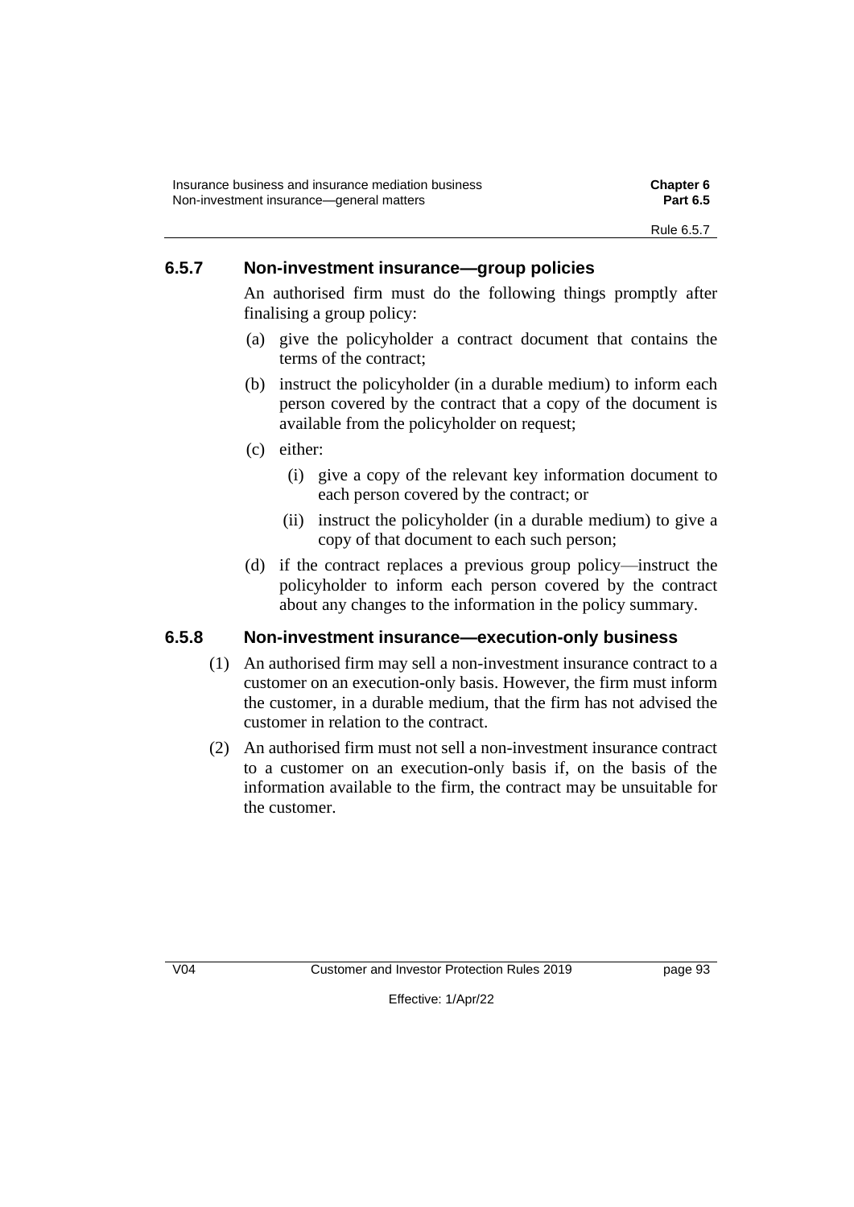### 6.5.7 Non-investment insurance—group policies

An authorised firm must do the following things promptly after finalising a group policy:

(a) give the policyholder a contract document that contains the terms of the contract;

(b) instruct the policyholder (in a durable medium) to inform each person covered by the contract that a copy of the document is available from the policyholder on request;

(c) either:

  (i) give a copy of the relevant key information document to each person covered by the contract; or

  (ii) instruct the policyholder (in a durable medium) to give a copy of that document to each such person;

(d) if the contract replaces a previous group policy—instruct the policyholder to inform each person covered by the contract about any changes to the information in the policy summary.

### 6.5.8 Non-investment insurance—execution-only business

(1) An authorised firm may sell a non-investment insurance contract to a customer on an execution-only basis. However, the firm must inform the customer, in a durable medium, that the firm has not advised the customer in relation to the contract.

(2) An authorised firm must not sell a non-investment insurance contract to a customer on an execution-only basis if, on the basis of the information available to the firm, the contract may be unsuitable for the customer.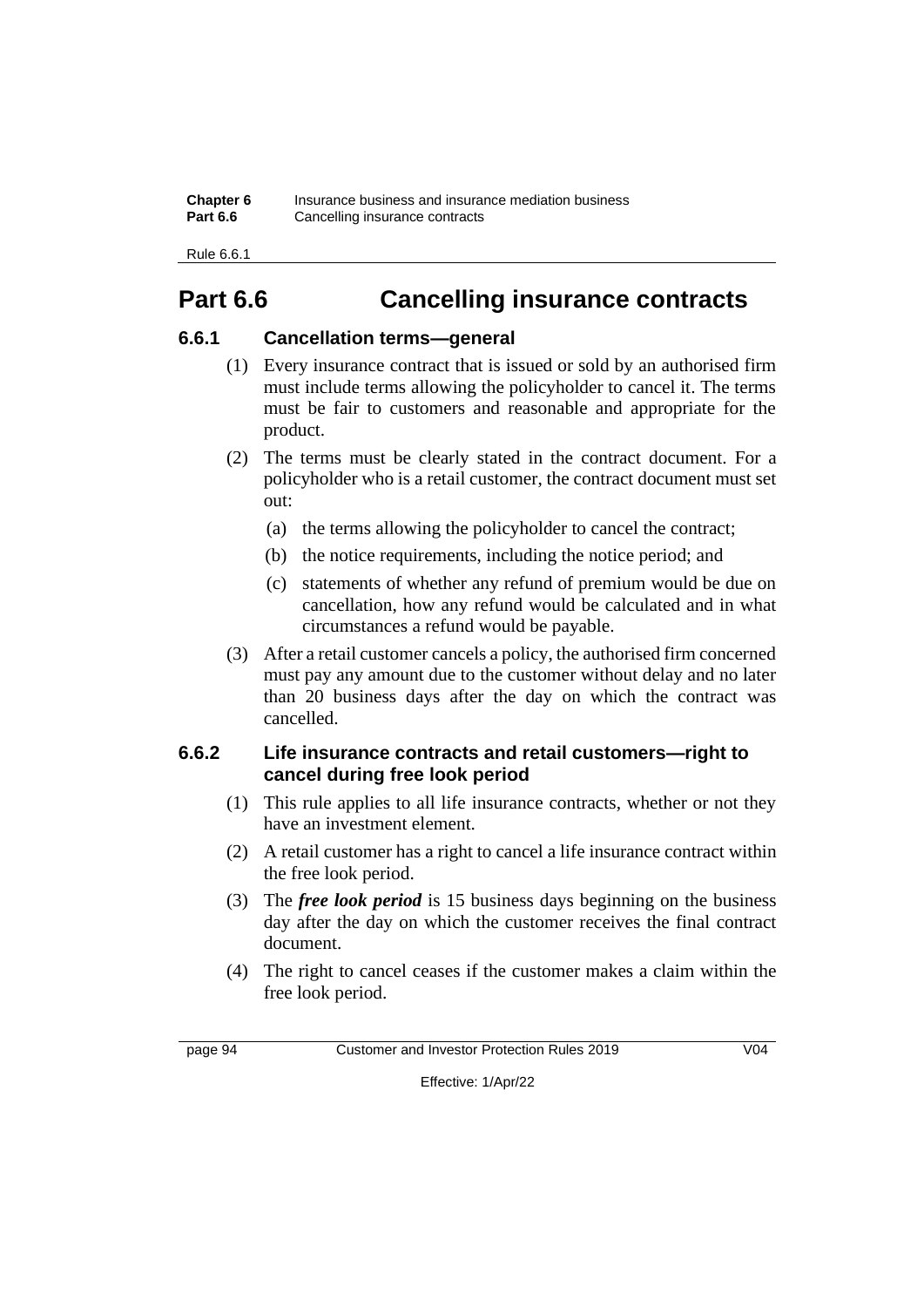# Part 6.6 Cancelling insurance contracts

## 6.6.1 Cancellation terms—general

(1) Every insurance contract that is issued or sold by an authorised firm must include terms allowing the policyholder to cancel it. The terms must be fair to customers and reasonable and appropriate for the product.

(2) The terms must be clearly stated in the contract document. For a policyholder who is a retail customer, the contract document must set out:

(a) the terms allowing the policyholder to cancel the contract;

(b) the notice requirements, including the notice period; and

(c) statements of whether any refund of premium would be due on cancellation, how any refund would be calculated and in what circumstances a refund would be payable.

(3) After a retail customer cancels a policy, the authorised firm concerned must pay any amount due to the customer without delay and no later than 20 business days after the day on which the contract was cancelled.

## 6.6.2 Life insurance contracts and retail customers—right to cancel during free look period

(1) This rule applies to all life insurance contracts, whether or not they have an investment element.

(2) A retail customer has a right to cancel a life insurance contract within the free look period.

(3) The ***free look period*** is 15 business days beginning on the business day after the day on which the customer receives the final contract document.

(4) The right to cancel ceases if the customer makes a claim within the free look period.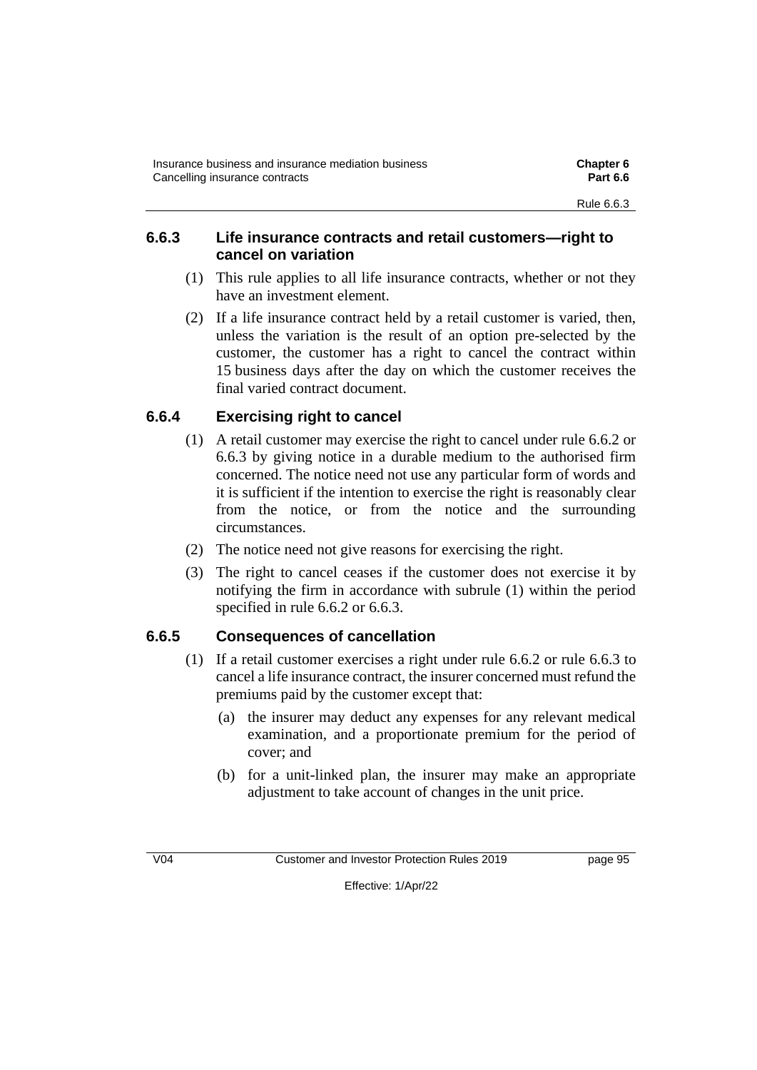### 6.6.3 Life insurance contracts and retail customers—right to cancel on variation

(1) This rule applies to all life insurance contracts, whether or not they have an investment element.

(2) If a life insurance contract held by a retail customer is varied, then, unless the variation is the result of an option pre-selected by the customer, the customer has a right to cancel the contract within 15 business days after the day on which the customer receives the final varied contract document.

### 6.6.4 Exercising right to cancel

(1) A retail customer may exercise the right to cancel under rule 6.6.2 or 6.6.3 by giving notice in a durable medium to the authorised firm concerned. The notice need not use any particular form of words and it is sufficient if the intention to exercise the right is reasonably clear from the notice, or from the notice and the surrounding circumstances.

(2) The notice need not give reasons for exercising the right.

(3) The right to cancel ceases if the customer does not exercise it by notifying the firm in accordance with subrule (1) within the period specified in rule 6.6.2 or 6.6.3.

### 6.6.5 Consequences of cancellation

(1) If a retail customer exercises a right under rule 6.6.2 or rule 6.6.3 to cancel a life insurance contract, the insurer concerned must refund the premiums paid by the customer except that:

(a) the insurer may deduct any expenses for any relevant medical examination, and a proportionate premium for the period of cover; and

(b) for a unit-linked plan, the insurer may make an appropriate adjustment to take account of changes in the unit price.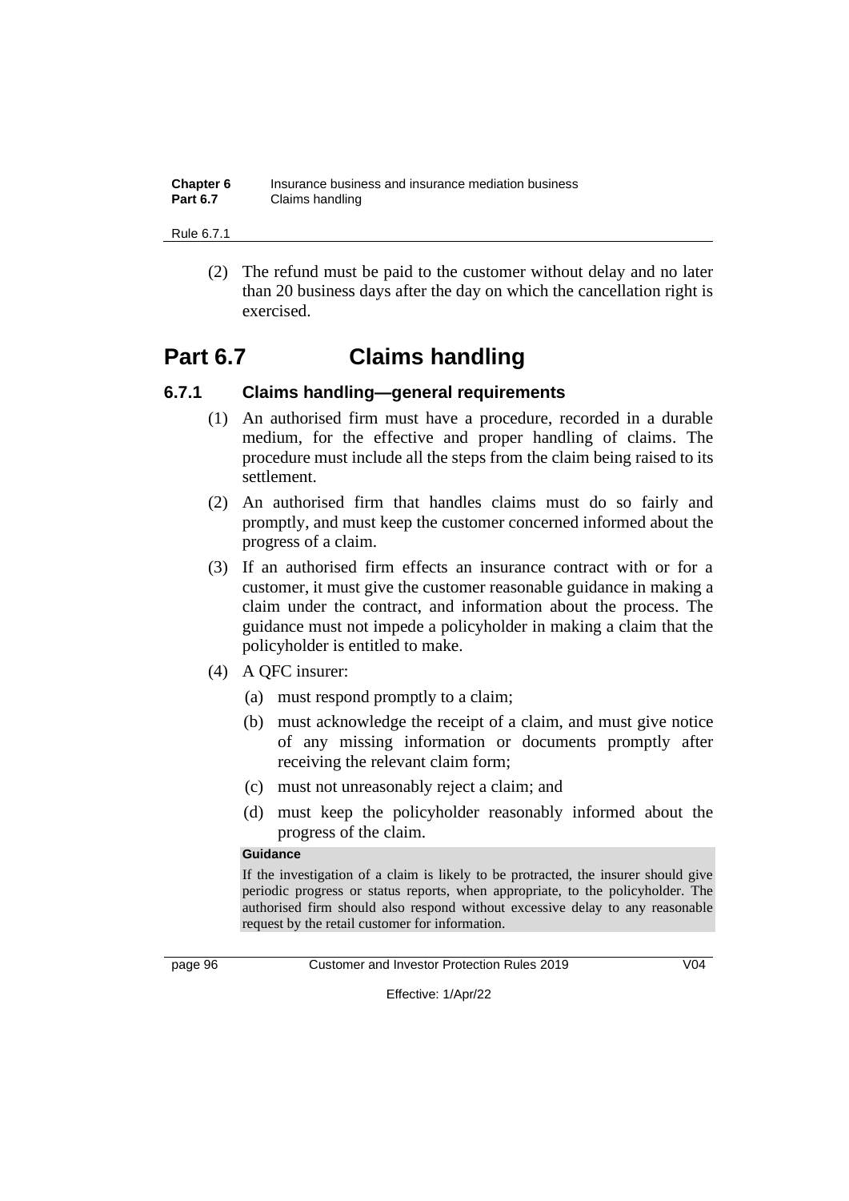(2) The refund must be paid to the customer without delay and no later than 20 business days after the day on which the cancellation right is exercised.

# Part 6.7 Claims handling

## 6.7.1 Claims handling—general requirements

(1) An authorised firm must have a procedure, recorded in a durable medium, for the effective and proper handling of claims. The procedure must include all the steps from the claim being raised to its settlement.

(2) An authorised firm that handles claims must do so fairly and promptly, and must keep the customer concerned informed about the progress of a claim.

(3) If an authorised firm effects an insurance contract with or for a customer, it must give the customer reasonable guidance in making a claim under the contract, and information about the process. The guidance must not impede a policyholder in making a claim that the policyholder is entitled to make.

(4) A QFC insurer:

(a) must respond promptly to a claim;

(b) must acknowledge the receipt of a claim, and must give notice of any missing information or documents promptly after receiving the relevant claim form;

(c) must not unreasonably reject a claim; and

(d) must keep the policyholder reasonably informed about the progress of the claim.

**Guidance**

If the investigation of a claim is likely to be protracted, the insurer should give periodic progress or status reports, when appropriate, to the policyholder. The authorised firm should also respond without excessive delay to any reasonable request by the retail customer for information.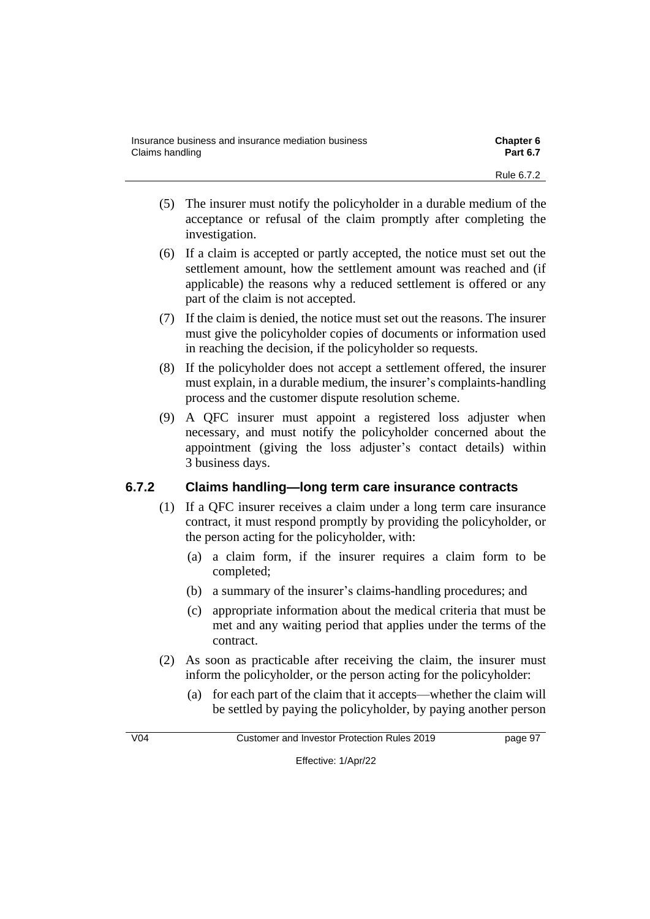(5) The insurer must notify the policyholder in a durable medium of the acceptance or refusal of the claim promptly after completing the investigation.

(6) If a claim is accepted or partly accepted, the notice must set out the settlement amount, how the settlement amount was reached and (if applicable) the reasons why a reduced settlement is offered or any part of the claim is not accepted.

(7) If the claim is denied, the notice must set out the reasons. The insurer must give the policyholder copies of documents or information used in reaching the decision, if the policyholder so requests.

(8) If the policyholder does not accept a settlement offered, the insurer must explain, in a durable medium, the insurer's complaints-handling process and the customer dispute resolution scheme.

(9) A QFC insurer must appoint a registered loss adjuster when necessary, and must notify the policyholder concerned about the appointment (giving the loss adjuster's contact details) within 3 business days.

### 6.7.2 Claims handling—long term care insurance contracts

(1) If a QFC insurer receives a claim under a long term care insurance contract, it must respond promptly by providing the policyholder, or the person acting for the policyholder, with:

(a) a claim form, if the insurer requires a claim form to be completed;

(b) a summary of the insurer's claims-handling procedures; and

(c) appropriate information about the medical criteria that must be met and any waiting period that applies under the terms of the contract.

(2) As soon as practicable after receiving the claim, the insurer must inform the policyholder, or the person acting for the policyholder:

(a) for each part of the claim that it accepts—whether the claim will be settled by paying the policyholder, by paying another person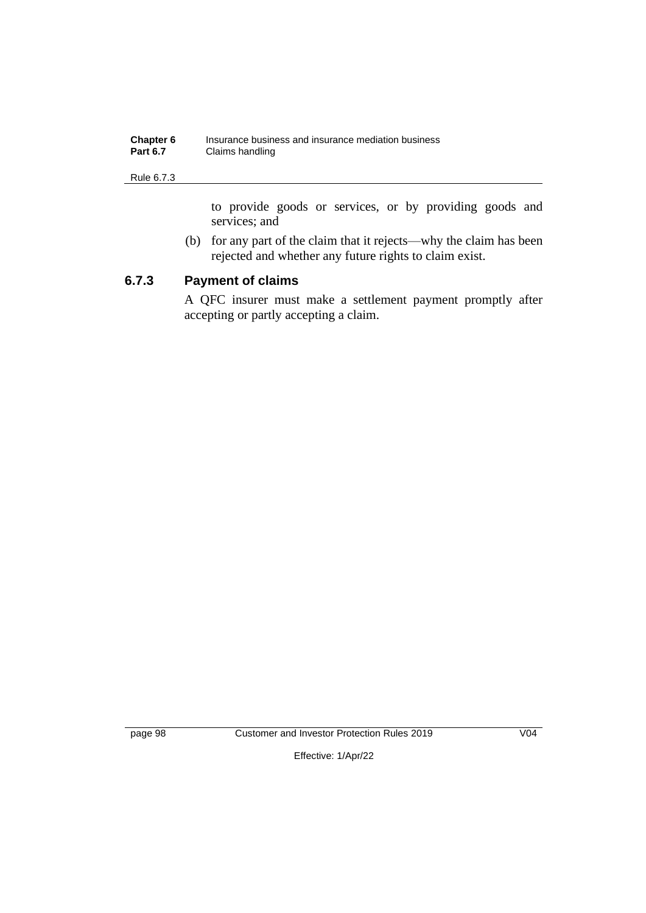to provide goods or services, or by providing goods and services; and

(b) for any part of the claim that it rejects—why the claim has been rejected and whether any future rights to claim exist.

### 6.7.3 Payment of claims

A QFC insurer must make a settlement payment promptly after accepting or partly accepting a claim.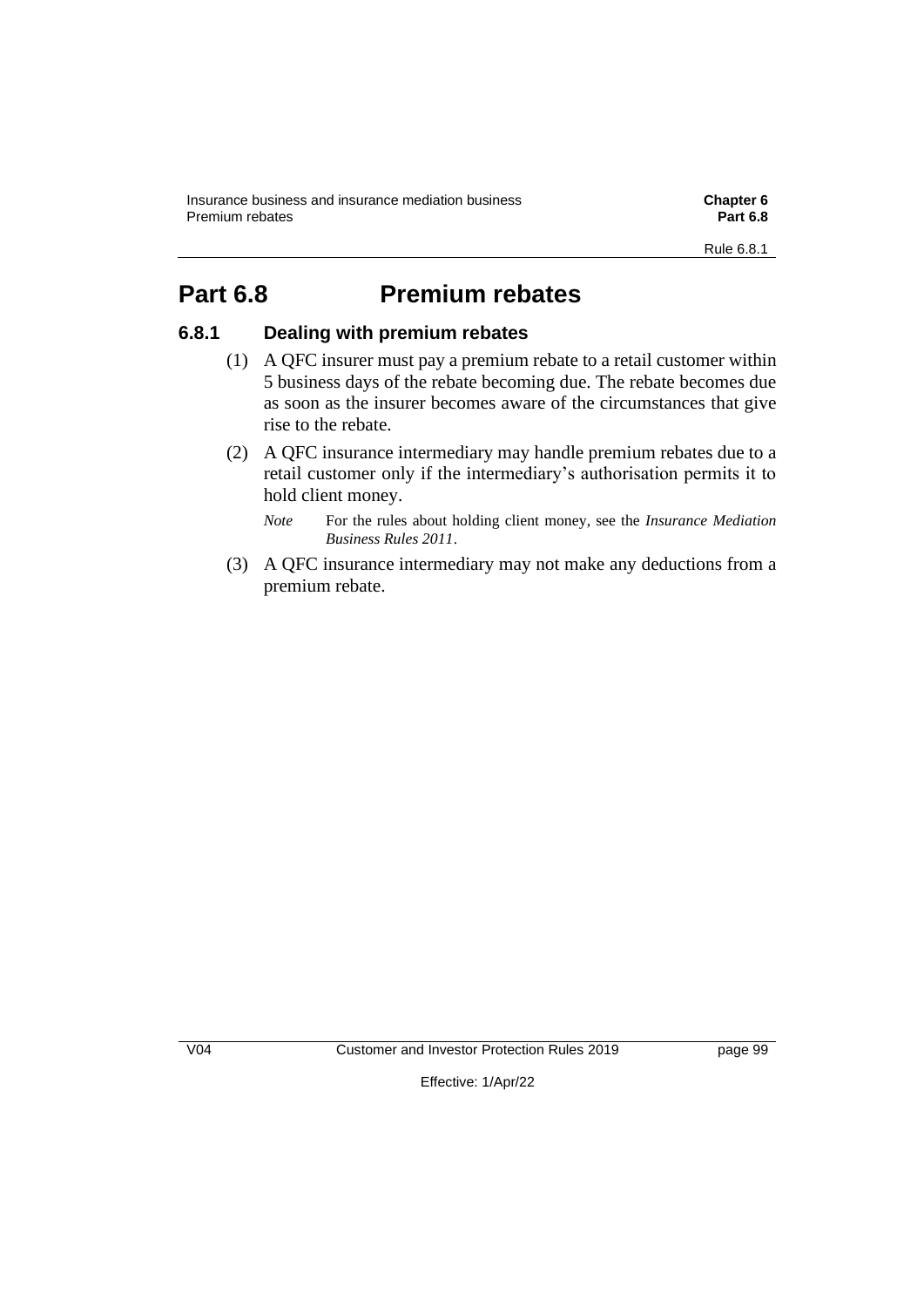# Part 6.8 Premium rebates

## 6.8.1 Dealing with premium rebates

(1) A QFC insurer must pay a premium rebate to a retail customer within 5 business days of the rebate becoming due. The rebate becomes due as soon as the insurer becomes aware of the circumstances that give rise to the rebate.

(2) A QFC insurance intermediary may handle premium rebates due to a retail customer only if the intermediary's authorisation permits it to hold client money.

*Note* For the rules about holding client money, see the *Insurance Mediation Business Rules 2011*.

(3) A QFC insurance intermediary may not make any deductions from a premium rebate.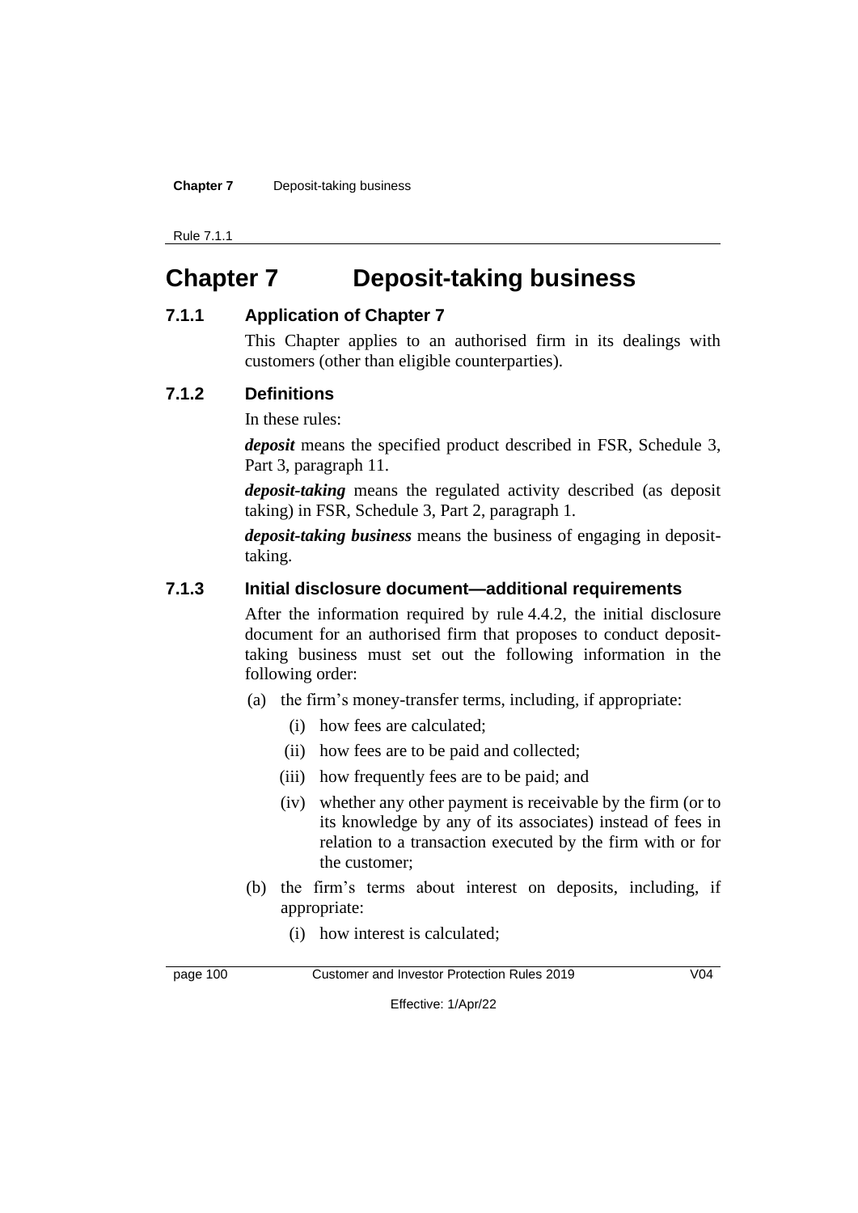# Chapter 7 Deposit-taking business

### 7.1.1 Application of Chapter 7

This Chapter applies to an authorised firm in its dealings with customers (other than eligible counterparties).

### 7.1.2 Definitions

In these rules:

***deposit*** means the specified product described in FSR, Schedule 3, Part 3, paragraph 11.

***deposit-taking*** means the regulated activity described (as deposit taking) in FSR, Schedule 3, Part 2, paragraph 1.

***deposit-taking business*** means the business of engaging in deposit-taking.

### 7.1.3 Initial disclosure document—additional requirements

After the information required by rule 4.4.2, the initial disclosure document for an authorised firm that proposes to conduct deposit-taking business must set out the following information in the following order:

(a) the firm's money-transfer terms, including, if appropriate:

  (i) how fees are calculated;

  (ii) how fees are to be paid and collected;

  (iii) how frequently fees are to be paid; and

  (iv) whether any other payment is receivable by the firm (or to its knowledge by any of its associates) instead of fees in relation to a transaction executed by the firm with or for the customer;

(b) the firm's terms about interest on deposits, including, if appropriate:

  (i) how interest is calculated;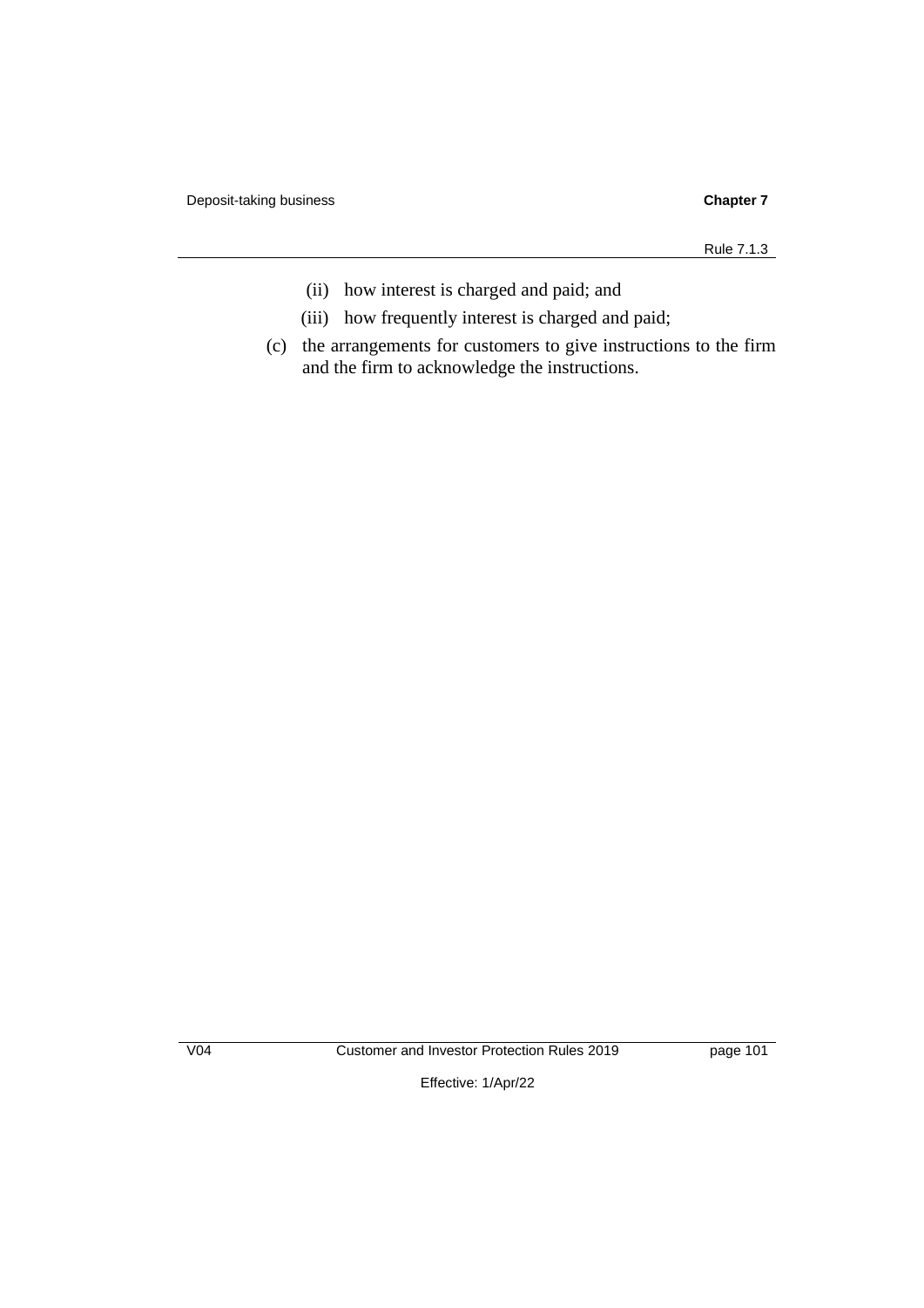(ii) how interest is charged and paid; and

(iii) how frequently interest is charged and paid;

(c) the arrangements for customers to give instructions to the firm and the firm to acknowledge the instructions.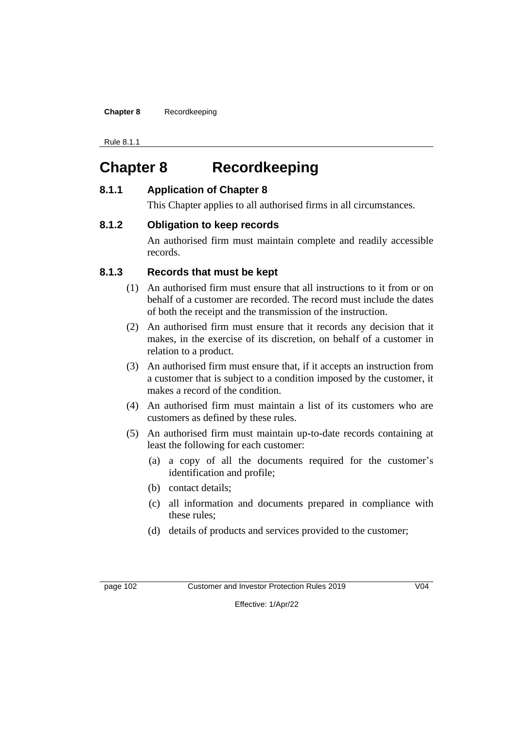# Chapter 8 Recordkeeping

### 8.1.1 Application of Chapter 8

This Chapter applies to all authorised firms in all circumstances.

### 8.1.2 Obligation to keep records

An authorised firm must maintain complete and readily accessible records.

### 8.1.3 Records that must be kept

(1) An authorised firm must ensure that all instructions to it from or on behalf of a customer are recorded. The record must include the dates of both the receipt and the transmission of the instruction.

(2) An authorised firm must ensure that it records any decision that it makes, in the exercise of its discretion, on behalf of a customer in relation to a product.

(3) An authorised firm must ensure that, if it accepts an instruction from a customer that is subject to a condition imposed by the customer, it makes a record of the condition.

(4) An authorised firm must maintain a list of its customers who are customers as defined by these rules.

(5) An authorised firm must maintain up-to-date records containing at least the following for each customer:

- (a) a copy of all the documents required for the customer's identification and profile;
- (b) contact details;
- (c) all information and documents prepared in compliance with these rules;
- (d) details of products and services provided to the customer;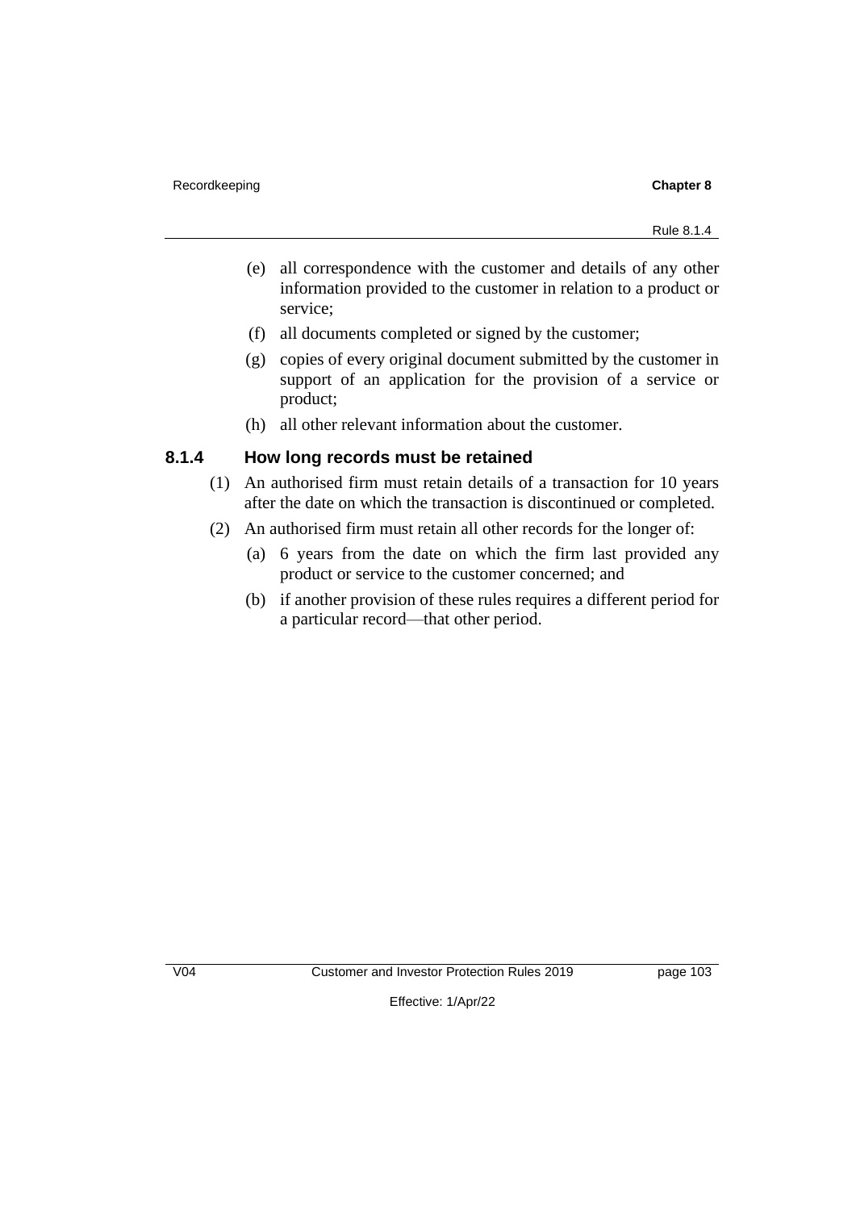(e) all correspondence with the customer and details of any other information provided to the customer in relation to a product or service;

(f) all documents completed or signed by the customer;

(g) copies of every original document submitted by the customer in support of an application for the provision of a service or product;

(h) all other relevant information about the customer.

### 8.1.4 How long records must be retained

(1) An authorised firm must retain details of a transaction for 10 years after the date on which the transaction is discontinued or completed.

(2) An authorised firm must retain all other records for the longer of:

(a) 6 years from the date on which the firm last provided any product or service to the customer concerned; and

(b) if another provision of these rules requires a different period for a particular record—that other period.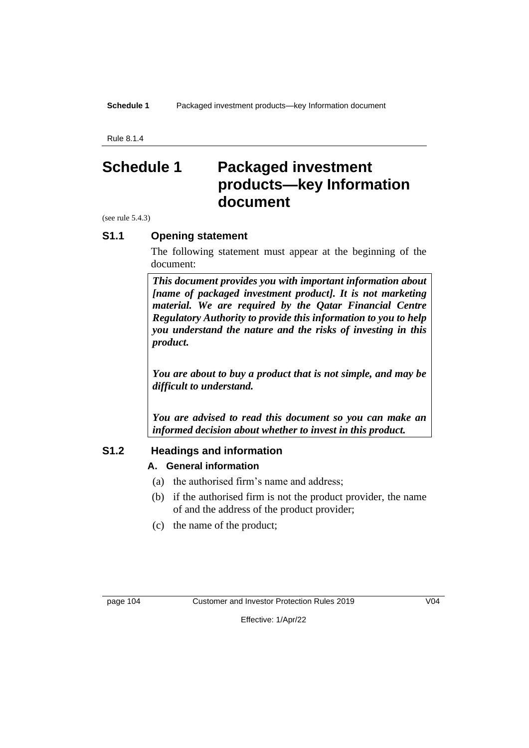Rule 8.1.4

# Schedule 1 Packaged investment products—key Information document

(see rule 5.4.3)

## S1.1 Opening statement

The following statement must appear at the beginning of the document:

> ***This document provides you with important information about [name of packaged investment product]. It is not marketing material. We are required by the Qatar Financial Centre Regulatory Authority to provide this information to you to help you understand the nature and the risks of investing in this product.***
>
> ***You are about to buy a product that is not simple, and may be difficult to understand.***
>
> ***You are advised to read this document so you can make an informed decision about whether to invest in this product.***

## S1.2 Headings and information

### A. General information

(a) the authorised firm's name and address;

(b) if the authorised firm is not the product provider, the name of and the address of the product provider;

(c) the name of the product;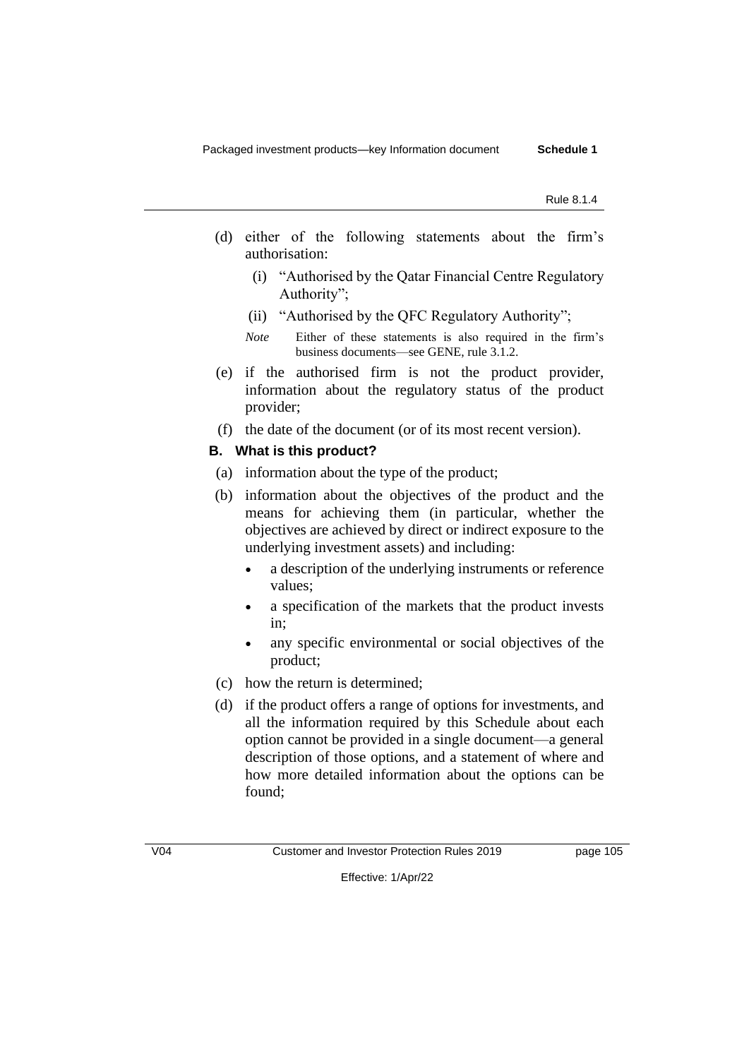(d) either of the following statements about the firm's authorisation:

  (i) "Authorised by the Qatar Financial Centre Regulatory Authority";

  (ii) "Authorised by the QFC Regulatory Authority";

  *Note* Either of these statements is also required in the firm's business documents—see GENE, rule 3.1.2.

(e) if the authorised firm is not the product provider, information about the regulatory status of the product provider;

(f) the date of the document (or of its most recent version).

### B. What is this product?

(a) information about the type of the product;

(b) information about the objectives of the product and the means for achieving them (in particular, whether the objectives are achieved by direct or indirect exposure to the underlying investment assets) and including:

- a description of the underlying instruments or reference values;
- a specification of the markets that the product invests in;
- any specific environmental or social objectives of the product;

(c) how the return is determined;

(d) if the product offers a range of options for investments, and all the information required by this Schedule about each option cannot be provided in a single document—a general description of those options, and a statement of where and how more detailed information about the options can be found;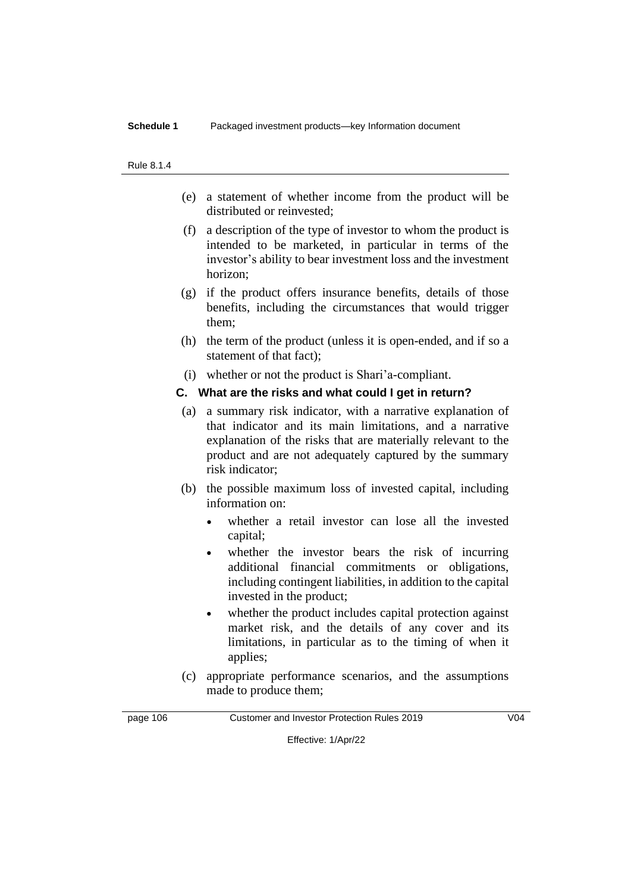(e) a statement of whether income from the product will be distributed or reinvested;

(f) a description of the type of investor to whom the product is intended to be marketed, in particular in terms of the investor's ability to bear investment loss and the investment horizon;

(g) if the product offers insurance benefits, details of those benefits, including the circumstances that would trigger them;

(h) the term of the product (unless it is open-ended, and if so a statement of that fact);

(i) whether or not the product is Shari'a-compliant.

### C. What are the risks and what could I get in return?

(a) a summary risk indicator, with a narrative explanation of that indicator and its main limitations, and a narrative explanation of the risks that are materially relevant to the product and are not adequately captured by the summary risk indicator;

(b) the possible maximum loss of invested capital, including information on:

- whether a retail investor can lose all the invested capital;
- whether the investor bears the risk of incurring additional financial commitments or obligations, including contingent liabilities, in addition to the capital invested in the product;
- whether the product includes capital protection against market risk, and the details of any cover and its limitations, in particular as to the timing of when it applies;

(c) appropriate performance scenarios, and the assumptions made to produce them;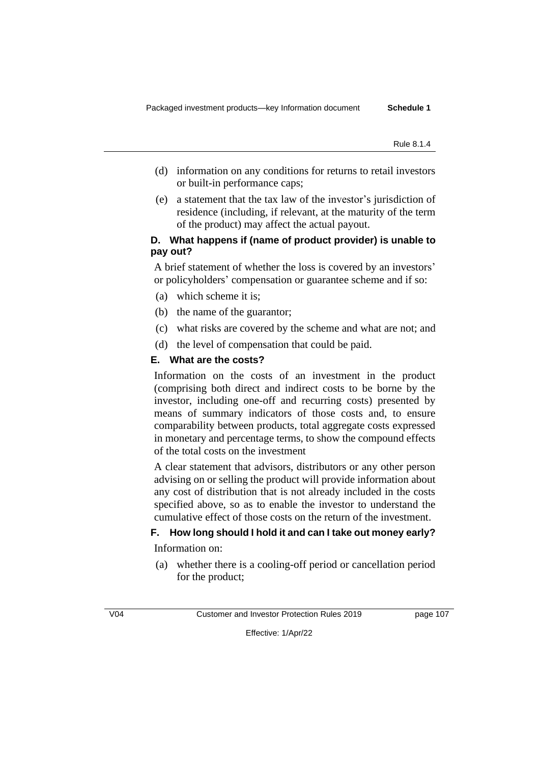(d) information on any conditions for returns to retail investors or built-in performance caps;

(e) a statement that the tax law of the investor's jurisdiction of residence (including, if relevant, at the maturity of the term of the product) may affect the actual payout.

**D. What happens if (name of product provider) is unable to pay out?**

A brief statement of whether the loss is covered by an investors' or policyholders' compensation or guarantee scheme and if so:

(a) which scheme it is;

(b) the name of the guarantor;

(c) what risks are covered by the scheme and what are not; and

(d) the level of compensation that could be paid.

**E. What are the costs?**

Information on the costs of an investment in the product (comprising both direct and indirect costs to be borne by the investor, including one-off and recurring costs) presented by means of summary indicators of those costs and, to ensure comparability between products, total aggregate costs expressed in monetary and percentage terms, to show the compound effects of the total costs on the investment

A clear statement that advisors, distributors or any other person advising on or selling the product will provide information about any cost of distribution that is not already included in the costs specified above, so as to enable the investor to understand the cumulative effect of those costs on the return of the investment.

**F. How long should I hold it and can I take out money early?**

Information on:

(a) whether there is a cooling-off period or cancellation period for the product;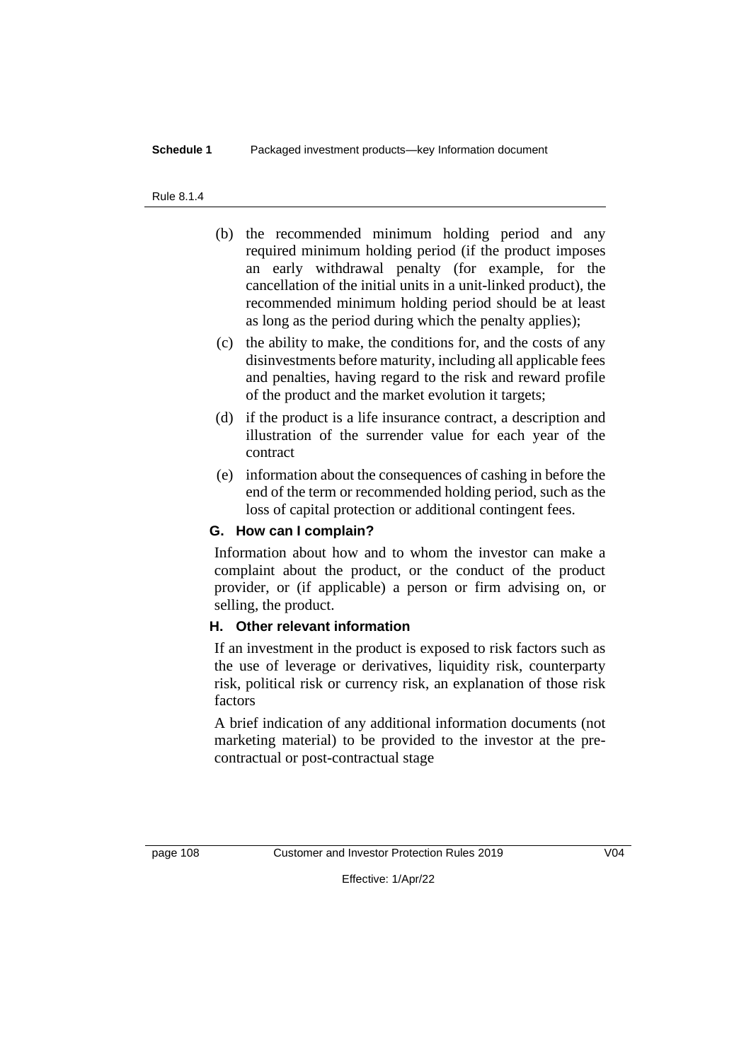(b) the recommended minimum holding period and any required minimum holding period (if the product imposes an early withdrawal penalty (for example, for the cancellation of the initial units in a unit-linked product), the recommended minimum holding period should be at least as long as the period during which the penalty applies);

(c) the ability to make, the conditions for, and the costs of any disinvestments before maturity, including all applicable fees and penalties, having regard to the risk and reward profile of the product and the market evolution it targets;

(d) if the product is a life insurance contract, a description and illustration of the surrender value for each year of the contract

(e) information about the consequences of cashing in before the end of the term or recommended holding period, such as the loss of capital protection or additional contingent fees.

### G. How can I complain?

Information about how and to whom the investor can make a complaint about the product, or the conduct of the product provider, or (if applicable) a person or firm advising on, or selling, the product.

### H. Other relevant information

If an investment in the product is exposed to risk factors such as the use of leverage or derivatives, liquidity risk, counterparty risk, political risk or currency risk, an explanation of those risk factors

A brief indication of any additional information documents (not marketing material) to be provided to the investor at the pre-contractual or post-contractual stage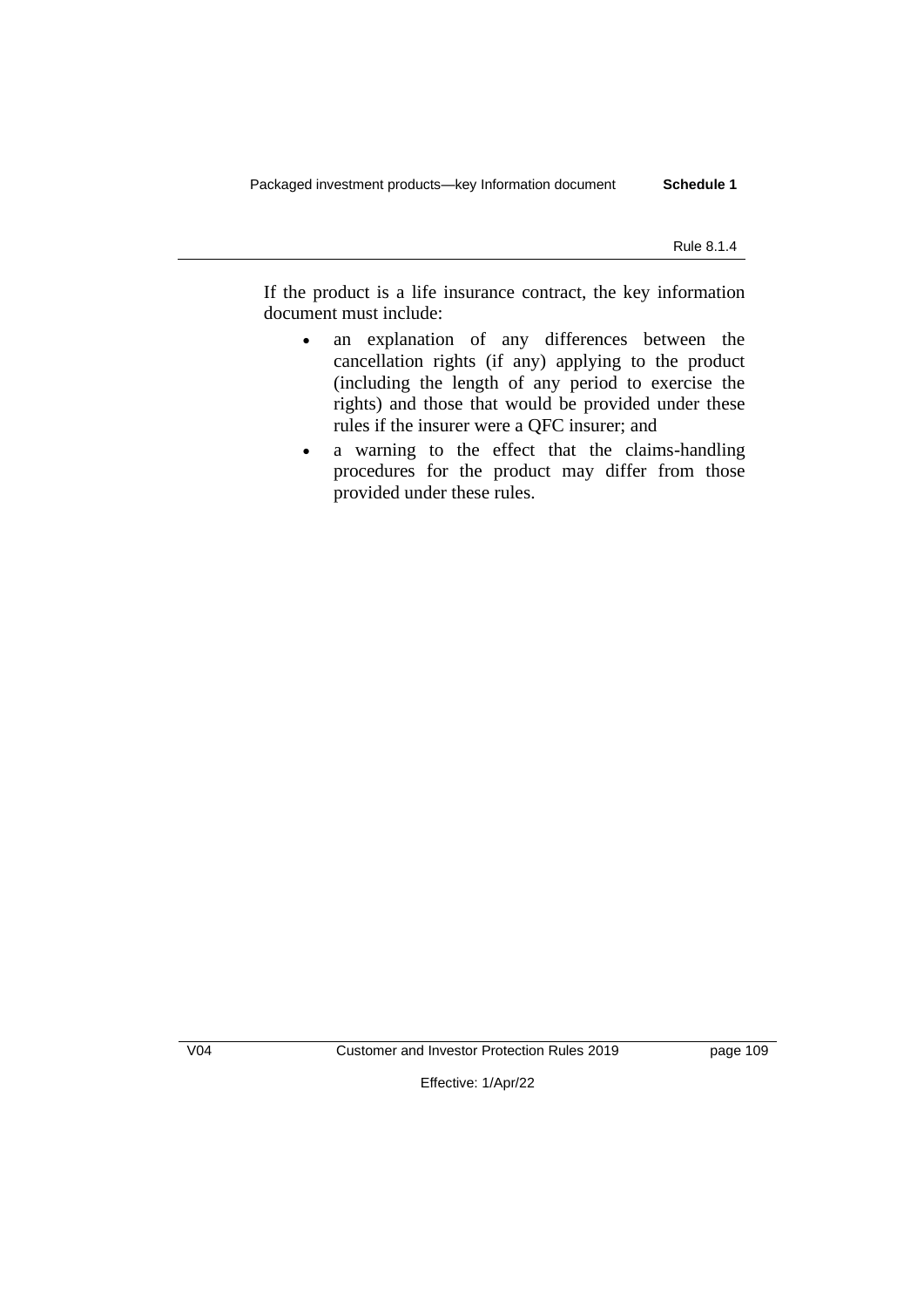If the product is a life insurance contract, the key information document must include:

- an explanation of any differences between the cancellation rights (if any) applying to the product (including the length of any period to exercise the rights) and those that would be provided under these rules if the insurer were a QFC insurer; and
- a warning to the effect that the claims-handling procedures for the product may differ from those provided under these rules.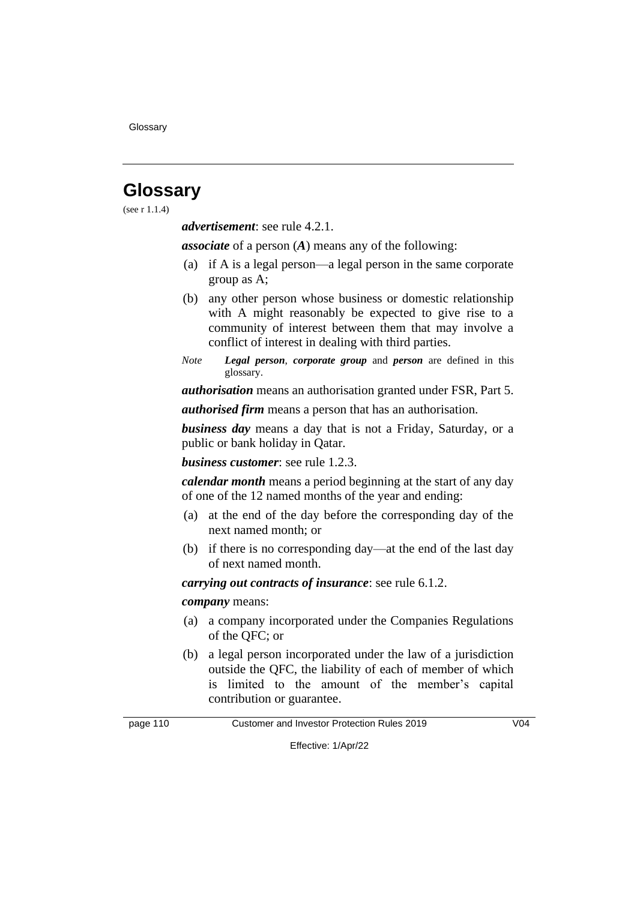# Glossary

(see r 1.1.4)

***advertisement***: see rule 4.2.1.

***associate*** of a person (***A***) means any of the following:

(a) if A is a legal person—a legal person in the same corporate group as A;

(b) any other person whose business or domestic relationship with A might reasonably be expected to give rise to a community of interest between them that may involve a conflict of interest in dealing with third parties.

*Note* ***Legal person***, ***corporate group*** and ***person*** are defined in this glossary.

***authorisation*** means an authorisation granted under FSR, Part 5.

***authorised firm*** means a person that has an authorisation.

***business day*** means a day that is not a Friday, Saturday, or a public or bank holiday in Qatar.

***business customer***: see rule 1.2.3.

***calendar month*** means a period beginning at the start of any day of one of the 12 named months of the year and ending:

(a) at the end of the day before the corresponding day of the next named month; or

(b) if there is no corresponding day—at the end of the last day of next named month.

***carrying out contracts of insurance***: see rule 6.1.2.

***company*** means:

(a) a company incorporated under the Companies Regulations of the QFC; or

(b) a legal person incorporated under the law of a jurisdiction outside the QFC, the liability of each of member of which is limited to the amount of the member's capital contribution or guarantee.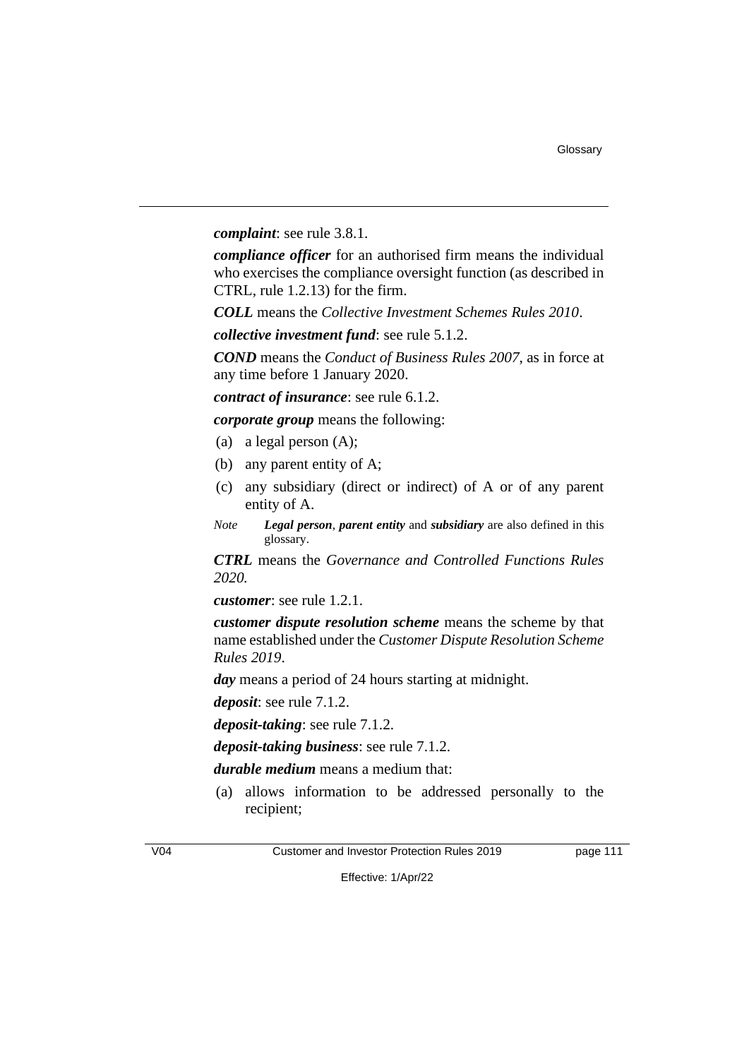***complaint***: see rule 3.8.1.

***compliance officer*** for an authorised firm means the individual who exercises the compliance oversight function (as described in CTRL, rule 1.2.13) for the firm.

***COLL*** means the *Collective Investment Schemes Rules 2010*.

***collective investment fund***: see rule 5.1.2.

***COND*** means the *Conduct of Business Rules 2007*, as in force at any time before 1 January 2020.

***contract of insurance***: see rule 6.1.2.

***corporate group*** means the following:

(a) a legal person (A);

(b) any parent entity of A;

(c) any subsidiary (direct or indirect) of A or of any parent entity of A.

*Note* ***Legal person***, ***parent entity*** and ***subsidiary*** are also defined in this glossary.

***CTRL*** means the *Governance and Controlled Functions Rules 2020.*

***customer***: see rule 1.2.1.

***customer dispute resolution scheme*** means the scheme by that name established under the *Customer Dispute Resolution Scheme Rules 2019*.

***day*** means a period of 24 hours starting at midnight.

***deposit***: see rule 7.1.2.

***deposit-taking***: see rule 7.1.2.

***deposit-taking business***: see rule 7.1.2.

***durable medium*** means a medium that:

(a) allows information to be addressed personally to the recipient;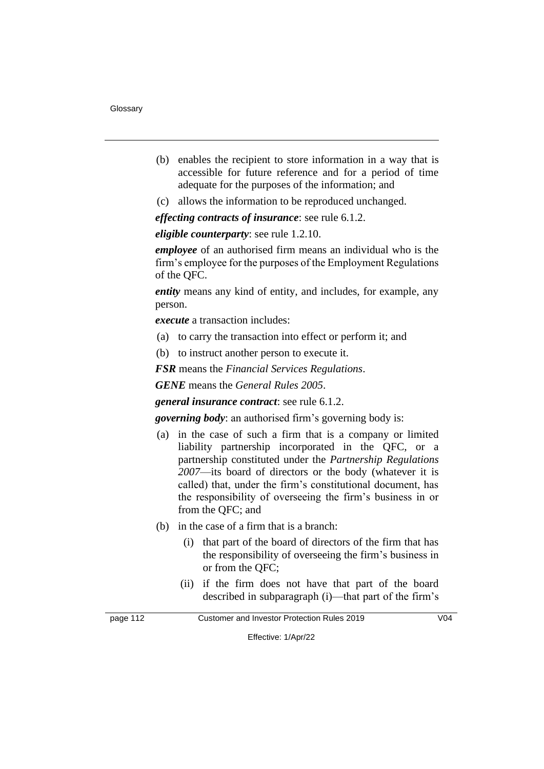(b) enables the recipient to store information in a way that is accessible for future reference and for a period of time adequate for the purposes of the information; and

(c) allows the information to be reproduced unchanged.

***effecting contracts of insurance***: see rule 6.1.2.

***eligible counterparty***: see rule 1.2.10.

***employee*** of an authorised firm means an individual who is the firm's employee for the purposes of the Employment Regulations of the QFC.

***entity*** means any kind of entity, and includes, for example, any person.

***execute*** a transaction includes:

(a) to carry the transaction into effect or perform it; and

(b) to instruct another person to execute it.

***FSR*** means the *Financial Services Regulations*.

***GENE*** means the *General Rules 2005*.

***general insurance contract***: see rule 6.1.2.

***governing body***: an authorised firm's governing body is:

(a) in the case of such a firm that is a company or limited liability partnership incorporated in the QFC, or a partnership constituted under the *Partnership Regulations 2007*—its board of directors or the body (whatever it is called) that, under the firm's constitutional document, has the responsibility of overseeing the firm's business in or from the QFC; and

(b) in the case of a firm that is a branch:

  (i) that part of the board of directors of the firm that has the responsibility of overseeing the firm's business in or from the QFC;

  (ii) if the firm does not have that part of the board described in subparagraph (i)—that part of the firm's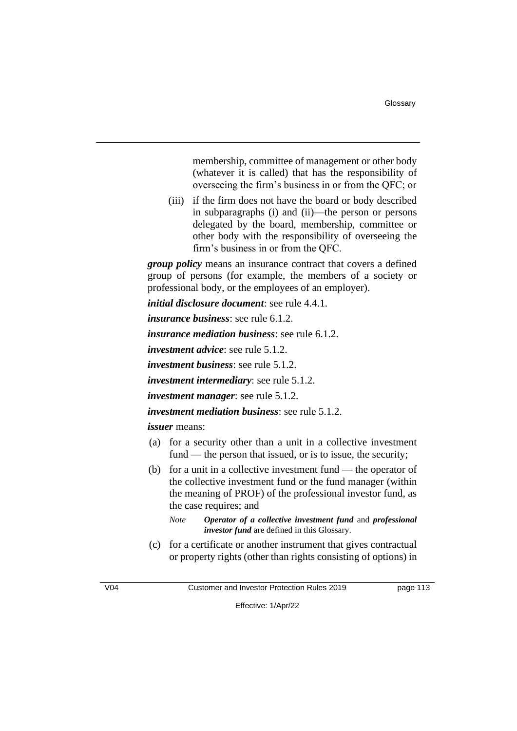membership, committee of management or other body (whatever it is called) that has the responsibility of overseeing the firm's business in or from the QFC; or

(iii) if the firm does not have the board or body described in subparagraphs (i) and (ii)—the person or persons delegated by the board, membership, committee or other body with the responsibility of overseeing the firm's business in or from the QFC.

***group policy*** means an insurance contract that covers a defined group of persons (for example, the members of a society or professional body, or the employees of an employer).

***initial disclosure document***: see rule 4.4.1.

***insurance business***: see rule 6.1.2.

***insurance mediation business***: see rule 6.1.2.

***investment advice***: see rule 5.1.2.

***investment business***: see rule 5.1.2.

***investment intermediary***: see rule 5.1.2.

***investment manager***: see rule 5.1.2.

***investment mediation business***: see rule 5.1.2.

***issuer*** means:

(a) for a security other than a unit in a collective investment fund — the person that issued, or is to issue, the security;

(b) for a unit in a collective investment fund — the operator of the collective investment fund or the fund manager (within the meaning of PROF) of the professional investor fund, as the case requires; and

*Note* ***Operator of a collective investment fund*** and ***professional investor fund*** are defined in this Glossary.

(c) for a certificate or another instrument that gives contractual or property rights (other than rights consisting of options) in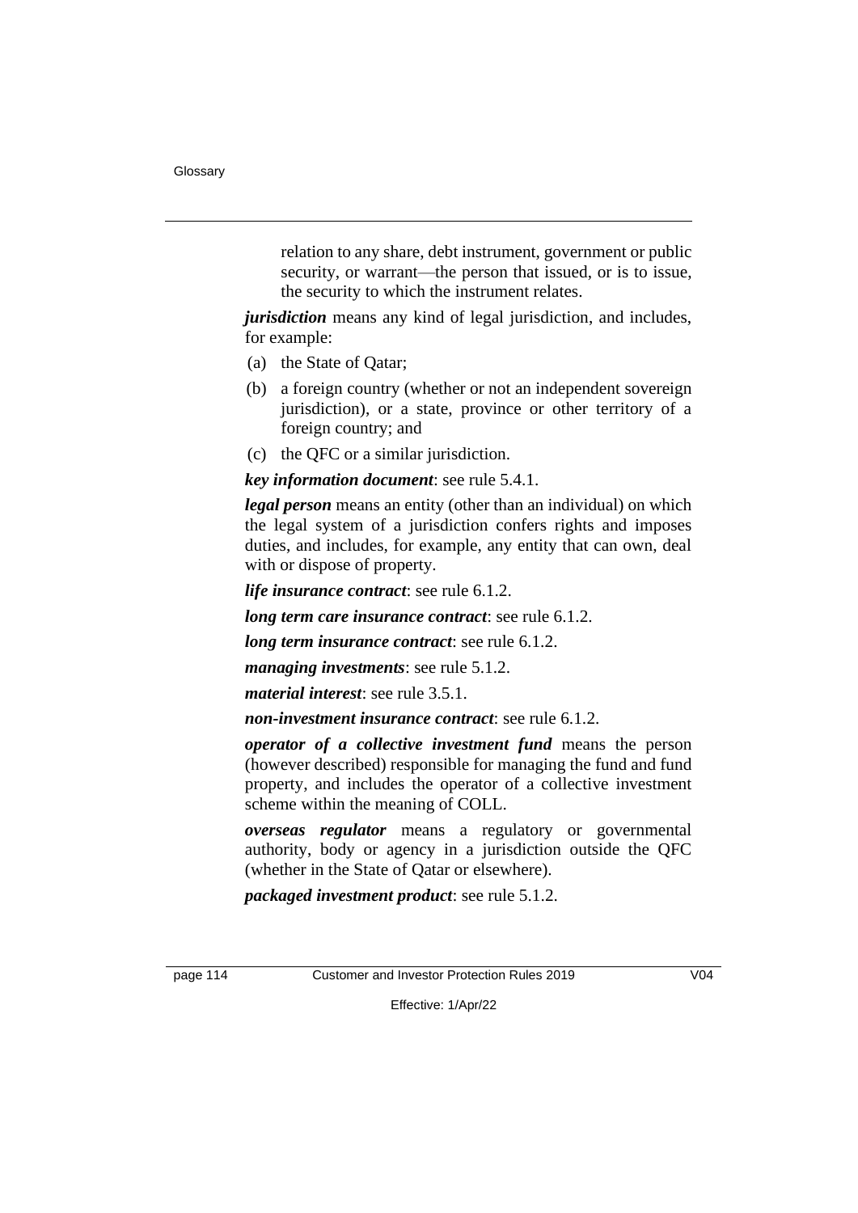relation to any share, debt instrument, government or public security, or warrant—the person that issued, or is to issue, the security to which the instrument relates.

***jurisdiction*** means any kind of legal jurisdiction, and includes, for example:

(a) the State of Qatar;

(b) a foreign country (whether or not an independent sovereign jurisdiction), or a state, province or other territory of a foreign country; and

(c) the QFC or a similar jurisdiction.

***key information document***: see rule 5.4.1.

***legal person*** means an entity (other than an individual) on which the legal system of a jurisdiction confers rights and imposes duties, and includes, for example, any entity that can own, deal with or dispose of property.

***life insurance contract***: see rule 6.1.2.

***long term care insurance contract***: see rule 6.1.2.

***long term insurance contract***: see rule 6.1.2.

***managing investments***: see rule 5.1.2.

***material interest***: see rule 3.5.1.

***non-investment insurance contract***: see rule 6.1.2.

***operator of a collective investment fund*** means the person (however described) responsible for managing the fund and fund property, and includes the operator of a collective investment scheme within the meaning of COLL.

***overseas regulator*** means a regulatory or governmental authority, body or agency in a jurisdiction outside the QFC (whether in the State of Qatar or elsewhere).

***packaged investment product***: see rule 5.1.2.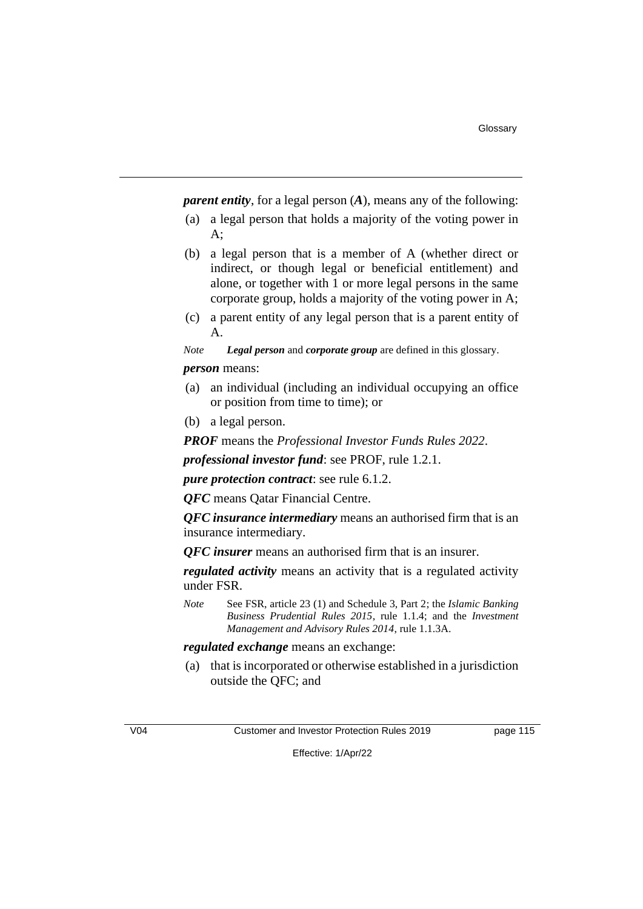***parent entity***, for a legal person (***A***), means any of the following:

(a) a legal person that holds a majority of the voting power in A;

(b) a legal person that is a member of A (whether direct or indirect, or though legal or beneficial entitlement) and alone, or together with 1 or more legal persons in the same corporate group, holds a majority of the voting power in A;

(c) a parent entity of any legal person that is a parent entity of A.

*Note* ***Legal person*** and ***corporate group*** are defined in this glossary.

***person*** means:

(a) an individual (including an individual occupying an office or position from time to time); or

(b) a legal person.

***PROF*** means the *Professional Investor Funds Rules 2022*.

***professional investor fund***: see PROF, rule 1.2.1.

***pure protection contract***: see rule 6.1.2.

***QFC*** means Qatar Financial Centre.

***QFC insurance intermediary*** means an authorised firm that is an insurance intermediary.

***QFC insurer*** means an authorised firm that is an insurer.

***regulated activity*** means an activity that is a regulated activity under FSR.

*Note* See FSR, article 23 (1) and Schedule 3, Part 2; the *Islamic Banking Business Prudential Rules 2015*, rule 1.1.4; and the *Investment Management and Advisory Rules 2014*, rule 1.1.3A.

***regulated exchange*** means an exchange:

(a) that is incorporated or otherwise established in a jurisdiction outside the QFC; and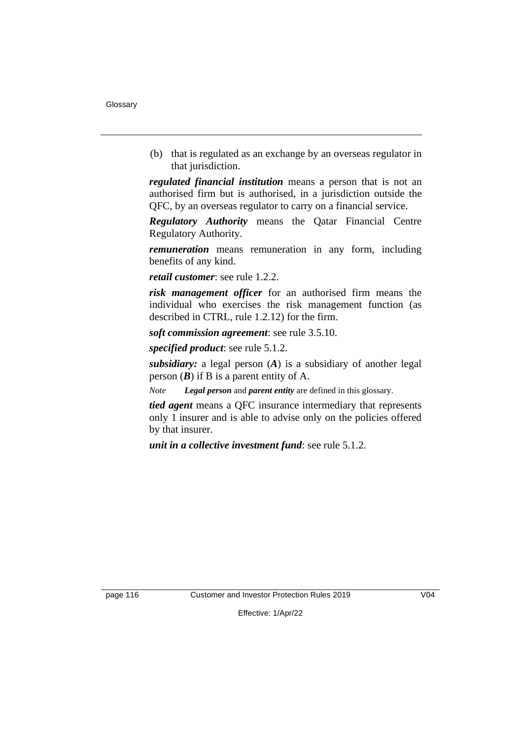(b) that is regulated as an exchange by an overseas regulator in that jurisdiction.

***regulated financial institution*** means a person that is not an authorised firm but is authorised, in a jurisdiction outside the QFC, by an overseas regulator to carry on a financial service.

***Regulatory Authority*** means the Qatar Financial Centre Regulatory Authority.

***remuneration*** means remuneration in any form, including benefits of any kind.

***retail customer***: see rule 1.2.2.

***risk management officer*** for an authorised firm means the individual who exercises the risk management function (as described in CTRL, rule 1.2.12) for the firm.

***soft commission agreement***: see rule 3.5.10.

***specified product***: see rule 5.1.2.

***subsidiary:*** a legal person (***A***) is a subsidiary of another legal person (***B***) if B is a parent entity of A.

*Note* ***Legal person*** and ***parent entity*** are defined in this glossary.

***tied agent*** means a QFC insurance intermediary that represents only 1 insurer and is able to advise only on the policies offered by that insurer.

***unit in a collective investment fund***: see rule 5.1.2.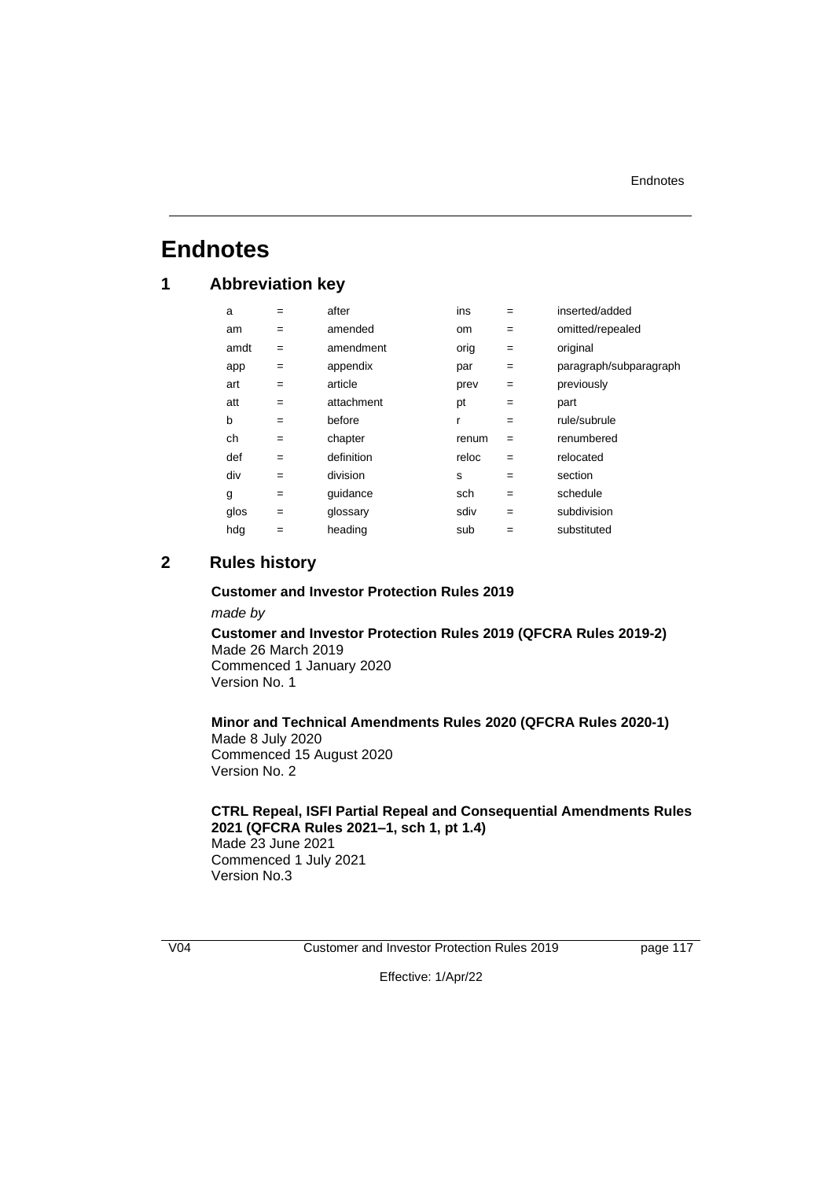# Endnotes

## 1 Abbreviation key

| | | | | | |
|---|---|---|---|---|---|
| a | = | after | ins | = | inserted/added |
| am | = | amended | om | = | omitted/repealed |
| amdt | = | amendment | orig | = | original |
| app | = | appendix | par | = | paragraph/subparagraph |
| art | = | article | prev | = | previously |
| att | = | attachment | pt | = | part |
| b | = | before | r | = | rule/subrule |
| ch | = | chapter | renum | = | renumbered |
| def | = | definition | reloc | = | relocated |
| div | = | division | s | = | section |
| g | = | guidance | sch | = | schedule |
| glos | = | glossary | sdiv | = | subdivision |
| hdg | = | heading | sub | = | substituted |

## 2 Rules history

**Customer and Investor Protection Rules 2019**

*made by*

**Customer and Investor Protection Rules 2019 (QFCRA Rules 2019-2)**
Made 26 March 2019
Commenced 1 January 2020
Version No. 1

**Minor and Technical Amendments Rules 2020 (QFCRA Rules 2020-1)**
Made 8 July 2020
Commenced 15 August 2020
Version No. 2

**CTRL Repeal, ISFI Partial Repeal and Consequential Amendments Rules 2021 (QFCRA Rules 2021–1, sch 1, pt 1.4)**
Made 23 June 2021
Commenced 1 July 2021
Version No.3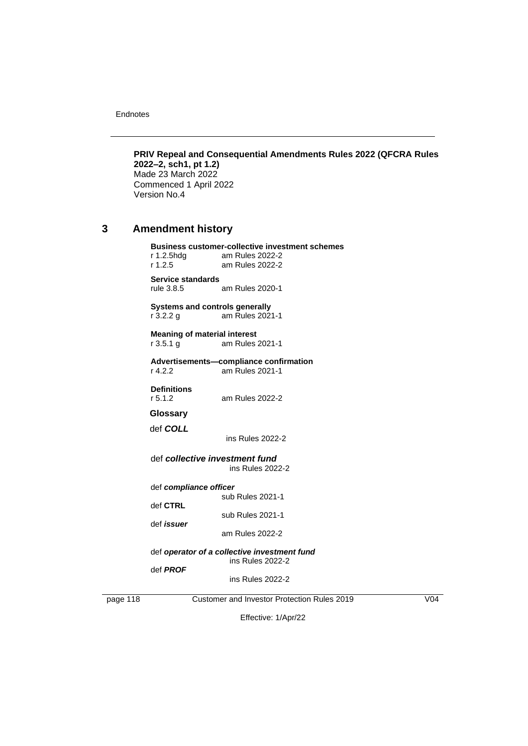**PRIV Repeal and Consequential Amendments Rules 2022 (QFCRA Rules 2022–2, sch1, pt 1.2)**
Made 23 March 2022
Commenced 1 April 2022
Version No.4

## 3 Amendment history

**Business customer-collective investment schemes**
r 1.2.5hdg am Rules 2022-2
r 1.2.5 am Rules 2022-2

**Service standards**
rule 3.8.5 am Rules 2020-1

**Systems and controls generally**
r 3.2.2 g am Rules 2021-1

**Meaning of material interest**
r 3.5.1 g am Rules 2021-1

**Advertisements—compliance confirmation**
r 4.2.2 am Rules 2021-1

**Definitions**
r 5.1.2 am Rules 2022-2

**Glossary**

def ***COLL***
ins Rules 2022-2

def ***collective investment fund***
ins Rules 2022-2

def ***compliance officer***
sub Rules 2021-1

def **CTRL**
sub Rules 2021-1

def ***issuer***
am Rules 2022-2

def ***operator of a collective investment fund***
ins Rules 2022-2

def ***PROF***
ins Rules 2022-2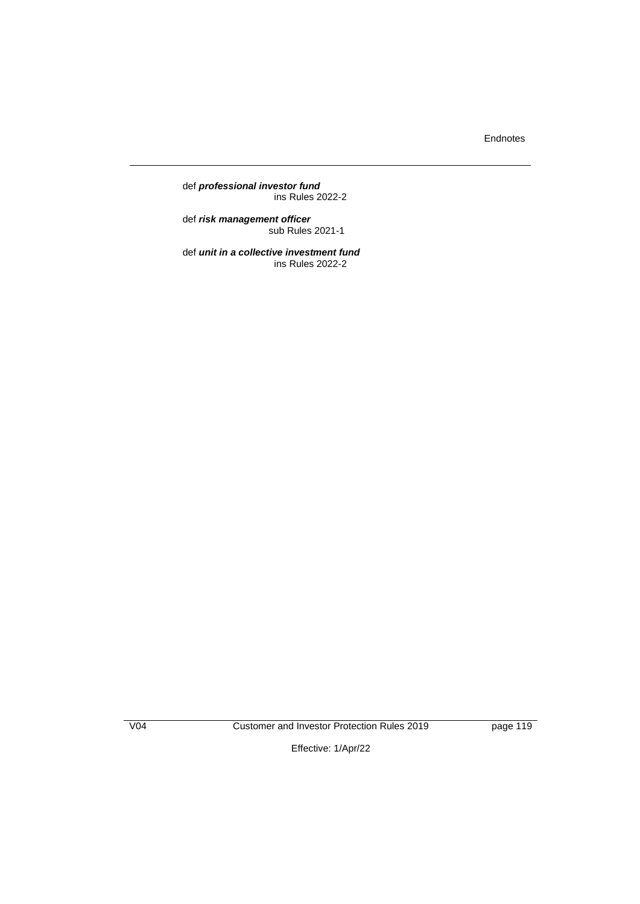def ***professional investor fund***
ins Rules 2022-2

def ***risk management officer***
sub Rules 2021-1

def ***unit in a collective investment fund***
ins Rules 2022-2